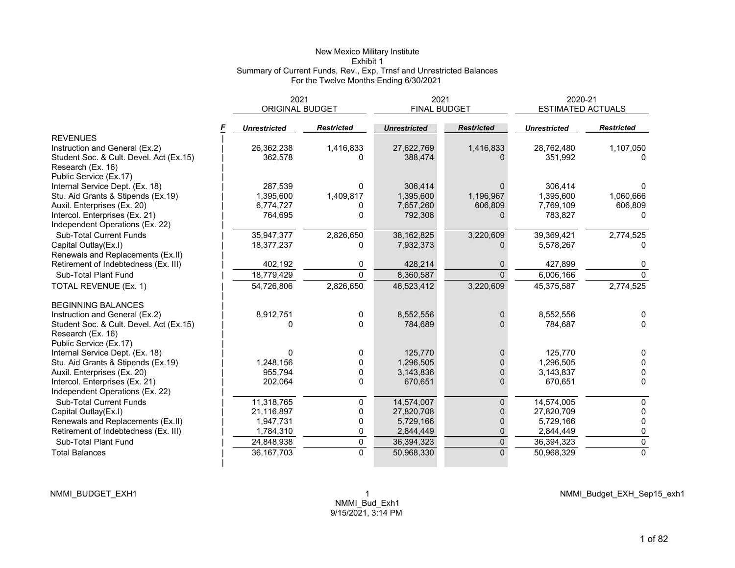# New Mexico Military Institute

## Exhibit 1

## Summary of Current Funds, Rev., Exp, Trnsf and Unrestricted Balances

## For the Twelve Months Ending 6/30/2021

| | 2021 ORIGINAL BUDGET | | 2021 FINAL BUDGET | | 2020-21 ESTIMATED ACTUALS | |
|---|---|---|---|---|---|---|
| | *Unrestricted* | *Restricted* | *Unrestricted* | *Restricted* | *Unrestricted* | *Restricted* |
| REVENUES | | | | | | |
| Instruction and General (Ex.2) | 26,362,238 | 1,416,833 | 27,622,769 | 1,416,833 | 28,762,480 | 1,107,050 |
| Student Soc. & Cult. Devel. Act (Ex.15) | 362,578 | 0 | 388,474 | 0 | 351,992 | 0 |
| Research (Ex. 16) | | | | | | |
| Public Service (Ex.17) | | | | | | |
| Internal Service Dept. (Ex. 18) | 287,539 | 0 | 306,414 | 0 | 306,414 | 0 |
| Stu. Aid Grants & Stipends (Ex.19) | 1,395,600 | 1,409,817 | 1,395,600 | 1,196,967 | 1,395,600 | 1,060,666 |
| Auxil. Enterprises (Ex. 20) | 6,774,727 | 0 | 7,657,260 | 606,809 | 7,769,109 | 606,809 |
| Intercol. Enterprises (Ex. 21) | 764,695 | 0 | 792,308 | 0 | 783,827 | 0 |
| Independent Operations (Ex. 22) | | | | | | |
| Sub-Total Current Funds | 35,947,377 | 2,826,650 | 38,162,825 | 3,220,609 | 39,369,421 | 2,774,525 |
| Capital Outlay(Ex.I) | 18,377,237 | 0 | 7,932,373 | 0 | 5,578,267 | 0 |
| Renewals and Replacements (Ex.II) | | | | | | |
| Retirement of Indebtedness (Ex. III) | 402,192 | 0 | 428,214 | 0 | 427,899 | 0 |
| Sub-Total Plant Fund | 18,779,429 | 0 | 8,360,587 | 0 | 6,006,166 | 0 |
| TOTAL REVENUE (Ex. 1) | 54,726,806 | 2,826,650 | 46,523,412 | 3,220,609 | 45,375,587 | 2,774,525 |
| | | | | | | |
| BEGINNING BALANCES | | | | | | |
| Instruction and General (Ex.2) | 8,912,751 | 0 | 8,552,556 | 0 | 8,552,556 | 0 |
| Student Soc. & Cult. Devel. Act (Ex.15) | 0 | 0 | 784,689 | 0 | 784,687 | 0 |
| Research (Ex. 16) | | | | | | |
| Public Service (Ex.17) | | | | | | |
| Internal Service Dept. (Ex. 18) | 0 | 0 | 125,770 | 0 | 125,770 | 0 |
| Stu. Aid Grants & Stipends (Ex.19) | 1,248,156 | 0 | 1,296,505 | 0 | 1,296,505 | 0 |
| Auxil. Enterprises (Ex. 20) | 955,794 | 0 | 3,143,836 | 0 | 3,143,837 | 0 |
| Intercol. Enterprises (Ex. 21) | 202,064 | 0 | 670,651 | 0 | 670,651 | 0 |
| Independent Operations (Ex. 22) | | | | | | |
| Sub-Total Current Funds | 11,318,765 | 0 | 14,574,007 | 0 | 14,574,005 | 0 |
| Capital Outlay(Ex.I) | 21,116,897 | 0 | 27,820,708 | 0 | 27,820,709 | 0 |
| Renewals and Replacements (Ex.II) | 1,947,731 | 0 | 5,729,166 | 0 | 5,729,166 | 0 |
| Retirement of Indebtedness (Ex. III) | 1,784,310 | 0 | 2,844,449 | 0 | 2,844,449 | 0 |
| Sub-Total Plant Fund | 24,848,938 | 0 | 36,394,323 | 0 | 36,394,323 | 0 |
| Total Balances | 36,167,703 | 0 | 50,968,330 | 0 | 50,968,329 | 0 |

NMMI_BUDGET_EXH1 | NMMI_Bud_Exh1 9/15/2021, 3:14 PM | NMMI_Budget_EXH_Sep15_exh1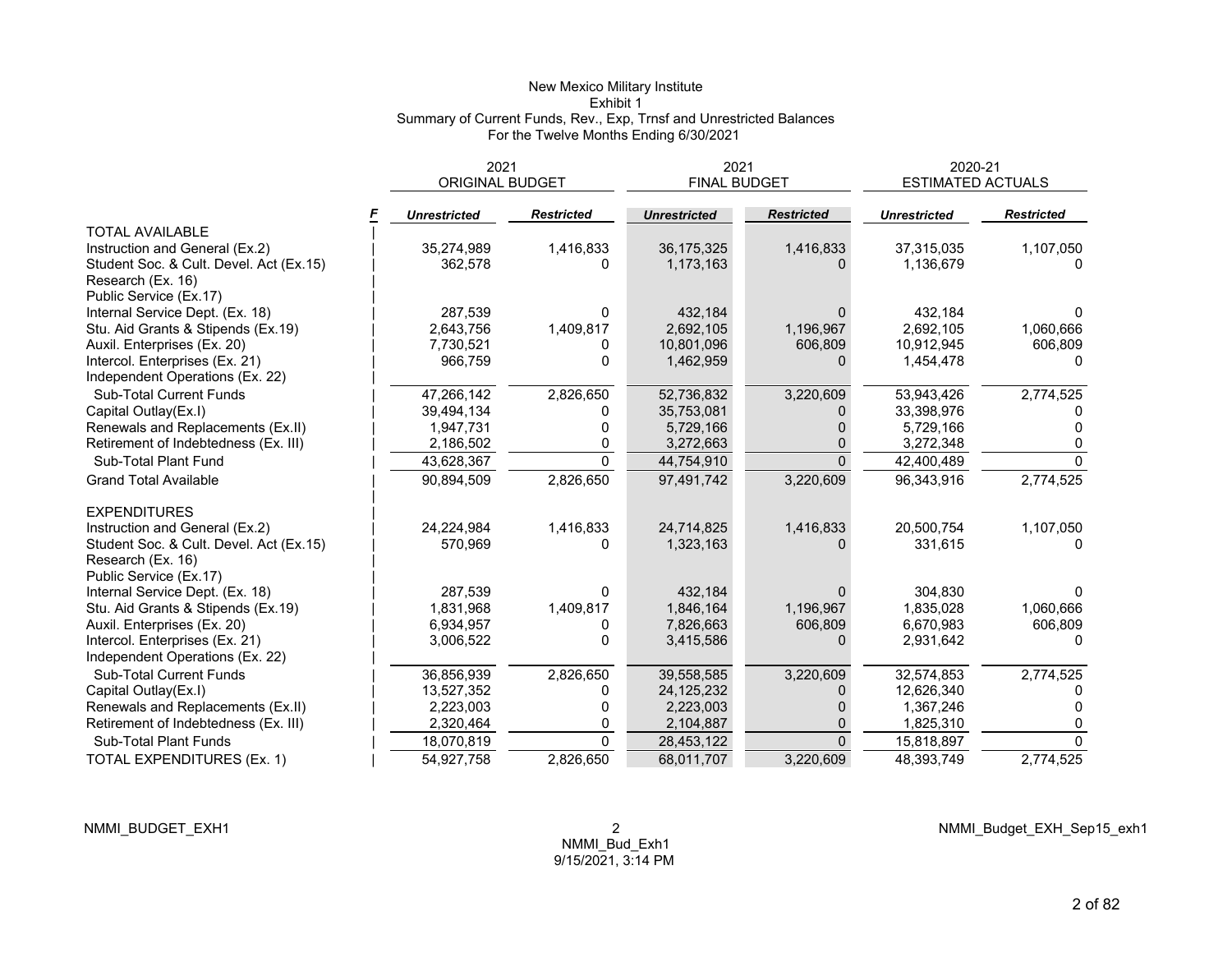# New Mexico Military Institute

## Exhibit 1

## Summary of Current Funds, Rev., Exp, Trnsf and Unrestricted Balances

## For the Twelve Months Ending 6/30/2021

| | F | 2021 ORIGINAL BUDGET | | 2021 FINAL BUDGET | | 2020-21 ESTIMATED ACTUALS | |
|---|---|---|---|---|---|---|---|
| | | ***Unrestricted*** | ***Restricted*** | ***Unrestricted*** | ***Restricted*** | ***Unrestricted*** | ***Restricted*** |
| TOTAL AVAILABLE | | | | | | | |
| Instruction and General (Ex.2) | | 35,274,989 | 1,416,833 | 36,175,325 | 1,416,833 | 37,315,035 | 1,107,050 |
| Student Soc. & Cult. Devel. Act (Ex.15) | | 362,578 | 0 | 1,173,163 | 0 | 1,136,679 | 0 |
| Research (Ex. 16) | | | | | | | |
| Public Service (Ex.17) | | | | | | | |
| Internal Service Dept. (Ex. 18) | | 287,539 | 0 | 432,184 | 0 | 432,184 | 0 |
| Stu. Aid Grants & Stipends (Ex.19) | | 2,643,756 | 1,409,817 | 2,692,105 | 1,196,967 | 2,692,105 | 1,060,666 |
| Auxil. Enterprises (Ex. 20) | | 7,730,521 | 0 | 10,801,096 | 606,809 | 10,912,945 | 606,809 |
| Intercol. Enterprises (Ex. 21) | | 966,759 | 0 | 1,462,959 | 0 | 1,454,478 | 0 |
| Independent Operations (Ex. 22) | | | | | | | |
| Sub-Total Current Funds | | 47,266,142 | 2,826,650 | 52,736,832 | 3,220,609 | 53,943,426 | 2,774,525 |
| Capital Outlay(Ex.I) | | 39,494,134 | 0 | 35,753,081 | 0 | 33,398,976 | 0 |
| Renewals and Replacements (Ex.II) | | 1,947,731 | 0 | 5,729,166 | 0 | 5,729,166 | 0 |
| Retirement of Indebtedness (Ex. III) | | 2,186,502 | 0 | 3,272,663 | 0 | 3,272,348 | 0 |
| Sub-Total Plant Fund | | 43,628,367 | 0 | 44,754,910 | 0 | 42,400,489 | 0 |
| Grand Total Available | | 90,894,509 | 2,826,650 | 97,491,742 | 3,220,609 | 96,343,916 | 2,774,525 |
| | | | | | | | |
| EXPENDITURES | | | | | | | |
| Instruction and General (Ex.2) | | 24,224,984 | 1,416,833 | 24,714,825 | 1,416,833 | 20,500,754 | 1,107,050 |
| Student Soc. & Cult. Devel. Act (Ex.15) | | 570,969 | 0 | 1,323,163 | 0 | 331,615 | 0 |
| Research (Ex. 16) | | | | | | | |
| Public Service (Ex.17) | | | | | | | |
| Internal Service Dept. (Ex. 18) | | 287,539 | 0 | 432,184 | 0 | 304,830 | 0 |
| Stu. Aid Grants & Stipends (Ex.19) | | 1,831,968 | 1,409,817 | 1,846,164 | 1,196,967 | 1,835,028 | 1,060,666 |
| Auxil. Enterprises (Ex. 20) | | 6,934,957 | 0 | 7,826,663 | 606,809 | 6,670,983 | 606,809 |
| Intercol. Enterprises (Ex. 21) | | 3,006,522 | 0 | 3,415,586 | 0 | 2,931,642 | 0 |
| Independent Operations (Ex. 22) | | | | | | | |
| Sub-Total Current Funds | | 36,856,939 | 2,826,650 | 39,558,585 | 3,220,609 | 32,574,853 | 2,774,525 |
| Capital Outlay(Ex.I) | | 13,527,352 | 0 | 24,125,232 | 0 | 12,626,340 | 0 |
| Renewals and Replacements (Ex.II) | | 2,223,003 | 0 | 2,223,003 | 0 | 1,367,246 | 0 |
| Retirement of Indebtedness (Ex. III) | | 2,320,464 | 0 | 2,104,887 | 0 | 1,825,310 | 0 |
| Sub-Total Plant Funds | | 18,070,819 | 0 | 28,453,122 | 0 | 15,818,897 | 0 |
| TOTAL EXPENDITURES (Ex. 1) | | 54,927,758 | 2,826,650 | 68,011,707 | 3,220,609 | 48,393,749 | 2,774,525 |

NMMI_BUDGET_EXH1 NMMI_Bud_Exh1 9/15/2021, 3:14 PM NMMI_Budget_EXH_Sep15_exh1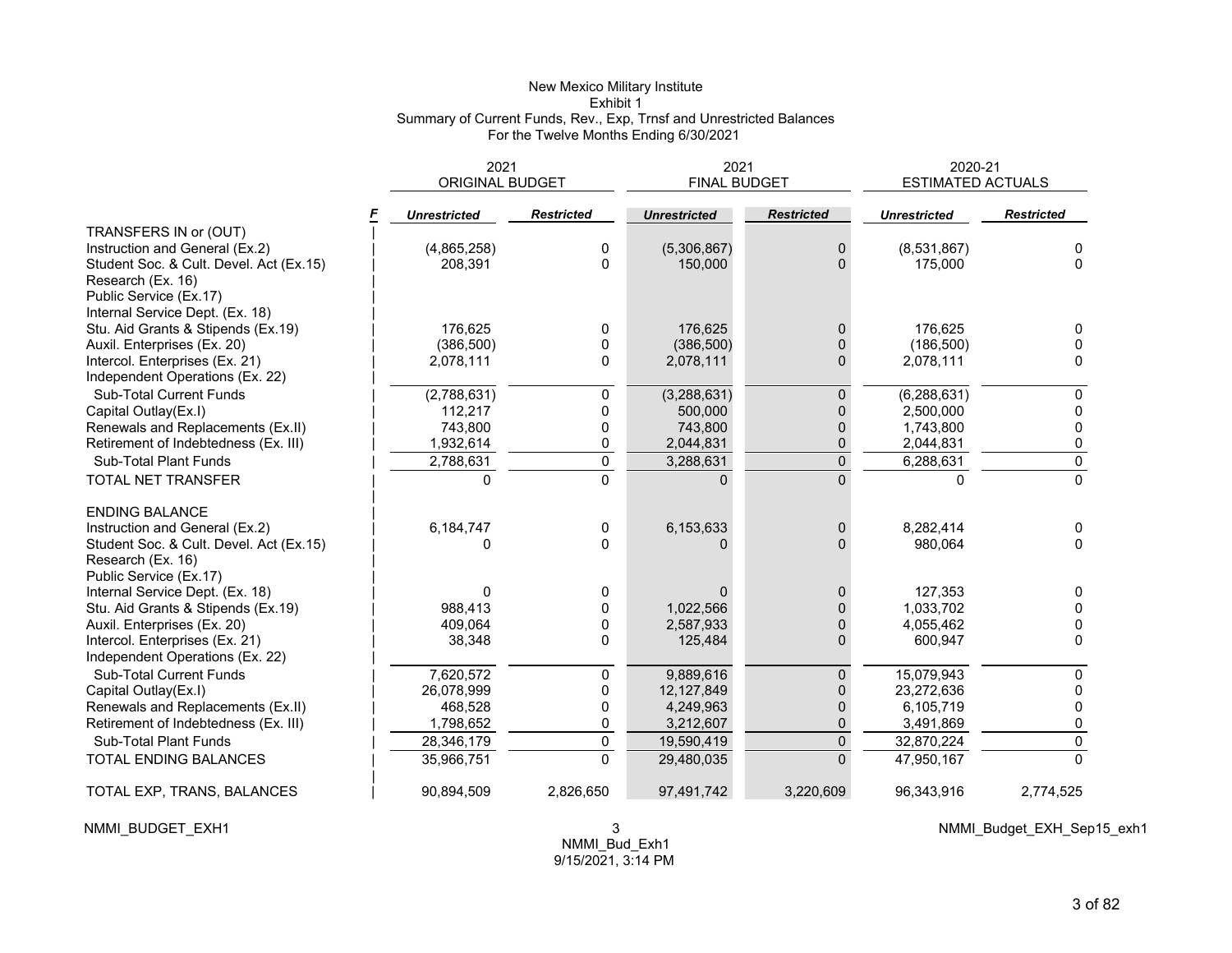New Mexico Military Institute
Exhibit 1
Summary of Current Funds, Rev., Exp, Trnsf and Unrestricted Balances
For the Twelve Months Ending 6/30/2021

| | F | 2021 ORIGINAL BUDGET | | 2021 FINAL BUDGET | | 2020-21 ESTIMATED ACTUALS | |
|---|---|---|---|---|---|---|---|
| | | *Unrestricted* | *Restricted* | *Unrestricted* | *Restricted* | *Unrestricted* | *Restricted* |
| TRANSFERS IN or (OUT) | | | | | | | |
| Instruction and General (Ex.2) | | (4,865,258) | 0 | (5,306,867) | 0 | (8,531,867) | 0 |
| Student Soc. & Cult. Devel. Act (Ex.15) | | 208,391 | 0 | 150,000 | 0 | 175,000 | 0 |
| Research (Ex. 16) | | | | | | | |
| Public Service (Ex.17) | | | | | | | |
| Internal Service Dept. (Ex. 18) | | | | | | | |
| Stu. Aid Grants & Stipends (Ex.19) | | 176,625 | 0 | 176,625 | 0 | 176,625 | 0 |
| Auxil. Enterprises (Ex. 20) | | (386,500) | 0 | (386,500) | 0 | (186,500) | 0 |
| Intercol. Enterprises (Ex. 21) | | 2,078,111 | 0 | 2,078,111 | 0 | 2,078,111 | 0 |
| Independent Operations (Ex. 22) | | | | | | | |
| Sub-Total Current Funds | | (2,788,631) | 0 | (3,288,631) | 0 | (6,288,631) | 0 |
| Capital Outlay(Ex.I) | | 112,217 | 0 | 500,000 | 0 | 2,500,000 | 0 |
| Renewals and Replacements (Ex.II) | | 743,800 | 0 | 743,800 | 0 | 1,743,800 | 0 |
| Retirement of Indebtedness (Ex. III) | | 1,932,614 | 0 | 2,044,831 | 0 | 2,044,831 | 0 |
| Sub-Total Plant Funds | | 2,788,631 | 0 | 3,288,631 | 0 | 6,288,631 | 0 |
| TOTAL NET TRANSFER | | 0 | 0 | 0 | 0 | 0 | 0 |
| | | | | | | | |
| ENDING BALANCE | | | | | | | |
| Instruction and General (Ex.2) | | 6,184,747 | 0 | 6,153,633 | 0 | 8,282,414 | 0 |
| Student Soc. & Cult. Devel. Act (Ex.15) | | 0 | 0 | 0 | 0 | 980,064 | 0 |
| Research (Ex. 16) | | | | | | | |
| Public Service (Ex.17) | | | | | | | |
| Internal Service Dept. (Ex. 18) | | 0 | 0 | 0 | 0 | 127,353 | 0 |
| Stu. Aid Grants & Stipends (Ex.19) | | 988,413 | 0 | 1,022,566 | 0 | 1,033,702 | 0 |
| Auxil. Enterprises (Ex. 20) | | 409,064 | 0 | 2,587,933 | 0 | 4,055,462 | 0 |
| Intercol. Enterprises (Ex. 21) | | 38,348 | 0 | 125,484 | 0 | 600,947 | 0 |
| Independent Operations (Ex. 22) | | | | | | | |
| Sub-Total Current Funds | | 7,620,572 | 0 | 9,889,616 | 0 | 15,079,943 | 0 |
| Capital Outlay(Ex.I) | | 26,078,999 | 0 | 12,127,849 | 0 | 23,272,636 | 0 |
| Renewals and Replacements (Ex.II) | | 468,528 | 0 | 4,249,963 | 0 | 6,105,719 | 0 |
| Retirement of Indebtedness (Ex. III) | | 1,798,652 | 0 | 3,212,607 | 0 | 3,491,869 | 0 |
| Sub-Total Plant Funds | | 28,346,179 | 0 | 19,590,419 | 0 | 32,870,224 | 0 |
| TOTAL ENDING BALANCES | | 35,966,751 | 0 | 29,480,035 | 0 | 47,950,167 | 0 |
| | | | | | | | |
| TOTAL EXP, TRANS, BALANCES | | 90,894,509 | 2,826,650 | 97,491,742 | 3,220,609 | 96,343,916 | 2,774,525 |

NMMI_BUDGET_EXH1 NMMI_Bud_Exh1 9/15/2021, 3:14 PM NMMI_Budget_EXH_Sep15_exh1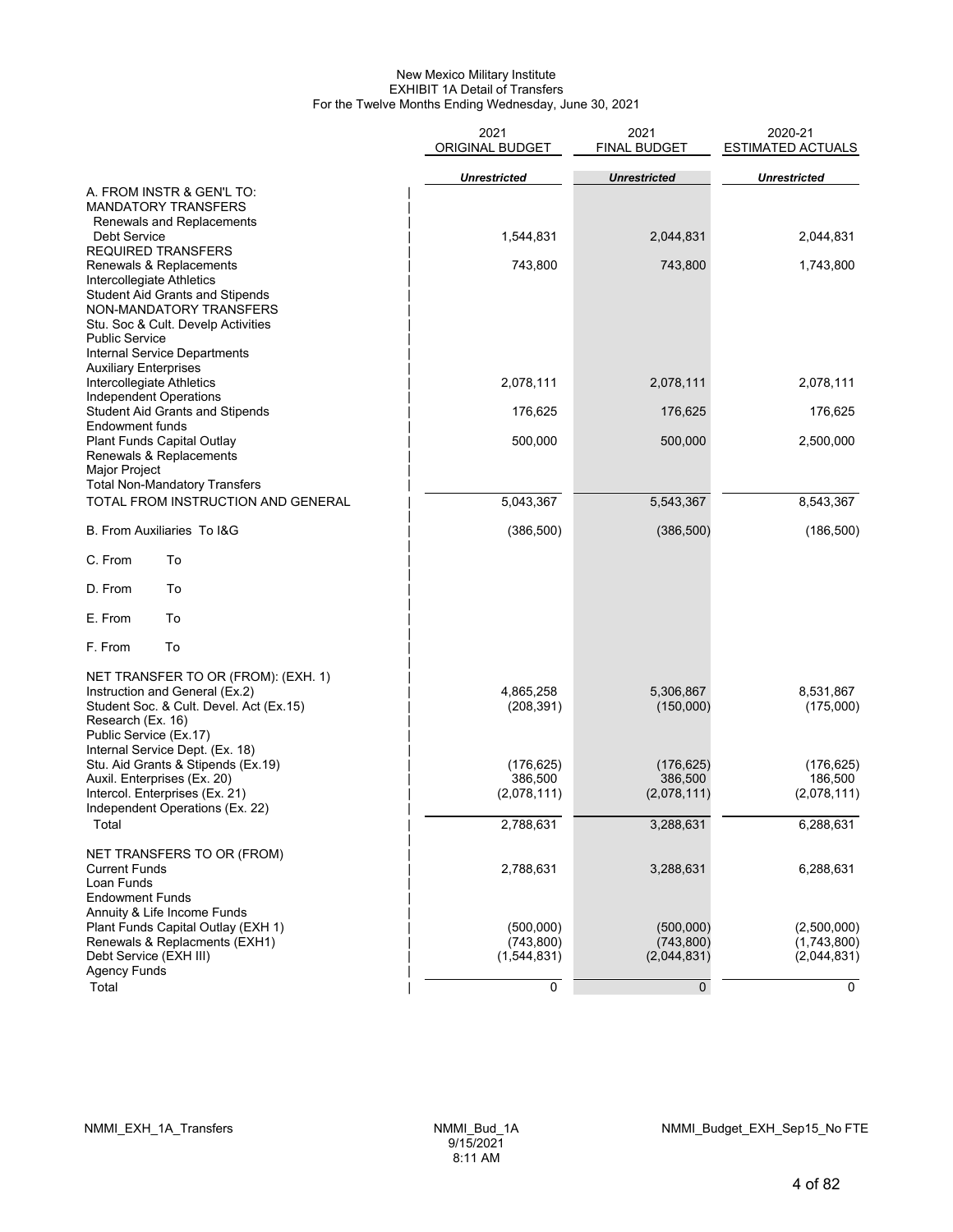New Mexico Military Institute
EXHIBIT 1A Detail of Transfers
For the Twelve Months Ending Wednesday, June 30, 2021

| | 2021 ORIGINAL BUDGET | 2021 FINAL BUDGET | 2020-21 ESTIMATED ACTUALS |
|---|---|---|---|
| | *Unrestricted* | *Unrestricted* | *Unrestricted* |
| A. FROM INSTR & GEN'L TO: | | | |
| MANDATORY TRANSFERS | | | |
| Renewals and Replacements | | | |
| Debt Service | 1,544,831 | 2,044,831 | 2,044,831 |
| REQUIRED TRANSFERS | | | |
| Renewals & Replacements | 743,800 | 743,800 | 1,743,800 |
| Intercollegiate Athletics | | | |
| Student Aid Grants and Stipends | | | |
| NON-MANDATORY TRANSFERS | | | |
| Stu. Soc & Cult. Develp Activities | | | |
| Public Service | | | |
| Internal Service Departments | | | |
| Auxiliary Enterprises | | | |
| Intercollegiate Athletics | 2,078,111 | 2,078,111 | 2,078,111 |
| Independent Operations | | | |
| Student Aid Grants and Stipends | 176,625 | 176,625 | 176,625 |
| Endowment funds | | | |
| Plant Funds Capital Outlay | 500,000 | 500,000 | 2,500,000 |
| Renewals & Replacements | | | |
| Major Project | | | |
| Total Non-Mandatory Transfers | | | |
| TOTAL FROM INSTRUCTION AND GENERAL | 5,043,367 | 5,543,367 | 8,543,367 |
| B. From Auxiliaries To I&G | (386,500) | (386,500) | (186,500) |
| C. From To | | | |
| D. From To | | | |
| E. From To | | | |
| F. From To | | | |
| NET TRANSFER TO OR (FROM): (EXH. 1) | | | |
| Instruction and General (Ex.2) | 4,865,258 | 5,306,867 | 8,531,867 |
| Student Soc. & Cult. Devel. Act (Ex.15) | (208,391) | (150,000) | (175,000) |
| Research (Ex. 16) | | | |
| Public Service (Ex.17) | | | |
| Internal Service Dept. (Ex. 18) | | | |
| Stu. Aid Grants & Stipends (Ex.19) | (176,625) | (176,625) | (176,625) |
| Auxil. Enterprises (Ex. 20) | 386,500 | 386,500 | 186,500 |
| Intercol. Enterprises (Ex. 21) | (2,078,111) | (2,078,111) | (2,078,111) |
| Independent Operations (Ex. 22) | | | |
| Total | 2,788,631 | 3,288,631 | 6,288,631 |
| NET TRANSFERS TO OR (FROM) | | | |
| Current Funds | 2,788,631 | 3,288,631 | 6,288,631 |
| Loan Funds | | | |
| Endowment Funds | | | |
| Annuity & Life Income Funds | | | |
| Plant Funds Capital Outlay (EXH 1) | (500,000) | (500,000) | (2,500,000) |
| Renewals & Replacments (EXH1) | (743,800) | (743,800) | (1,743,800) |
| Debt Service (EXH III) | (1,544,831) | (2,044,831) | (2,044,831) |
| Agency Funds | | | |
| Total | 0 | 0 | 0 |

NMMI_EXH_1A_Transfers    NMMI_Bud_1A 9/15/2021 8:11 AM    NMMI_Budget_EXH_Sep15_No FTE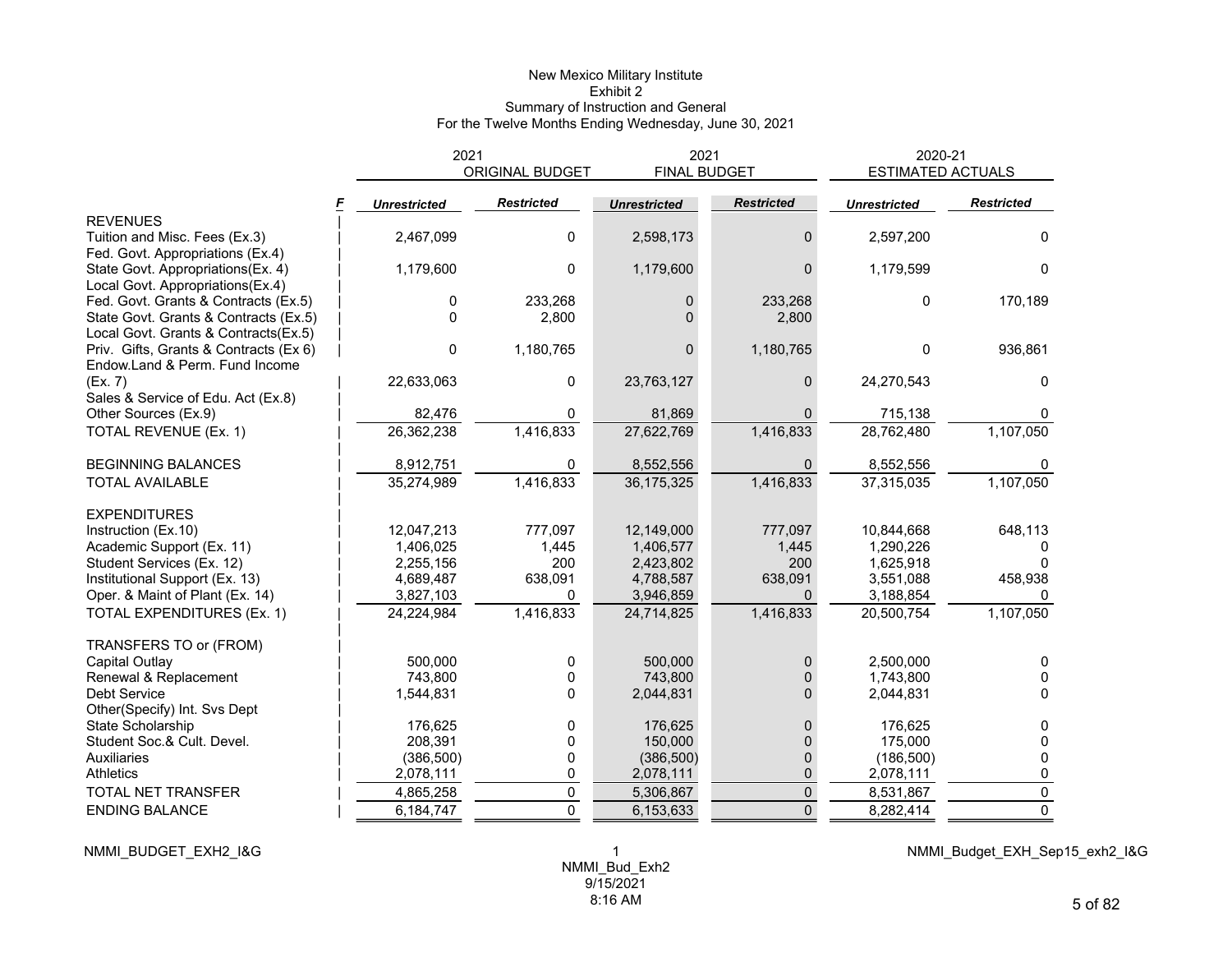# New Mexico Military Institute
## Exhibit 2
## Summary of Instruction and General
### For the Twelve Months Ending Wednesday, June 30, 2021

| | F | 2021 ORIGINAL BUDGET | | 2021 FINAL BUDGET | | 2020-21 ESTIMATED ACTUALS | |
|---|---|---|---|---|---|---|---|
| | | *Unrestricted* | *Restricted* | *Unrestricted* | *Restricted* | *Unrestricted* | *Restricted* |
| REVENUES | | | | | | | |
| Tuition and Misc. Fees (Ex.3) | | 2,467,099 | 0 | 2,598,173 | 0 | 2,597,200 | 0 |
| Fed. Govt. Appropriations (Ex.4) | | | | | | | |
| State Govt. Appropriations(Ex. 4) | | 1,179,600 | 0 | 1,179,600 | 0 | 1,179,599 | 0 |
| Local Govt. Appropriations(Ex.4) | | | | | | | |
| Fed. Govt. Grants & Contracts (Ex.5) | | 0 | 233,268 | 0 | 233,268 | 0 | 170,189 |
| State Govt. Grants & Contracts (Ex.5) | | 0 | 2,800 | 0 | 2,800 | | |
| Local Govt. Grants & Contracts(Ex.5) | | | | | | | |
| Priv. Gifts, Grants & Contracts (Ex 6) | | 0 | 1,180,765 | 0 | 1,180,765 | 0 | 936,861 |
| Endow.Land & Perm. Fund Income (Ex. 7) | | 22,633,063 | 0 | 23,763,127 | 0 | 24,270,543 | 0 |
| Sales & Service of Edu. Act (Ex.8) | | | | | | | |
| Other Sources (Ex.9) | | 82,476 | 0 | 81,869 | 0 | 715,138 | 0 |
| TOTAL REVENUE (Ex. 1) | | 26,362,238 | 1,416,833 | 27,622,769 | 1,416,833 | 28,762,480 | 1,107,050 |
| | | | | | | | |
| BEGINNING BALANCES | | 8,912,751 | 0 | 8,552,556 | 0 | 8,552,556 | 0 |
| TOTAL AVAILABLE | | 35,274,989 | 1,416,833 | 36,175,325 | 1,416,833 | 37,315,035 | 1,107,050 |
| | | | | | | | |
| EXPENDITURES | | | | | | | |
| Instruction (Ex.10) | | 12,047,213 | 777,097 | 12,149,000 | 777,097 | 10,844,668 | 648,113 |
| Academic Support (Ex. 11) | | 1,406,025 | 1,445 | 1,406,577 | 1,445 | 1,290,226 | 0 |
| Student Services (Ex. 12) | | 2,255,156 | 200 | 2,423,802 | 200 | 1,625,918 | 0 |
| Institutional Support (Ex. 13) | | 4,689,487 | 638,091 | 4,788,587 | 638,091 | 3,551,088 | 458,938 |
| Oper. & Maint of Plant (Ex. 14) | | 3,827,103 | 0 | 3,946,859 | 0 | 3,188,854 | 0 |
| TOTAL EXPENDITURES (Ex. 1) | | 24,224,984 | 1,416,833 | 24,714,825 | 1,416,833 | 20,500,754 | 1,107,050 |
| | | | | | | | |
| TRANSFERS TO or (FROM) | | | | | | | |
| Capital Outlay | | 500,000 | 0 | 500,000 | 0 | 2,500,000 | 0 |
| Renewal & Replacement | | 743,800 | 0 | 743,800 | 0 | 1,743,800 | 0 |
| Debt Service | | 1,544,831 | 0 | 2,044,831 | 0 | 2,044,831 | 0 |
| Other(Specify) Int. Svs Dept | | | | | | | |
| State Scholarship | | 176,625 | 0 | 176,625 | 0 | 176,625 | 0 |
| Student Soc.& Cult. Devel. | | 208,391 | 0 | 150,000 | 0 | 175,000 | 0 |
| Auxiliaries | | (386,500) | 0 | (386,500) | 0 | (186,500) | 0 |
| Athletics | | 2,078,111 | 0 | 2,078,111 | 0 | 2,078,111 | 0 |
| TOTAL NET TRANSFER | | 4,865,258 | 0 | 5,306,867 | 0 | 8,531,867 | 0 |
| ENDING BALANCE | | 6,184,747 | 0 | 6,153,633 | 0 | 8,282,414 | 0 |

NMMI_BUDGET_EXH2_I&G

NMMI_Bud_Exh2
9/15/2021
8:16 AM

NMMI_Budget_EXH_Sep15_exh2_I&G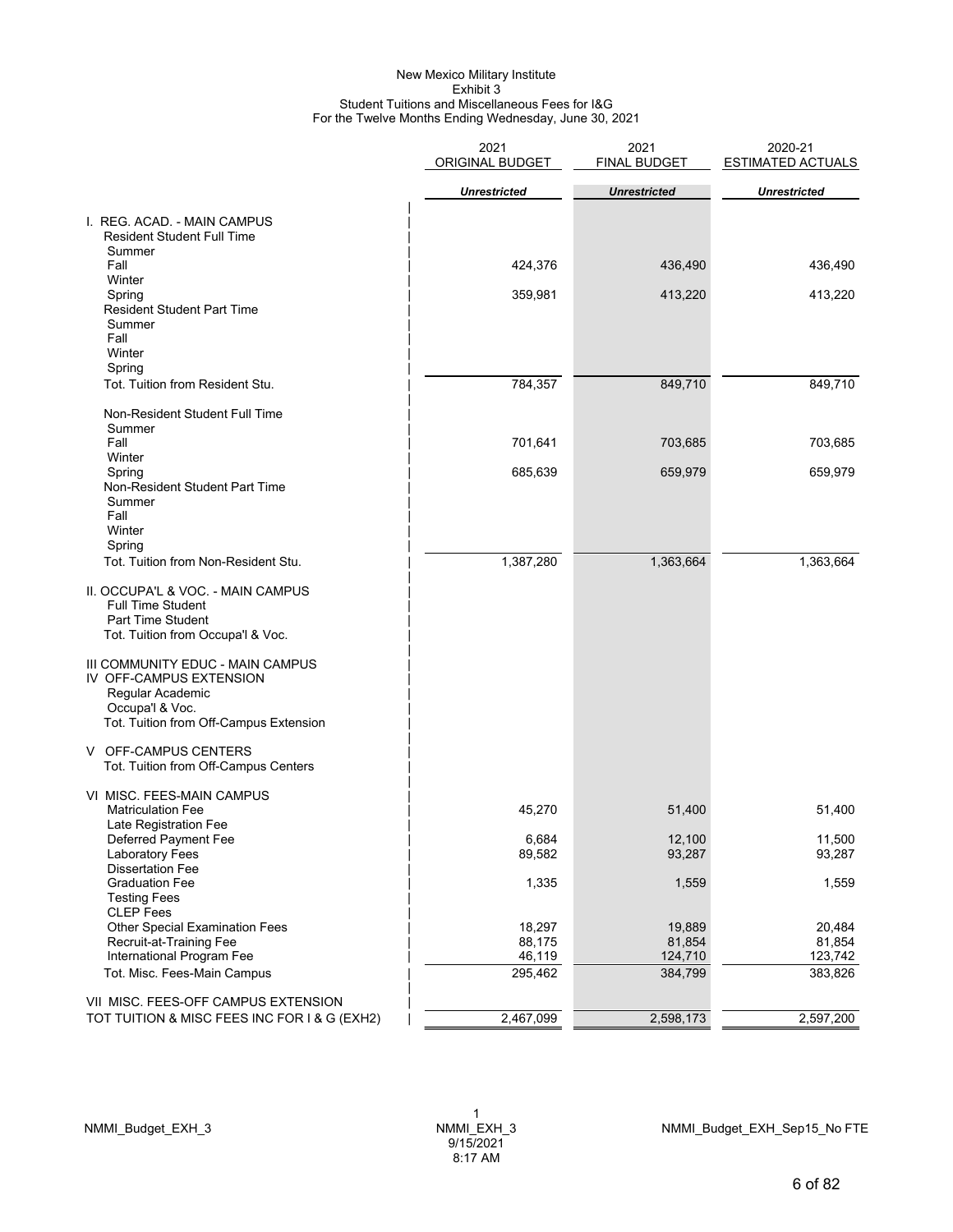# New Mexico Military Institute
## Exhibit 3
### Student Tuitions and Miscellaneous Fees for I&G
### For the Twelve Months Ending Wednesday, June 30, 2021

| | 2021 ORIGINAL BUDGET | 2021 FINAL BUDGET | 2020-21 ESTIMATED ACTUALS |
|---|---|---|---|
| | *Unrestricted* | *Unrestricted* | *Unrestricted* |
| I. REG. ACAD. - MAIN CAMPUS | | | |
| Resident Student Full Time | | | |
| Summer | | | |
| Fall | 424,376 | 436,490 | 436,490 |
| Winter | | | |
| Spring | 359,981 | 413,220 | 413,220 |
| Resident Student Part Time | | | |
| Summer | | | |
| Fall | | | |
| Winter | | | |
| Spring | | | |
| Tot. Tuition from Resident Stu. | 784,357 | 849,710 | 849,710 |
| Non-Resident Student Full Time | | | |
| Summer | | | |
| Fall | 701,641 | 703,685 | 703,685 |
| Winter | | | |
| Spring | 685,639 | 659,979 | 659,979 |
| Non-Resident Student Part Time | | | |
| Summer | | | |
| Fall | | | |
| Winter | | | |
| Spring | | | |
| Tot. Tuition from Non-Resident Stu. | 1,387,280 | 1,363,664 | 1,363,664 |
| II. OCCUPA'L & VOC. - MAIN CAMPUS | | | |
| Full Time Student | | | |
| Part Time Student | | | |
| Tot. Tuition from Occupa'l & Voc. | | | |
| III COMMUNITY EDUC - MAIN CAMPUS | | | |
| IV OFF-CAMPUS EXTENSION | | | |
| Regular Academic | | | |
| Occupa'l & Voc. | | | |
| Tot. Tuition from Off-Campus Extension | | | |
| V OFF-CAMPUS CENTERS | | | |
| Tot. Tuition from Off-Campus Centers | | | |
| VI MISC. FEES-MAIN CAMPUS | | | |
| Matriculation Fee | 45,270 | 51,400 | 51,400 |
| Late Registration Fee | | | |
| Deferred Payment Fee | 6,684 | 12,100 | 11,500 |
| Laboratory Fees | 89,582 | 93,287 | 93,287 |
| Dissertation Fee | | | |
| Graduation Fee | 1,335 | 1,559 | 1,559 |
| Testing Fees | | | |
| CLEP Fees | | | |
| Other Special Examination Fees | 18,297 | 19,889 | 20,484 |
| Recruit-at-Training Fee | 88,175 | 81,854 | 81,854 |
| International Program Fee | 46,119 | 124,710 | 123,742 |
| Tot. Misc. Fees-Main Campus | 295,462 | 384,799 | 383,826 |
| VII MISC. FEES-OFF CAMPUS EXTENSION | | | |
| TOT TUITION & MISC FEES INC FOR I & G (EXH2) | 2,467,099 | 2,598,173 | 2,597,200 |

NMMI_Budget_EXH_3 | NMMI_EXH_3 9/15/2021 8:17 AM | NMMI_Budget_EXH_Sep15_No FTE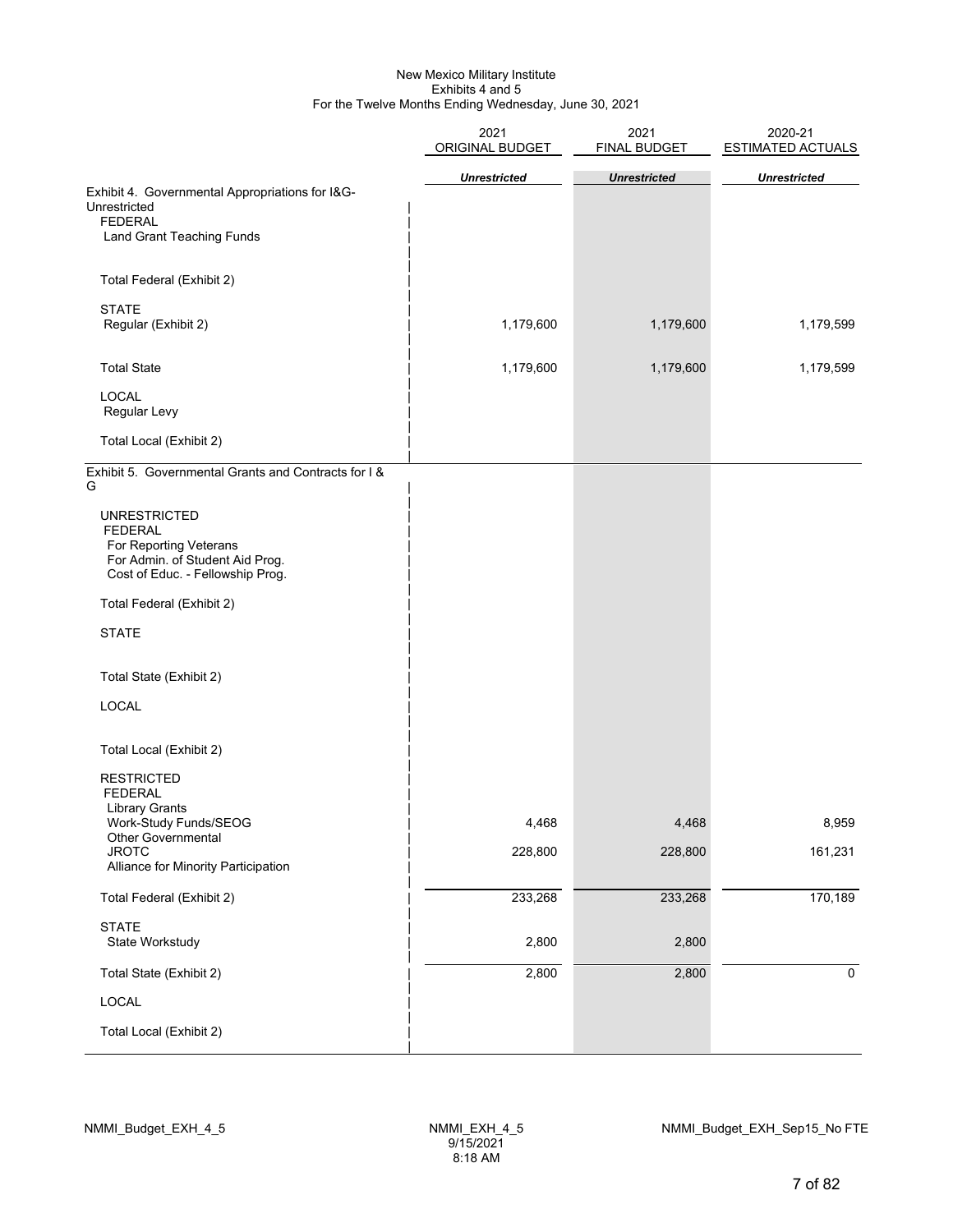New Mexico Military Institute
Exhibits 4 and 5
For the Twelve Months Ending Wednesday, June 30, 2021

| | 2021 ORIGINAL BUDGET | 2021 FINAL BUDGET | 2020-21 ESTIMATED ACTUALS |
|---|---|---|---|
| | ***Unrestricted*** | ***Unrestricted*** | ***Unrestricted*** |
| Exhibit 4. Governmental Appropriations for I&G-Unrestricted | | | |
| FEDERAL | | | |
| Land Grant Teaching Funds | | | |
| Total Federal (Exhibit 2) | | | |
| STATE | | | |
| Regular (Exhibit 2) | 1,179,600 | 1,179,600 | 1,179,599 |
| Total State | 1,179,600 | 1,179,600 | 1,179,599 |
| LOCAL | | | |
| Regular Levy | | | |
| Total Local (Exhibit 2) | | | |
| Exhibit 5. Governmental Grants and Contracts for I & G | | | |
| UNRESTRICTED | | | |
| FEDERAL | | | |
| For Reporting Veterans | | | |
| For Admin. of Student Aid Prog. | | | |
| Cost of Educ. - Fellowship Prog. | | | |
| Total Federal (Exhibit 2) | | | |
| STATE | | | |
| Total State (Exhibit 2) | | | |
| LOCAL | | | |
| Total Local (Exhibit 2) | | | |
| RESTRICTED | | | |
| FEDERAL | | | |
| Library Grants | | | |
| Work-Study Funds/SEOG | 4,468 | 4,468 | 8,959 |
| Other Governmental | | | |
| JROTC | 228,800 | 228,800 | 161,231 |
| Alliance for Minority Participation | | | |
| Total Federal (Exhibit 2) | 233,268 | 233,268 | 170,189 |
| STATE | | | |
| State Workstudy | 2,800 | 2,800 | |
| Total State (Exhibit 2) | 2,800 | 2,800 | 0 |
| LOCAL | | | |
| Total Local (Exhibit 2) | | | |

NMMI_Budget_EXH_4_5 | NMMI_EXH_4_5 9/15/2021 8:18 AM | NMMI_Budget_EXH_Sep15_No FTE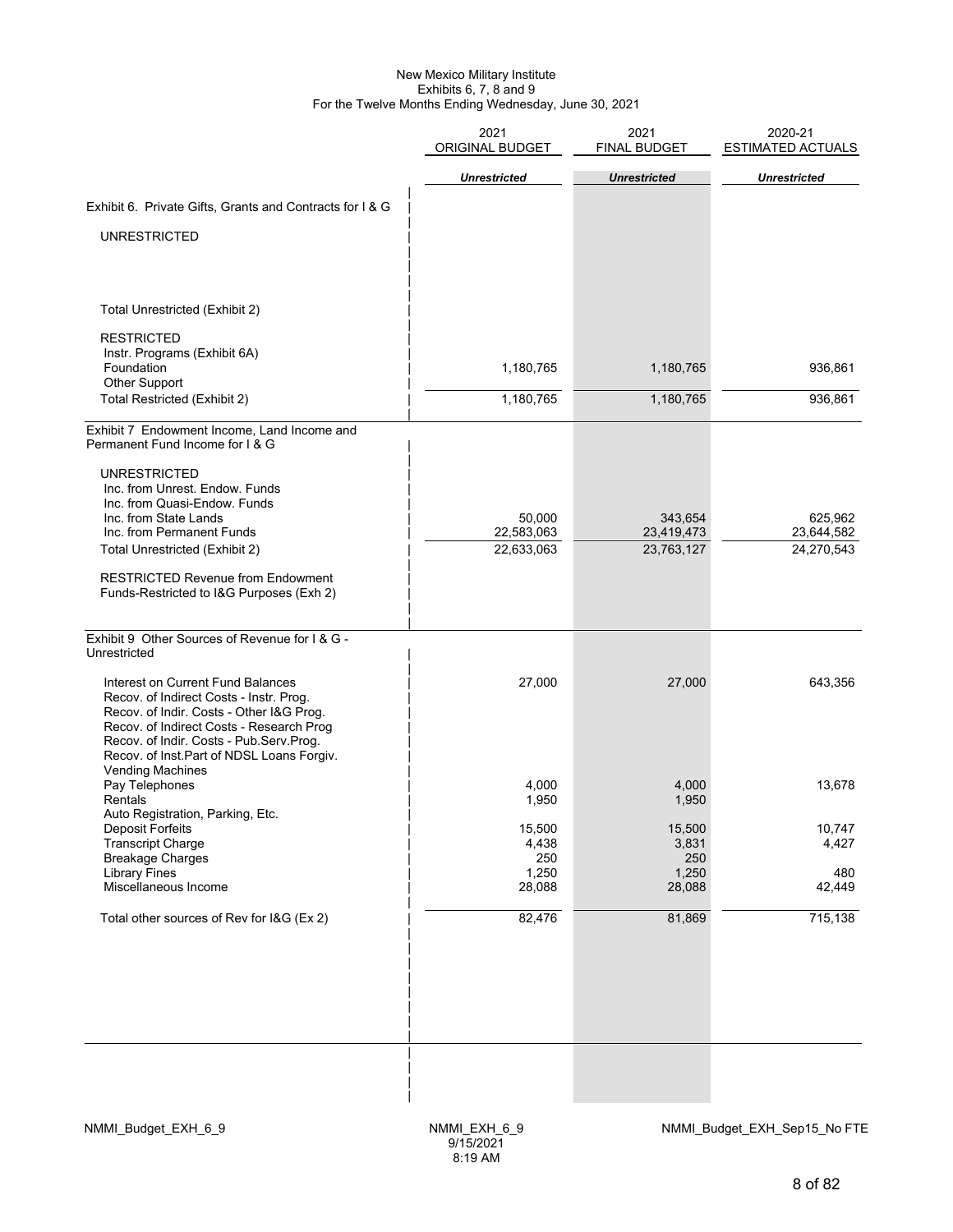New Mexico Military Institute
Exhibits 6, 7, 8 and 9
For the Twelve Months Ending Wednesday, June 30, 2021

| | 2021 ORIGINAL BUDGET | 2021 FINAL BUDGET | 2020-21 ESTIMATED ACTUALS |
|---|---|---|---|
| | *Unrestricted* | *Unrestricted* | *Unrestricted* |
| Exhibit 6. Private Gifts, Grants and Contracts for I & G | | | |
| UNRESTRICTED | | | |
| Total Unrestricted (Exhibit 2) | | | |
| RESTRICTED | | | |
| Instr. Programs (Exhibit 6A) | | | |
| Foundation | 1,180,765 | 1,180,765 | 936,861 |
| Other Support | | | |
| Total Restricted (Exhibit 2) | 1,180,765 | 1,180,765 | 936,861 |
| Exhibit 7 Endowment Income, Land Income and Permanent Fund Income for I & G | | | |
| UNRESTRICTED | | | |
| Inc. from Unrest. Endow. Funds | | | |
| Inc. from Quasi-Endow. Funds | | | |
| Inc. from State Lands | 50,000 | 343,654 | 625,962 |
| Inc. from Permanent Funds | 22,583,063 | 23,419,473 | 23,644,582 |
| Total Unrestricted (Exhibit 2) | 22,633,063 | 23,763,127 | 24,270,543 |
| RESTRICTED Revenue from Endowment Funds-Restricted to I&G Purposes (Exh 2) | | | |
| Exhibit 9 Other Sources of Revenue for I & G - Unrestricted | | | |
| Interest on Current Fund Balances | 27,000 | 27,000 | 643,356 |
| Recov. of Indirect Costs - Instr. Prog. | | | |
| Recov. of Indir. Costs - Other I&G Prog. | | | |
| Recov. of Indirect Costs - Research Prog | | | |
| Recov. of Indir. Costs - Pub.Serv.Prog. | | | |
| Recov. of Inst.Part of NDSL Loans Forgiv. | | | |
| Vending Machines | | | |
| Pay Telephones | 4,000 | 4,000 | 13,678 |
| Rentals | 1,950 | 1,950 | |
| Auto Registration, Parking, Etc. | | | |
| Deposit Forfeits | 15,500 | 15,500 | 10,747 |
| Transcript Charge | 4,438 | 3,831 | 4,427 |
| Breakage Charges | 250 | 250 | |
| Library Fines | 1,250 | 1,250 | 480 |
| Miscellaneous Income | 28,088 | 28,088 | 42,449 |
| Total other sources of Rev for I&G (Ex 2) | 82,476 | 81,869 | 715,138 |

NMMI_Budget_EXH_6_9 NMMI_EXH_6_9 9/15/2021 8:19 AM NMMI_Budget_EXH_Sep15_No FTE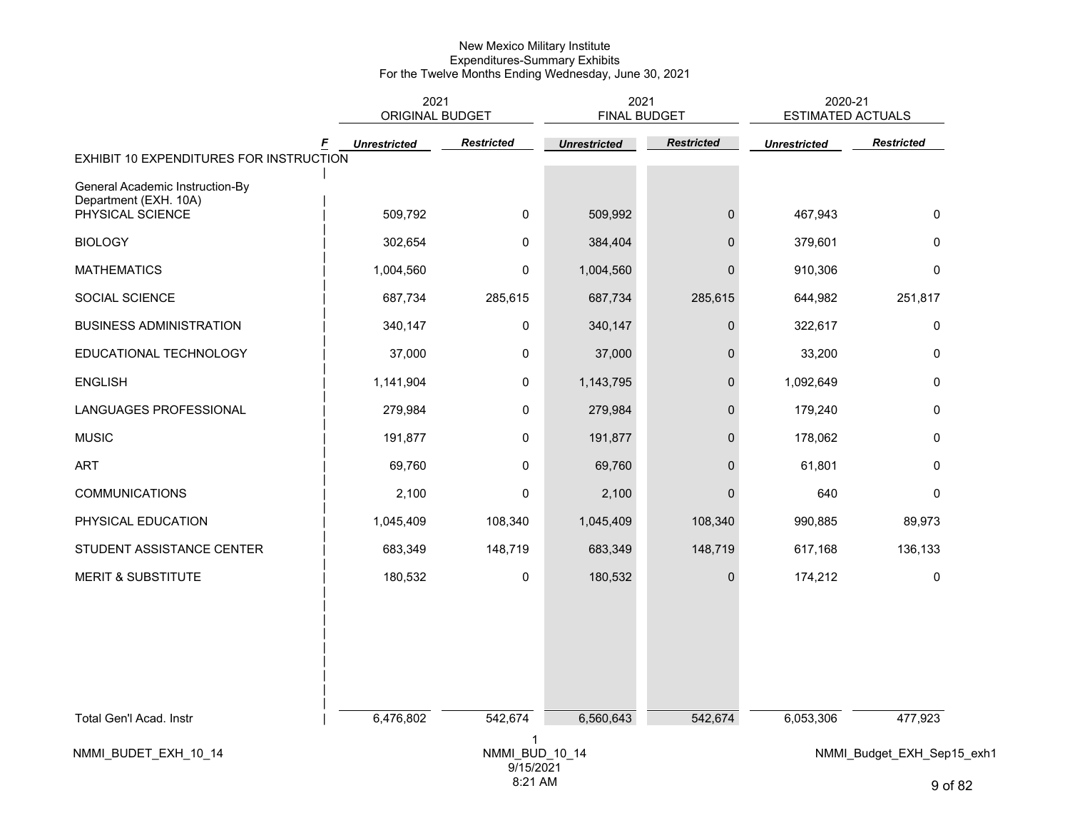# New Mexico Military Institute
## Expenditures-Summary Exhibits
### For the Twelve Months Ending Wednesday, June 30, 2021

| | 2021 ORIGINAL BUDGET | | 2021 FINAL BUDGET | | 2020-21 ESTIMATED ACTUALS | |
|---|---|---|---|---|---|---|
| | *Unrestricted* | *Restricted* | *Unrestricted* | *Restricted* | *Unrestricted* | *Restricted* |
| **EXHIBIT 10 EXPENDITURES FOR INSTRUCTION** | | | | | | |
| General Academic Instruction-By Department (EXH. 10A) | | | | | | |
| PHYSICAL SCIENCE | 509,792 | 0 | 509,992 | 0 | 467,943 | 0 |
| BIOLOGY | 302,654 | 0 | 384,404 | 0 | 379,601 | 0 |
| MATHEMATICS | 1,004,560 | 0 | 1,004,560 | 0 | 910,306 | 0 |
| SOCIAL SCIENCE | 687,734 | 285,615 | 687,734 | 285,615 | 644,982 | 251,817 |
| BUSINESS ADMINISTRATION | 340,147 | 0 | 340,147 | 0 | 322,617 | 0 |
| EDUCATIONAL TECHNOLOGY | 37,000 | 0 | 37,000 | 0 | 33,200 | 0 |
| ENGLISH | 1,141,904 | 0 | 1,143,795 | 0 | 1,092,649 | 0 |
| LANGUAGES PROFESSIONAL | 279,984 | 0 | 279,984 | 0 | 179,240 | 0 |
| MUSIC | 191,877 | 0 | 191,877 | 0 | 178,062 | 0 |
| ART | 69,760 | 0 | 69,760 | 0 | 61,801 | 0 |
| COMMUNICATIONS | 2,100 | 0 | 2,100 | 0 | 640 | 0 |
| PHYSICAL EDUCATION | 1,045,409 | 108,340 | 1,045,409 | 108,340 | 990,885 | 89,973 |
| STUDENT ASSISTANCE CENTER | 683,349 | 148,719 | 683,349 | 148,719 | 617,168 | 136,133 |
| MERIT & SUBSTITUTE | 180,532 | 0 | 180,532 | 0 | 174,212 | 0 |
| Total Gen'l Acad. Instr | 6,476,802 | 542,674 | 6,560,643 | 542,674 | 6,053,306 | 477,923 |

NMMI_BUDET_EXH_10_14 &nbsp;&nbsp;&nbsp; NMMI_BUD_10_14 9/15/2021 8:21 AM &nbsp;&nbsp;&nbsp; NMMI_Budget_EXH_Sep15_exh1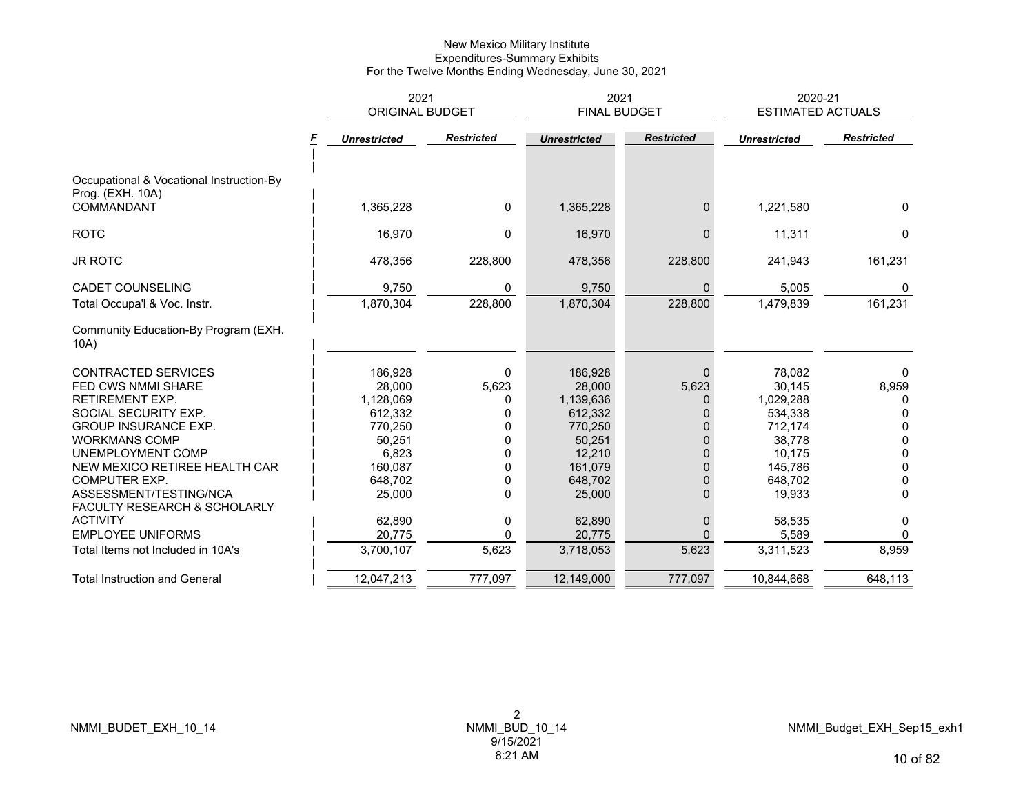New Mexico Military Institute
Expenditures-Summary Exhibits
For the Twelve Months Ending Wednesday, June 30, 2021

| | F | 2021 ORIGINAL BUDGET | | 2021 FINAL BUDGET | | 2020-21 ESTIMATED ACTUALS | |
|---|---|---|---|---|---|---|---|
| | | *Unrestricted* | *Restricted* | *Unrestricted* | *Restricted* | *Unrestricted* | *Restricted* |
| Occupational & Vocational Instruction-By Prog. (EXH. 10A) | | | | | | | |
| COMMANDANT | | 1,365,228 | 0 | 1,365,228 | 0 | 1,221,580 | 0 |
| ROTC | | 16,970 | 0 | 16,970 | 0 | 11,311 | 0 |
| JR ROTC | | 478,356 | 228,800 | 478,356 | 228,800 | 241,943 | 161,231 |
| CADET COUNSELING | | 9,750 | 0 | 9,750 | 0 | 5,005 | 0 |
| Total Occupa'l & Voc. Instr. | | 1,870,304 | 228,800 | 1,870,304 | 228,800 | 1,479,839 | 161,231 |
| Community Education-By Program (EXH. 10A) | | | | | | | |
| CONTRACTED SERVICES | | 186,928 | 0 | 186,928 | 0 | 78,082 | 0 |
| FED CWS NMMI SHARE | | 28,000 | 5,623 | 28,000 | 5,623 | 30,145 | 8,959 |
| RETIREMENT EXP. | | 1,128,069 | 0 | 1,139,636 | 0 | 1,029,288 | 0 |
| SOCIAL SECURITY EXP. | | 612,332 | 0 | 612,332 | 0 | 534,338 | 0 |
| GROUP INSURANCE EXP. | | 770,250 | 0 | 770,250 | 0 | 712,174 | 0 |
| WORKMANS COMP | | 50,251 | 0 | 50,251 | 0 | 38,778 | 0 |
| UNEMPLOYMENT COMP | | 6,823 | 0 | 12,210 | 0 | 10,175 | 0 |
| NEW MEXICO RETIREE HEALTH CAR | | 160,087 | 0 | 161,079 | 0 | 145,786 | 0 |
| COMPUTER EXP. | | 648,702 | 0 | 648,702 | 0 | 648,702 | 0 |
| ASSESSMENT/TESTING/NCA | | 25,000 | 0 | 25,000 | 0 | 19,933 | 0 |
| FACULTY RESEARCH & SCHOLARLY ACTIVITY | | 62,890 | 0 | 62,890 | 0 | 58,535 | 0 |
| EMPLOYEE UNIFORMS | | 20,775 | 0 | 20,775 | 0 | 5,589 | 0 |
| Total Items not Included in 10A's | | 3,700,107 | 5,623 | 3,718,053 | 5,623 | 3,311,523 | 8,959 |
| Total Instruction and General | | 12,047,213 | 777,097 | 12,149,000 | 777,097 | 10,844,668 | 648,113 |

NMMI_BUDET_EXH_10_14

2
NMMI_BUD_10_14
9/15/2021
8:21 AM

NMMI_Budget_EXH_Sep15_exh1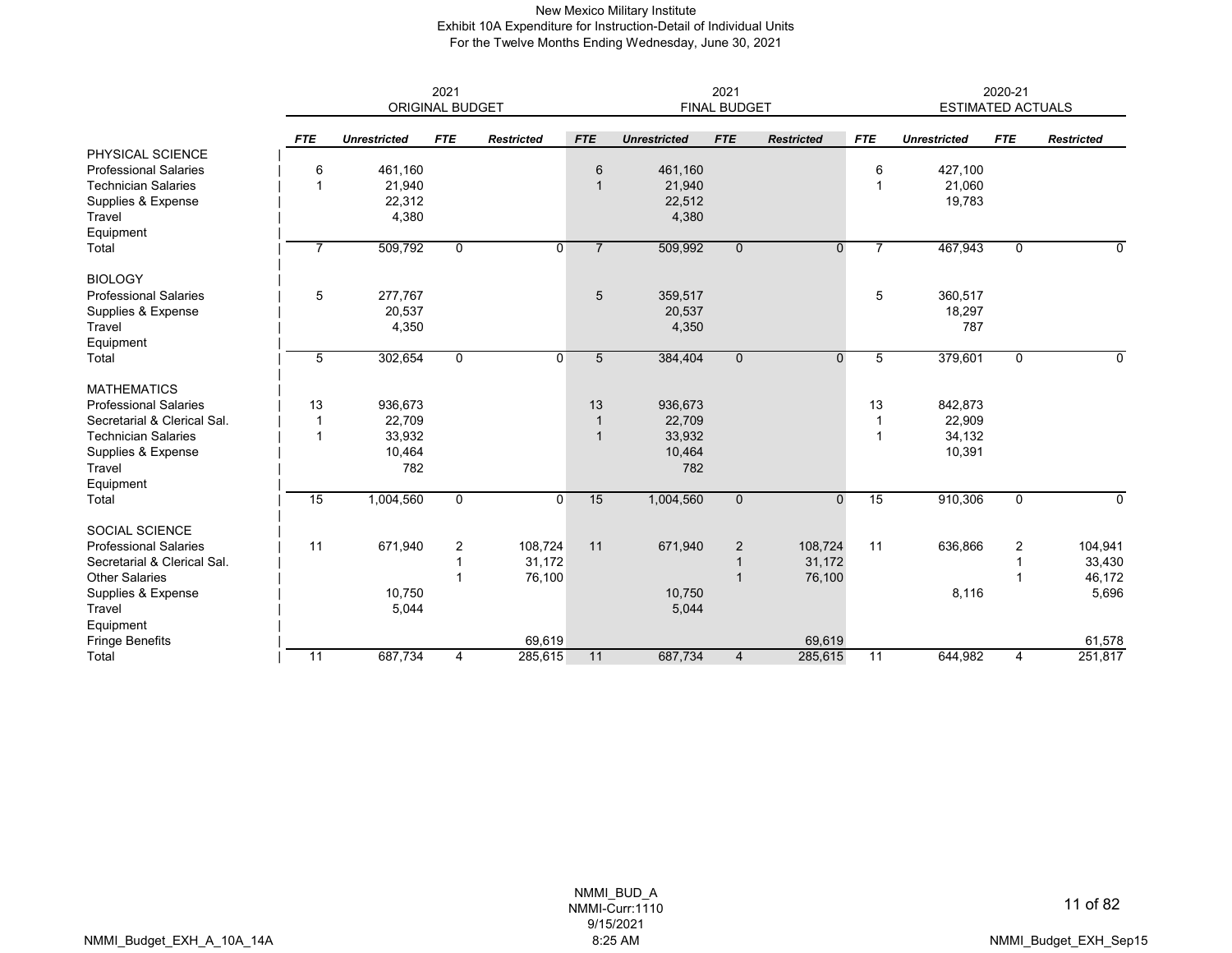New Mexico Military Institute
Exhibit 10A Expenditure for Instruction-Detail of Individual Units
For the Twelve Months Ending Wednesday, June 30, 2021

| | 2021 ORIGINAL BUDGET | | | | 2021 FINAL BUDGET | | | | 2020-21 ESTIMATED ACTUALS | | | |
|---|---|---|---|---|---|---|---|---|---|---|---|---|
| | *FTE* | *Unrestricted* | *FTE* | *Restricted* | *FTE* | *Unrestricted* | *FTE* | *Restricted* | *FTE* | *Unrestricted* | *FTE* | *Restricted* |
| PHYSICAL SCIENCE | | | | | | | | | | | | |
| Professional Salaries | 6 | 461,160 | | | 6 | 461,160 | | | 6 | 427,100 | | |
| Technician Salaries | 1 | 21,940 | | | 1 | 21,940 | | | 1 | 21,060 | | |
| Supplies & Expense | | 22,312 | | | | 22,512 | | | | 19,783 | | |
| Travel | | 4,380 | | | | 4,380 | | | | | | |
| Equipment | | | | | | | | | | | | |
| Total | 7 | 509,792 | 0 | 0 | 7 | 509,992 | 0 | 0 | 7 | 467,943 | 0 | 0 |
| BIOLOGY | | | | | | | | | | | | |
| Professional Salaries | 5 | 277,767 | | | 5 | 359,517 | | | 5 | 360,517 | | |
| Supplies & Expense | | 20,537 | | | | 20,537 | | | | 18,297 | | |
| Travel | | 4,350 | | | | 4,350 | | | | 787 | | |
| Equipment | | | | | | | | | | | | |
| Total | 5 | 302,654 | 0 | 0 | 5 | 384,404 | 0 | 0 | 5 | 379,601 | 0 | 0 |
| MATHEMATICS | | | | | | | | | | | | |
| Professional Salaries | 13 | 936,673 | | | 13 | 936,673 | | | 13 | 842,873 | | |
| Secretarial & Clerical Sal. | 1 | 22,709 | | | 1 | 22,709 | | | 1 | 22,909 | | |
| Technician Salaries | 1 | 33,932 | | | 1 | 33,932 | | | 1 | 34,132 | | |
| Supplies & Expense | | 10,464 | | | | 10,464 | | | | 10,391 | | |
| Travel | | 782 | | | | 782 | | | | | | |
| Equipment | | | | | | | | | | | | |
| Total | 15 | 1,004,560 | 0 | 0 | 15 | 1,004,560 | 0 | 0 | 15 | 910,306 | 0 | 0 |
| SOCIAL SCIENCE | | | | | | | | | | | | |
| Professional Salaries | 11 | 671,940 | 2 | 108,724 | 11 | 671,940 | 2 | 108,724 | 11 | 636,866 | 2 | 104,941 |
| Secretarial & Clerical Sal. | | | 1 | 31,172 | | | 1 | 31,172 | | | 1 | 33,430 |
| Other Salaries | | | 1 | 76,100 | | | 1 | 76,100 | | | 1 | 46,172 |
| Supplies & Expense | | 10,750 | | | | 10,750 | | | | 8,116 | | 5,696 |
| Travel | | 5,044 | | | | 5,044 | | | | | | |
| Equipment | | | | | | | | | | | | |
| Fringe Benefits | | | | 69,619 | | | | 69,619 | | | | 61,578 |
| Total | 11 | 687,734 | 4 | 285,615 | 11 | 687,734 | 4 | 285,615 | 11 | 644,982 | 4 | 251,817 |

NMMI_BUD_A
NMMI-Curr:1110
9/15/2021
8:25 AM

NMMI_Budget_EXH_A_10A_14A

NMMI_Budget_EXH_Sep15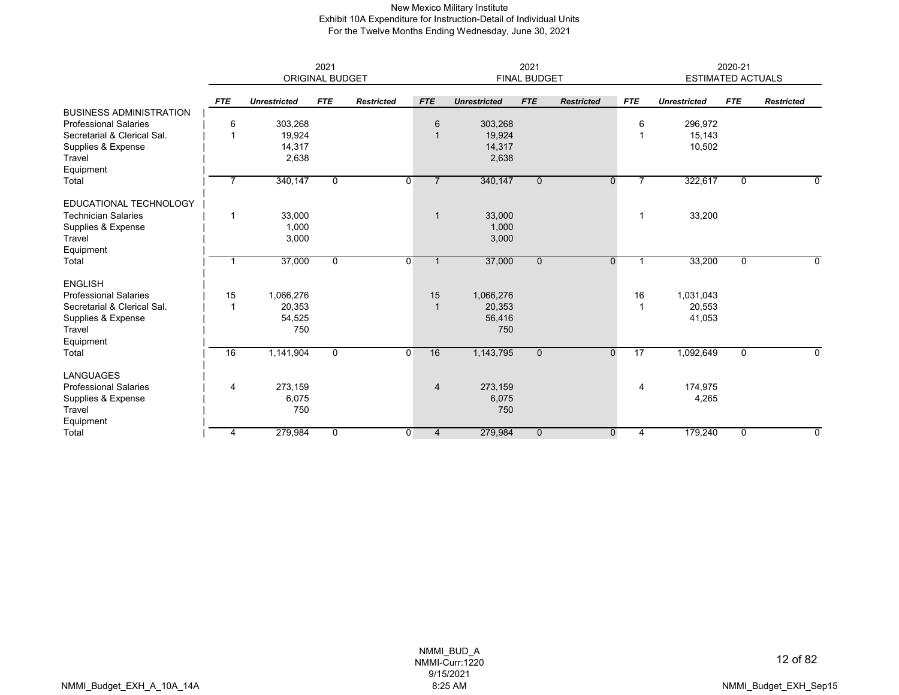# New Mexico Military Institute
## Exhibit 10A Expenditure for Instruction-Detail of Individual Units
### For the Twelve Months Ending Wednesday, June 30, 2021

| | 2021 ORIGINAL BUDGET | | | | 2021 FINAL BUDGET | | | | 2020-21 ESTIMATED ACTUALS | | | |
|---|---|---|---|---|---|---|---|---|---|---|---|---|
| | *FTE* | *Unrestricted* | *FTE* | *Restricted* | *FTE* | *Unrestricted* | *FTE* | *Restricted* | *FTE* | *Unrestricted* | *FTE* | *Restricted* |
| BUSINESS ADMINISTRATION | | | | | | | | | | | | |
| Professional Salaries | 6 | 303,268 | | | 6 | 303,268 | | | 6 | 296,972 | | |
| Secretarial & Clerical Sal. | 1 | 19,924 | | | 1 | 19,924 | | | 1 | 15,143 | | |
| Supplies & Expense | | 14,317 | | | | 14,317 | | | | 10,502 | | |
| Travel | | 2,638 | | | | 2,638 | | | | | | |
| Equipment | | | | | | | | | | | | |
| Total | 7 | 340,147 | 0 | 0 | 7 | 340,147 | 0 | 0 | 7 | 322,617 | 0 | 0 |
| EDUCATIONAL TECHNOLOGY | | | | | | | | | | | | |
| Technician Salaries | 1 | 33,000 | | | 1 | 33,000 | | | 1 | 33,200 | | |
| Supplies & Expense | | 1,000 | | | | 1,000 | | | | | | |
| Travel | | 3,000 | | | | 3,000 | | | | | | |
| Equipment | | | | | | | | | | | | |
| Total | 1 | 37,000 | 0 | 0 | 1 | 37,000 | 0 | 0 | 1 | 33,200 | 0 | 0 |
| ENGLISH | | | | | | | | | | | | |
| Professional Salaries | 15 | 1,066,276 | | | 15 | 1,066,276 | | | 16 | 1,031,043 | | |
| Secretarial & Clerical Sal. | 1 | 20,353 | | | 1 | 20,353 | | | 1 | 20,553 | | |
| Supplies & Expense | | 54,525 | | | | 56,416 | | | | 41,053 | | |
| Travel | | 750 | | | | 750 | | | | | | |
| Equipment | | | | | | | | | | | | |
| Total | 16 | 1,141,904 | 0 | 0 | 16 | 1,143,795 | 0 | 0 | 17 | 1,092,649 | 0 | 0 |
| LANGUAGES | | | | | | | | | | | | |
| Professional Salaries | 4 | 273,159 | | | 4 | 273,159 | | | 4 | 174,975 | | |
| Supplies & Expense | | 6,075 | | | | 6,075 | | | | 4,265 | | |
| Travel | | 750 | | | | 750 | | | | | | |
| Equipment | | | | | | | | | | | | |
| Total | 4 | 279,984 | 0 | 0 | 4 | 279,984 | 0 | 0 | 4 | 179,240 | 0 | 0 |

NMMI_BUD_A
NMMI-Curr:1220
9/15/2021
8:25 AM

NMMI_Budget_EXH_A_10A_14A

NMMI_Budget_EXH_Sep15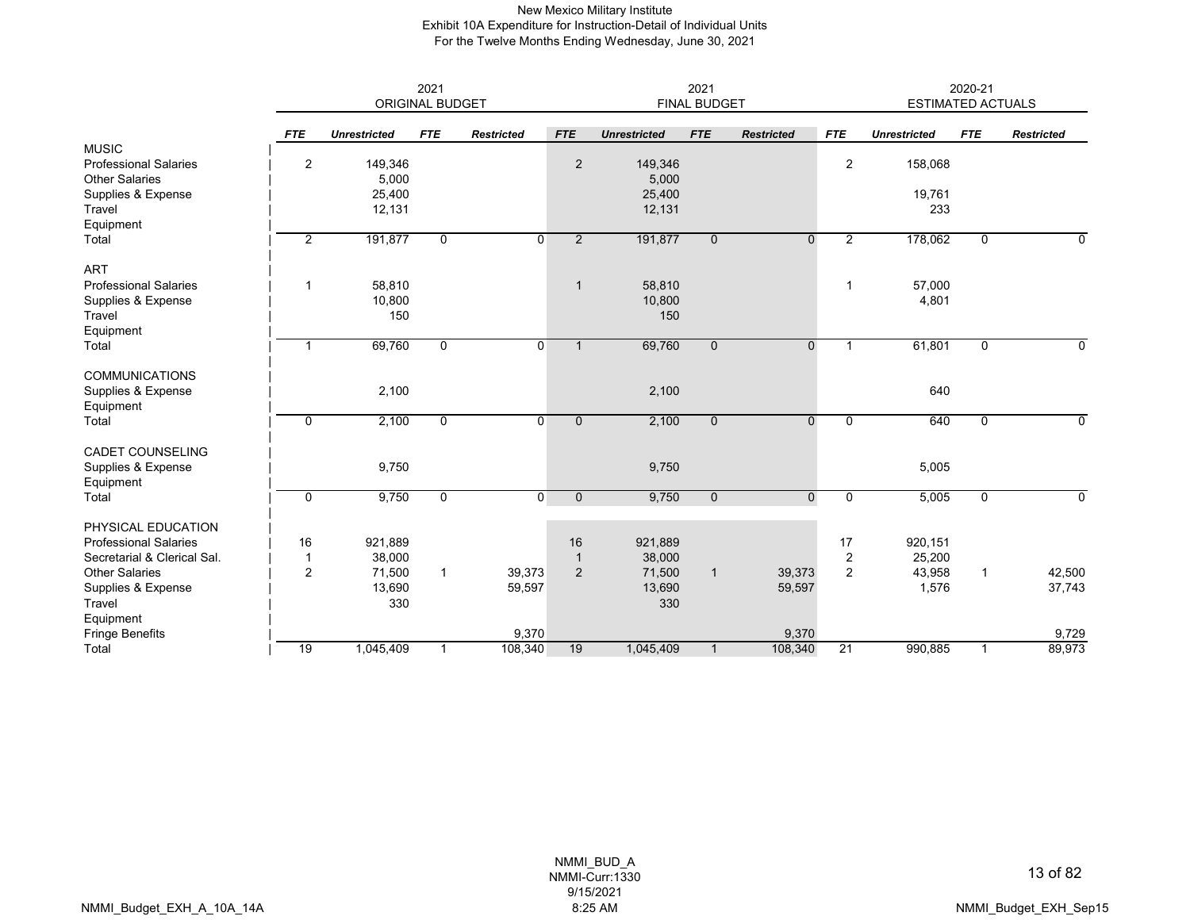New Mexico Military Institute
Exhibit 10A Expenditure for Instruction-Detail of Individual Units
For the Twelve Months Ending Wednesday, June 30, 2021

| | 2021 ORIGINAL BUDGET | | | | 2021 FINAL BUDGET | | | | 2020-21 ESTIMATED ACTUALS | | | |
|---|---|---|---|---|---|---|---|---|---|---|---|---|
| | *FTE* | *Unrestricted* | *FTE* | *Restricted* | *FTE* | *Unrestricted* | *FTE* | *Restricted* | *FTE* | *Unrestricted* | *FTE* | *Restricted* |
| MUSIC | | | | | | | | | | | | |
| Professional Salaries | 2 | 149,346 | | | 2 | 149,346 | | | 2 | 158,068 | | |
| Other Salaries | | 5,000 | | | | 5,000 | | | | | | |
| Supplies & Expense | | 25,400 | | | | 25,400 | | | | 19,761 | | |
| Travel | | 12,131 | | | | 12,131 | | | | 233 | | |
| Equipment | | | | | | | | | | | | |
| Total | 2 | 191,877 | 0 | 0 | 2 | 191,877 | 0 | 0 | 2 | 178,062 | 0 | 0 |
| ART | | | | | | | | | | | | |
| Professional Salaries | 1 | 58,810 | | | 1 | 58,810 | | | 1 | 57,000 | | |
| Supplies & Expense | | 10,800 | | | | 10,800 | | | | 4,801 | | |
| Travel | | 150 | | | | 150 | | | | | | |
| Equipment | | | | | | | | | | | | |
| Total | 1 | 69,760 | 0 | 0 | 1 | 69,760 | 0 | 0 | 1 | 61,801 | 0 | 0 |
| COMMUNICATIONS | | | | | | | | | | | | |
| Supplies & Expense | | 2,100 | | | | 2,100 | | | | 640 | | |
| Equipment | | | | | | | | | | | | |
| Total | 0 | 2,100 | 0 | 0 | 0 | 2,100 | 0 | 0 | 0 | 640 | 0 | 0 |
| CADET COUNSELING | | | | | | | | | | | | |
| Supplies & Expense | | 9,750 | | | | 9,750 | | | | 5,005 | | |
| Equipment | | | | | | | | | | | | |
| Total | 0 | 9,750 | 0 | 0 | 0 | 9,750 | 0 | 0 | 0 | 5,005 | 0 | 0 |
| PHYSICAL EDUCATION | | | | | | | | | | | | |
| Professional Salaries | 16 | 921,889 | | | 16 | 921,889 | | | 17 | 920,151 | | |
| Secretarial & Clerical Sal. | 1 | 38,000 | | | 1 | 38,000 | | | 2 | 25,200 | | |
| Other Salaries | 2 | 71,500 | 1 | 39,373 | 2 | 71,500 | 1 | 39,373 | 2 | 43,958 | 1 | 42,500 |
| Supplies & Expense | | 13,690 | | 59,597 | | 13,690 | | 59,597 | | 1,576 | | 37,743 |
| Travel | | 330 | | | | 330 | | | | | | |
| Equipment | | | | | | | | | | | | |
| Fringe Benefits | | | | 9,370 | | | | 9,370 | | | | 9,729 |
| Total | 19 | 1,045,409 | 1 | 108,340 | 19 | 1,045,409 | 1 | 108,340 | 21 | 990,885 | 1 | 89,973 |

NMMI_BUD_A
NMMI-Curr:1330
9/15/2021
8:25 AM

NMMI_Budget_EXH_A_10A_14A

NMMI_Budget_EXH_Sep15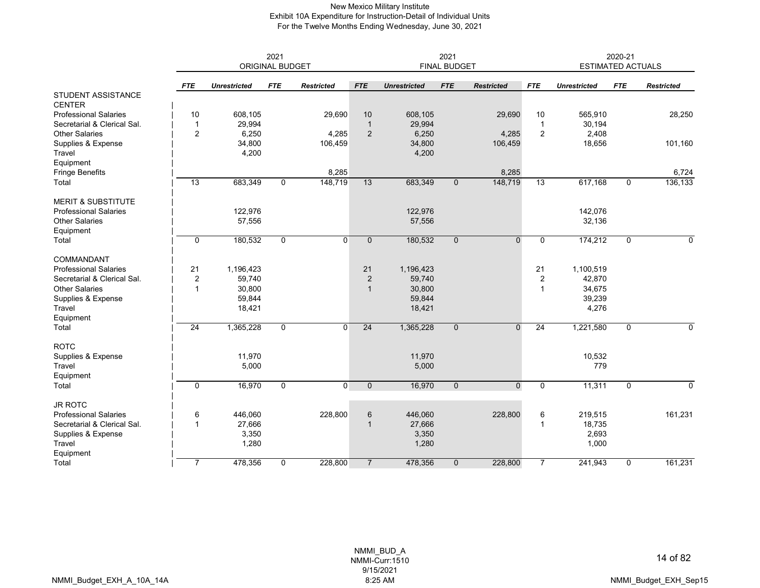# New Mexico Military Institute
## Exhibit 10A Expenditure for Instruction-Detail of Individual Units
### For the Twelve Months Ending Wednesday, June 30, 2021

| | 2021 ORIGINAL BUDGET | | | | 2021 FINAL BUDGET | | | | 2020-21 ESTIMATED ACTUALS | | | |
|---|---|---|---|---|---|---|---|---|---|---|---|---|
| | *FTE* | *Unrestricted* | *FTE* | *Restricted* | *FTE* | *Unrestricted* | *FTE* | *Restricted* | *FTE* | *Unrestricted* | *FTE* | *Restricted* |
| **STUDENT ASSISTANCE CENTER** | | | | | | | | | | | | |
| Professional Salaries | 10 | 608,105 | | 29,690 | 10 | 608,105 | | 29,690 | 10 | 565,910 | | 28,250 |
| Secretarial & Clerical Sal. | 1 | 29,994 | | | 1 | 29,994 | | | 1 | 30,194 | | |
| Other Salaries | 2 | 6,250 | | 4,285 | 2 | 6,250 | | 4,285 | 2 | 2,408 | | |
| Supplies & Expense | | 34,800 | | 106,459 | | 34,800 | | 106,459 | | 18,656 | | 101,160 |
| Travel | | 4,200 | | | | 4,200 | | | | | | |
| Equipment | | | | | | | | | | | | |
| Fringe Benefits | | | | 8,285 | | | | 8,285 | | | | 6,724 |
| Total | 13 | 683,349 | 0 | 148,719 | 13 | 683,349 | 0 | 148,719 | 13 | 617,168 | 0 | 136,133 |
| **MERIT & SUBSTITUTE** | | | | | | | | | | | | |
| Professional Salaries | | 122,976 | | | | 122,976 | | | | 142,076 | | |
| Other Salaries | | 57,556 | | | | 57,556 | | | | 32,136 | | |
| Equipment | | | | | | | | | | | | |
| Total | 0 | 180,532 | 0 | 0 | 0 | 180,532 | 0 | 0 | 0 | 174,212 | 0 | 0 |
| **COMMANDANT** | | | | | | | | | | | | |
| Professional Salaries | 21 | 1,196,423 | | | 21 | 1,196,423 | | | 21 | 1,100,519 | | |
| Secretarial & Clerical Sal. | 2 | 59,740 | | | 2 | 59,740 | | | 2 | 42,870 | | |
| Other Salaries | 1 | 30,800 | | | 1 | 30,800 | | | 1 | 34,675 | | |
| Supplies & Expense | | 59,844 | | | | 59,844 | | | | 39,239 | | |
| Travel | | 18,421 | | | | 18,421 | | | | 4,276 | | |
| Equipment | | | | | | | | | | | | |
| Total | 24 | 1,365,228 | 0 | 0 | 24 | 1,365,228 | 0 | 0 | 24 | 1,221,580 | 0 | 0 |
| **ROTC** | | | | | | | | | | | | |
| Supplies & Expense | | 11,970 | | | | 11,970 | | | | 10,532 | | |
| Travel | | 5,000 | | | | 5,000 | | | | 779 | | |
| Equipment | | | | | | | | | | | | |
| Total | 0 | 16,970 | 0 | 0 | 0 | 16,970 | 0 | 0 | 0 | 11,311 | 0 | 0 |
| **JR ROTC** | | | | | | | | | | | | |
| Professional Salaries | 6 | 446,060 | | 228,800 | 6 | 446,060 | | 228,800 | 6 | 219,515 | | 161,231 |
| Secretarial & Clerical Sal. | 1 | 27,666 | | | 1 | 27,666 | | | 1 | 18,735 | | |
| Supplies & Expense | | 3,350 | | | | 3,350 | | | | 2,693 | | |
| Travel | | 1,280 | | | | 1,280 | | | | 1,000 | | |
| Equipment | | | | | | | | | | | | |
| Total | 7 | 478,356 | 0 | 228,800 | 7 | 478,356 | 0 | 228,800 | 7 | 241,943 | 0 | 161,231 |

NMMI_BUD_A
NMMI-Curr:1510
9/15/2021
8:25 AM

NMMI_Budget_EXH_A_10A_14A

NMMI_Budget_EXH_Sep15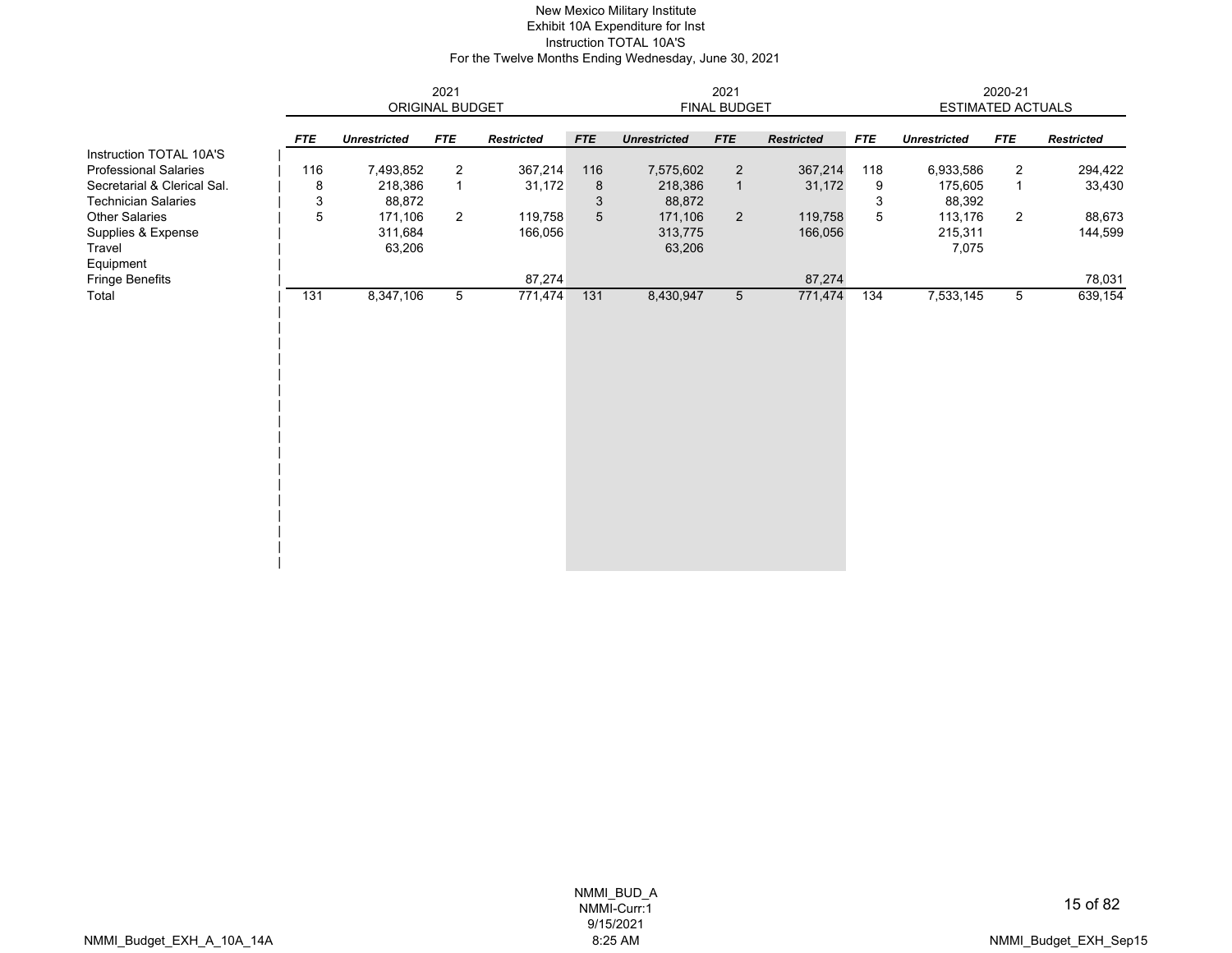New Mexico Military Institute
Exhibit 10A Expenditure for Inst
Instruction TOTAL 10A'S
For the Twelve Months Ending Wednesday, June 30, 2021

| | 2021 ORIGINAL BUDGET | | | | 2021 FINAL BUDGET | | | | 2020-21 ESTIMATED ACTUALS | | | |
|---|---|---|---|---|---|---|---|---|---|---|---|---|
| | ***FTE*** | ***Unrestricted*** | ***FTE*** | ***Restricted*** | ***FTE*** | ***Unrestricted*** | ***FTE*** | ***Restricted*** | ***FTE*** | ***Unrestricted*** | ***FTE*** | ***Restricted*** |
| Instruction TOTAL 10A'S | | | | | | | | | | | | |
| Professional Salaries | 116 | 7,493,852 | 2 | 367,214 | 116 | 7,575,602 | 2 | 367,214 | 118 | 6,933,586 | 2 | 294,422 |
| Secretarial & Clerical Sal. | 8 | 218,386 | 1 | 31,172 | 8 | 218,386 | 1 | 31,172 | 9 | 175,605 | 1 | 33,430 |
| Technician Salaries | 3 | 88,872 | | | 3 | 88,872 | | | 3 | 88,392 | | |
| Other Salaries | 5 | 171,106 | 2 | 119,758 | 5 | 171,106 | 2 | 119,758 | 5 | 113,176 | 2 | 88,673 |
| Supplies & Expense | | 311,684 | | 166,056 | | 313,775 | | 166,056 | | 215,311 | | 144,599 |
| Travel | | 63,206 | | | | 63,206 | | | | 7,075 | | |
| Equipment | | | | | | | | | | | | |
| Fringe Benefits | | | | 87,274 | | | | 87,274 | | | | 78,031 |
| Total | 131 | 8,347,106 | 5 | 771,474 | 131 | 8,430,947 | 5 | 771,474 | 134 | 7,533,145 | 5 | 639,154 |

NMMI_BUD_A
NMMI-Curr:1
9/15/2021
8:25 AM

NMMI_Budget_EXH_A_10A_14A

NMMI_Budget_EXH_Sep15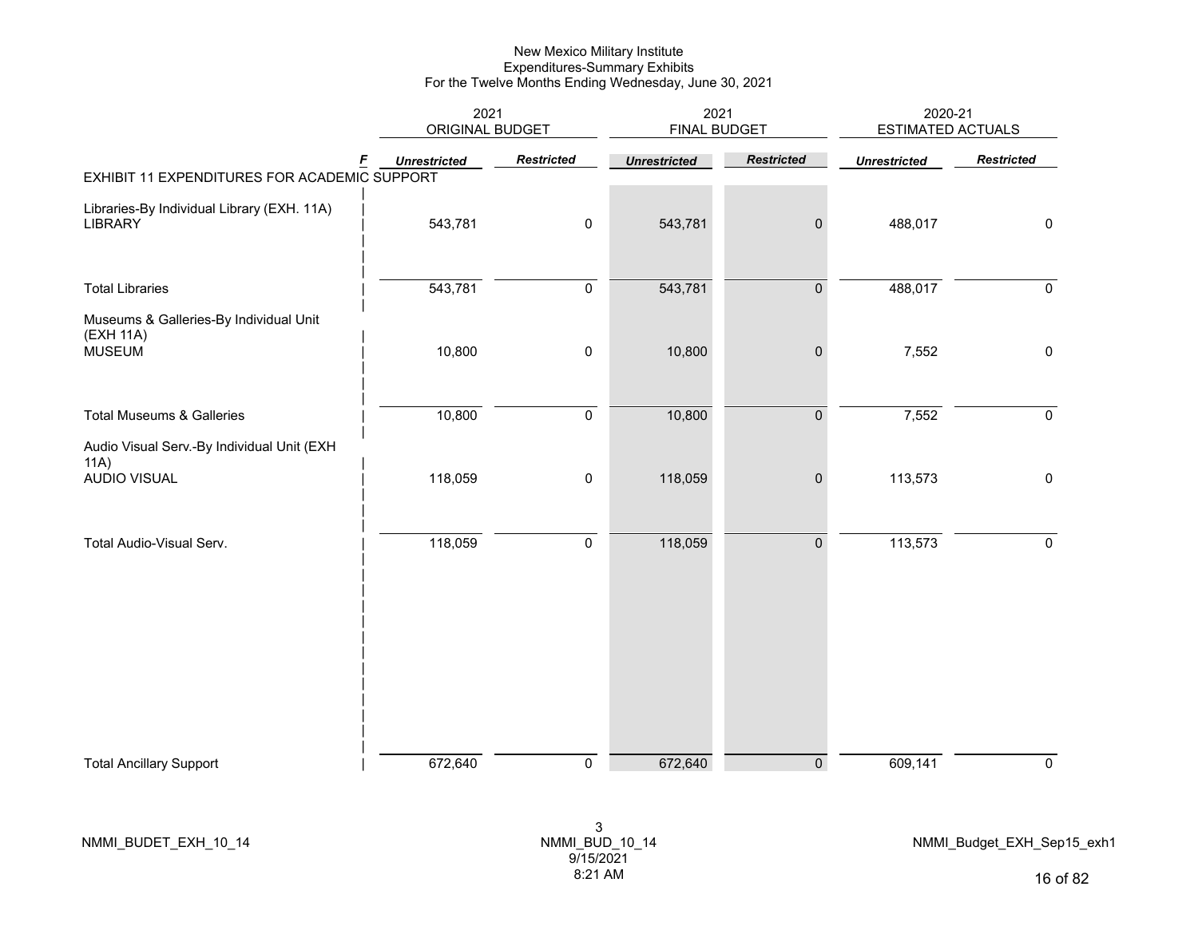New Mexico Military Institute
Expenditures-Summary Exhibits
For the Twelve Months Ending Wednesday, June 30, 2021

| | F | 2021 ORIGINAL BUDGET | | 2021 FINAL BUDGET | | 2020-21 ESTIMATED ACTUALS | |
|---|---|---|---|---|---|---|---|
| | | *Unrestricted* | *Restricted* | *Unrestricted* | *Restricted* | *Unrestricted* | *Restricted* |
| EXHIBIT 11 EXPENDITURES FOR ACADEMIC SUPPORT | | | | | | | |
| Libraries-By Individual Library (EXH. 11A) | | | | | | | |
| LIBRARY | | 543,781 | 0 | 543,781 | 0 | 488,017 | 0 |
| Total Libraries | | 543,781 | 0 | 543,781 | 0 | 488,017 | 0 |
| Museums & Galleries-By Individual Unit (EXH 11A) | | | | | | | |
| MUSEUM | | 10,800 | 0 | 10,800 | 0 | 7,552 | 0 |
| Total Museums & Galleries | | 10,800 | 0 | 10,800 | 0 | 7,552 | 0 |
| Audio Visual Serv.-By Individual Unit (EXH 11A) | | | | | | | |
| AUDIO VISUAL | | 118,059 | 0 | 118,059 | 0 | 113,573 | 0 |
| Total Audio-Visual Serv. | | 118,059 | 0 | 118,059 | 0 | 113,573 | 0 |
| Total Ancillary Support | | 672,640 | 0 | 672,640 | 0 | 609,141 | 0 |

NMMI_BUDET_EXH_10_14

NMMI_BUD_10_14
9/15/2021
8:21 AM

NMMI_Budget_EXH_Sep15_exh1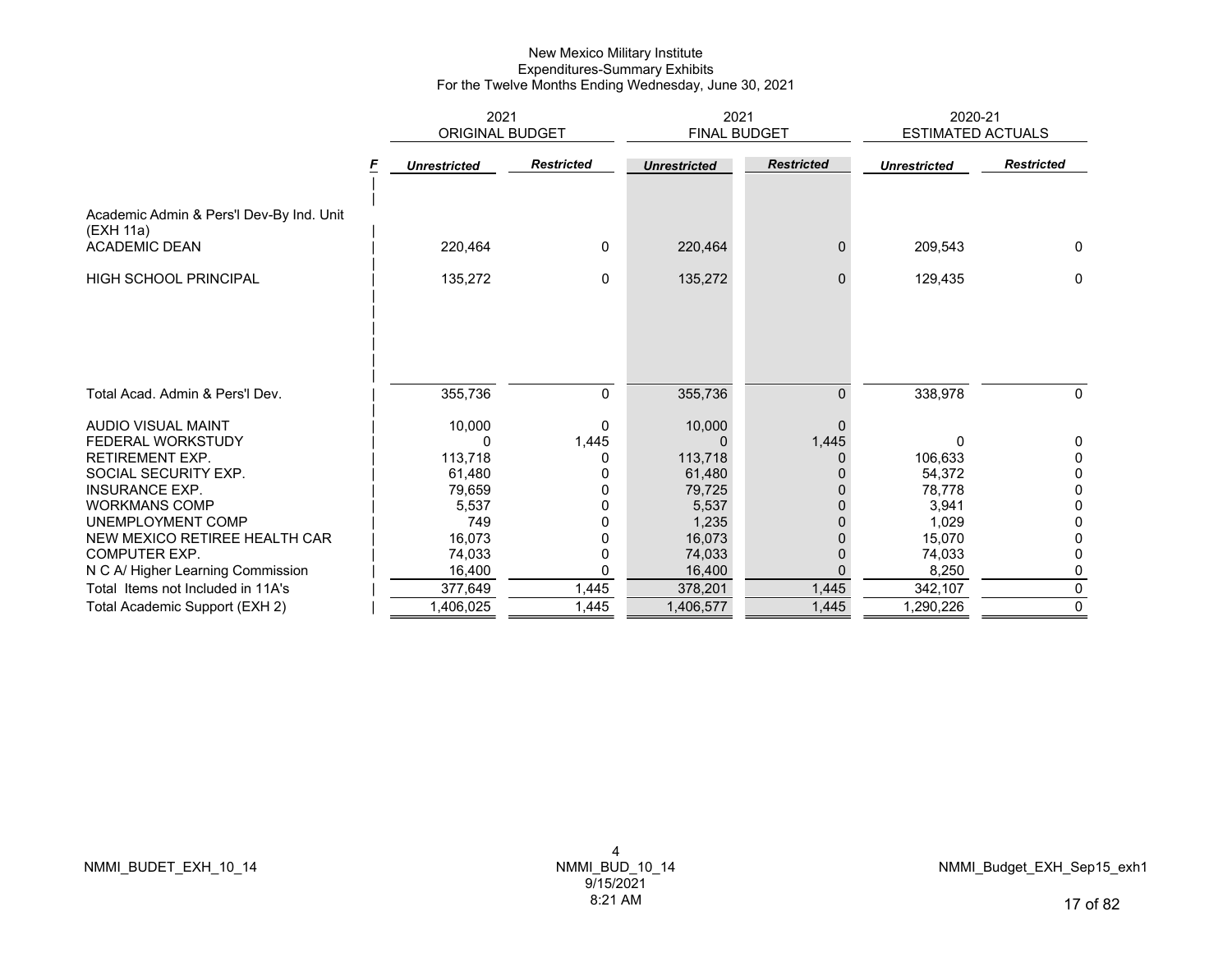New Mexico Military Institute
Expenditures-Summary Exhibits
For the Twelve Months Ending Wednesday, June 30, 2021

| | F | 2021 ORIGINAL BUDGET | | 2021 FINAL BUDGET | | 2020-21 ESTIMATED ACTUALS | |
|---|---|---|---|---|---|---|---|
| | | *Unrestricted* | *Restricted* | *Unrestricted* | *Restricted* | *Unrestricted* | *Restricted* |
| Academic Admin & Pers'l Dev-By Ind. Unit (EXH 11a) | | | | | | | |
| ACADEMIC DEAN | | 220,464 | 0 | 220,464 | 0 | 209,543 | 0 |
| HIGH SCHOOL PRINCIPAL | | 135,272 | 0 | 135,272 | 0 | 129,435 | 0 |
| Total Acad. Admin & Pers'l Dev. | | 355,736 | 0 | 355,736 | 0 | 338,978 | 0 |
| AUDIO VISUAL MAINT | | 10,000 | 0 | 10,000 | 0 | | |
| FEDERAL WORKSTUDY | | 0 | 1,445 | 0 | 1,445 | 0 | 0 |
| RETIREMENT EXP. | | 113,718 | 0 | 113,718 | 0 | 106,633 | 0 |
| SOCIAL SECURITY EXP. | | 61,480 | 0 | 61,480 | 0 | 54,372 | 0 |
| INSURANCE EXP. | | 79,659 | 0 | 79,725 | 0 | 78,778 | 0 |
| WORKMANS COMP | | 5,537 | 0 | 5,537 | 0 | 3,941 | 0 |
| UNEMPLOYMENT COMP | | 749 | 0 | 1,235 | 0 | 1,029 | 0 |
| NEW MEXICO RETIREE HEALTH CAR | | 16,073 | 0 | 16,073 | 0 | 15,070 | 0 |
| COMPUTER EXP. | | 74,033 | 0 | 74,033 | 0 | 74,033 | 0 |
| N C A/ Higher Learning Commission | | 16,400 | 0 | 16,400 | 0 | 8,250 | 0 |
| Total Items not Included in 11A's | | 377,649 | 1,445 | 378,201 | 1,445 | 342,107 | 0 |
| Total Academic Support (EXH 2) | | 1,406,025 | 1,445 | 1,406,577 | 1,445 | 1,290,226 | 0 |

NMMI_BUDET_EXH_10_14

4
NMMI_BUD_10_14
9/15/2021
8:21 AM

NMMI_Budget_EXH_Sep15_exh1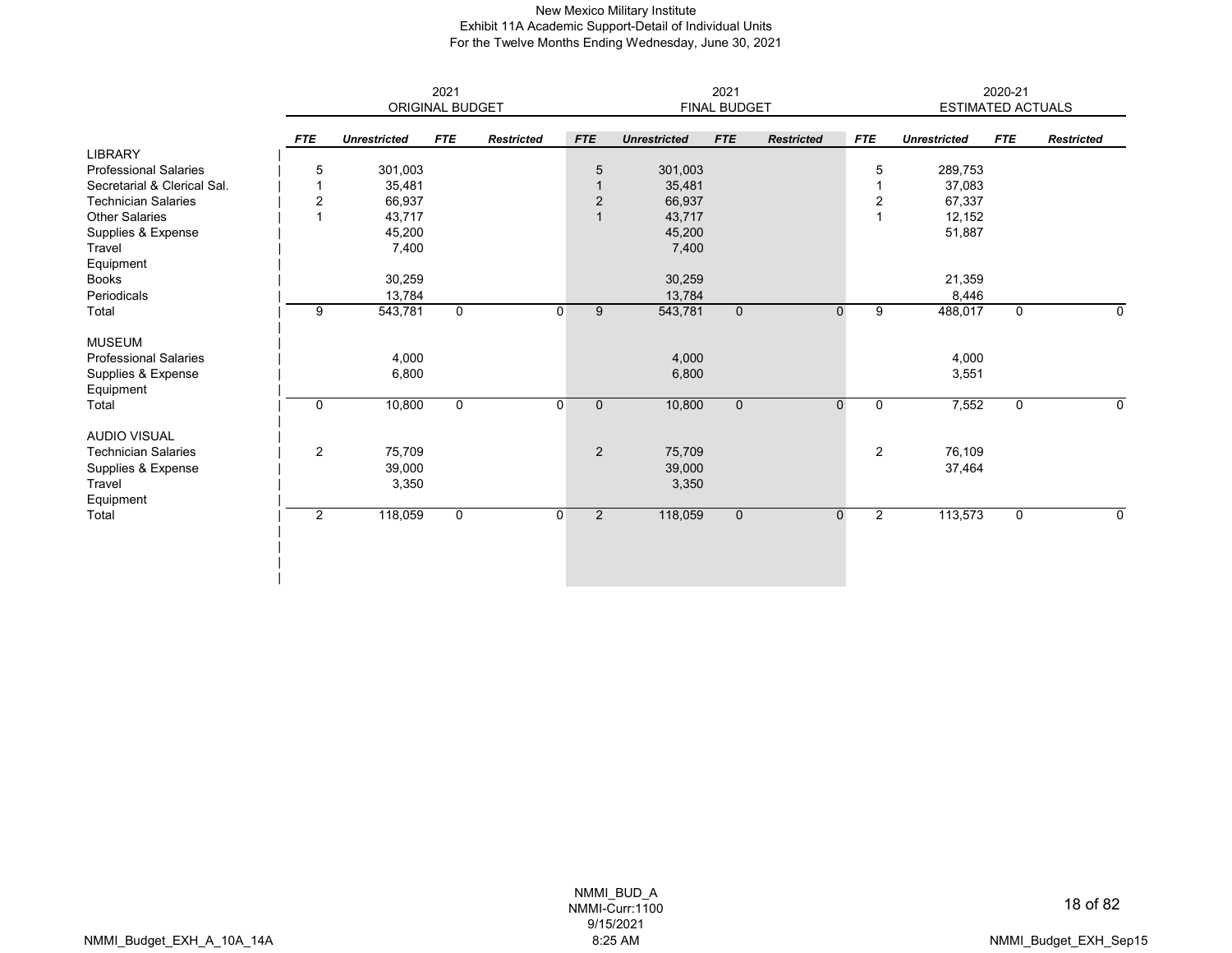New Mexico Military Institute
Exhibit 11A Academic Support-Detail of Individual Units
For the Twelve Months Ending Wednesday, June 30, 2021

| | 2021 ORIGINAL BUDGET | | | | 2021 FINAL BUDGET | | | | 2020-21 ESTIMATED ACTUALS | | | |
|---|---|---|---|---|---|---|---|---|---|---|---|---|
| | ***FTE*** | ***Unrestricted*** | ***FTE*** | ***Restricted*** | ***FTE*** | ***Unrestricted*** | ***FTE*** | ***Restricted*** | ***FTE*** | ***Unrestricted*** | ***FTE*** | ***Restricted*** |
| LIBRARY | | | | | | | | | | | | |
| Professional Salaries | 5 | 301,003 | | | 5 | 301,003 | | | 5 | 289,753 | | |
| Secretarial & Clerical Sal. | 1 | 35,481 | | | 1 | 35,481 | | | 1 | 37,083 | | |
| Technician Salaries | 2 | 66,937 | | | 2 | 66,937 | | | 2 | 67,337 | | |
| Other Salaries | 1 | 43,717 | | | 1 | 43,717 | | | 1 | 12,152 | | |
| Supplies & Expense | | 45,200 | | | | 45,200 | | | | 51,887 | | |
| Travel | | 7,400 | | | | 7,400 | | | | | | |
| Equipment | | | | | | | | | | | | |
| Books | | 30,259 | | | | 30,259 | | | | 21,359 | | |
| Periodicals | | 13,784 | | | | 13,784 | | | | 8,446 | | |
| Total | 9 | 543,781 | 0 | 0 | 9 | 543,781 | 0 | 0 | 9 | 488,017 | 0 | 0 |
| MUSEUM | | | | | | | | | | | | |
| Professional Salaries | | 4,000 | | | | 4,000 | | | | 4,000 | | |
| Supplies & Expense | | 6,800 | | | | 6,800 | | | | 3,551 | | |
| Equipment | | | | | | | | | | | | |
| Total | 0 | 10,800 | 0 | 0 | 0 | 10,800 | 0 | 0 | 0 | 7,552 | 0 | 0 |
| AUDIO VISUAL | | | | | | | | | | | | |
| Technician Salaries | 2 | 75,709 | | | 2 | 75,709 | | | 2 | 76,109 | | |
| Supplies & Expense | | 39,000 | | | | 39,000 | | | | 37,464 | | |
| Travel | | 3,350 | | | | 3,350 | | | | | | |
| Equipment | | | | | | | | | | | | |
| Total | 2 | 118,059 | 0 | 0 | 2 | 118,059 | 0 | 0 | 2 | 113,573 | 0 | 0 |

NMMI_BUD_A
NMMI-Curr:1100
9/15/2021
8:25 AM

NMMI_Budget_EXH_A_10A_14A

NMMI_Budget_EXH_Sep15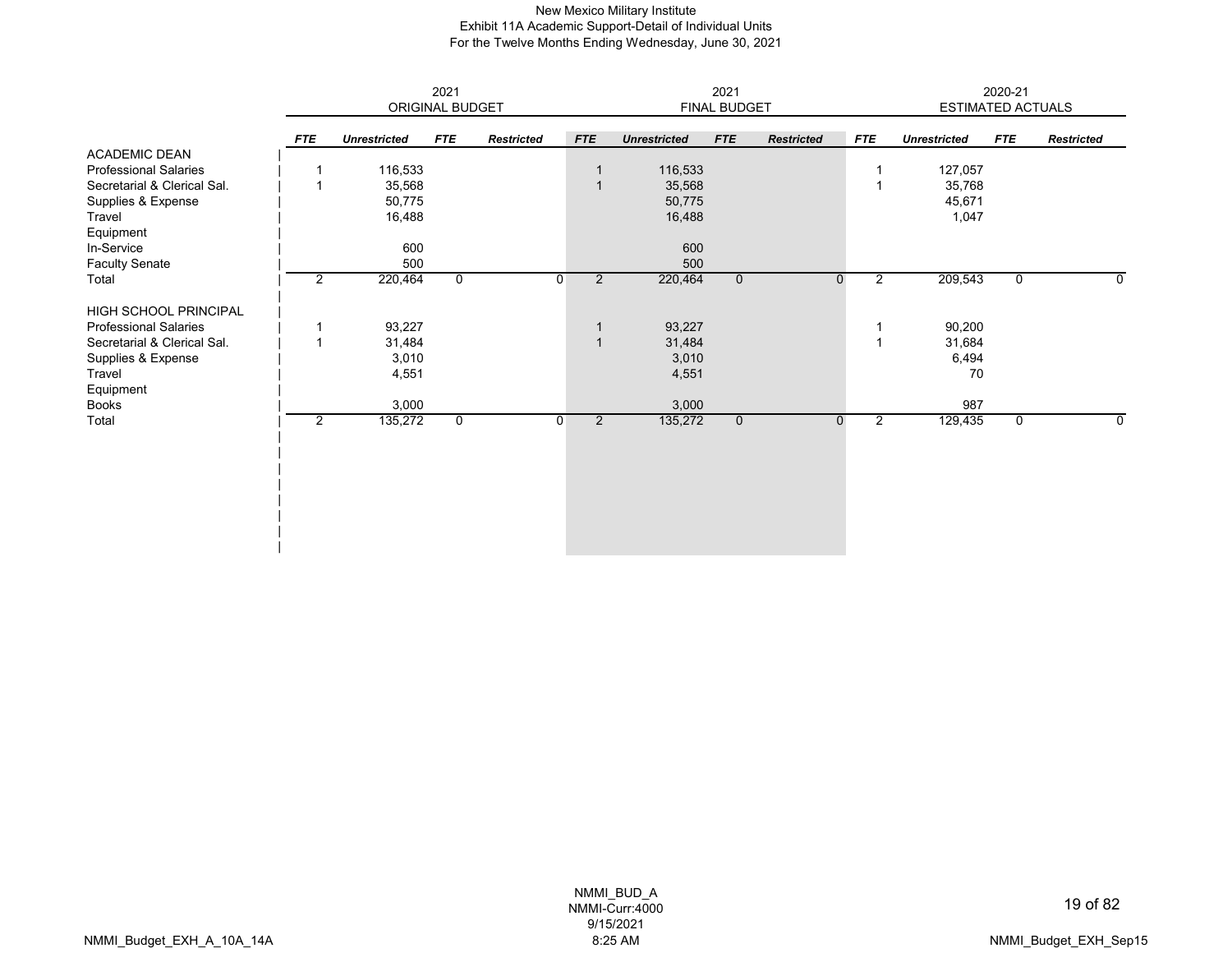New Mexico Military Institute
Exhibit 11A Academic Support-Detail of Individual Units
For the Twelve Months Ending Wednesday, June 30, 2021

| | 2021 ORIGINAL BUDGET | | | | 2021 FINAL BUDGET | | | | 2020-21 ESTIMATED ACTUALS | | | |
|---|---|---|---|---|---|---|---|---|---|---|---|---|
| | *FTE* | *Unrestricted* | *FTE* | *Restricted* | *FTE* | *Unrestricted* | *FTE* | *Restricted* | *FTE* | *Unrestricted* | *FTE* | *Restricted* |
| ACADEMIC DEAN | | | | | | | | | | | | |
| Professional Salaries | 1 | 116,533 | | | 1 | 116,533 | | | 1 | 127,057 | | |
| Secretarial & Clerical Sal. | 1 | 35,568 | | | 1 | 35,568 | | | 1 | 35,768 | | |
| Supplies & Expense | | 50,775 | | | | 50,775 | | | | 45,671 | | |
| Travel | | 16,488 | | | | 16,488 | | | | 1,047 | | |
| Equipment | | | | | | | | | | | | |
| In-Service | | 600 | | | | 600 | | | | | | |
| Faculty Senate | | 500 | | | | 500 | | | | | | |
| Total | 2 | 220,464 | 0 | 0 | 2 | 220,464 | 0 | 0 | 2 | 209,543 | 0 | 0 |
| | | | | | | | | | | | | |
| HIGH SCHOOL PRINCIPAL | | | | | | | | | | | | |
| Professional Salaries | 1 | 93,227 | | | 1 | 93,227 | | | 1 | 90,200 | | |
| Secretarial & Clerical Sal. | 1 | 31,484 | | | 1 | 31,484 | | | 1 | 31,684 | | |
| Supplies & Expense | | 3,010 | | | | 3,010 | | | | 6,494 | | |
| Travel | | 4,551 | | | | 4,551 | | | | 70 | | |
| Equipment | | | | | | | | | | | | |
| Books | | 3,000 | | | | 3,000 | | | | 987 | | |
| Total | 2 | 135,272 | 0 | 0 | 2 | 135,272 | 0 | 0 | 2 | 129,435 | 0 | 0 |

NMMI_BUD_A
NMMI-Curr:4000
9/15/2021
8:25 AM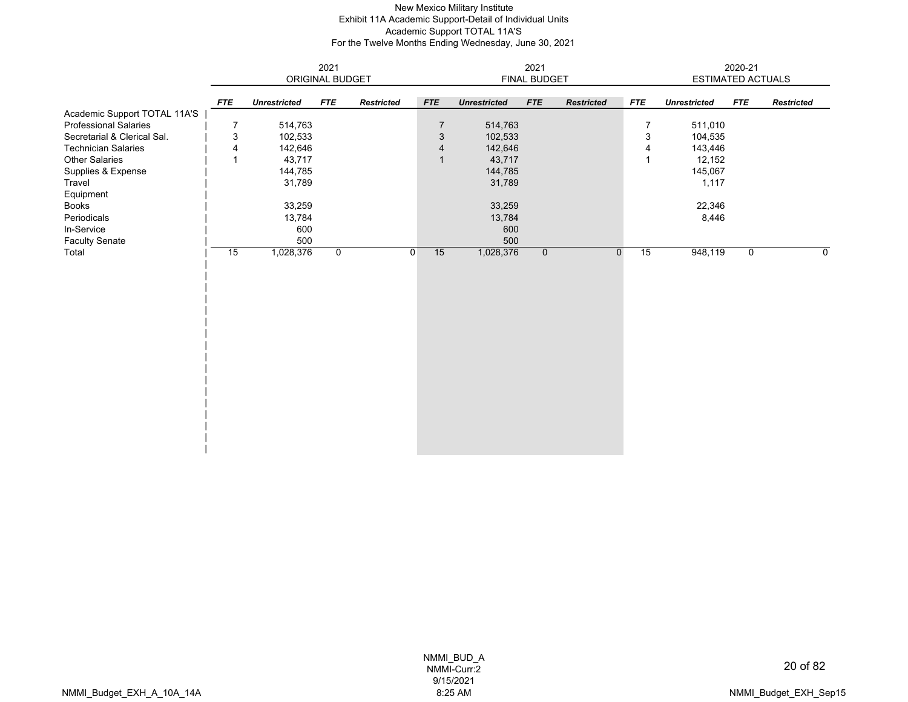New Mexico Military Institute
Exhibit 11A Academic Support-Detail of Individual Units
Academic Support TOTAL 11A'S
For the Twelve Months Ending Wednesday, June 30, 2021

| | 2021 ORIGINAL BUDGET | | | | 2021 FINAL BUDGET | | | | 2020-21 ESTIMATED ACTUALS | | | |
|---|---|---|---|---|---|---|---|---|---|---|---|---|
| | *FTE* | *Unrestricted* | *FTE* | *Restricted* | *FTE* | *Unrestricted* | *FTE* | *Restricted* | *FTE* | *Unrestricted* | *FTE* | *Restricted* |
| Academic Support TOTAL 11A'S | | | | | | | | | | | | |
| Professional Salaries | 7 | 514,763 | | | 7 | 514,763 | | | 7 | 511,010 | | |
| Secretarial & Clerical Sal. | 3 | 102,533 | | | 3 | 102,533 | | | 3 | 104,535 | | |
| Technician Salaries | 4 | 142,646 | | | 4 | 142,646 | | | 4 | 143,446 | | |
| Other Salaries | 1 | 43,717 | | | 1 | 43,717 | | | 1 | 12,152 | | |
| Supplies & Expense | | 144,785 | | | | 144,785 | | | | 145,067 | | |
| Travel | | 31,789 | | | | 31,789 | | | | 1,117 | | |
| Equipment | | | | | | | | | | | | |
| Books | | 33,259 | | | | 33,259 | | | | 22,346 | | |
| Periodicals | | 13,784 | | | | 13,784 | | | | 8,446 | | |
| In-Service | | 600 | | | | 600 | | | | | | |
| Faculty Senate | | 500 | | | | 500 | | | | | | |
| Total | 15 | 1,028,376 | 0 | 0 | 15 | 1,028,376 | 0 | 0 | 15 | 948,119 | 0 | 0 |

NMMI_BUD_A
NMMI-Curr:2
9/15/2021
8:25 AM

NMMI_Budget_EXH_A_10A_14A

NMMI_Budget_EXH_Sep15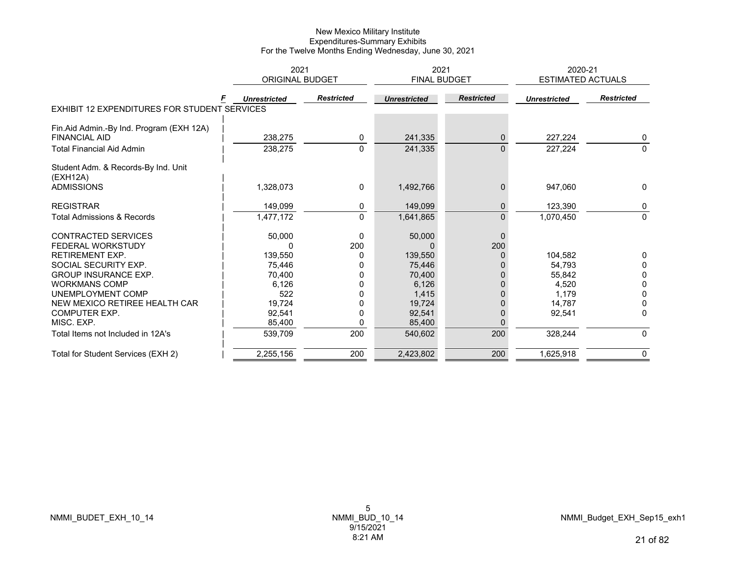New Mexico Military Institute
Expenditures-Summary Exhibits
For the Twelve Months Ending Wednesday, June 30, 2021

| | 2021 ORIGINAL BUDGET | | 2021 FINAL BUDGET | | 2020-21 ESTIMATED ACTUALS | |
|---|---|---|---|---|---|---|
| F | *Unrestricted* | *Restricted* | *Unrestricted* | *Restricted* | *Unrestricted* | *Restricted* |
| EXHIBIT 12 EXPENDITURES FOR STUDENT SERVICES | | | | | | |
| Fin.Aid Admin.-By Ind. Program (EXH 12A) | | | | | | |
| FINANCIAL AID | 238,275 | 0 | 241,335 | 0 | 227,224 | 0 |
| Total Financial Aid Admin | 238,275 | 0 | 241,335 | 0 | 227,224 | 0 |
| Student Adm. & Records-By Ind. Unit (EXH12A) | | | | | | |
| ADMISSIONS | 1,328,073 | 0 | 1,492,766 | 0 | 947,060 | 0 |
| REGISTRAR | 149,099 | 0 | 149,099 | 0 | 123,390 | 0 |
| Total Admissions & Records | 1,477,172 | 0 | 1,641,865 | 0 | 1,070,450 | 0 |
| CONTRACTED SERVICES | 50,000 | 0 | 50,000 | 0 | | |
| FEDERAL WORKSTUDY | 0 | 200 | 0 | 200 | | |
| RETIREMENT EXP. | 139,550 | 0 | 139,550 | 0 | 104,582 | 0 |
| SOCIAL SECURITY EXP. | 75,446 | 0 | 75,446 | 0 | 54,793 | 0 |
| GROUP INSURANCE EXP. | 70,400 | 0 | 70,400 | 0 | 55,842 | 0 |
| WORKMANS COMP | 6,126 | 0 | 6,126 | 0 | 4,520 | 0 |
| UNEMPLOYMENT COMP | 522 | 0 | 1,415 | 0 | 1,179 | 0 |
| NEW MEXICO RETIREE HEALTH CAR | 19,724 | 0 | 19,724 | 0 | 14,787 | 0 |
| COMPUTER EXP. | 92,541 | 0 | 92,541 | 0 | 92,541 | 0 |
| MISC. EXP. | 85,400 | 0 | 85,400 | 0 | | |
| Total Items not Included in 12A's | 539,709 | 200 | 540,602 | 200 | 328,244 | 0 |
| Total for Student Services (EXH 2) | 2,255,156 | 200 | 2,423,802 | 200 | 1,625,918 | 0 |

NMMI_BUDET_EXH_10_14 | NMMI_BUD_10_14 9/15/2021 8:21 AM | NMMI_Budget_EXH_Sep15_exh1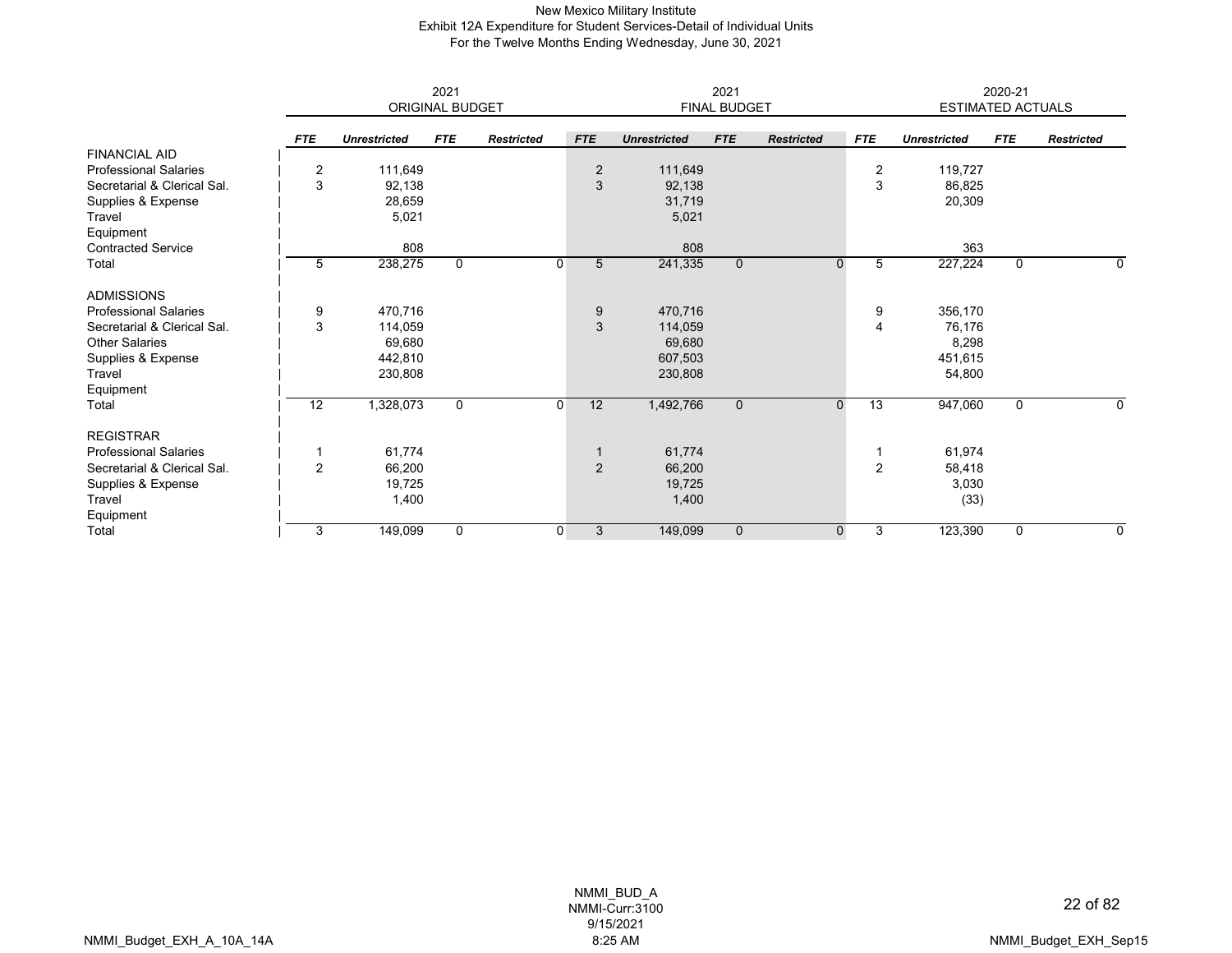# New Mexico Military Institute

## Exhibit 12A Expenditure for Student Services-Detail of Individual Units

### For the Twelve Months Ending Wednesday, June 30, 2021

| | 2021 ORIGINAL BUDGET | | | | 2021 FINAL BUDGET | | | | 2020-21 ESTIMATED ACTUALS | | | |
|---|---|---|---|---|---|---|---|---|---|---|---|---|
| | ***FTE*** | ***Unrestricted*** | ***FTE*** | ***Restricted*** | ***FTE*** | ***Unrestricted*** | ***FTE*** | ***Restricted*** | ***FTE*** | ***Unrestricted*** | ***FTE*** | ***Restricted*** |
| FINANCIAL AID | | | | | | | | | | | | |
| Professional Salaries | 2 | 111,649 | | | 2 | 111,649 | | | 2 | 119,727 | | |
| Secretarial & Clerical Sal. | 3 | 92,138 | | | 3 | 92,138 | | | 3 | 86,825 | | |
| Supplies & Expense | | 28,659 | | | | 31,719 | | | | 20,309 | | |
| Travel | | 5,021 | | | | 5,021 | | | | | | |
| Equipment | | | | | | | | | | | | |
| Contracted Service | | 808 | | | | 808 | | | | 363 | | |
| Total | 5 | 238,275 | 0 | 0 | 5 | 241,335 | 0 | 0 | 5 | 227,224 | 0 | 0 |
| ADMISSIONS | | | | | | | | | | | | |
| Professional Salaries | 9 | 470,716 | | | 9 | 470,716 | | | 9 | 356,170 | | |
| Secretarial & Clerical Sal. | 3 | 114,059 | | | 3 | 114,059 | | | 4 | 76,176 | | |
| Other Salaries | | 69,680 | | | | 69,680 | | | | 8,298 | | |
| Supplies & Expense | | 442,810 | | | | 607,503 | | | | 451,615 | | |
| Travel | | 230,808 | | | | 230,808 | | | | 54,800 | | |
| Equipment | | | | | | | | | | | | |
| Total | 12 | 1,328,073 | 0 | 0 | 12 | 1,492,766 | 0 | 0 | 13 | 947,060 | 0 | 0 |
| REGISTRAR | | | | | | | | | | | | |
| Professional Salaries | 1 | 61,774 | | | 1 | 61,774 | | | 1 | 61,974 | | |
| Secretarial & Clerical Sal. | 2 | 66,200 | | | 2 | 66,200 | | | 2 | 58,418 | | |
| Supplies & Expense | | 19,725 | | | | 19,725 | | | | 3,030 | | |
| Travel | | 1,400 | | | | 1,400 | | | | (33) | | |
| Equipment | | | | | | | | | | | | |
| Total | 3 | 149,099 | 0 | 0 | 3 | 149,099 | 0 | 0 | 3 | 123,390 | 0 | 0 |

NMMI_BUD_A
NMMI-Curr:3100
9/15/2021
8:25 AM

NMMI_Budget_EXH_A_10A_14A

NMMI_Budget_EXH_Sep15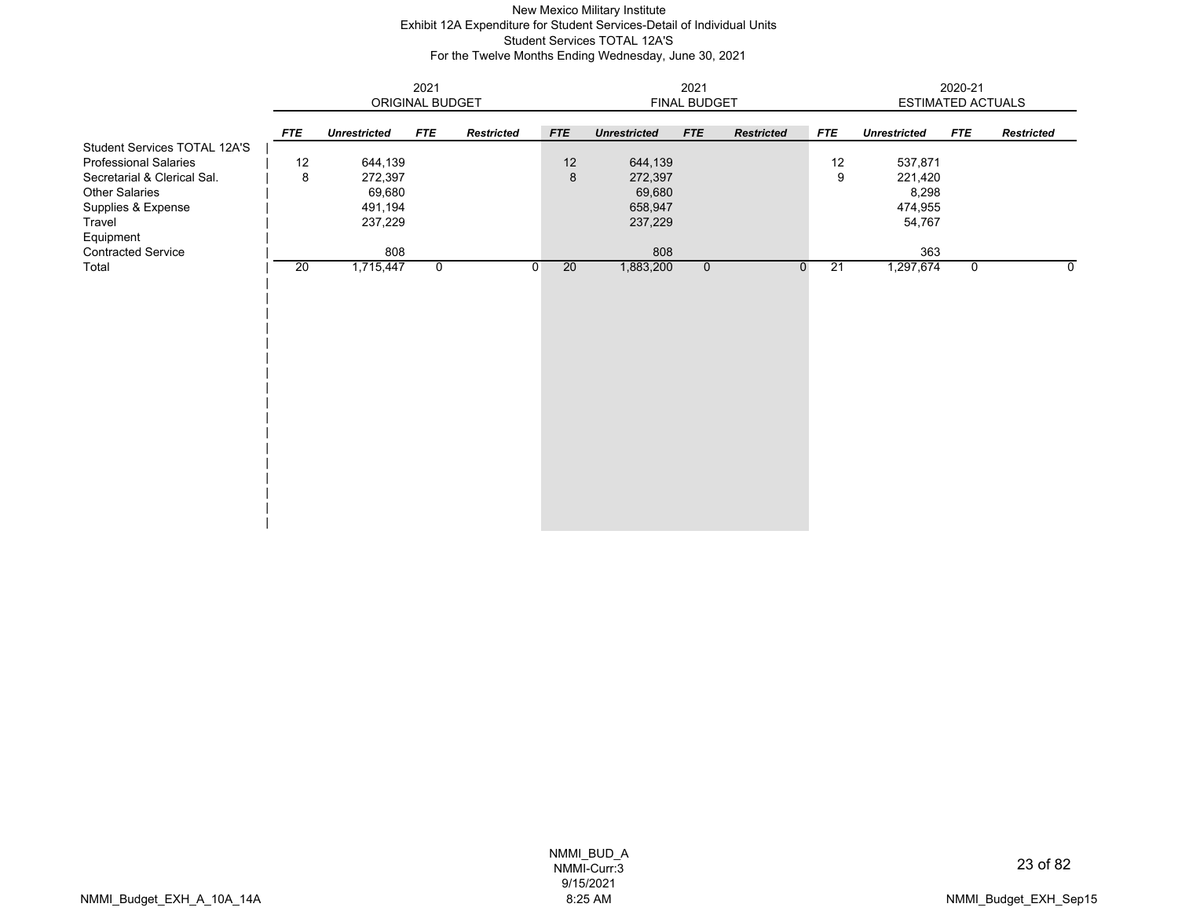New Mexico Military Institute
Exhibit 12A Expenditure for Student Services-Detail of Individual Units
Student Services TOTAL 12A'S
For the Twelve Months Ending Wednesday, June 30, 2021

| | 2021 ORIGINAL BUDGET | | | | 2021 FINAL BUDGET | | | | 2020-21 ESTIMATED ACTUALS | | | |
|---|---|---|---|---|---|---|---|---|---|---|---|---|
| | *FTE* | *Unrestricted* | *FTE* | *Restricted* | *FTE* | *Unrestricted* | *FTE* | *Restricted* | *FTE* | *Unrestricted* | *FTE* | *Restricted* |
| Student Services TOTAL 12A'S | | | | | | | | | | | | |
| Professional Salaries | 12 | 644,139 | | | 12 | 644,139 | | | 12 | 537,871 | | |
| Secretarial & Clerical Sal. | 8 | 272,397 | | | 8 | 272,397 | | | 9 | 221,420 | | |
| Other Salaries | | 69,680 | | | | 69,680 | | | | 8,298 | | |
| Supplies & Expense | | 491,194 | | | | 658,947 | | | | 474,955 | | |
| Travel | | 237,229 | | | | 237,229 | | | | 54,767 | | |
| Equipment | | | | | | | | | | | | |
| Contracted Service | | 808 | | | | 808 | | | | 363 | | |
| Total | 20 | 1,715,447 | 0 | 0 | 20 | 1,883,200 | 0 | 0 | 21 | 1,297,674 | 0 | 0 |

NMMI_BUD_A
NMMI-Curr:3
9/15/2021
8:25 AM

NMMI_Budget_EXH_A_10A_14A

NMMI_Budget_EXH_Sep15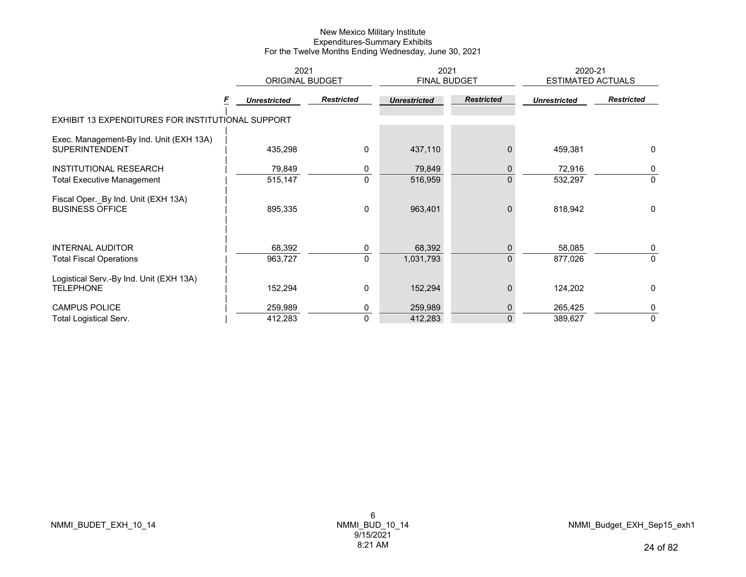New Mexico Military Institute
Expenditures-Summary Exhibits
For the Twelve Months Ending Wednesday, June 30, 2021

| | F | 2021 ORIGINAL BUDGET | | 2021 FINAL BUDGET | | 2020-21 ESTIMATED ACTUALS | |
|---|---|---|---|---|---|---|---|
| | | *Unrestricted* | *Restricted* | *Unrestricted* | *Restricted* | *Unrestricted* | *Restricted* |
| EXHIBIT 13 EXPENDITURES FOR INSTITUTIONAL SUPPORT | | | | | | | |
| Exec. Management-By Ind. Unit (EXH 13A) | | | | | | | |
| SUPERINTENDENT | | 435,298 | 0 | 437,110 | 0 | 459,381 | 0 |
| INSTITUTIONAL RESEARCH | | 79,849 | 0 | 79,849 | 0 | 72,916 | 0 |
| Total Executive Management | | 515,147 | 0 | 516,959 | 0 | 532,297 | 0 |
| Fiscal Oper._By Ind. Unit (EXH 13A) | | | | | | | |
| BUSINESS OFFICE | | 895,335 | 0 | 963,401 | 0 | 818,942 | 0 |
| INTERNAL AUDITOR | | 68,392 | 0 | 68,392 | 0 | 58,085 | 0 |
| Total Fiscal Operations | | 963,727 | 0 | 1,031,793 | 0 | 877,026 | 0 |
| Logistical Serv.-By Ind. Unit (EXH 13A) | | | | | | | |
| TELEPHONE | | 152,294 | 0 | 152,294 | 0 | 124,202 | 0 |
| CAMPUS POLICE | | 259,989 | 0 | 259,989 | 0 | 265,425 | 0 |
| Total Logistical Serv. | | 412,283 | 0 | 412,283 | 0 | 389,627 | 0 |

NMMI_BUDET_EXH_10_14 | 6 NMMI_BUD_10_14 9/15/2021 8:21 AM | NMMI_Budget_EXH_Sep15_exh1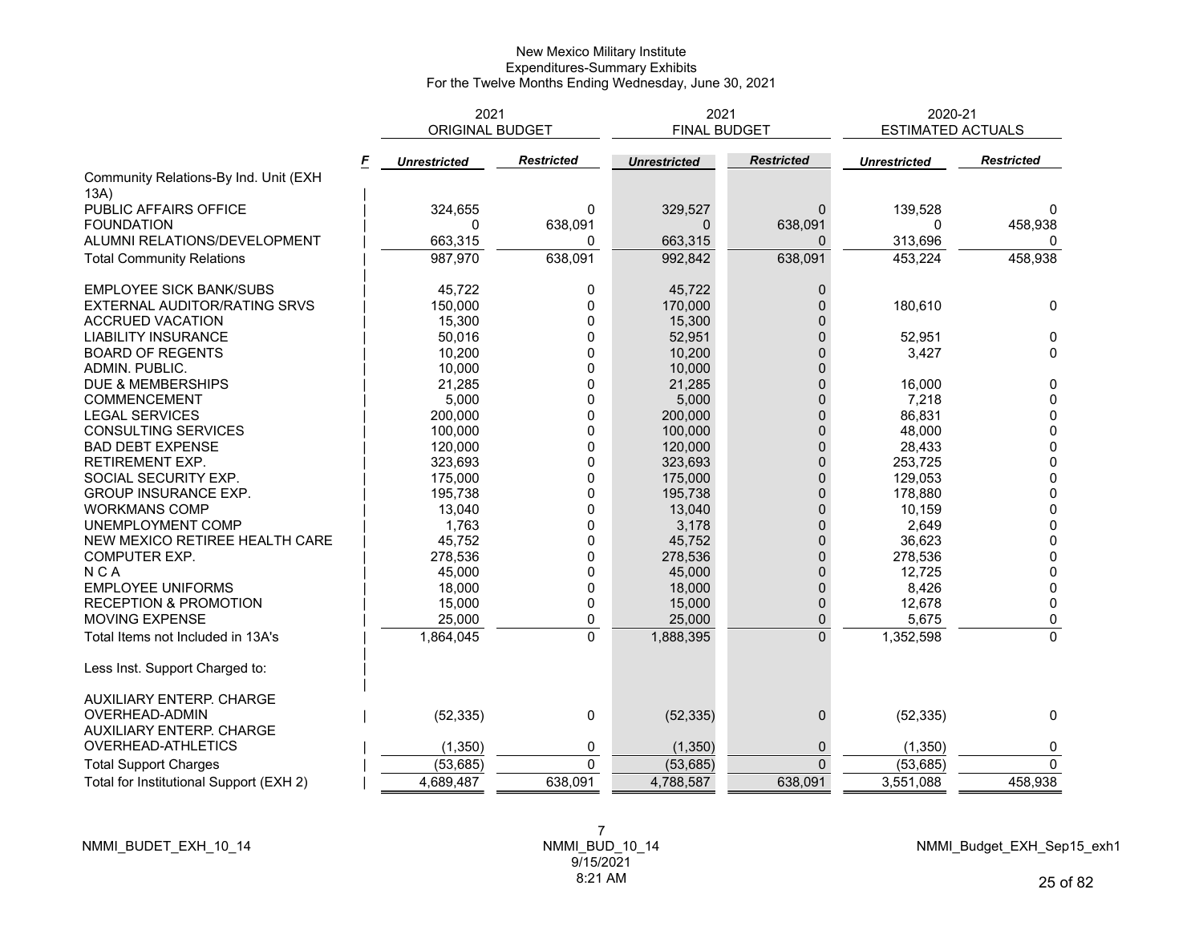New Mexico Military Institute
Expenditures-Summary Exhibits
For the Twelve Months Ending Wednesday, June 30, 2021

| | F | 2021 ORIGINAL BUDGET | | 2021 FINAL BUDGET | | 2020-21 ESTIMATED ACTUALS | |
|---|---|---|---|---|---|---|---|
| | | *Unrestricted* | *Restricted* | *Unrestricted* | *Restricted* | *Unrestricted* | *Restricted* |
| Community Relations-By Ind. Unit (EXH 13A) | | | | | | | |
| PUBLIC AFFAIRS OFFICE | | 324,655 | 0 | 329,527 | 0 | 139,528 | 0 |
| FOUNDATION | | 0 | 638,091 | 0 | 638,091 | 0 | 458,938 |
| ALUMNI RELATIONS/DEVELOPMENT | | 663,315 | 0 | 663,315 | 0 | 313,696 | 0 |
| Total Community Relations | | 987,970 | 638,091 | 992,842 | 638,091 | 453,224 | 458,938 |
| EMPLOYEE SICK BANK/SUBS | | 45,722 | 0 | 45,722 | 0 | | |
| EXTERNAL AUDITOR/RATING SRVS | | 150,000 | 0 | 170,000 | 0 | 180,610 | 0 |
| ACCRUED VACATION | | 15,300 | 0 | 15,300 | 0 | | |
| LIABILITY INSURANCE | | 50,016 | 0 | 52,951 | 0 | 52,951 | 0 |
| BOARD OF REGENTS | | 10,200 | 0 | 10,200 | 0 | 3,427 | 0 |
| ADMIN. PUBLIC. | | 10,000 | 0 | 10,000 | 0 | | |
| DUE & MEMBERSHIPS | | 21,285 | 0 | 21,285 | 0 | 16,000 | 0 |
| COMMENCEMENT | | 5,000 | 0 | 5,000 | 0 | 7,218 | 0 |
| LEGAL SERVICES | | 200,000 | 0 | 200,000 | 0 | 86,831 | 0 |
| CONSULTING SERVICES | | 100,000 | 0 | 100,000 | 0 | 48,000 | 0 |
| BAD DEBT EXPENSE | | 120,000 | 0 | 120,000 | 0 | 28,433 | 0 |
| RETIREMENT EXP. | | 323,693 | 0 | 323,693 | 0 | 253,725 | 0 |
| SOCIAL SECURITY EXP. | | 175,000 | 0 | 175,000 | 0 | 129,053 | 0 |
| GROUP INSURANCE EXP. | | 195,738 | 0 | 195,738 | 0 | 178,880 | 0 |
| WORKMANS COMP | | 13,040 | 0 | 13,040 | 0 | 10,159 | 0 |
| UNEMPLOYMENT COMP | | 1,763 | 0 | 3,178 | 0 | 2,649 | 0 |
| NEW MEXICO RETIREE HEALTH CARE | | 45,752 | 0 | 45,752 | 0 | 36,623 | 0 |
| COMPUTER EXP. | | 278,536 | 0 | 278,536 | 0 | 278,536 | 0 |
| N C A | | 45,000 | 0 | 45,000 | 0 | 12,725 | 0 |
| EMPLOYEE UNIFORMS | | 18,000 | 0 | 18,000 | 0 | 8,426 | 0 |
| RECEPTION & PROMOTION | | 15,000 | 0 | 15,000 | 0 | 12,678 | 0 |
| MOVING EXPENSE | | 25,000 | 0 | 25,000 | 0 | 5,675 | 0 |
| Total Items not Included in 13A's | | 1,864,045 | 0 | 1,888,395 | 0 | 1,352,598 | 0 |
| Less Inst. Support Charged to: | | | | | | | |
| AUXILIARY ENTERP. CHARGE OVERHEAD-ADMIN | | (52,335) | 0 | (52,335) | 0 | (52,335) | 0 |
| AUXILIARY ENTERP. CHARGE OVERHEAD-ATHLETICS | | (1,350) | 0 | (1,350) | 0 | (1,350) | 0 |
| Total Support Charges | | (53,685) | 0 | (53,685) | 0 | (53,685) | 0 |
| Total for Institutional Support (EXH 2) | | 4,689,487 | 638,091 | 4,788,587 | 638,091 | 3,551,088 | 458,938 |

NMMI_BUDET_EXH_10_14

NMMI_BUD_10_14
9/15/2021
8:21 AM

NMMI_Budget_EXH_Sep15_exh1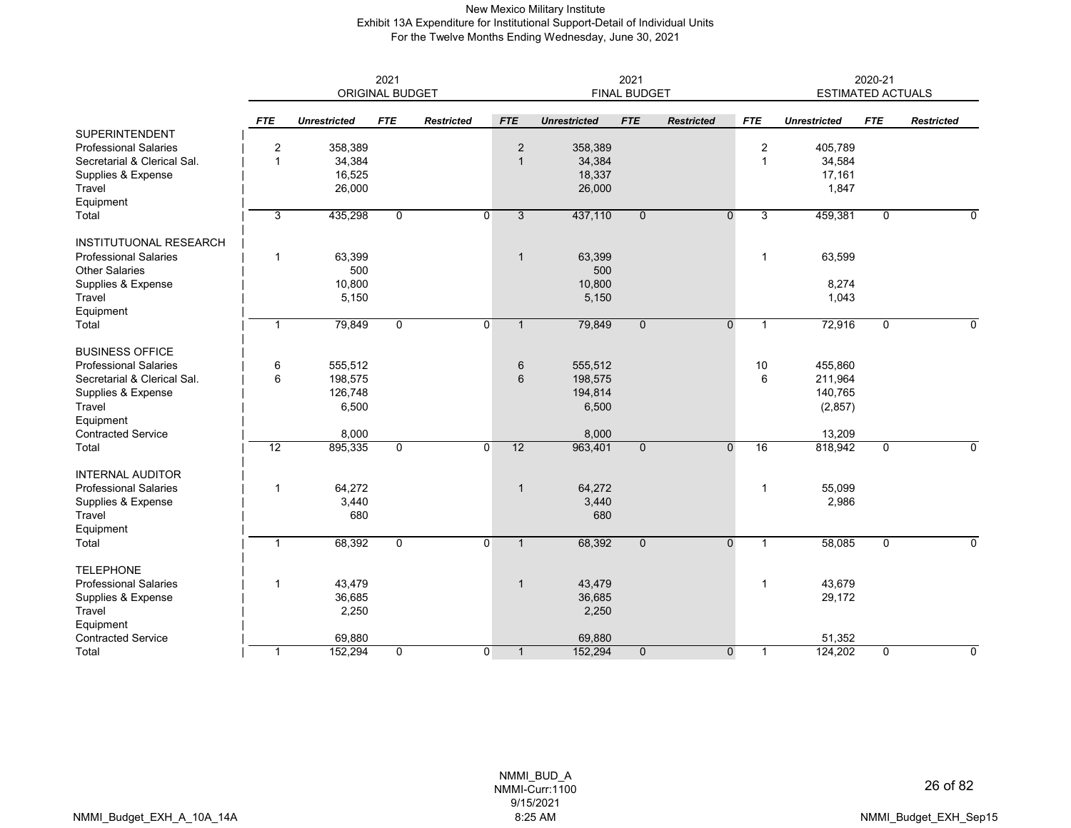# New Mexico Military Institute
## Exhibit 13A Expenditure for Institutional Support-Detail of Individual Units
### For the Twelve Months Ending Wednesday, June 30, 2021

| | 2021 ORIGINAL BUDGET | | | | 2021 FINAL BUDGET | | | | 2020-21 ESTIMATED ACTUALS | | | |
|---|---|---|---|---|---|---|---|---|---|---|---|---|
| | *FTE* | *Unrestricted* | *FTE* | *Restricted* | *FTE* | *Unrestricted* | *FTE* | *Restricted* | *FTE* | *Unrestricted* | *FTE* | *Restricted* |
| SUPERINTENDENT | | | | | | | | | | | | |
| Professional Salaries | 2 | 358,389 | | | 2 | 358,389 | | | 2 | 405,789 | | |
| Secretarial & Clerical Sal. | 1 | 34,384 | | | 1 | 34,384 | | | 1 | 34,584 | | |
| Supplies & Expense | | 16,525 | | | | 18,337 | | | | 17,161 | | |
| Travel | | 26,000 | | | | 26,000 | | | | 1,847 | | |
| Equipment | | | | | | | | | | | | |
| Total | 3 | 435,298 | 0 | 0 | 3 | 437,110 | 0 | 0 | 3 | 459,381 | 0 | 0 |
| INSTITUTUONAL RESEARCH | | | | | | | | | | | | |
| Professional Salaries | 1 | 63,399 | | | 1 | 63,399 | | | 1 | 63,599 | | |
| Other Salaries | | 500 | | | | 500 | | | | | | |
| Supplies & Expense | | 10,800 | | | | 10,800 | | | | 8,274 | | |
| Travel | | 5,150 | | | | 5,150 | | | | 1,043 | | |
| Equipment | | | | | | | | | | | | |
| Total | 1 | 79,849 | 0 | 0 | 1 | 79,849 | 0 | 0 | 1 | 72,916 | 0 | 0 |
| BUSINESS OFFICE | | | | | | | | | | | | |
| Professional Salaries | 6 | 555,512 | | | 6 | 555,512 | | | 10 | 455,860 | | |
| Secretarial & Clerical Sal. | 6 | 198,575 | | | 6 | 198,575 | | | 6 | 211,964 | | |
| Supplies & Expense | | 126,748 | | | | 194,814 | | | | 140,765 | | |
| Travel | | 6,500 | | | | 6,500 | | | | (2,857) | | |
| Equipment | | | | | | | | | | | | |
| Contracted Service | | 8,000 | | | | 8,000 | | | | 13,209 | | |
| Total | 12 | 895,335 | 0 | 0 | 12 | 963,401 | 0 | 0 | 16 | 818,942 | 0 | 0 |
| INTERNAL AUDITOR | | | | | | | | | | | | |
| Professional Salaries | 1 | 64,272 | | | 1 | 64,272 | | | 1 | 55,099 | | |
| Supplies & Expense | | 3,440 | | | | 3,440 | | | | 2,986 | | |
| Travel | | 680 | | | | 680 | | | | | | |
| Equipment | | | | | | | | | | | | |
| Total | 1 | 68,392 | 0 | 0 | 1 | 68,392 | 0 | 0 | 1 | 58,085 | 0 | 0 |
| TELEPHONE | | | | | | | | | | | | |
| Professional Salaries | 1 | 43,479 | | | 1 | 43,479 | | | 1 | 43,679 | | |
| Supplies & Expense | | 36,685 | | | | 36,685 | | | | 29,172 | | |
| Travel | | 2,250 | | | | 2,250 | | | | | | |
| Equipment | | | | | | | | | | | | |
| Contracted Service | | 69,880 | | | | 69,880 | | | | 51,352 | | |
| Total | 1 | 152,294 | 0 | 0 | 1 | 152,294 | 0 | 0 | 1 | 124,202 | 0 | 0 |

NMMI_BUD_A
NMMI-Curr:1100
9/15/2021
8:25 AM

NMMI_Budget_EXH_A_10A_14A

NMMI_Budget_EXH_Sep15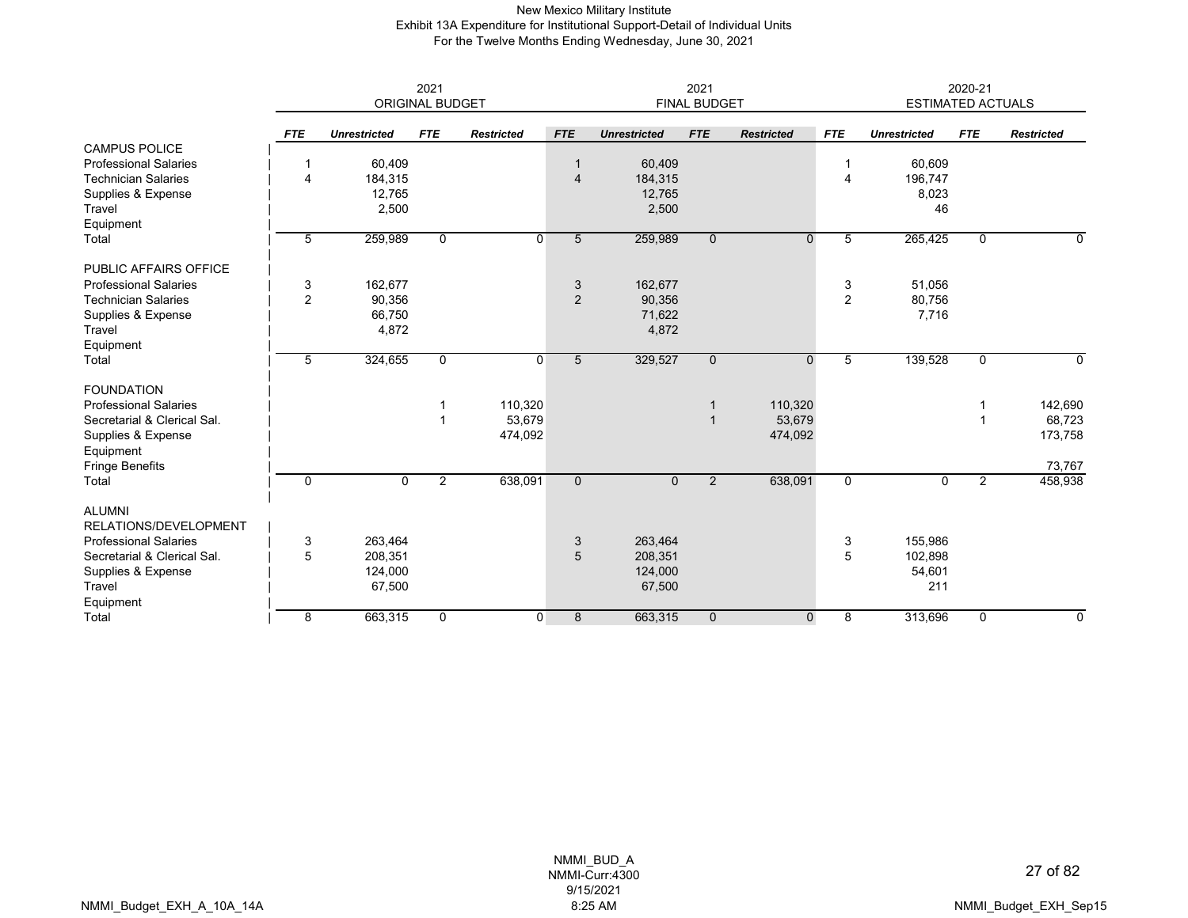New Mexico Military Institute
Exhibit 13A Expenditure for Institutional Support-Detail of Individual Units
For the Twelve Months Ending Wednesday, June 30, 2021

| | 2021 ORIGINAL BUDGET | | | | 2021 FINAL BUDGET | | | | 2020-21 ESTIMATED ACTUALS | | | |
|---|---|---|---|---|---|---|---|---|---|---|---|---|
| | *FTE* | *Unrestricted* | *FTE* | *Restricted* | *FTE* | *Unrestricted* | *FTE* | *Restricted* | *FTE* | *Unrestricted* | *FTE* | *Restricted* |
| CAMPUS POLICE | | | | | | | | | | | | |
| Professional Salaries | 1 | 60,409 | | | 1 | 60,409 | | | 1 | 60,609 | | |
| Technician Salaries | 4 | 184,315 | | | 4 | 184,315 | | | 4 | 196,747 | | |
| Supplies & Expense | | 12,765 | | | | 12,765 | | | | 8,023 | | |
| Travel | | 2,500 | | | | 2,500 | | | | 46 | | |
| Equipment | | | | | | | | | | | | |
| Total | 5 | 259,989 | 0 | 0 | 5 | 259,989 | 0 | 0 | 5 | 265,425 | 0 | 0 |
| PUBLIC AFFAIRS OFFICE | | | | | | | | | | | | |
| Professional Salaries | 3 | 162,677 | | | 3 | 162,677 | | | 3 | 51,056 | | |
| Technician Salaries | 2 | 90,356 | | | 2 | 90,356 | | | 2 | 80,756 | | |
| Supplies & Expense | | 66,750 | | | | 71,622 | | | | 7,716 | | |
| Travel | | 4,872 | | | | 4,872 | | | | | | |
| Equipment | | | | | | | | | | | | |
| Total | 5 | 324,655 | 0 | 0 | 5 | 329,527 | 0 | 0 | 5 | 139,528 | 0 | 0 |
| FOUNDATION | | | | | | | | | | | | |
| Professional Salaries | | | 1 | 110,320 | | | 1 | 110,320 | | | 1 | 142,690 |
| Secretarial & Clerical Sal. | | | 1 | 53,679 | | | 1 | 53,679 | | | 1 | 68,723 |
| Supplies & Expense | | | | 474,092 | | | | 474,092 | | | | 173,758 |
| Equipment | | | | | | | | | | | | |
| Fringe Benefits | | | | | | | | | | | | 73,767 |
| Total | 0 | 0 | 2 | 638,091 | 0 | 0 | 2 | 638,091 | 0 | 0 | 2 | 458,938 |
| ALUMNI RELATIONS/DEVELOPMENT | | | | | | | | | | | | |
| Professional Salaries | 3 | 263,464 | | | 3 | 263,464 | | | 3 | 155,986 | | |
| Secretarial & Clerical Sal. | 5 | 208,351 | | | 5 | 208,351 | | | 5 | 102,898 | | |
| Supplies & Expense | | 124,000 | | | | 124,000 | | | | 54,601 | | |
| Travel | | 67,500 | | | | 67,500 | | | | 211 | | |
| Equipment | | | | | | | | | | | | |
| Total | 8 | 663,315 | 0 | 0 | 8 | 663,315 | 0 | 0 | 8 | 313,696 | 0 | 0 |

NMMI_BUD_A
NMMI-Curr:4300
9/15/2021
8:25 AM

NMMI_Budget_EXH_A_10A_14A

NMMI_Budget_EXH_Sep15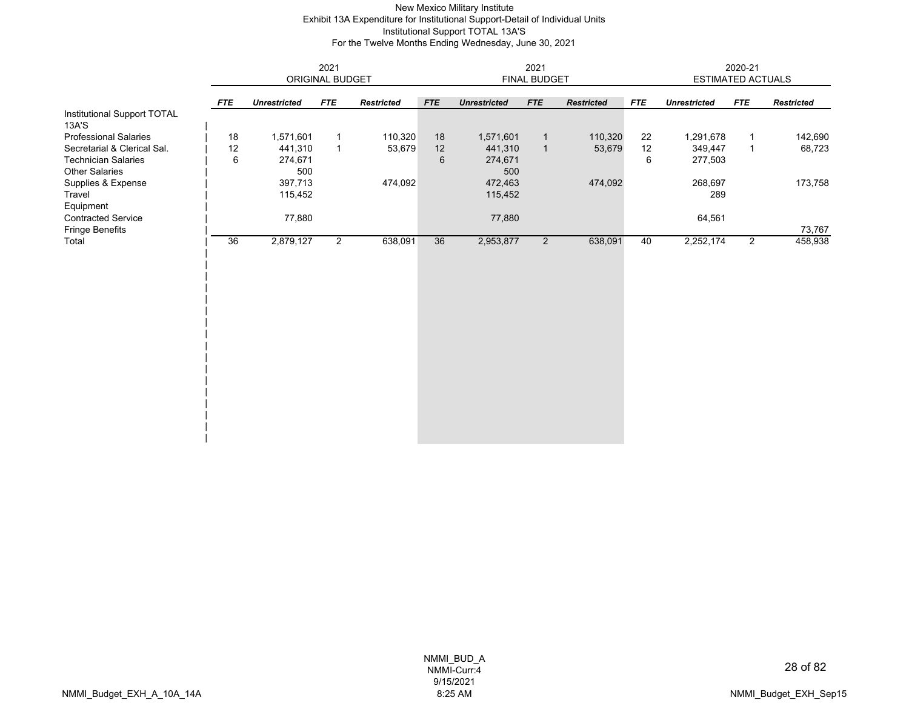New Mexico Military Institute
Exhibit 13A Expenditure for Institutional Support-Detail of Individual Units
Institutional Support TOTAL 13A'S
For the Twelve Months Ending Wednesday, June 30, 2021

| | 2021 ORIGINAL BUDGET | | | | 2021 FINAL BUDGET | | | | 2020-21 ESTIMATED ACTUALS | | | |
|---|---|---|---|---|---|---|---|---|---|---|---|---|
| | *FTE* | *Unrestricted* | *FTE* | *Restricted* | *FTE* | *Unrestricted* | *FTE* | *Restricted* | *FTE* | *Unrestricted* | *FTE* | *Restricted* |
| Institutional Support TOTAL 13A'S | | | | | | | | | | | | |
| Professional Salaries | 18 | 1,571,601 | 1 | 110,320 | 18 | 1,571,601 | 1 | 110,320 | 22 | 1,291,678 | 1 | 142,690 |
| Secretarial & Clerical Sal. | 12 | 441,310 | 1 | 53,679 | 12 | 441,310 | 1 | 53,679 | 12 | 349,447 | 1 | 68,723 |
| Technician Salaries | 6 | 274,671 | | | 6 | 274,671 | | | 6 | 277,503 | | |
| Other Salaries | | 500 | | | | 500 | | | | | | |
| Supplies & Expense | | 397,713 | | 474,092 | | 472,463 | | 474,092 | | 268,697 | | 173,758 |
| Travel | | 115,452 | | | | 115,452 | | | | 289 | | |
| Equipment | | | | | | | | | | | | |
| Contracted Service | | 77,880 | | | | 77,880 | | | | 64,561 | | |
| Fringe Benefits | | | | | | | | | | | | 73,767 |
| Total | 36 | 2,879,127 | 2 | 638,091 | 36 | 2,953,877 | 2 | 638,091 | 40 | 2,252,174 | 2 | 458,938 |

NMMI_BUD_A
NMMI-Curr:4
9/15/2021
8:25 AM

NMMI_Budget_EXH_A_10A_14A

NMMI_Budget_EXH_Sep15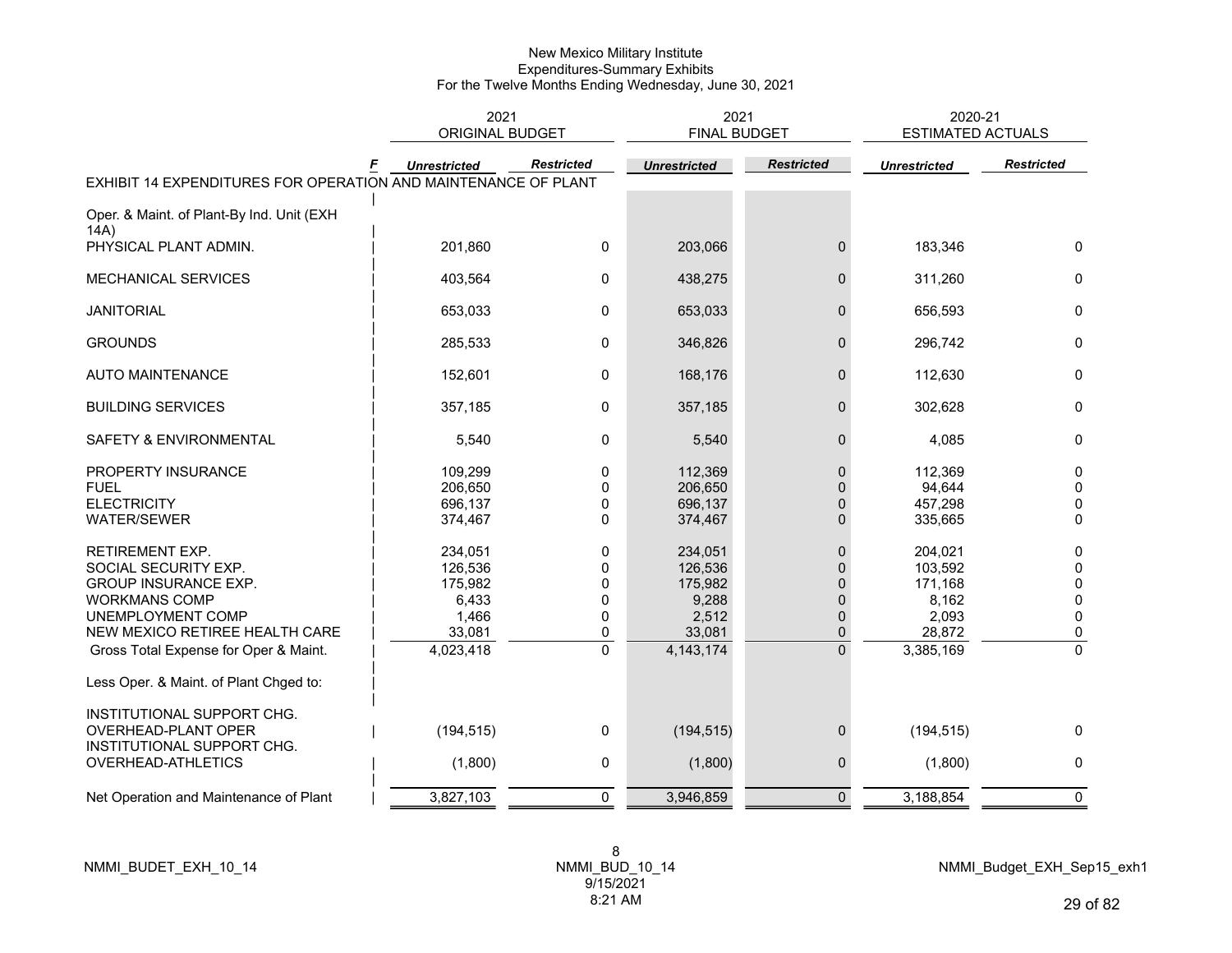New Mexico Military Institute
Expenditures-Summary Exhibits
For the Twelve Months Ending Wednesday, June 30, 2021

| | 2021 ORIGINAL BUDGET | | 2021 FINAL BUDGET | | 2020-21 ESTIMATED ACTUALS | |
|---|---|---|---|---|---|---|
| F | *Unrestricted* | *Restricted* | *Unrestricted* | *Restricted* | *Unrestricted* | *Restricted* |
| EXHIBIT 14 EXPENDITURES FOR OPERATION AND MAINTENANCE OF PLANT | | | | | | |
| Oper. & Maint. of Plant-By Ind. Unit (EXH 14A) | | | | | | |
| PHYSICAL PLANT ADMIN. | 201,860 | 0 | 203,066 | 0 | 183,346 | 0 |
| MECHANICAL SERVICES | 403,564 | 0 | 438,275 | 0 | 311,260 | 0 |
| JANITORIAL | 653,033 | 0 | 653,033 | 0 | 656,593 | 0 |
| GROUNDS | 285,533 | 0 | 346,826 | 0 | 296,742 | 0 |
| AUTO MAINTENANCE | 152,601 | 0 | 168,176 | 0 | 112,630 | 0 |
| BUILDING SERVICES | 357,185 | 0 | 357,185 | 0 | 302,628 | 0 |
| SAFETY & ENVIRONMENTAL | 5,540 | 0 | 5,540 | 0 | 4,085 | 0 |
| PROPERTY INSURANCE | 109,299 | 0 | 112,369 | 0 | 112,369 | 0 |
| FUEL | 206,650 | 0 | 206,650 | 0 | 94,644 | 0 |
| ELECTRICITY | 696,137 | 0 | 696,137 | 0 | 457,298 | 0 |
| WATER/SEWER | 374,467 | 0 | 374,467 | 0 | 335,665 | 0 |
| RETIREMENT EXP. | 234,051 | 0 | 234,051 | 0 | 204,021 | 0 |
| SOCIAL SECURITY EXP. | 126,536 | 0 | 126,536 | 0 | 103,592 | 0 |
| GROUP INSURANCE EXP. | 175,982 | 0 | 175,982 | 0 | 171,168 | 0 |
| WORKMANS COMP | 6,433 | 0 | 9,288 | 0 | 8,162 | 0 |
| UNEMPLOYMENT COMP | 1,466 | 0 | 2,512 | 0 | 2,093 | 0 |
| NEW MEXICO RETIREE HEALTH CARE | 33,081 | 0 | 33,081 | 0 | 28,872 | 0 |
| Gross Total Expense for Oper & Maint. | 4,023,418 | 0 | 4,143,174 | 0 | 3,385,169 | 0 |
| Less Oper. & Maint. of Plant Chged to: | | | | | | |
| INSTITUTIONAL SUPPORT CHG. OVERHEAD-PLANT OPER | (194,515) | 0 | (194,515) | 0 | (194,515) | 0 |
| INSTITUTIONAL SUPPORT CHG. OVERHEAD-ATHLETICS | (1,800) | 0 | (1,800) | 0 | (1,800) | 0 |
| Net Operation and Maintenance of Plant | 3,827,103 | 0 | 3,946,859 | 0 | 3,188,854 | 0 |

NMMI_BUDET_EXH_10_14 | NMMI_BUD_10_14 9/15/2021 8:21 AM | NMMI_Budget_EXH_Sep15_exh1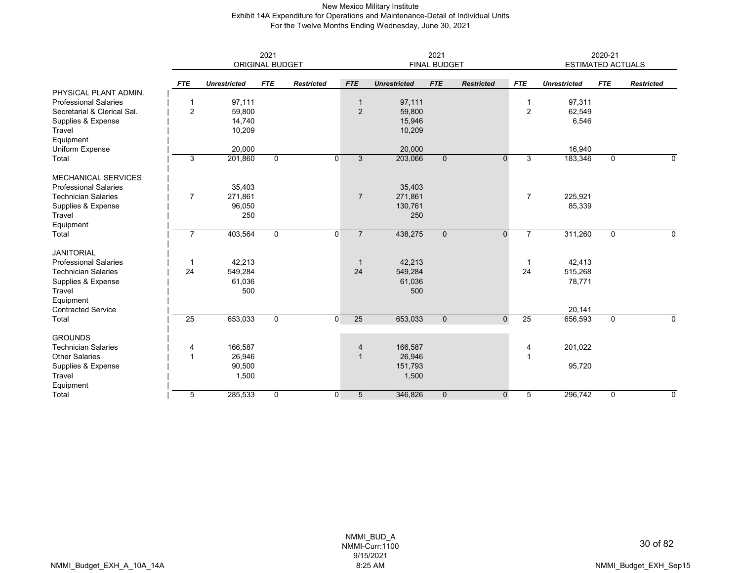New Mexico Military Institute
Exhibit 14A Expenditure for Operations and Maintenance-Detail of Individual Units
For the Twelve Months Ending Wednesday, June 30, 2021

| | 2021 ORIGINAL BUDGET | | | | 2021 FINAL BUDGET | | | | 2020-21 ESTIMATED ACTUALS | | | |
|---|---|---|---|---|---|---|---|---|---|---|---|---|
| | *FTE* | *Unrestricted* | *FTE* | *Restricted* | *FTE* | *Unrestricted* | *FTE* | *Restricted* | *FTE* | *Unrestricted* | *FTE* | *Restricted* |
| PHYSICAL PLANT ADMIN. | | | | | | | | | | | | |
| Professional Salaries | 1 | 97,111 | | | 1 | 97,111 | | | 1 | 97,311 | | |
| Secretarial & Clerical Sal. | 2 | 59,800 | | | 2 | 59,800 | | | 2 | 62,549 | | |
| Supplies & Expense | | 14,740 | | | | 15,946 | | | | 6,546 | | |
| Travel | | 10,209 | | | | 10,209 | | | | | | |
| Equipment | | | | | | | | | | | | |
| Uniform Expense | | 20,000 | | | | 20,000 | | | | 16,940 | | |
| Total | 3 | 201,860 | 0 | 0 | 3 | 203,066 | 0 | 0 | 3 | 183,346 | 0 | 0 |
| MECHANICAL SERVICES | | | | | | | | | | | | |
| Professional Salaries | | 35,403 | | | | 35,403 | | | | | | |
| Technician Salaries | 7 | 271,861 | | | 7 | 271,861 | | | 7 | 225,921 | | |
| Supplies & Expense | | 96,050 | | | | 130,761 | | | | 85,339 | | |
| Travel | | 250 | | | | 250 | | | | | | |
| Equipment | | | | | | | | | | | | |
| Total | 7 | 403,564 | 0 | 0 | 7 | 438,275 | 0 | 0 | 7 | 311,260 | 0 | 0 |
| JANITORIAL | | | | | | | | | | | | |
| Professional Salaries | 1 | 42,213 | | | 1 | 42,213 | | | 1 | 42,413 | | |
| Technician Salaries | 24 | 549,284 | | | 24 | 549,284 | | | 24 | 515,268 | | |
| Supplies & Expense | | 61,036 | | | | 61,036 | | | | 78,771 | | |
| Travel | | 500 | | | | 500 | | | | | | |
| Equipment | | | | | | | | | | | | |
| Contracted Service | | | | | | | | | | 20,141 | | |
| Total | 25 | 653,033 | 0 | 0 | 25 | 653,033 | 0 | 0 | 25 | 656,593 | 0 | 0 |
| GROUNDS | | | | | | | | | | | | |
| Technician Salaries | 4 | 166,587 | | | 4 | 166,587 | | | 4 | 201,022 | | |
| Other Salaries | 1 | 26,946 | | | 1 | 26,946 | | | 1 | | | |
| Supplies & Expense | | 90,500 | | | | 151,793 | | | | 95,720 | | |
| Travel | | 1,500 | | | | 1,500 | | | | | | |
| Equipment | | | | | | | | | | | | |
| Total | 5 | 285,533 | 0 | 0 | 5 | 346,826 | 0 | 0 | 5 | 296,742 | 0 | 0 |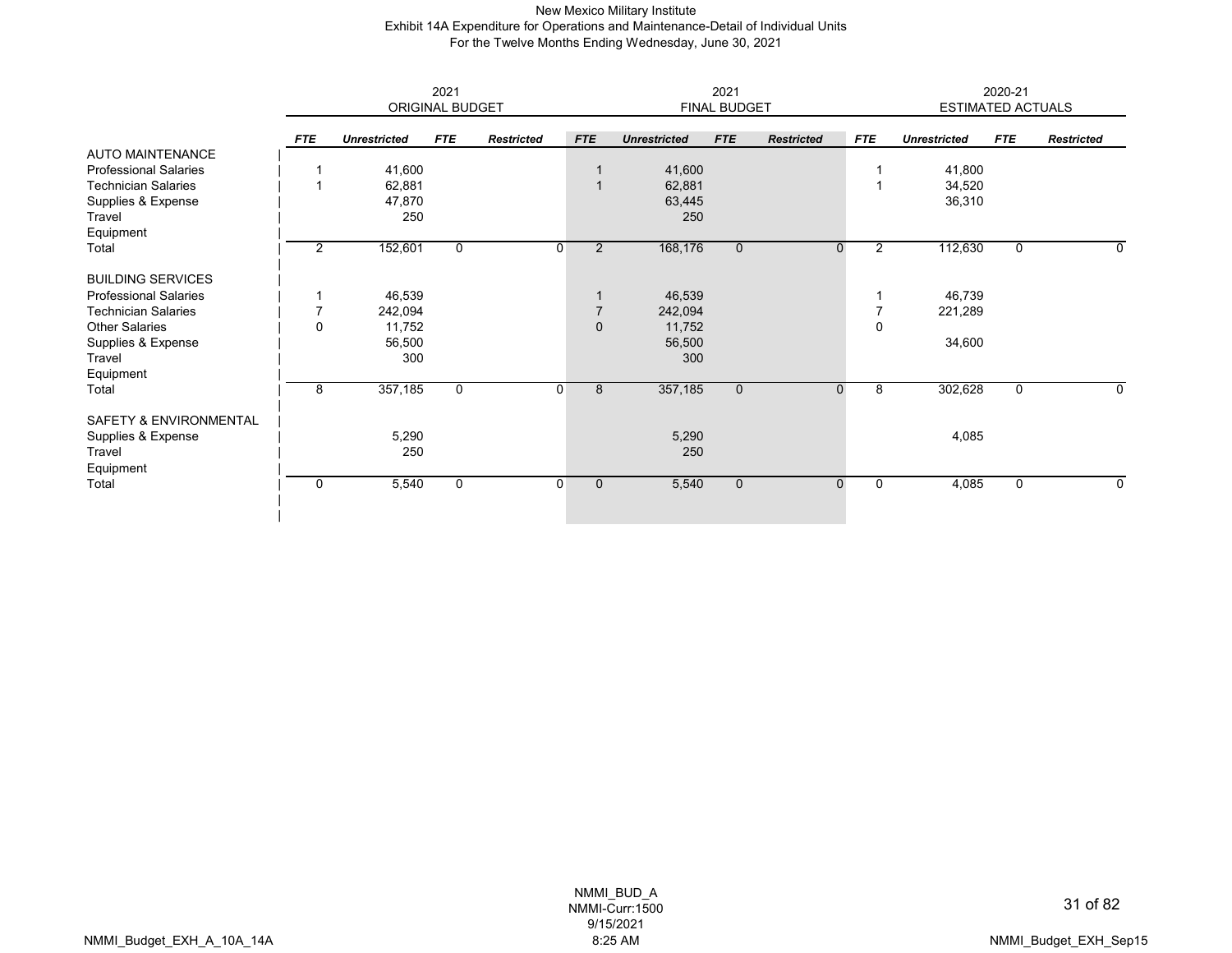New Mexico Military Institute
Exhibit 14A Expenditure for Operations and Maintenance-Detail of Individual Units
For the Twelve Months Ending Wednesday, June 30, 2021

| | 2021 ORIGINAL BUDGET | | | | 2021 FINAL BUDGET | | | | 2020-21 ESTIMATED ACTUALS | | | |
|---|---|---|---|---|---|---|---|---|---|---|---|---|
| | *FTE* | *Unrestricted* | *FTE* | *Restricted* | *FTE* | *Unrestricted* | *FTE* | *Restricted* | *FTE* | *Unrestricted* | *FTE* | *Restricted* |
| AUTO MAINTENANCE | | | | | | | | | | | | |
| Professional Salaries | 1 | 41,600 | | | 1 | 41,600 | | | 1 | 41,800 | | |
| Technician Salaries | 1 | 62,881 | | | 1 | 62,881 | | | 1 | 34,520 | | |
| Supplies & Expense | | 47,870 | | | | 63,445 | | | | 36,310 | | |
| Travel | | 250 | | | | 250 | | | | | | |
| Equipment | | | | | | | | | | | | |
| Total | 2 | 152,601 | 0 | 0 | 2 | 168,176 | 0 | 0 | 2 | 112,630 | 0 | 0 |
| BUILDING SERVICES | | | | | | | | | | | | |
| Professional Salaries | 1 | 46,539 | | | 1 | 46,539 | | | 1 | 46,739 | | |
| Technician Salaries | 7 | 242,094 | | | 7 | 242,094 | | | 7 | 221,289 | | |
| Other Salaries | 0 | 11,752 | | | 0 | 11,752 | | | 0 | | | |
| Supplies & Expense | | 56,500 | | | | 56,500 | | | | 34,600 | | |
| Travel | | 300 | | | | 300 | | | | | | |
| Equipment | | | | | | | | | | | | |
| Total | 8 | 357,185 | 0 | 0 | 8 | 357,185 | 0 | 0 | 8 | 302,628 | 0 | 0 |
| SAFETY & ENVIRONMENTAL | | | | | | | | | | | | |
| Supplies & Expense | | 5,290 | | | | 5,290 | | | | 4,085 | | |
| Travel | | 250 | | | | 250 | | | | | | |
| Equipment | | | | | | | | | | | | |
| Total | 0 | 5,540 | 0 | 0 | 0 | 5,540 | 0 | 0 | 0 | 4,085 | 0 | 0 |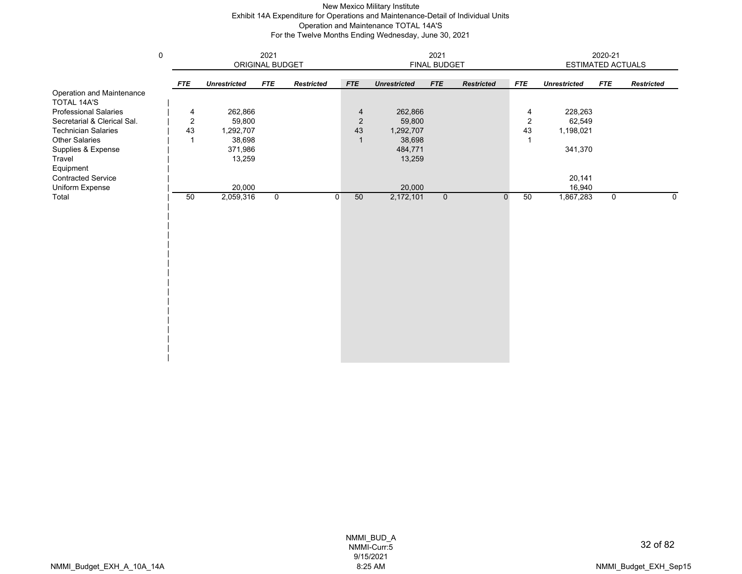New Mexico Military Institute
Exhibit 14A Expenditure for Operations and Maintenance-Detail of Individual Units
Operation and Maintenance TOTAL 14A'S
For the Twelve Months Ending Wednesday, June 30, 2021

| 0 | 2021 ORIGINAL BUDGET | | | | 2021 FINAL BUDGET | | | | 2020-21 ESTIMATED ACTUALS | | | |
|---|---|---|---|---|---|---|---|---|---|---|---|---|
| | ***FTE*** | ***Unrestricted*** | ***FTE*** | ***Restricted*** | ***FTE*** | ***Unrestricted*** | ***FTE*** | ***Restricted*** | ***FTE*** | ***Unrestricted*** | ***FTE*** | ***Restricted*** |
| Operation and Maintenance | | | | | | | | | | | | |
| TOTAL 14A'S | | | | | | | | | | | | |
| Professional Salaries | 4 | 262,866 | | | 4 | 262,866 | | | 4 | 228,263 | | |
| Secretarial & Clerical Sal. | 2 | 59,800 | | | 2 | 59,800 | | | 2 | 62,549 | | |
| Technician Salaries | 43 | 1,292,707 | | | 43 | 1,292,707 | | | 43 | 1,198,021 | | |
| Other Salaries | 1 | 38,698 | | | 1 | 38,698 | | | 1 | | | |
| Supplies & Expense | | 371,986 | | | | 484,771 | | | | 341,370 | | |
| Travel | | 13,259 | | | | 13,259 | | | | | | |
| Equipment | | | | | | | | | | | | |
| Contracted Service | | | | | | | | | | 20,141 | | |
| Uniform Expense | | 20,000 | | | | 20,000 | | | | 16,940 | | |
| Total | 50 | 2,059,316 | 0 | 0 | 50 | 2,172,101 | 0 | 0 | 50 | 1,867,283 | 0 | 0 |

NMMI_BUD_A
NMMI-Curr:5
9/15/2021
8:25 AM

NMMI_Budget_EXH_A_10A_14A

NMMI_Budget_EXH_Sep15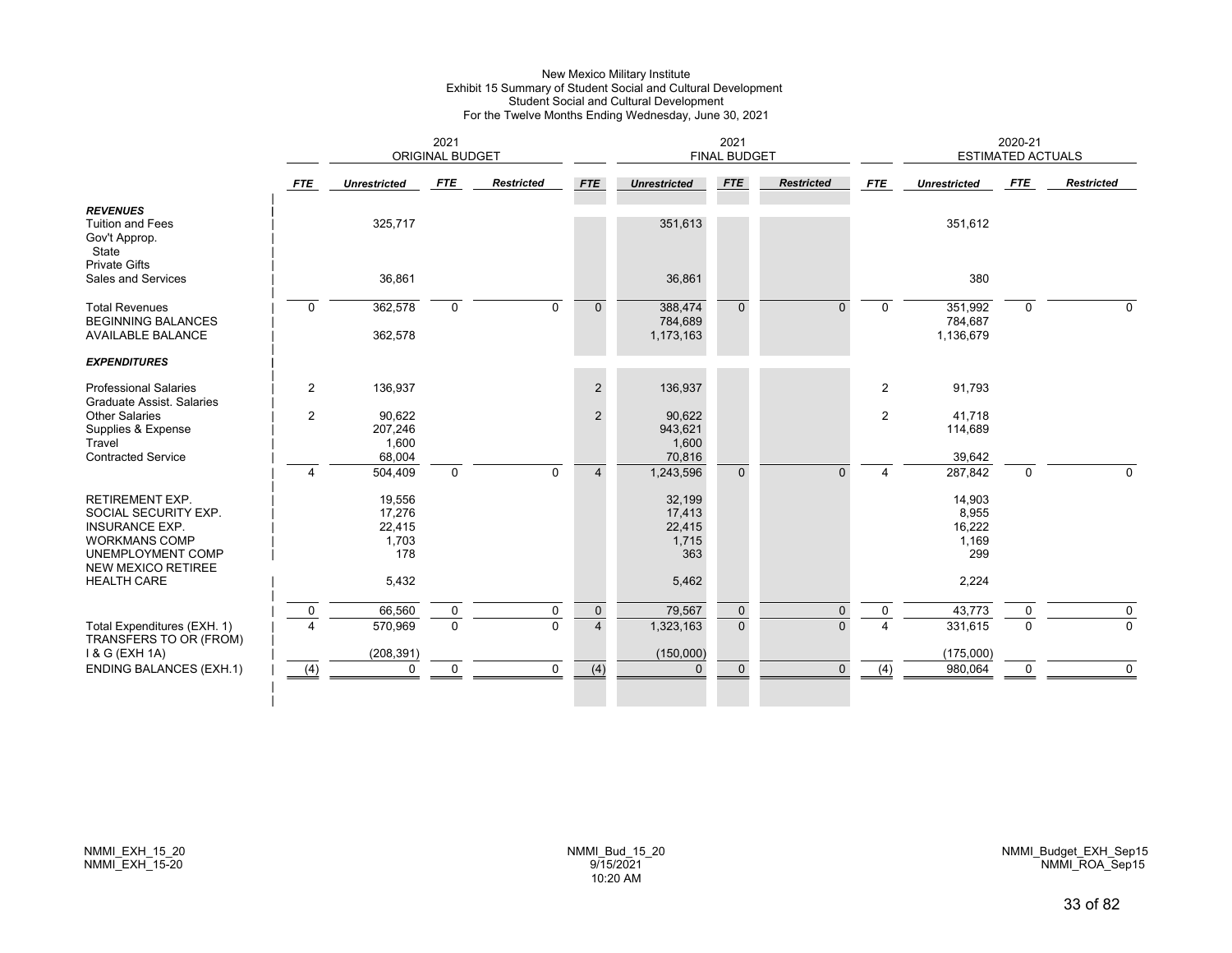New Mexico Military Institute
Exhibit 15 Summary of Student Social and Cultural Development
Student Social and Cultural Development
For the Twelve Months Ending Wednesday, June 30, 2021

| | 2021 ORIGINAL BUDGET | | | | 2021 FINAL BUDGET | | | | 2020-21 ESTIMATED ACTUALS | | | |
|---|---|---|---|---|---|---|---|---|---|---|---|---|
| | ***FTE*** | ***Unrestricted*** | ***FTE*** | ***Restricted*** | ***FTE*** | ***Unrestricted*** | ***FTE*** | ***Restricted*** | ***FTE*** | ***Unrestricted*** | ***FTE*** | ***Restricted*** |
| ***REVENUES*** | | | | | | | | | | | | |
| Tuition and Fees | | 325,717 | | | | 351,613 | | | | 351,612 | | |
| Gov't Approp. | | | | | | | | | | | | |
| State | | | | | | | | | | | | |
| Private Gifts | | | | | | | | | | | | |
| Sales and Services | | 36,861 | | | | 36,861 | | | | 380 | | |
| Total Revenues | 0 | 362,578 | 0 | 0 | 0 | 388,474 | 0 | 0 | 0 | 351,992 | 0 | 0 |
| BEGINNING BALANCES | | | | | | 784,689 | | | | 784,687 | | |
| AVAILABLE BALANCE | | 362,578 | | | | 1,173,163 | | | | 1,136,679 | | |
| ***EXPENDITURES*** | | | | | | | | | | | | |
| Professional Salaries | 2 | 136,937 | | | 2 | 136,937 | | | 2 | 91,793 | | |
| Graduate Assist. Salaries | | | | | | | | | | | | |
| Other Salaries | 2 | 90,622 | | | 2 | 90,622 | | | 2 | 41,718 | | |
| Supplies & Expense | | 207,246 | | | | 943,621 | | | | 114,689 | | |
| Travel | | 1,600 | | | | 1,600 | | | | | | |
| Contracted Service | | 68,004 | | | | 70,816 | | | | 39,642 | | |
| | 4 | 504,409 | 0 | 0 | 4 | 1,243,596 | 0 | 0 | 4 | 287,842 | 0 | 0 |
| RETIREMENT EXP. | | 19,556 | | | | 32,199 | | | | 14,903 | | |
| SOCIAL SECURITY EXP. | | 17,276 | | | | 17,413 | | | | 8,955 | | |
| INSURANCE EXP. | | 22,415 | | | | 22,415 | | | | 16,222 | | |
| WORKMANS COMP | | 1,703 | | | | 1,715 | | | | 1,169 | | |
| UNEMPLOYMENT COMP | | 178 | | | | 363 | | | | 299 | | |
| NEW MEXICO RETIREE HEALTH CARE | | 5,432 | | | | 5,462 | | | | 2,224 | | |
| | 0 | 66,560 | 0 | 0 | 0 | 79,567 | 0 | 0 | 0 | 43,773 | 0 | 0 |
| Total Expenditures (EXH. 1) | 4 | 570,969 | 0 | 0 | 4 | 1,323,163 | 0 | 0 | 4 | 331,615 | 0 | 0 |
| TRANSFERS TO OR (FROM) I & G (EXH 1A) | | (208,391) | | | | (150,000) | | | | (175,000) | | |
| ENDING BALANCES (EXH.1) | (4) | 0 | 0 | 0 | (4) | 0 | 0 | 0 | (4) | 980,064 | 0 | 0 |

NMMI_EXH_15_20
NMMI_EXH_15-20

NMMI_Bud_15_20
9/15/2021
10:20 AM

NMMI_Budget_EXH_Sep15
NMMI_ROA_Sep15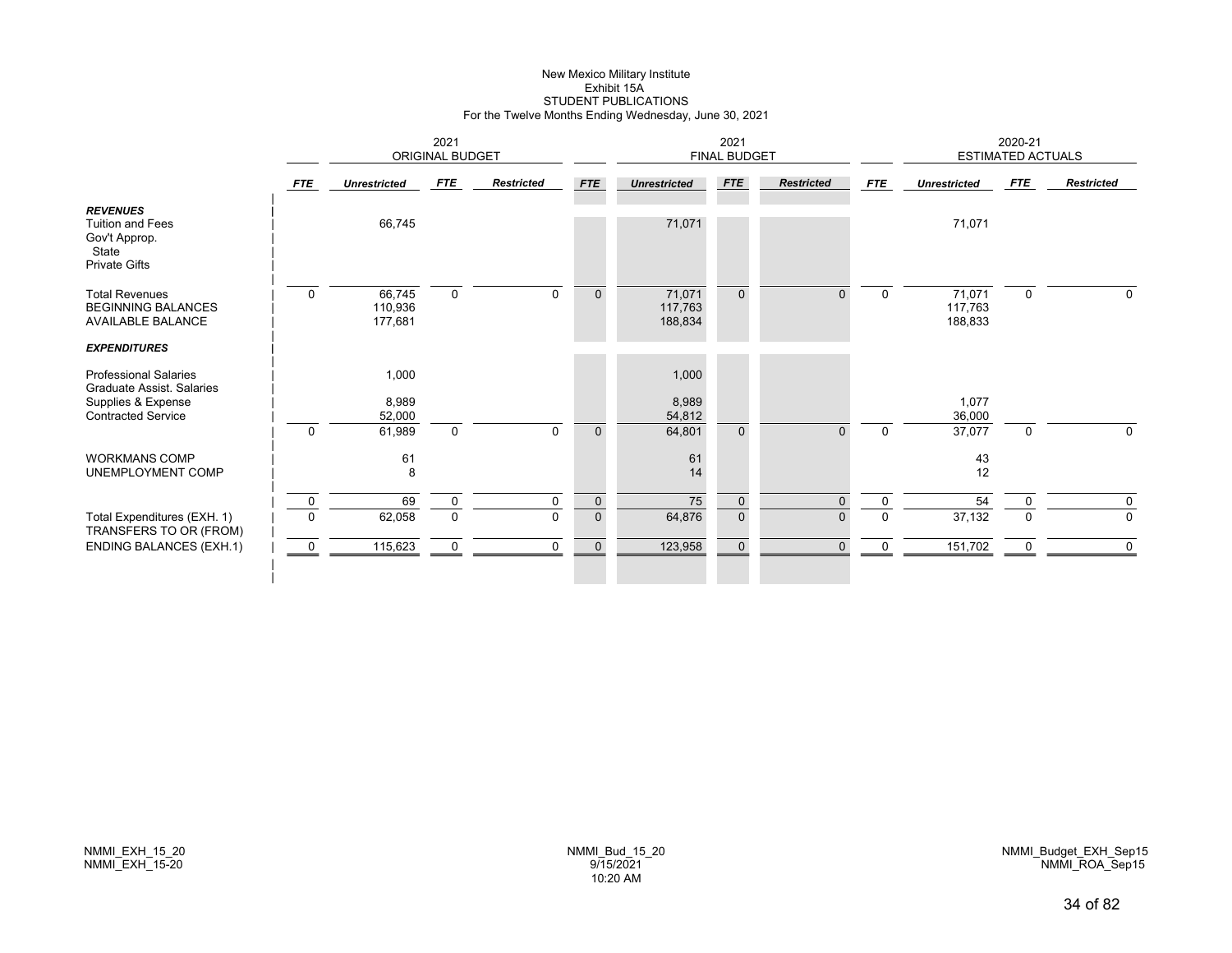New Mexico Military Institute
Exhibit 15A
STUDENT PUBLICATIONS
For the Twelve Months Ending Wednesday, June 30, 2021

| | 2021 ORIGINAL BUDGET | | | | 2021 FINAL BUDGET | | | | 2020-21 ESTIMATED ACTUALS | | | |
|---|---|---|---|---|---|---|---|---|---|---|---|---|
| | *FTE* | *Unrestricted* | *FTE* | *Restricted* | *FTE* | *Unrestricted* | *FTE* | *Restricted* | *FTE* | *Unrestricted* | *FTE* | *Restricted* |
| ***REVENUES*** | | | | | | | | | | | | |
| Tuition and Fees | | 66,745 | | | | 71,071 | | | | 71,071 | | |
| Gov't Approp. | | | | | | | | | | | | |
| State | | | | | | | | | | | | |
| Private Gifts | | | | | | | | | | | | |
| Total Revenues | 0 | 66,745 | 0 | 0 | 0 | 71,071 | 0 | 0 | 0 | 71,071 | 0 | 0 |
| BEGINNING BALANCES | | 110,936 | | | | 117,763 | | | | 117,763 | | |
| AVAILABLE BALANCE | | 177,681 | | | | 188,834 | | | | 188,833 | | |
| ***EXPENDITURES*** | | | | | | | | | | | | |
| Professional Salaries | | 1,000 | | | | 1,000 | | | | | | |
| Graduate Assist. Salaries | | | | | | | | | | | | |
| Supplies & Expense | | 8,989 | | | | 8,989 | | | | 1,077 | | |
| Contracted Service | | 52,000 | | | | 54,812 | | | | 36,000 | | |
| | 0 | 61,989 | 0 | 0 | 0 | 64,801 | 0 | 0 | 0 | 37,077 | 0 | 0 |
| WORKMANS COMP | | 61 | | | | 61 | | | | 43 | | |
| UNEMPLOYMENT COMP | | 8 | | | | 14 | | | | 12 | | |
| | 0 | 69 | 0 | 0 | 0 | 75 | 0 | 0 | 0 | 54 | 0 | 0 |
| Total Expenditures (EXH. 1) | 0 | 62,058 | 0 | 0 | 0 | 64,876 | 0 | 0 | 0 | 37,132 | 0 | 0 |
| TRANSFERS TO OR (FROM) | | | | | | | | | | | | |
| ENDING BALANCES (EXH.1) | 0 | 115,623 | 0 | 0 | 0 | 123,958 | 0 | 0 | 0 | 151,702 | 0 | 0 |

NMMI_EXH_15_20
NMMI_EXH_15-20

NMMI_Bud_15_20
9/15/2021
10:20 AM

NMMI_Budget_EXH_Sep15
NMMI_ROA_Sep15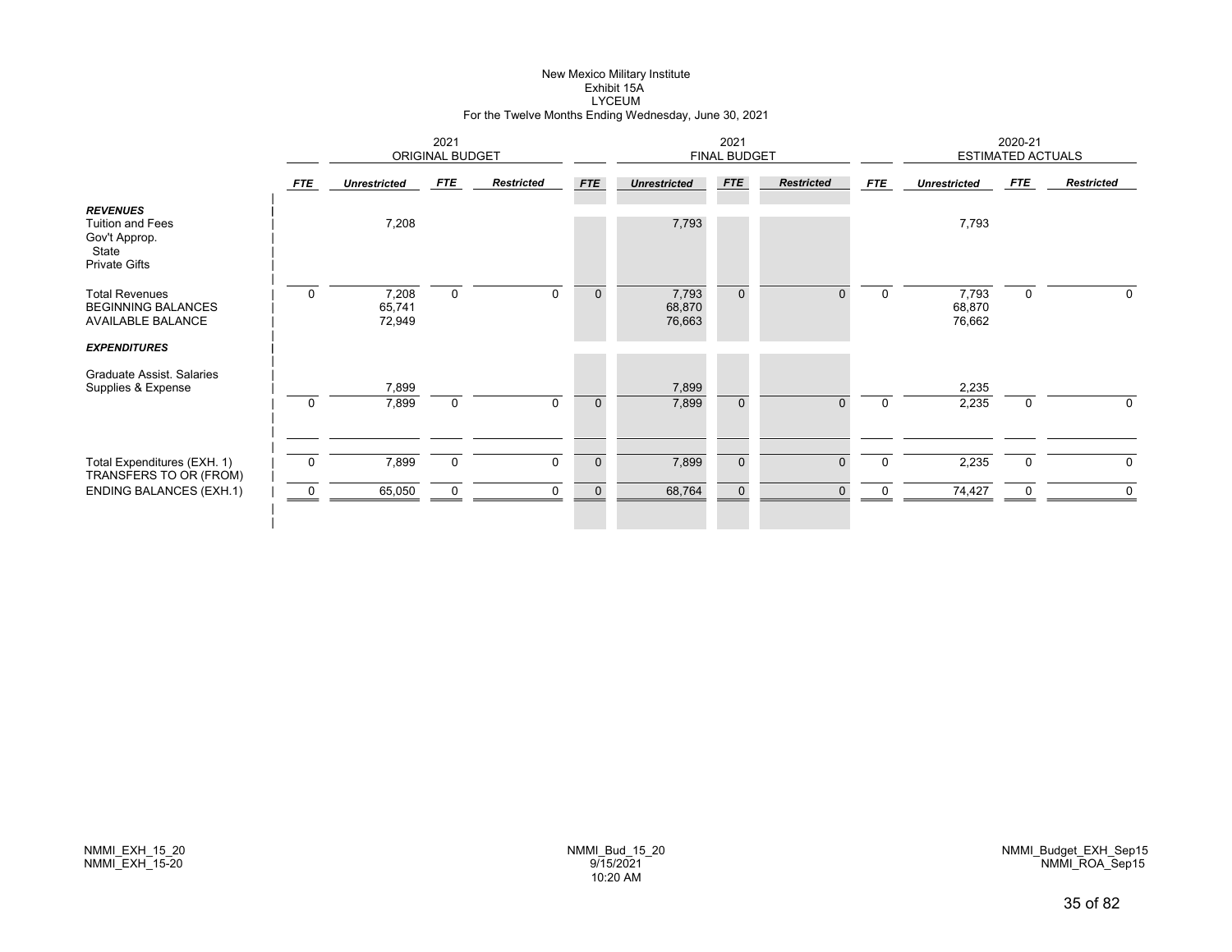New Mexico Military Institute
Exhibit 15A
LYCEUM
For the Twelve Months Ending Wednesday, June 30, 2021

| | 2021 ORIGINAL BUDGET | | | | 2021 FINAL BUDGET | | | | 2020-21 ESTIMATED ACTUALS | | | |
|---|---|---|---|---|---|---|---|---|---|---|---|---|
| | *FTE* | *Unrestricted* | *FTE* | *Restricted* | *FTE* | *Unrestricted* | *FTE* | *Restricted* | *FTE* | *Unrestricted* | *FTE* | *Restricted* |
| ***REVENUES*** | | | | | | | | | | | | |
| Tuition and Fees | | 7,208 | | | | 7,793 | | | | 7,793 | | |
| Gov't Approp. | | | | | | | | | | | | |
| State | | | | | | | | | | | | |
| Private Gifts | | | | | | | | | | | | |
| Total Revenues | 0 | 7,208 | 0 | 0 | 0 | 7,793 | 0 | 0 | 0 | 7,793 | 0 | 0 |
| BEGINNING BALANCES | | 65,741 | | | | 68,870 | | | | 68,870 | | |
| AVAILABLE BALANCE | | 72,949 | | | | 76,663 | | | | 76,662 | | |
| ***EXPENDITURES*** | | | | | | | | | | | | |
| Graduate Assist. Salaries | | | | | | | | | | | | |
| Supplies & Expense | | 7,899 | | | | 7,899 | | | | 2,235 | | |
| | 0 | 7,899 | 0 | 0 | 0 | 7,899 | 0 | 0 | 0 | 2,235 | 0 | 0 |
| Total Expenditures (EXH. 1) | 0 | 7,899 | 0 | 0 | 0 | 7,899 | 0 | 0 | 0 | 2,235 | 0 | 0 |
| TRANSFERS TO OR (FROM) | | | | | | | | | | | | |
| ENDING BALANCES (EXH.1) | 0 | 65,050 | 0 | 0 | 0 | 68,764 | 0 | 0 | 0 | 74,427 | 0 | 0 |

NMMI_EXH_15_20
NMMI_EXH_15-20

NMMI_Bud_15_20
9/15/2021
10:20 AM

NMMI_Budget_EXH_Sep15
NMMI_ROA_Sep15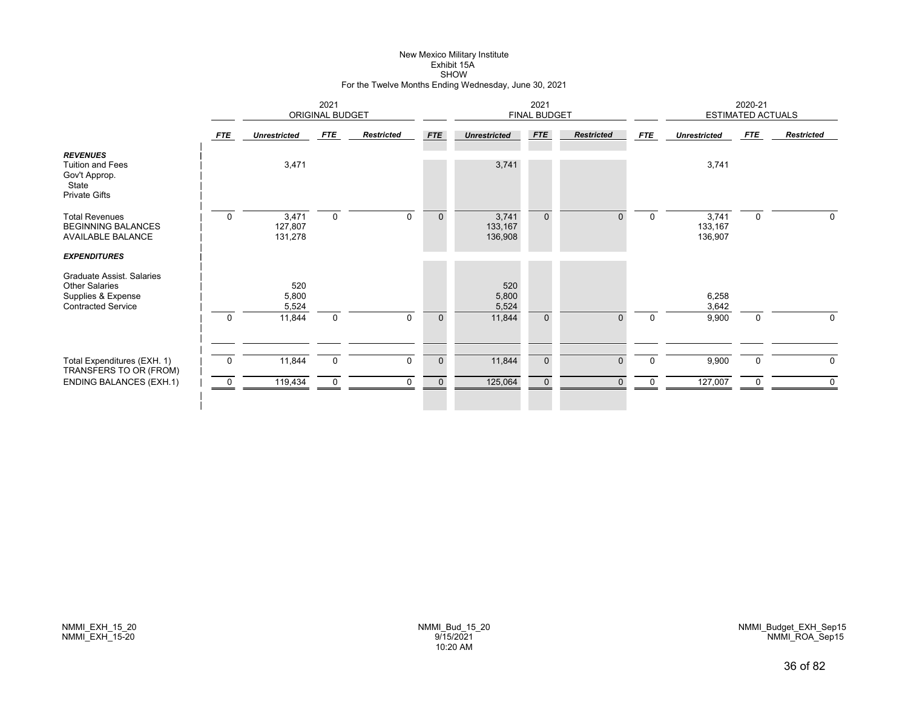New Mexico Military Institute
Exhibit 15A
SHOW
For the Twelve Months Ending Wednesday, June 30, 2021

| | 2021 ORIGINAL BUDGET | | | | 2021 FINAL BUDGET | | | | 2020-21 ESTIMATED ACTUALS | | | |
|---|---|---|---|---|---|---|---|---|---|---|---|---|
| | *FTE* | *Unrestricted* | *FTE* | *Restricted* | *FTE* | *Unrestricted* | *FTE* | *Restricted* | *FTE* | *Unrestricted* | *FTE* | *Restricted* |
| ***REVENUES*** | | | | | | | | | | | | |
| Tuition and Fees | | 3,471 | | | | 3,741 | | | | 3,741 | | |
| Gov't Approp. | | | | | | | | | | | | |
| State | | | | | | | | | | | | |
| Private Gifts | | | | | | | | | | | | |
| Total Revenues | 0 | 3,471 | 0 | 0 | 0 | 3,741 | 0 | 0 | 0 | 3,741 | 0 | 0 |
| BEGINNING BALANCES | | 127,807 | | | | 133,167 | | | | 133,167 | | |
| AVAILABLE BALANCE | | 131,278 | | | | 136,908 | | | | 136,907 | | |
| ***EXPENDITURES*** | | | | | | | | | | | | |
| Graduate Assist. Salaries | | | | | | | | | | | | |
| Other Salaries | | 520 | | | | 520 | | | | | | |
| Supplies & Expense | | 5,800 | | | | 5,800 | | | | 6,258 | | |
| Contracted Service | | 5,524 | | | | 5,524 | | | | 3,642 | | |
| | 0 | 11,844 | 0 | 0 | 0 | 11,844 | 0 | 0 | 0 | 9,900 | 0 | 0 |
| Total Expenditures (EXH. 1) | 0 | 11,844 | 0 | 0 | 0 | 11,844 | 0 | 0 | 0 | 9,900 | 0 | 0 |
| TRANSFERS TO OR (FROM) | | | | | | | | | | | | |
| ENDING BALANCES (EXH.1) | 0 | 119,434 | 0 | 0 | 0 | 125,064 | 0 | 0 | 0 | 127,007 | 0 | 0 |

NMMI_EXH_15_20
NMMI_EXH_15-20

NMMI_Bud_15_20
9/15/2021
10:20 AM

NMMI_Budget_EXH_Sep15
NMMI_ROA_Sep15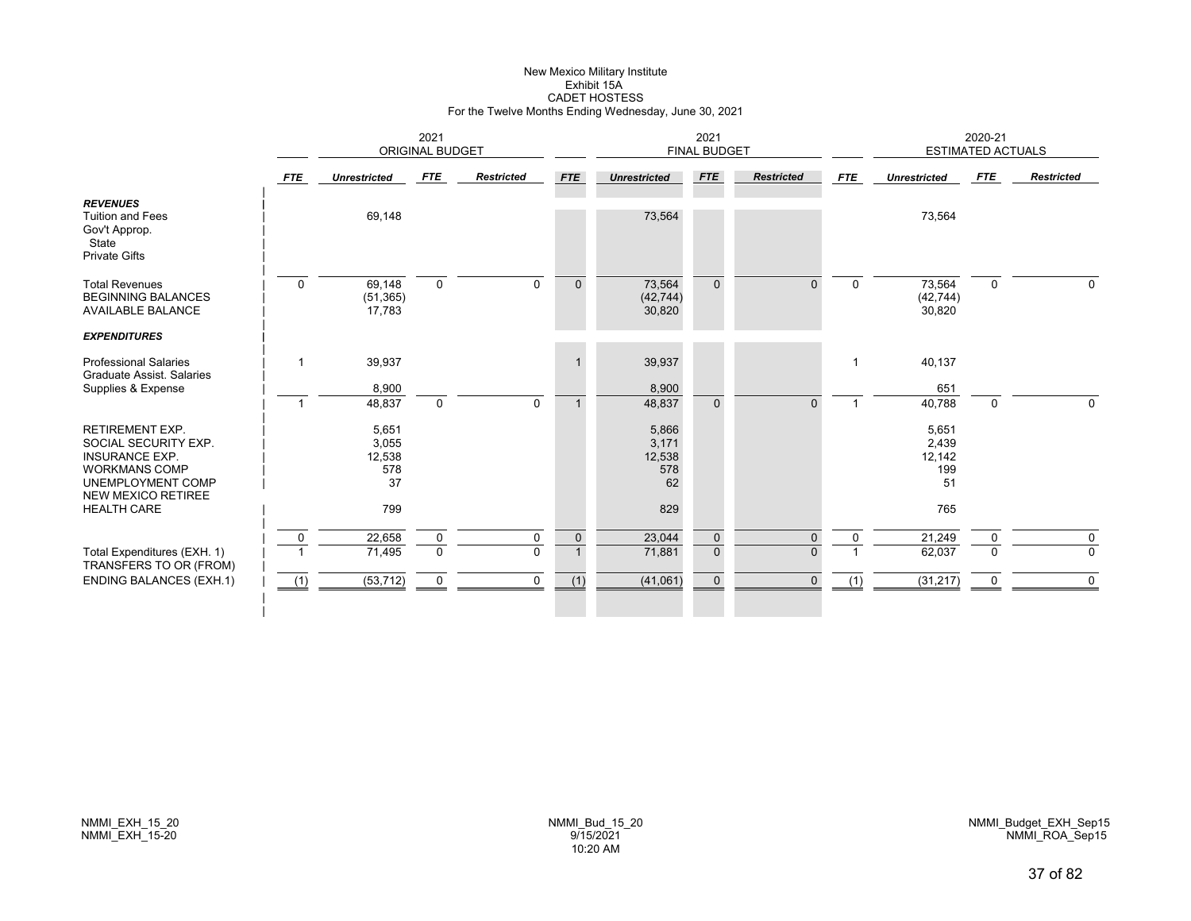New Mexico Military Institute
Exhibit 15A
CADET HOSTESS
For the Twelve Months Ending Wednesday, June 30, 2021

| | 2021 ORIGINAL BUDGET | | | | 2021 FINAL BUDGET | | | | 2020-21 ESTIMATED ACTUALS | | | |
|---|---|---|---|---|---|---|---|---|---|---|---|---|
| | *FTE* | *Unrestricted* | *FTE* | *Restricted* | *FTE* | *Unrestricted* | *FTE* | *Restricted* | *FTE* | *Unrestricted* | *FTE* | *Restricted* |
| ***REVENUES*** | | | | | | | | | | | | |
| Tuition and Fees | | 69,148 | | | | 73,564 | | | | 73,564 | | |
| Gov't Approp. | | | | | | | | | | | | |
| State | | | | | | | | | | | | |
| Private Gifts | | | | | | | | | | | | |
| Total Revenues | 0 | 69,148 | 0 | 0 | 0 | 73,564 | 0 | 0 | 0 | 73,564 | 0 | 0 |
| BEGINNING BALANCES | | (51,365) | | | | (42,744) | | | | (42,744) | | |
| AVAILABLE BALANCE | | 17,783 | | | | 30,820 | | | | 30,820 | | |
| ***EXPENDITURES*** | | | | | | | | | | | | |
| Professional Salaries | 1 | 39,937 | | | 1 | 39,937 | | | 1 | 40,137 | | |
| Graduate Assist. Salaries | | | | | | | | | | | | |
| Supplies & Expense | | 8,900 | | | | 8,900 | | | | 651 | | |
| | 1 | 48,837 | 0 | 0 | 1 | 48,837 | 0 | 0 | 1 | 40,788 | 0 | 0 |
| RETIREMENT EXP. | | 5,651 | | | | 5,866 | | | | 5,651 | | |
| SOCIAL SECURITY EXP. | | 3,055 | | | | 3,171 | | | | 2,439 | | |
| INSURANCE EXP. | | 12,538 | | | | 12,538 | | | | 12,142 | | |
| WORKMANS COMP | | 578 | | | | 578 | | | | 199 | | |
| UNEMPLOYMENT COMP | | 37 | | | | 62 | | | | 51 | | |
| NEW MEXICO RETIREE HEALTH CARE | | 799 | | | | 829 | | | | 765 | | |
| | 0 | 22,658 | 0 | 0 | 0 | 23,044 | 0 | 0 | 0 | 21,249 | 0 | 0 |
| Total Expenditures (EXH. 1) | 1 | 71,495 | 0 | 0 | 1 | 71,881 | 0 | 0 | 1 | 62,037 | 0 | 0 |
| TRANSFERS TO OR (FROM) | | | | | | | | | | | | |
| ENDING BALANCES (EXH.1) | (1) | (53,712) | 0 | 0 | (1) | (41,061) | 0 | 0 | (1) | (31,217) | 0 | 0 |

NMMI_EXH_15_20
NMMI_EXH_15-20

NMMI_Bud_15_20
9/15/2021
10:20 AM

NMMI_Budget_EXH_Sep15
NMMI_ROA_Sep15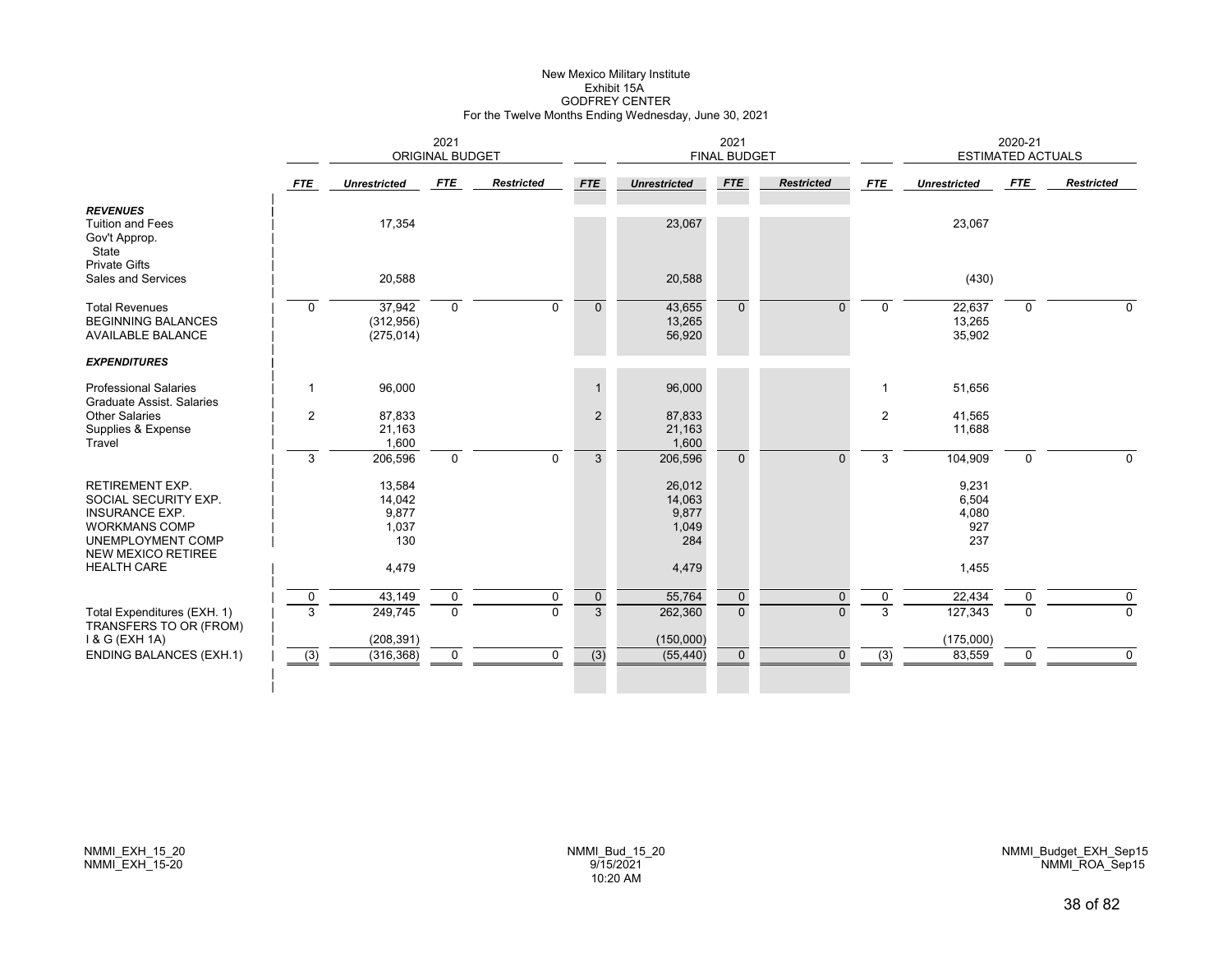# New Mexico Military Institute
## Exhibit 15A
## GODFREY CENTER
### For the Twelve Months Ending Wednesday, June 30, 2021

| | 2021 ORIGINAL BUDGET | | | | 2021 FINAL BUDGET | | | | 2020-21 ESTIMATED ACTUALS | | | |
|---|---|---|---|---|---|---|---|---|---|---|---|---|
| | *FTE* | *Unrestricted* | *FTE* | *Restricted* | *FTE* | *Unrestricted* | *FTE* | *Restricted* | *FTE* | *Unrestricted* | *FTE* | *Restricted* |
| ***REVENUES*** | | | | | | | | | | | | |
| Tuition and Fees | | 17,354 | | | | 23,067 | | | | 23,067 | | |
| Gov't Approp. | | | | | | | | | | | | |
| State | | | | | | | | | | | | |
| Private Gifts | | | | | | | | | | | | |
| Sales and Services | | 20,588 | | | | 20,588 | | | | (430) | | |
| Total Revenues | 0 | 37,942 | 0 | 0 | 0 | 43,655 | 0 | 0 | 0 | 22,637 | 0 | 0 |
| BEGINNING BALANCES | | (312,956) | | | | 13,265 | | | | 13,265 | | |
| AVAILABLE BALANCE | | (275,014) | | | | 56,920 | | | | 35,902 | | |
| ***EXPENDITURES*** | | | | | | | | | | | | |
| Professional Salaries | 1 | 96,000 | | | 1 | 96,000 | | | 1 | 51,656 | | |
| Graduate Assist. Salaries | | | | | | | | | | | | |
| Other Salaries | 2 | 87,833 | | | 2 | 87,833 | | | 2 | 41,565 | | |
| Supplies & Expense | | 21,163 | | | | 21,163 | | | | 11,688 | | |
| Travel | | 1,600 | | | | 1,600 | | | | | | |
| | 3 | 206,596 | 0 | 0 | 3 | 206,596 | 0 | 0 | 3 | 104,909 | 0 | 0 |
| RETIREMENT EXP. | | 13,584 | | | | 26,012 | | | | 9,231 | | |
| SOCIAL SECURITY EXP. | | 14,042 | | | | 14,063 | | | | 6,504 | | |
| INSURANCE EXP. | | 9,877 | | | | 9,877 | | | | 4,080 | | |
| WORKMANS COMP | | 1,037 | | | | 1,049 | | | | 927 | | |
| UNEMPLOYMENT COMP | | 130 | | | | 284 | | | | 237 | | |
| NEW MEXICO RETIREE HEALTH CARE | | 4,479 | | | | 4,479 | | | | 1,455 | | |
| | 0 | 43,149 | 0 | 0 | 0 | 55,764 | 0 | 0 | 0 | 22,434 | 0 | 0 |
| Total Expenditures (EXH. 1) | 3 | 249,745 | 0 | 0 | 3 | 262,360 | 0 | 0 | 3 | 127,343 | 0 | 0 |
| TRANSFERS TO OR (FROM) I & G (EXH 1A) | | (208,391) | | | | (150,000) | | | | (175,000) | | |
| ENDING BALANCES (EXH.1) | (3) | (316,368) | 0 | 0 | (3) | (55,440) | 0 | 0 | (3) | 83,559 | 0 | 0 |

NMMI_EXH_15_20
NMMI_EXH_15-20

NMMI_Bud_15_20
9/15/2021
10:20 AM

NMMI_Budget_EXH_Sep15
NMMI_ROA_Sep15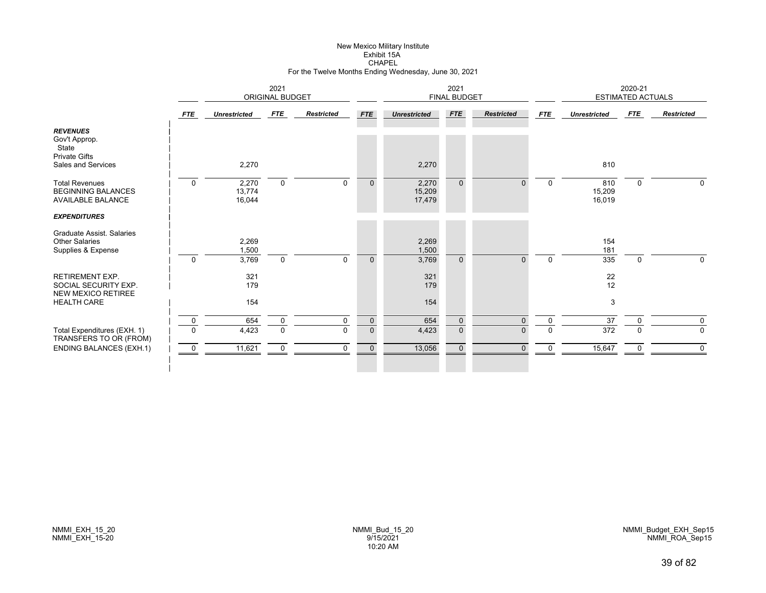# New Mexico Military Institute
## Exhibit 15A
## CHAPEL
### For the Twelve Months Ending Wednesday, June 30, 2021

| | 2021 ORIGINAL BUDGET | | | | 2021 FINAL BUDGET | | | | 2020-21 ESTIMATED ACTUALS | | | |
|---|---|---|---|---|---|---|---|---|---|---|---|---|
| | *FTE* | *Unrestricted* | *FTE* | *Restricted* | *FTE* | *Unrestricted* | *FTE* | *Restricted* | *FTE* | *Unrestricted* | *FTE* | *Restricted* |
| ***REVENUES*** | | | | | | | | | | | | |
| Gov't Approp. | | | | | | | | | | | | |
| State | | | | | | | | | | | | |
| Private Gifts | | | | | | | | | | | | |
| Sales and Services | | 2,270 | | | | 2,270 | | | | 810 | | |
| Total Revenues | 0 | 2,270 | 0 | 0 | 0 | 2,270 | 0 | 0 | 0 | 810 | 0 | 0 |
| BEGINNING BALANCES | | 13,774 | | | | 15,209 | | | | 15,209 | | |
| AVAILABLE BALANCE | | 16,044 | | | | 17,479 | | | | 16,019 | | |
| ***EXPENDITURES*** | | | | | | | | | | | | |
| Graduate Assist. Salaries | | | | | | | | | | | | |
| Other Salaries | | 2,269 | | | | 2,269 | | | | 154 | | |
| Supplies & Expense | | 1,500 | | | | 1,500 | | | | 181 | | |
| | 0 | 3,769 | 0 | 0 | 0 | 3,769 | 0 | 0 | 0 | 335 | 0 | 0 |
| RETIREMENT EXP. | | 321 | | | | 321 | | | | 22 | | |
| SOCIAL SECURITY EXP. | | 179 | | | | 179 | | | | 12 | | |
| NEW MEXICO RETIREE HEALTH CARE | | 154 | | | | 154 | | | | 3 | | |
| | 0 | 654 | 0 | 0 | 0 | 654 | 0 | 0 | 0 | 37 | 0 | 0 |
| Total Expenditures (EXH. 1) | 0 | 4,423 | 0 | 0 | 0 | 4,423 | 0 | 0 | 0 | 372 | 0 | 0 |
| TRANSFERS TO OR (FROM) | | | | | | | | | | | | |
| ENDING BALANCES (EXH.1) | 0 | 11,621 | 0 | 0 | 0 | 13,056 | 0 | 0 | 0 | 15,647 | 0 | 0 |

NMMI_EXH_15_20
NMMI_EXH_15-20

NMMI_Bud_15_20
9/15/2021
10:20 AM

NMMI_Budget_EXH_Sep15
NMMI_ROA_Sep15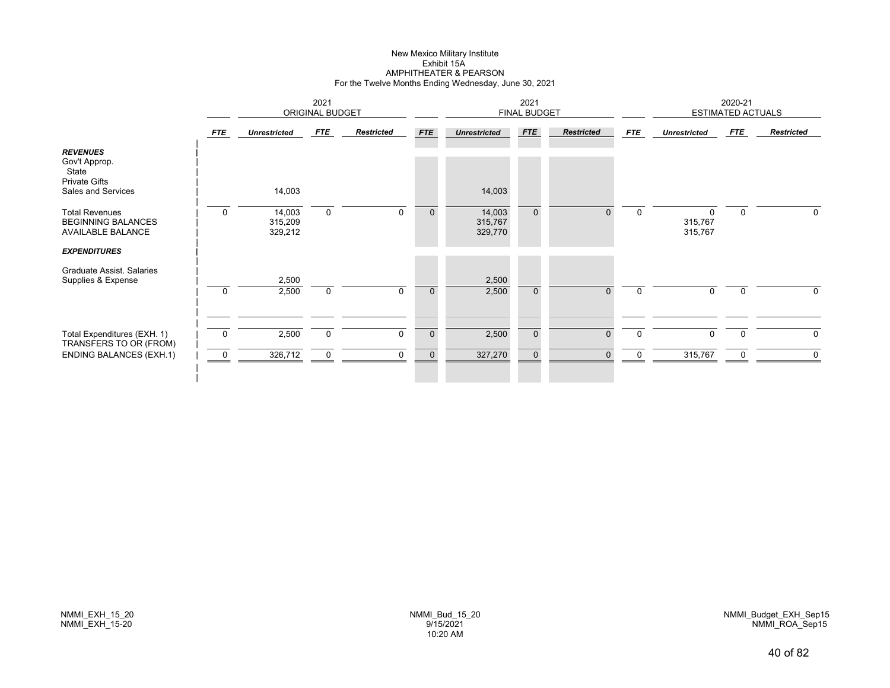New Mexico Military Institute
Exhibit 15A
AMPHITHEATER & PEARSON
For the Twelve Months Ending Wednesday, June 30, 2021

| | 2021 ORIGINAL BUDGET | | | | 2021 FINAL BUDGET | | | | 2020-21 ESTIMATED ACTUALS | | | |
|---|---|---|---|---|---|---|---|---|---|---|---|---|
| | *FTE* | *Unrestricted* | *FTE* | *Restricted* | *FTE* | *Unrestricted* | *FTE* | *Restricted* | *FTE* | *Unrestricted* | *FTE* | *Restricted* |
| ***REVENUES*** | | | | | | | | | | | | |
| Gov't Approp. | | | | | | | | | | | | |
| State | | | | | | | | | | | | |
| Private Gifts | | | | | | | | | | | | |
| Sales and Services | | 14,003 | | | | 14,003 | | | | | | |
| Total Revenues | 0 | 14,003 | 0 | 0 | 0 | 14,003 | 0 | 0 | 0 | 0 | 0 | 0 |
| BEGINNING BALANCES | | 315,209 | | | | 315,767 | | | | 315,767 | | |
| AVAILABLE BALANCE | | 329,212 | | | | 329,770 | | | | 315,767 | | |
| ***EXPENDITURES*** | | | | | | | | | | | | |
| Graduate Assist. Salaries | | | | | | | | | | | | |
| Supplies & Expense | | 2,500 | | | | 2,500 | | | | | | |
| | 0 | 2,500 | 0 | 0 | 0 | 2,500 | 0 | 0 | 0 | 0 | 0 | 0 |
| Total Expenditures (EXH. 1) | 0 | 2,500 | 0 | 0 | 0 | 2,500 | 0 | 0 | 0 | 0 | 0 | 0 |
| TRANSFERS TO OR (FROM) | | | | | | | | | | | | |
| ENDING BALANCES (EXH.1) | 0 | 326,712 | 0 | 0 | 0 | 327,270 | 0 | 0 | 0 | 315,767 | 0 | 0 |

NMMI_EXH_15_20
NMMI_EXH_15-20

NMMI_Bud_15_20
9/15/2021
10:20 AM

NMMI_Budget_EXH_Sep15
NMMI_ROA_Sep15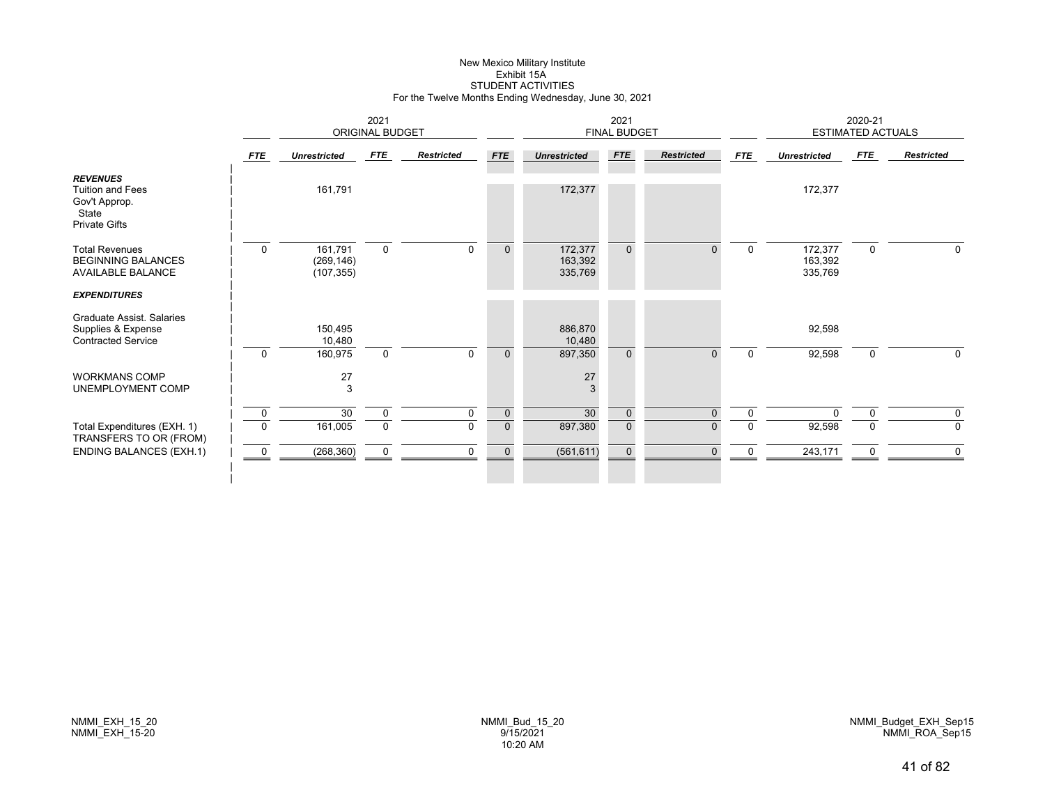# New Mexico Military Institute
## Exhibit 15A
## STUDENT ACTIVITIES
### For the Twelve Months Ending Wednesday, June 30, 2021

| | 2021 ORIGINAL BUDGET | | | | 2021 FINAL BUDGET | | | | 2020-21 ESTIMATED ACTUALS | | | |
|---|---|---|---|---|---|---|---|---|---|---|---|---|
| | *FTE* | *Unrestricted* | *FTE* | *Restricted* | *FTE* | *Unrestricted* | *FTE* | *Restricted* | *FTE* | *Unrestricted* | *FTE* | *Restricted* |
| ***REVENUES*** | | | | | | | | | | | | |
| Tuition and Fees | | 161,791 | | | | 172,377 | | | | 172,377 | | |
| Gov't Approp. | | | | | | | | | | | | |
| State | | | | | | | | | | | | |
| Private Gifts | | | | | | | | | | | | |
| Total Revenues | 0 | 161,791 | 0 | 0 | 0 | 172,377 | 0 | 0 | 0 | 172,377 | 0 | 0 |
| BEGINNING BALANCES | | (269,146) | | | | 163,392 | | | | 163,392 | | |
| AVAILABLE BALANCE | | (107,355) | | | | 335,769 | | | | 335,769 | | |
| ***EXPENDITURES*** | | | | | | | | | | | | |
| Graduate Assist. Salaries | | | | | | | | | | | | |
| Supplies & Expense | | 150,495 | | | | 886,870 | | | | 92,598 | | |
| Contracted Service | | 10,480 | | | | 10,480 | | | | | | |
| | 0 | 160,975 | 0 | 0 | 0 | 897,350 | 0 | 0 | 0 | 92,598 | 0 | 0 |
| WORKMANS COMP | | 27 | | | | 27 | | | | | | |
| UNEMPLOYMENT COMP | | 3 | | | | 3 | | | | | | |
| | 0 | 30 | 0 | 0 | 0 | 30 | 0 | 0 | 0 | 0 | 0 | 0 |
| Total Expenditures (EXH. 1) | 0 | 161,005 | 0 | 0 | 0 | 897,380 | 0 | 0 | 0 | 92,598 | 0 | 0 |
| TRANSFERS TO OR (FROM) | | | | | | | | | | | | |
| ENDING BALANCES (EXH.1) | 0 | (268,360) | 0 | 0 | 0 | (561,611) | 0 | 0 | 0 | 243,171 | 0 | 0 |

NMMI_EXH_15_20
NMMI_EXH_15-20

NMMI_Bud_15_20
9/15/2021
10:20 AM

NMMI_Budget_EXH_Sep15
NMMI_ROA_Sep15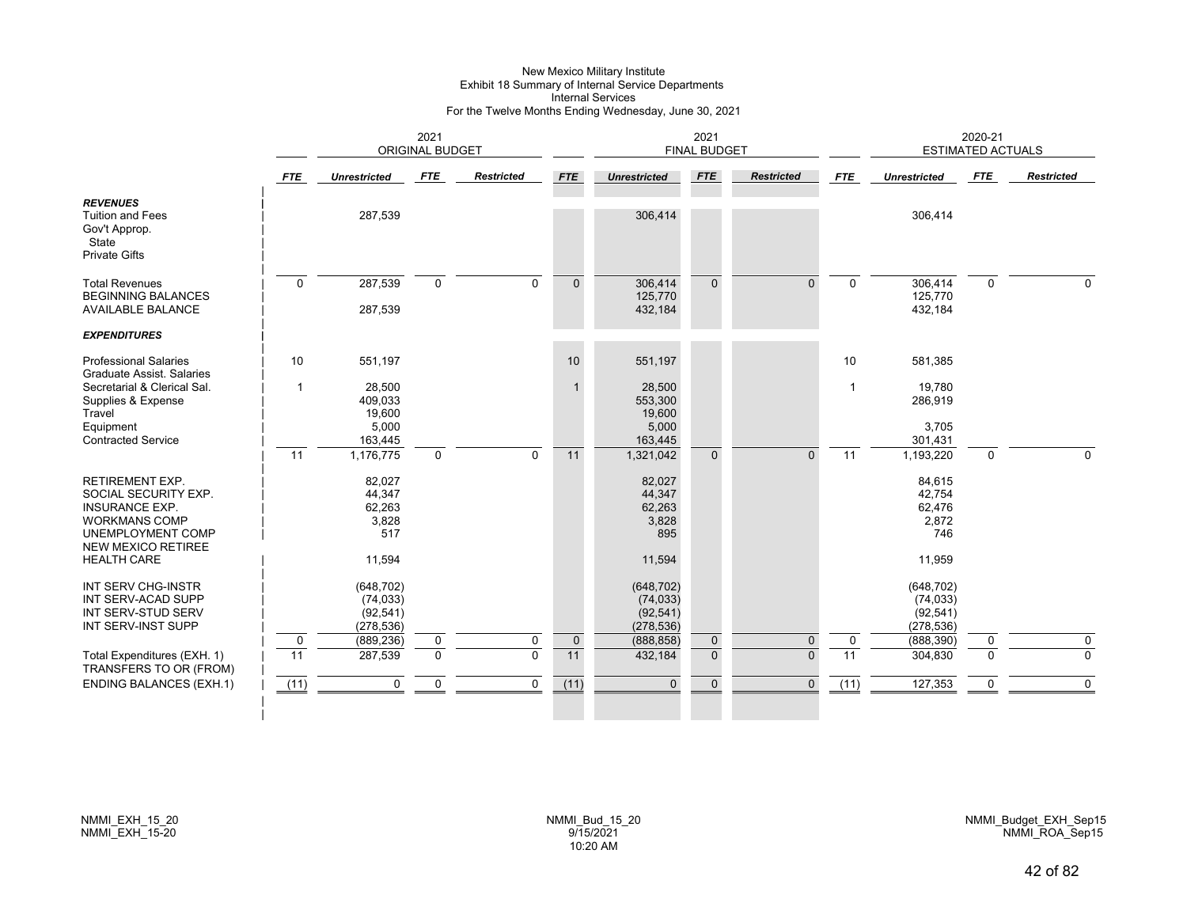# New Mexico Military Institute
## Exhibit 18 Summary of Internal Service Departments
### Internal Services
### For the Twelve Months Ending Wednesday, June 30, 2021

| | 2021 ORIGINAL BUDGET | | | | 2021 FINAL BUDGET | | | | 2020-21 ESTIMATED ACTUALS | | | |
|---|---|---|---|---|---|---|---|---|---|---|---|---|
| | *FTE* | *Unrestricted* | *FTE* | *Restricted* | *FTE* | *Unrestricted* | *FTE* | *Restricted* | *FTE* | *Unrestricted* | *FTE* | *Restricted* |
| ***REVENUES*** | | | | | | | | | | | | |
| Tuition and Fees | | 287,539 | | | | 306,414 | | | | 306,414 | | |
| Gov't Approp. | | | | | | | | | | | | |
| State | | | | | | | | | | | | |
| Private Gifts | | | | | | | | | | | | |
| Total Revenues | 0 | 287,539 | 0 | 0 | 0 | 306,414 | 0 | 0 | 0 | 306,414 | 0 | 0 |
| BEGINNING BALANCES | | | | | | 125,770 | | | | 125,770 | | |
| AVAILABLE BALANCE | | 287,539 | | | | 432,184 | | | | 432,184 | | |
| ***EXPENDITURES*** | | | | | | | | | | | | |
| Professional Salaries | 10 | 551,197 | | | 10 | 551,197 | | | 10 | 581,385 | | |
| Graduate Assist. Salaries | | | | | | | | | | | | |
| Secretarial & Clerical Sal. | 1 | 28,500 | | | 1 | 28,500 | | | 1 | 19,780 | | |
| Supplies & Expense | | 409,033 | | | | 553,300 | | | | 286,919 | | |
| Travel | | 19,600 | | | | 19,600 | | | | | | |
| Equipment | | 5,000 | | | | 5,000 | | | | 3,705 | | |
| Contracted Service | | 163,445 | | | | 163,445 | | | | 301,431 | | |
| | 11 | 1,176,775 | 0 | 0 | 11 | 1,321,042 | 0 | 0 | 11 | 1,193,220 | 0 | 0 |
| RETIREMENT EXP. | | 82,027 | | | | 82,027 | | | | 84,615 | | |
| SOCIAL SECURITY EXP. | | 44,347 | | | | 44,347 | | | | 42,754 | | |
| INSURANCE EXP. | | 62,263 | | | | 62,263 | | | | 62,476 | | |
| WORKMANS COMP | | 3,828 | | | | 3,828 | | | | 2,872 | | |
| UNEMPLOYMENT COMP | | 517 | | | | 895 | | | | 746 | | |
| NEW MEXICO RETIREE HEALTH CARE | | 11,594 | | | | 11,594 | | | | 11,959 | | |
| INT SERV CHG-INSTR | | (648,702) | | | | (648,702) | | | | (648,702) | | |
| INT SERV-ACAD SUPP | | (74,033) | | | | (74,033) | | | | (74,033) | | |
| INT SERV-STUD SERV | | (92,541) | | | | (92,541) | | | | (92,541) | | |
| INT SERV-INST SUPP | | (278,536) | | | | (278,536) | | | | (278,536) | | |
| | 0 | (889,236) | 0 | 0 | 0 | (888,858) | 0 | 0 | 0 | (888,390) | 0 | 0 |
| Total Expenditures (EXH. 1) | 11 | 287,539 | 0 | 0 | 11 | 432,184 | 0 | 0 | 11 | 304,830 | 0 | 0 |
| TRANSFERS TO OR (FROM) | | | | | | | | | | | | |
| ENDING BALANCES (EXH.1) | (11) | 0 | 0 | 0 | (11) | 0 | 0 | 0 | (11) | 127,353 | 0 | 0 |

NMMI_EXH_15_20
NMMI_EXH_15-20

NMMI_Bud_15_20
9/15/2021
10:20 AM

NMMI_Budget_EXH_Sep15
NMMI_ROA_Sep15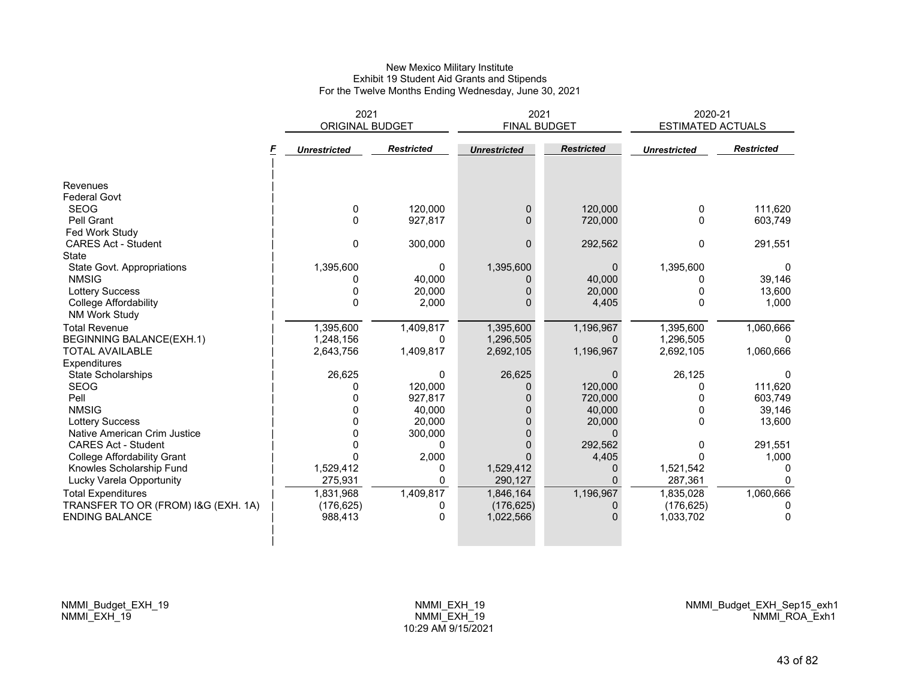New Mexico Military Institute
Exhibit 19 Student Aid Grants and Stipends
For the Twelve Months Ending Wednesday, June 30, 2021

| | F | 2021 ORIGINAL BUDGET | | 2021 FINAL BUDGET | | 2020-21 ESTIMATED ACTUALS | |
|---|---|---|---|---|---|---|---|
| | | *Unrestricted* | *Restricted* | *Unrestricted* | *Restricted* | *Unrestricted* | *Restricted* |
| Revenues | | | | | | | |
| Federal Govt | | | | | | | |
| SEOG | | 0 | 120,000 | 0 | 120,000 | 0 | 111,620 |
| Pell Grant | | 0 | 927,817 | 0 | 720,000 | 0 | 603,749 |
| Fed Work Study | | | | | | | |
| CARES Act - Student | | 0 | 300,000 | 0 | 292,562 | 0 | 291,551 |
| State | | | | | | | |
| State Govt. Appropriations | | 1,395,600 | 0 | 1,395,600 | 0 | 1,395,600 | 0 |
| NMSIG | | 0 | 40,000 | 0 | 40,000 | 0 | 39,146 |
| Lottery Success | | 0 | 20,000 | 0 | 20,000 | 0 | 13,600 |
| College Affordability | | 0 | 2,000 | 0 | 4,405 | 0 | 1,000 |
| NM Work Study | | | | | | | |
| Total Revenue | | 1,395,600 | 1,409,817 | 1,395,600 | 1,196,967 | 1,395,600 | 1,060,666 |
| BEGINNING BALANCE(EXH.1) | | 1,248,156 | 0 | 1,296,505 | 0 | 1,296,505 | 0 |
| TOTAL AVAILABLE | | 2,643,756 | 1,409,817 | 2,692,105 | 1,196,967 | 2,692,105 | 1,060,666 |
| Expenditures | | | | | | | |
| State Scholarships | | 26,625 | 0 | 26,625 | 0 | 26,125 | 0 |
| SEOG | | 0 | 120,000 | 0 | 120,000 | 0 | 111,620 |
| Pell | | 0 | 927,817 | 0 | 720,000 | 0 | 603,749 |
| NMSIG | | 0 | 40,000 | 0 | 40,000 | 0 | 39,146 |
| Lottery Success | | 0 | 20,000 | 0 | 20,000 | 0 | 13,600 |
| Native American Crim Justice | | 0 | 300,000 | 0 | 0 | | |
| CARES Act - Student | | 0 | 0 | 0 | 292,562 | 0 | 291,551 |
| College Affordability Grant | | 0 | 2,000 | 0 | 4,405 | 0 | 1,000 |
| Knowles Scholarship Fund | | 1,529,412 | 0 | 1,529,412 | 0 | 1,521,542 | 0 |
| Lucky Varela Opportunity | | 275,931 | 0 | 290,127 | 0 | 287,361 | 0 |
| Total Expenditures | | 1,831,968 | 1,409,817 | 1,846,164 | 1,196,967 | 1,835,028 | 1,060,666 |
| TRANSFER TO OR (FROM) I&G (EXH. 1A) | | (176,625) | 0 | (176,625) | 0 | (176,625) | 0 |
| ENDING BALANCE | | 988,413 | 0 | 1,022,566 | 0 | 1,033,702 | 0 |

NMMI_Budget_EXH_19
NMMI_EXH_19

NMMI_EXH_19
NMMI_EXH_19
10:29 AM 9/15/2021

NMMI_Budget_EXH_Sep15_exh1
NMMI_ROA_Exh1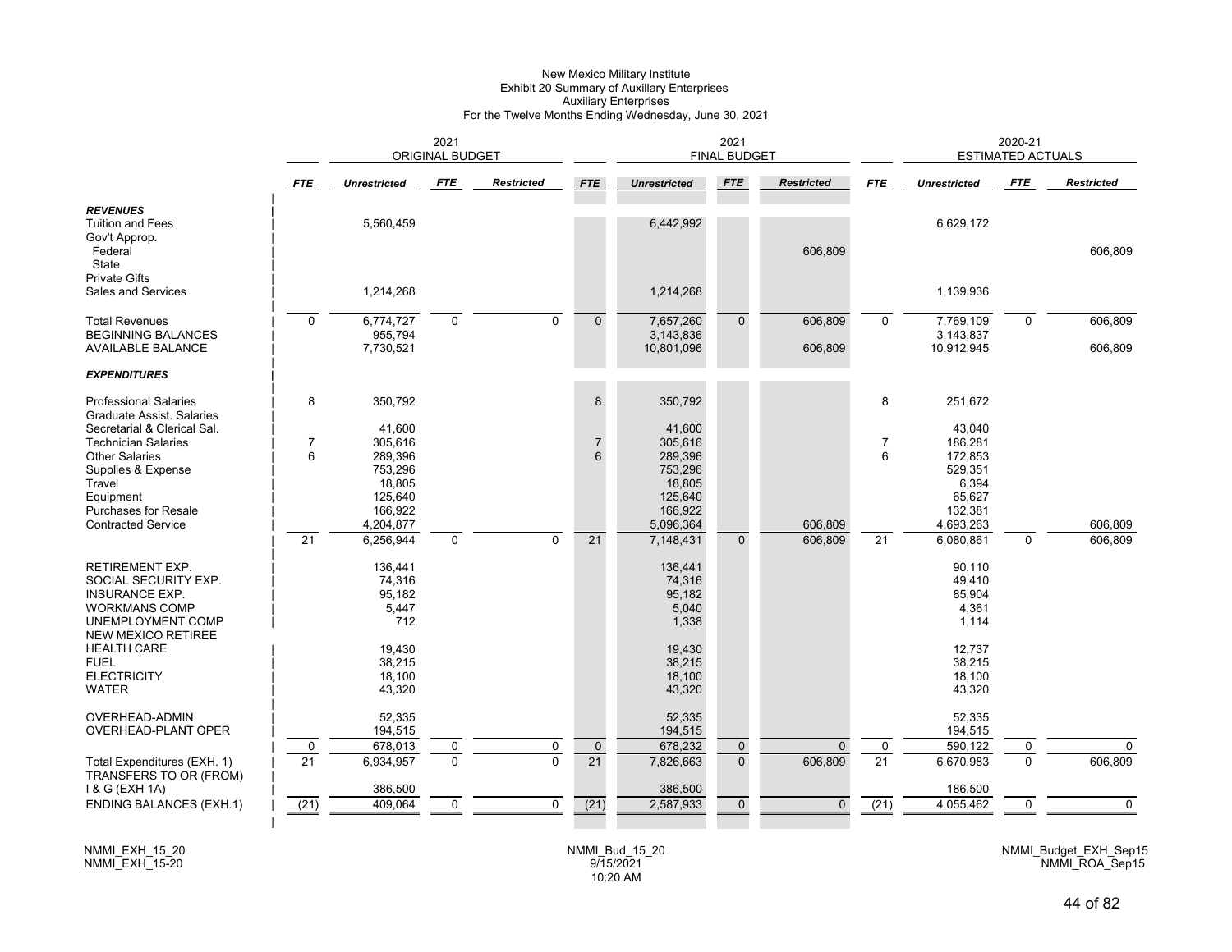# New Mexico Military Institute
## Exhibit 20 Summary of Auxillary Enterprises
### Auxiliary Enterprises
### For the Twelve Months Ending Wednesday, June 30, 2021

| | 2021 ORIGINAL BUDGET | | | | 2021 FINAL BUDGET | | | | 2020-21 ESTIMATED ACTUALS | | | |
|---|---|---|---|---|---|---|---|---|---|---|---|---|
| | *FTE* | *Unrestricted* | *FTE* | *Restricted* | *FTE* | *Unrestricted* | *FTE* | *Restricted* | *FTE* | *Unrestricted* | *FTE* | *Restricted* |
| ***REVENUES*** | | | | | | | | | | | | |
| Tuition and Fees | | 5,560,459 | | | | 6,442,992 | | | | 6,629,172 | | |
| Gov't Approp. | | | | | | | | | | | | |
| Federal | | | | | | | | 606,809 | | | | 606,809 |
| State | | | | | | | | | | | | |
| Private Gifts | | | | | | | | | | | | |
| Sales and Services | | 1,214,268 | | | | 1,214,268 | | | | 1,139,936 | | |
| Total Revenues | 0 | 6,774,727 | 0 | 0 | 0 | 7,657,260 | 0 | 606,809 | 0 | 7,769,109 | 0 | 606,809 |
| BEGINNING BALANCES | | 955,794 | | | | 3,143,836 | | | | 3,143,837 | | |
| AVAILABLE BALANCE | | 7,730,521 | | | | 10,801,096 | | 606,809 | | 10,912,945 | | 606,809 |
| ***EXPENDITURES*** | | | | | | | | | | | | |
| Professional Salaries | 8 | 350,792 | | | 8 | 350,792 | | | 8 | 251,672 | | |
| Graduate Assist. Salaries | | | | | | | | | | | | |
| Secretarial & Clerical Sal. | | 41,600 | | | | 41,600 | | | | 43,040 | | |
| Technician Salaries | 7 | 305,616 | | | 7 | 305,616 | | | 7 | 186,281 | | |
| Other Salaries | 6 | 289,396 | | | 6 | 289,396 | | | 6 | 172,853 | | |
| Supplies & Expense | | 753,296 | | | | 753,296 | | | | 529,351 | | |
| Travel | | 18,805 | | | | 18,805 | | | | 6,394 | | |
| Equipment | | 125,640 | | | | 125,640 | | | | 65,627 | | |
| Purchases for Resale | | 166,922 | | | | 166,922 | | | | 132,381 | | |
| Contracted Service | | 4,204,877 | | | | 5,096,364 | | 606,809 | | 4,693,263 | | 606,809 |
| | 21 | 6,256,944 | 0 | 0 | 21 | 7,148,431 | 0 | 606,809 | 21 | 6,080,861 | 0 | 606,809 |
| RETIREMENT EXP. | | 136,441 | | | | 136,441 | | | | 90,110 | | |
| SOCIAL SECURITY EXP. | | 74,316 | | | | 74,316 | | | | 49,410 | | |
| INSURANCE EXP. | | 95,182 | | | | 95,182 | | | | 85,904 | | |
| WORKMANS COMP | | 5,447 | | | | 5,040 | | | | 4,361 | | |
| UNEMPLOYMENT COMP | | 712 | | | | 1,338 | | | | 1,114 | | |
| NEW MEXICO RETIREE HEALTH CARE | | 19,430 | | | | 19,430 | | | | 12,737 | | |
| FUEL | | 38,215 | | | | 38,215 | | | | 38,215 | | |
| ELECTRICITY | | 18,100 | | | | 18,100 | | | | 18,100 | | |
| WATER | | 43,320 | | | | 43,320 | | | | 43,320 | | |
| OVERHEAD-ADMIN | | 52,335 | | | | 52,335 | | | | 52,335 | | |
| OVERHEAD-PLANT OPER | | 194,515 | | | | 194,515 | | | | 194,515 | | |
| | 0 | 678,013 | 0 | 0 | 0 | 678,232 | 0 | 0 | 0 | 590,122 | 0 | 0 |
| Total Expenditures (EXH. 1) | 21 | 6,934,957 | 0 | 0 | 21 | 7,826,663 | 0 | 606,809 | 21 | 6,670,983 | 0 | 606,809 |
| TRANSFERS TO OR (FROM) I & G (EXH 1A) | | 386,500 | | | | 386,500 | | | | 186,500 | | |
| ENDING BALANCES (EXH.1) | (21) | 409,064 | 0 | 0 | (21) | 2,587,933 | 0 | 0 | (21) | 4,055,462 | 0 | 0 |

NMMI_EXH_15_20
NMMI_EXH_15-20

NMMI_Bud_15_20
9/15/2021
10:20 AM

NMMI_Budget_EXH_Sep15
NMMI_ROA_Sep15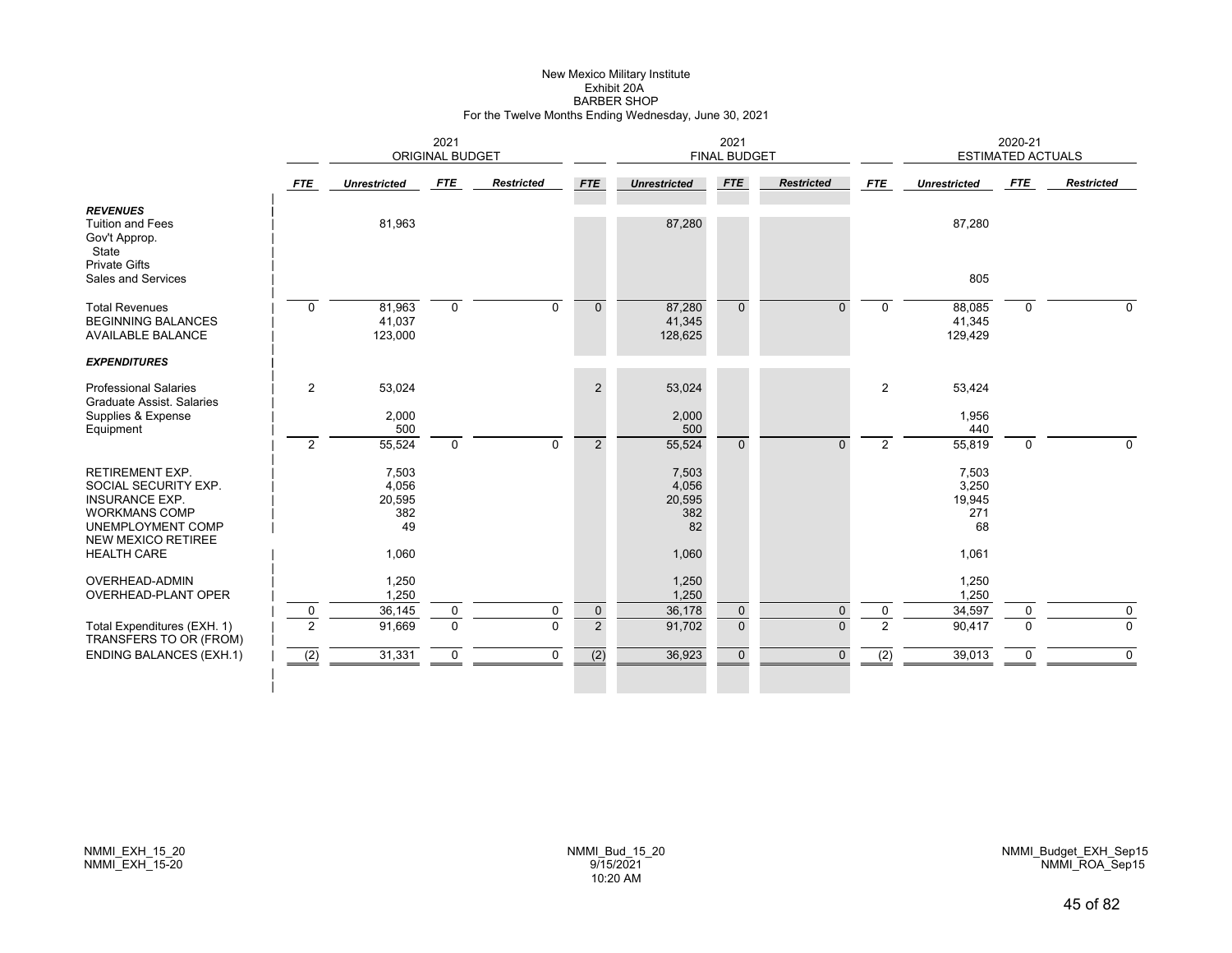# New Mexico Military Institute
## Exhibit 20A
## BARBER SHOP
### For the Twelve Months Ending Wednesday, June 30, 2021

| | 2021 ORIGINAL BUDGET | | | | 2021 FINAL BUDGET | | | | 2020-21 ESTIMATED ACTUALS | | | |
|---|---|---|---|---|---|---|---|---|---|---|---|---|
| | *FTE* | *Unrestricted* | *FTE* | *Restricted* | *FTE* | *Unrestricted* | *FTE* | *Restricted* | *FTE* | *Unrestricted* | *FTE* | *Restricted* |
| ***REVENUES*** | | | | | | | | | | | | |
| Tuition and Fees | | 81,963 | | | | 87,280 | | | | 87,280 | | |
| Gov't Approp. | | | | | | | | | | | | |
| State | | | | | | | | | | | | |
| Private Gifts | | | | | | | | | | | | |
| Sales and Services | | | | | | | | | | 805 | | |
| Total Revenues | 0 | 81,963 | 0 | 0 | 0 | 87,280 | 0 | 0 | 0 | 88,085 | 0 | 0 |
| BEGINNING BALANCES | | 41,037 | | | | 41,345 | | | | 41,345 | | |
| AVAILABLE BALANCE | | 123,000 | | | | 128,625 | | | | 129,429 | | |
| ***EXPENDITURES*** | | | | | | | | | | | | |
| Professional Salaries | 2 | 53,024 | | | 2 | 53,024 | | | 2 | 53,424 | | |
| Graduate Assist. Salaries | | | | | | | | | | | | |
| Supplies & Expense | | 2,000 | | | | 2,000 | | | | 1,956 | | |
| Equipment | | 500 | | | | 500 | | | | 440 | | |
| | 2 | 55,524 | 0 | 0 | 2 | 55,524 | 0 | 0 | 2 | 55,819 | 0 | 0 |
| RETIREMENT EXP. | | 7,503 | | | | 7,503 | | | | 7,503 | | |
| SOCIAL SECURITY EXP. | | 4,056 | | | | 4,056 | | | | 3,250 | | |
| INSURANCE EXP. | | 20,595 | | | | 20,595 | | | | 19,945 | | |
| WORKMANS COMP | | 382 | | | | 382 | | | | 271 | | |
| UNEMPLOYMENT COMP | | 49 | | | | 82 | | | | 68 | | |
| NEW MEXICO RETIREE HEALTH CARE | | 1,060 | | | | 1,060 | | | | 1,061 | | |
| OVERHEAD-ADMIN | | 1,250 | | | | 1,250 | | | | 1,250 | | |
| OVERHEAD-PLANT OPER | | 1,250 | | | | 1,250 | | | | 1,250 | | |
| | 0 | 36,145 | 0 | 0 | 0 | 36,178 | 0 | 0 | 0 | 34,597 | 0 | 0 |
| Total Expenditures (EXH. 1) | 2 | 91,669 | 0 | 0 | 2 | 91,702 | 0 | 0 | 2 | 90,417 | 0 | 0 |
| TRANSFERS TO OR (FROM) | | | | | | | | | | | | |
| ENDING BALANCES (EXH.1) | (2) | 31,331 | 0 | 0 | (2) | 36,923 | 0 | 0 | (2) | 39,013 | 0 | 0 |

NMMI_EXH_15_20
NMMI_EXH_15-20

NMMI_Bud_15_20
9/15/2021
10:20 AM

NMMI_Budget_EXH_Sep15
NMMI_ROA_Sep15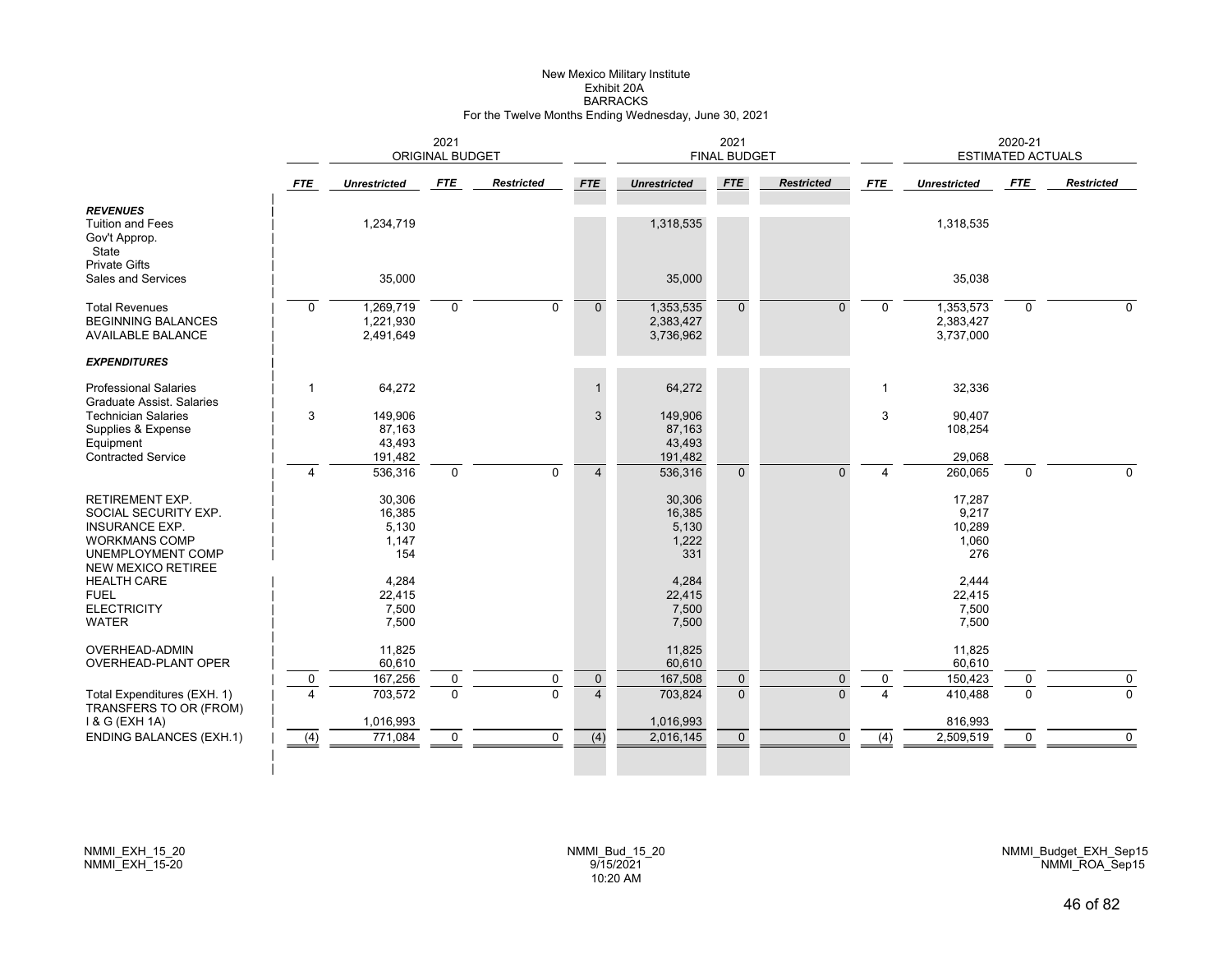# New Mexico Military Institute
## Exhibit 20A
## BARRACKS
### For the Twelve Months Ending Wednesday, June 30, 2021

| | 2021 ORIGINAL BUDGET | | | | 2021 FINAL BUDGET | | | | 2020-21 ESTIMATED ACTUALS | | | |
|---|---|---|---|---|---|---|---|---|---|---|---|---|
| | *FTE* | *Unrestricted* | *FTE* | *Restricted* | *FTE* | *Unrestricted* | *FTE* | *Restricted* | *FTE* | *Unrestricted* | *FTE* | *Restricted* |
| ***REVENUES*** | | | | | | | | | | | | |
| Tuition and Fees | | 1,234,719 | | | | 1,318,535 | | | | 1,318,535 | | |
| Gov't Approp. | | | | | | | | | | | | |
| State | | | | | | | | | | | | |
| Private Gifts | | | | | | | | | | | | |
| Sales and Services | | 35,000 | | | | 35,000 | | | | 35,038 | | |
| Total Revenues | 0 | 1,269,719 | 0 | 0 | 0 | 1,353,535 | 0 | 0 | 0 | 1,353,573 | 0 | 0 |
| BEGINNING BALANCES | | 1,221,930 | | | | 2,383,427 | | | | 2,383,427 | | |
| AVAILABLE BALANCE | | 2,491,649 | | | | 3,736,962 | | | | 3,737,000 | | |
| ***EXPENDITURES*** | | | | | | | | | | | | |
| Professional Salaries | 1 | 64,272 | | | 1 | 64,272 | | | 1 | 32,336 | | |
| Graduate Assist. Salaries | | | | | | | | | | | | |
| Technician Salaries | 3 | 149,906 | | | 3 | 149,906 | | | 3 | 90,407 | | |
| Supplies & Expense | | 87,163 | | | | 87,163 | | | | 108,254 | | |
| Equipment | | 43,493 | | | | 43,493 | | | | | | |
| Contracted Service | | 191,482 | | | | 191,482 | | | | 29,068 | | |
| | 4 | 536,316 | 0 | 0 | 4 | 536,316 | 0 | 0 | 4 | 260,065 | 0 | 0 |
| RETIREMENT EXP. | | 30,306 | | | | 30,306 | | | | 17,287 | | |
| SOCIAL SECURITY EXP. | | 16,385 | | | | 16,385 | | | | 9,217 | | |
| INSURANCE EXP. | | 5,130 | | | | 5,130 | | | | 10,289 | | |
| WORKMANS COMP | | 1,147 | | | | 1,222 | | | | 1,060 | | |
| UNEMPLOYMENT COMP | | 154 | | | | 331 | | | | 276 | | |
| NEW MEXICO RETIREE HEALTH CARE | | 4,284 | | | | 4,284 | | | | 2,444 | | |
| FUEL | | 22,415 | | | | 22,415 | | | | 22,415 | | |
| ELECTRICITY | | 7,500 | | | | 7,500 | | | | 7,500 | | |
| WATER | | 7,500 | | | | 7,500 | | | | 7,500 | | |
| OVERHEAD-ADMIN | | 11,825 | | | | 11,825 | | | | 11,825 | | |
| OVERHEAD-PLANT OPER | | 60,610 | | | | 60,610 | | | | 60,610 | | |
| | 0 | 167,256 | 0 | 0 | 0 | 167,508 | 0 | 0 | 0 | 150,423 | 0 | 0 |
| Total Expenditures (EXH. 1) | 4 | 703,572 | 0 | 0 | 4 | 703,824 | 0 | 0 | 4 | 410,488 | 0 | 0 |
| TRANSFERS TO OR (FROM) I & G (EXH 1A) | | 1,016,993 | | | | 1,016,993 | | | | 816,993 | | |
| ENDING BALANCES (EXH.1) | (4) | 771,084 | 0 | 0 | (4) | 2,016,145 | 0 | 0 | (4) | 2,509,519 | 0 | 0 |

NMMI_EXH_15_20
NMMI_EXH_15-20

NMMI_Bud_15_20
9/15/2021
10:20 AM

NMMI_Budget_EXH_Sep15
NMMI_ROA_Sep15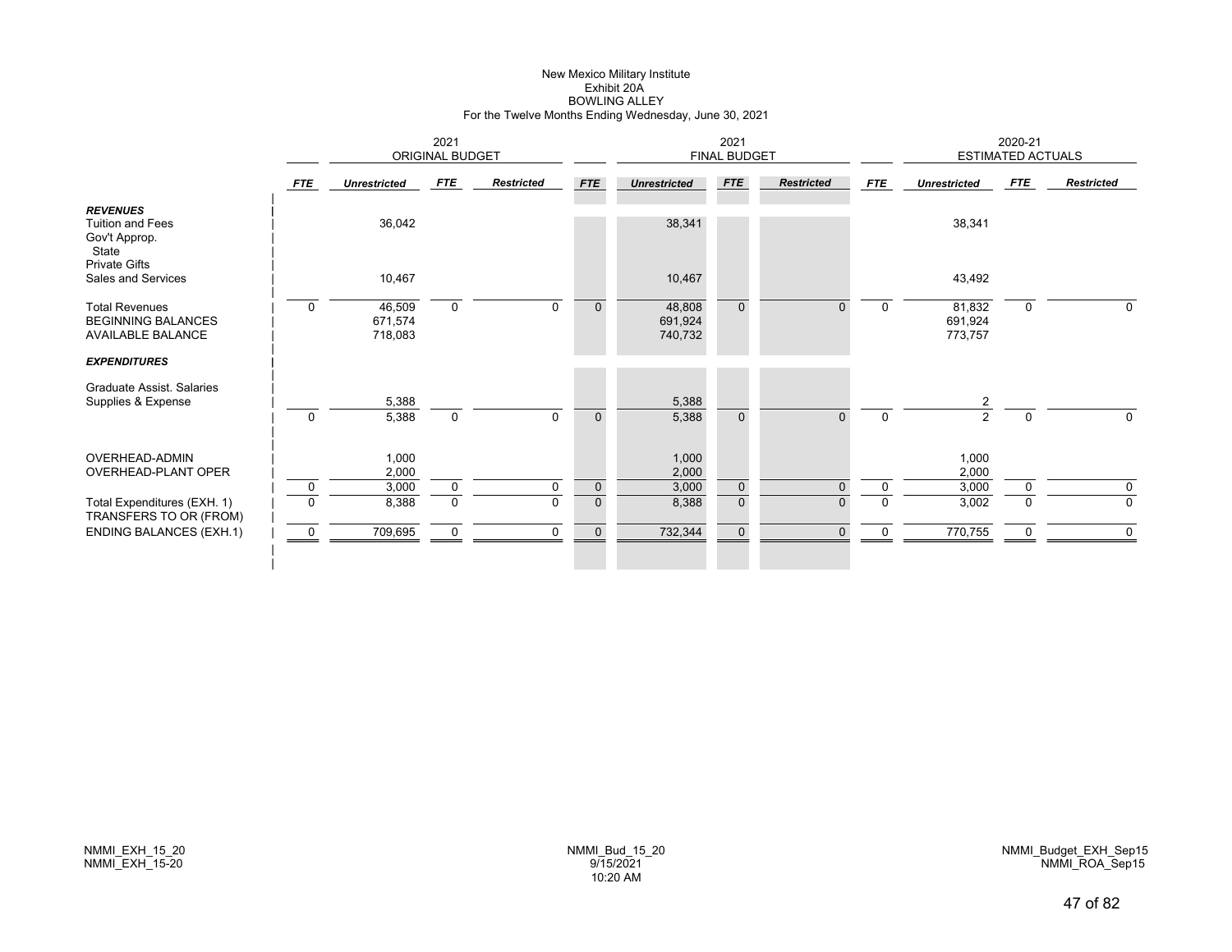# New Mexico Military Institute
## Exhibit 20A
## BOWLING ALLEY
### For the Twelve Months Ending Wednesday, June 30, 2021

| | 2021 ORIGINAL BUDGET | | | | 2021 FINAL BUDGET | | | | 2020-21 ESTIMATED ACTUALS | | | |
|---|---|---|---|---|---|---|---|---|---|---|---|---|
| | *FTE* | *Unrestricted* | *FTE* | *Restricted* | *FTE* | *Unrestricted* | *FTE* | *Restricted* | *FTE* | *Unrestricted* | *FTE* | *Restricted* |
| ***REVENUES*** | | | | | | | | | | | | |
| Tuition and Fees | | 36,042 | | | | 38,341 | | | | 38,341 | | |
| Gov't Approp. | | | | | | | | | | | | |
| State | | | | | | | | | | | | |
| Private Gifts | | | | | | | | | | | | |
| Sales and Services | | 10,467 | | | | 10,467 | | | | 43,492 | | |
| Total Revenues | 0 | 46,509 | 0 | 0 | 0 | 48,808 | 0 | 0 | 0 | 81,832 | 0 | 0 |
| BEGINNING BALANCES | | 671,574 | | | | 691,924 | | | | 691,924 | | |
| AVAILABLE BALANCE | | 718,083 | | | | 740,732 | | | | 773,757 | | |
| ***EXPENDITURES*** | | | | | | | | | | | | |
| Graduate Assist. Salaries | | | | | | | | | | | | |
| Supplies & Expense | | 5,388 | | | | 5,388 | | | | 2 | | |
| | 0 | 5,388 | 0 | 0 | 0 | 5,388 | 0 | 0 | 0 | 2 | 0 | 0 |
| OVERHEAD-ADMIN | | 1,000 | | | | 1,000 | | | | 1,000 | | |
| OVERHEAD-PLANT OPER | | 2,000 | | | | 2,000 | | | | 2,000 | | |
| | 0 | 3,000 | 0 | 0 | 0 | 3,000 | 0 | 0 | 0 | 3,000 | 0 | 0 |
| Total Expenditures (EXH. 1) | 0 | 8,388 | 0 | 0 | 0 | 8,388 | 0 | 0 | 0 | 3,002 | 0 | 0 |
| TRANSFERS TO OR (FROM) | | | | | | | | | | | | |
| ENDING BALANCES (EXH.1) | 0 | 709,695 | 0 | 0 | 0 | 732,344 | 0 | 0 | 0 | 770,755 | 0 | 0 |

NMMI_EXH_15_20
NMMI_EXH_15-20

NMMI_Bud_15_20
9/15/2021
10:20 AM

NMMI_Budget_EXH_Sep15
NMMI_ROA_Sep15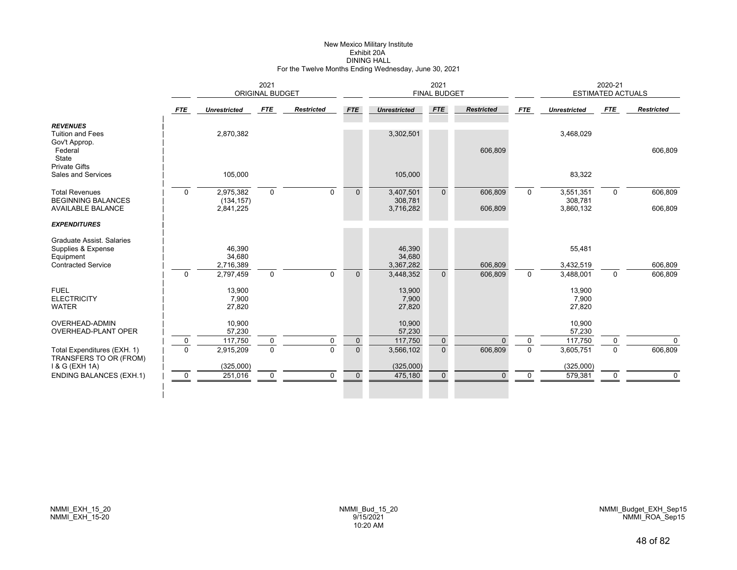# New Mexico Military Institute
## Exhibit 20A
## DINING HALL
### For the Twelve Months Ending Wednesday, June 30, 2021

| | 2021 ORIGINAL BUDGET | | | | 2021 FINAL BUDGET | | | | 2020-21 ESTIMATED ACTUALS | | | |
|---|---|---|---|---|---|---|---|---|---|---|---|---|
| | ***FTE*** | ***Unrestricted*** | ***FTE*** | ***Restricted*** | ***FTE*** | ***Unrestricted*** | ***FTE*** | ***Restricted*** | ***FTE*** | ***Unrestricted*** | ***FTE*** | ***Restricted*** |
| ***REVENUES*** | | | | | | | | | | | | |
| Tuition and Fees | | 2,870,382 | | | | 3,302,501 | | | | 3,468,029 | | |
| Gov't Approp. | | | | | | | | | | | | |
| Federal | | | | | | | | 606,809 | | | | 606,809 |
| State | | | | | | | | | | | | |
| Private Gifts | | | | | | | | | | | | |
| Sales and Services | | 105,000 | | | | 105,000 | | | | 83,322 | | |
| Total Revenues | 0 | 2,975,382 | 0 | 0 | 0 | 3,407,501 | 0 | 606,809 | 0 | 3,551,351 | 0 | 606,809 |
| BEGINNING BALANCES | | (134,157) | | | | 308,781 | | | | 308,781 | | |
| AVAILABLE BALANCE | | 2,841,225 | | | | 3,716,282 | | 606,809 | | 3,860,132 | | 606,809 |
| ***EXPENDITURES*** | | | | | | | | | | | | |
| Graduate Assist. Salaries | | | | | | | | | | | | |
| Supplies & Expense | | 46,390 | | | | 46,390 | | | | 55,481 | | |
| Equipment | | 34,680 | | | | 34,680 | | | | | | |
| Contracted Service | | 2,716,389 | | | | 3,367,282 | | 606,809 | | 3,432,519 | | 606,809 |
| | 0 | 2,797,459 | 0 | 0 | 0 | 3,448,352 | 0 | 606,809 | 0 | 3,488,001 | 0 | 606,809 |
| FUEL | | 13,900 | | | | 13,900 | | | | 13,900 | | |
| ELECTRICITY | | 7,900 | | | | 7,900 | | | | 7,900 | | |
| WATER | | 27,820 | | | | 27,820 | | | | 27,820 | | |
| OVERHEAD-ADMIN | | 10,900 | | | | 10,900 | | | | 10,900 | | |
| OVERHEAD-PLANT OPER | | 57,230 | | | | 57,230 | | | | 57,230 | | |
| | 0 | 117,750 | 0 | 0 | 0 | 117,750 | 0 | 0 | 0 | 117,750 | 0 | 0 |
| Total Expenditures (EXH. 1) | 0 | 2,915,209 | 0 | 0 | 0 | 3,566,102 | 0 | 606,809 | 0 | 3,605,751 | 0 | 606,809 |
| TRANSFERS TO OR (FROM) I & G (EXH 1A) | | (325,000) | | | | (325,000) | | | | (325,000) | | |
| ENDING BALANCES (EXH.1) | 0 | 251,016 | 0 | 0 | 0 | 475,180 | 0 | 0 | 0 | 579,381 | 0 | 0 |

NMMI_EXH_15_20
NMMI_EXH_15-20

NMMI_Bud_15_20
9/15/2021
10:20 AM

NMMI_Budget_EXH_Sep15
NMMI_ROA_Sep15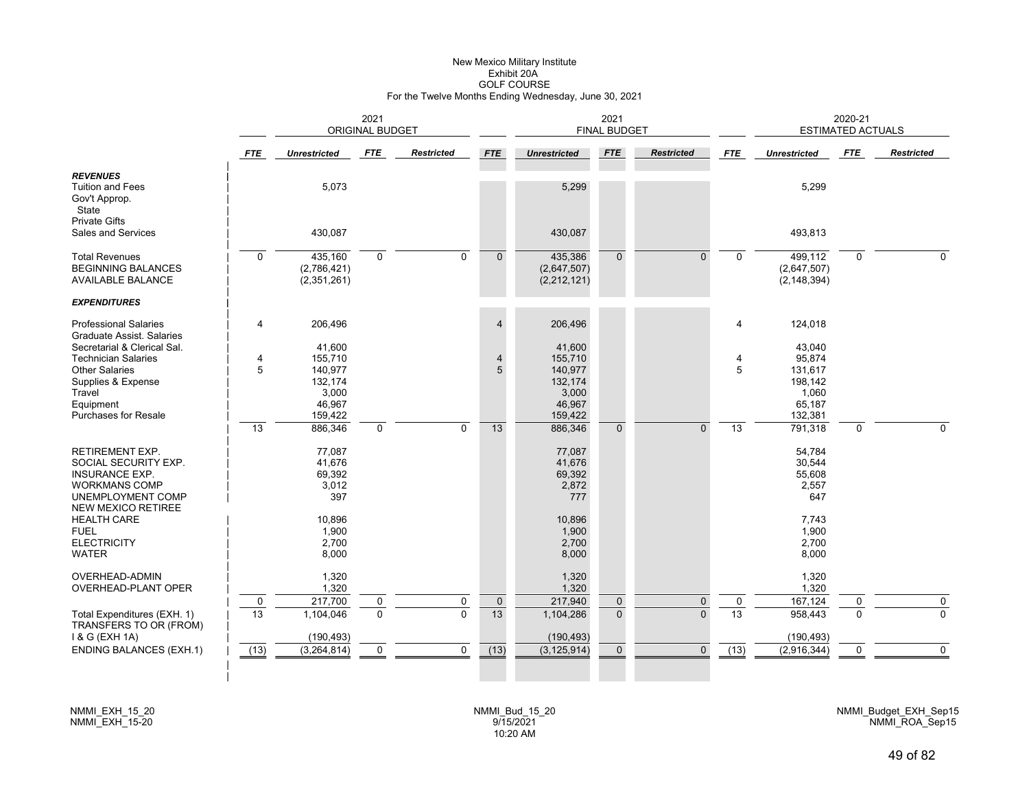New Mexico Military Institute
Exhibit 20A
GOLF COURSE
For the Twelve Months Ending Wednesday, June 30, 2021

| | 2021 ORIGINAL BUDGET | | | | 2021 FINAL BUDGET | | | | 2020-21 ESTIMATED ACTUALS | | | |
|---|---|---|---|---|---|---|---|---|---|---|---|---|
| | *FTE* | *Unrestricted* | *FTE* | *Restricted* | *FTE* | *Unrestricted* | *FTE* | *Restricted* | *FTE* | *Unrestricted* | *FTE* | *Restricted* |
| ***REVENUES*** | | | | | | | | | | | | |
| Tuition and Fees | | 5,073 | | | | 5,299 | | | | 5,299 | | |
| Gov't Approp. | | | | | | | | | | | | |
| State | | | | | | | | | | | | |
| Private Gifts | | | | | | | | | | | | |
| Sales and Services | | 430,087 | | | | 430,087 | | | | 493,813 | | |
| Total Revenues | 0 | 435,160 | 0 | 0 | 0 | 435,386 | 0 | 0 | 0 | 499,112 | 0 | 0 |
| BEGINNING BALANCES | | (2,786,421) | | | | (2,647,507) | | | | (2,647,507) | | |
| AVAILABLE BALANCE | | (2,351,261) | | | | (2,212,121) | | | | (2,148,394) | | |
| ***EXPENDITURES*** | | | | | | | | | | | | |
| Professional Salaries | 4 | 206,496 | | | 4 | 206,496 | | | 4 | 124,018 | | |
| Graduate Assist. Salaries | | | | | | | | | | | | |
| Secretarial & Clerical Sal. | | 41,600 | | | | 41,600 | | | | 43,040 | | |
| Technician Salaries | 4 | 155,710 | | | 4 | 155,710 | | | 4 | 95,874 | | |
| Other Salaries | 5 | 140,977 | | | 5 | 140,977 | | | 5 | 131,617 | | |
| Supplies & Expense | | 132,174 | | | | 132,174 | | | | 198,142 | | |
| Travel | | 3,000 | | | | 3,000 | | | | 1,060 | | |
| Equipment | | 46,967 | | | | 46,967 | | | | 65,187 | | |
| Purchases for Resale | | 159,422 | | | | 159,422 | | | | 132,381 | | |
| | 13 | 886,346 | 0 | 0 | 13 | 886,346 | 0 | 0 | 13 | 791,318 | 0 | 0 |
| RETIREMENT EXP. | | 77,087 | | | | 77,087 | | | | 54,784 | | |
| SOCIAL SECURITY EXP. | | 41,676 | | | | 41,676 | | | | 30,544 | | |
| INSURANCE EXP. | | 69,392 | | | | 69,392 | | | | 55,608 | | |
| WORKMANS COMP | | 3,012 | | | | 2,872 | | | | 2,557 | | |
| UNEMPLOYMENT COMP | | 397 | | | | 777 | | | | 647 | | |
| NEW MEXICO RETIREE HEALTH CARE | | 10,896 | | | | 10,896 | | | | 7,743 | | |
| FUEL | | 1,900 | | | | 1,900 | | | | 1,900 | | |
| ELECTRICITY | | 2,700 | | | | 2,700 | | | | 2,700 | | |
| WATER | | 8,000 | | | | 8,000 | | | | 8,000 | | |
| OVERHEAD-ADMIN | | 1,320 | | | | 1,320 | | | | 1,320 | | |
| OVERHEAD-PLANT OPER | | 1,320 | | | | 1,320 | | | | 1,320 | | |
| | 0 | 217,700 | 0 | 0 | 0 | 217,940 | 0 | 0 | 0 | 167,124 | 0 | 0 |
| Total Expenditures (EXH. 1) | 13 | 1,104,046 | 0 | 0 | 13 | 1,104,286 | 0 | 0 | 13 | 958,443 | 0 | 0 |
| TRANSFERS TO OR (FROM) I & G (EXH 1A) | | (190,493) | | | | (190,493) | | | | (190,493) | | |
| ENDING BALANCES (EXH.1) | (13) | (3,264,814) | 0 | 0 | (13) | (3,125,914) | 0 | 0 | (13) | (2,916,344) | 0 | 0 |

NMMI_EXH_15_20
NMMI_EXH_15-20

NMMI_Bud_15_20
9/15/2021
10:20 AM

NMMI_Budget_EXH_Sep15
NMMI_ROA_Sep15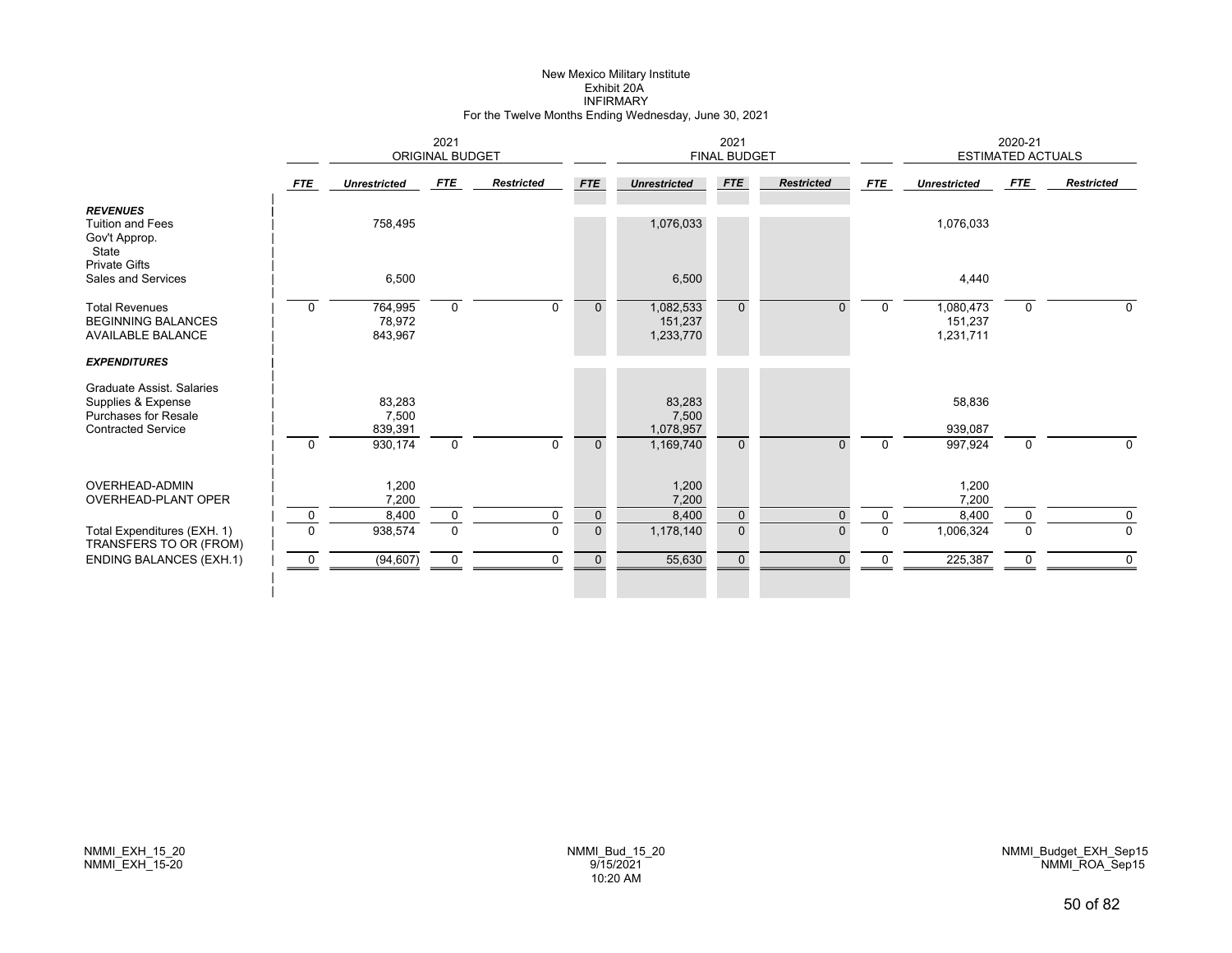# New Mexico Military Institute
## Exhibit 20A
## INFIRMARY
### For the Twelve Months Ending Wednesday, June 30, 2021

| | 2021 ORIGINAL BUDGET | | | | 2021 FINAL BUDGET | | | | 2020-21 ESTIMATED ACTUALS | | | |
|---|---|---|---|---|---|---|---|---|---|---|---|---|
| | *FTE* | *Unrestricted* | *FTE* | *Restricted* | *FTE* | *Unrestricted* | *FTE* | *Restricted* | *FTE* | *Unrestricted* | *FTE* | *Restricted* |
| ***REVENUES*** | | | | | | | | | | | | |
| Tuition and Fees | | 758,495 | | | | 1,076,033 | | | | 1,076,033 | | |
| Gov't Approp. | | | | | | | | | | | | |
| State | | | | | | | | | | | | |
| Private Gifts | | | | | | | | | | | | |
| Sales and Services | | 6,500 | | | | 6,500 | | | | 4,440 | | |
| Total Revenues | 0 | 764,995 | 0 | 0 | 0 | 1,082,533 | 0 | 0 | 0 | 1,080,473 | 0 | 0 |
| BEGINNING BALANCES | | 78,972 | | | | 151,237 | | | | 151,237 | | |
| AVAILABLE BALANCE | | 843,967 | | | | 1,233,770 | | | | 1,231,711 | | |
| ***EXPENDITURES*** | | | | | | | | | | | | |
| Graduate Assist. Salaries | | | | | | | | | | | | |
| Supplies & Expense | | 83,283 | | | | 83,283 | | | | 58,836 | | |
| Purchases for Resale | | 7,500 | | | | 7,500 | | | | | | |
| Contracted Service | | 839,391 | | | | 1,078,957 | | | | 939,087 | | |
| | 0 | 930,174 | 0 | 0 | 0 | 1,169,740 | 0 | 0 | 0 | 997,924 | 0 | 0 |
| OVERHEAD-ADMIN | | 1,200 | | | | 1,200 | | | | 1,200 | | |
| OVERHEAD-PLANT OPER | | 7,200 | | | | 7,200 | | | | 7,200 | | |
| | 0 | 8,400 | 0 | 0 | 0 | 8,400 | 0 | 0 | 0 | 8,400 | 0 | 0 |
| Total Expenditures (EXH. 1) | 0 | 938,574 | 0 | 0 | 0 | 1,178,140 | 0 | 0 | 0 | 1,006,324 | 0 | 0 |
| TRANSFERS TO OR (FROM) | | | | | | | | | | | | |
| ENDING BALANCES (EXH.1) | 0 | (94,607) | 0 | 0 | 0 | 55,630 | 0 | 0 | 0 | 225,387 | 0 | 0 |

NMMI_EXH_15_20
NMMI_EXH_15-20

NMMI_Bud_15_20
9/15/2021
10:20 AM

NMMI_Budget_EXH_Sep15
NMMI_ROA_Sep15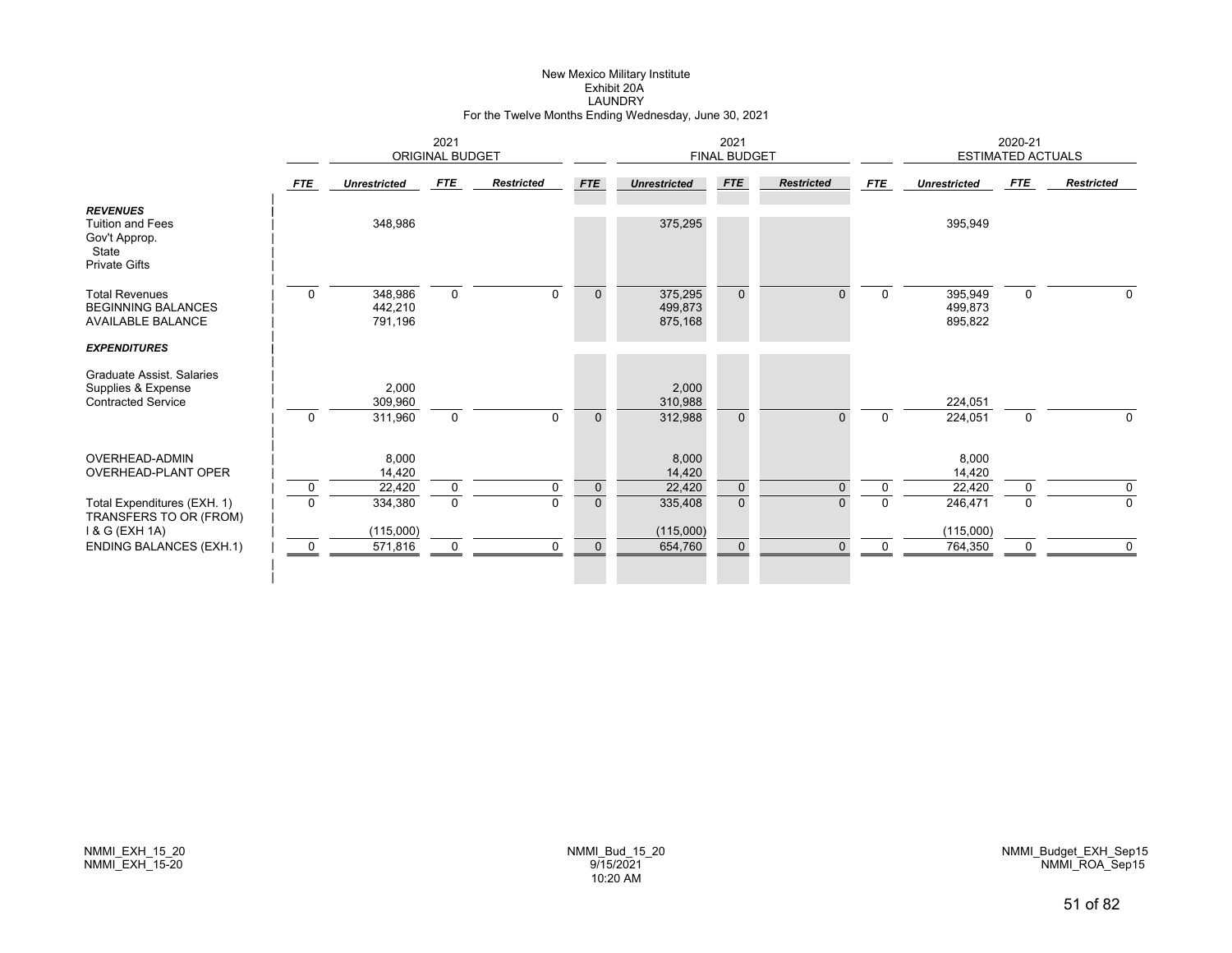# New Mexico Military Institute
## Exhibit 20A
## LAUNDRY
### For the Twelve Months Ending Wednesday, June 30, 2021

| | 2021 ORIGINAL BUDGET | | | | 2021 FINAL BUDGET | | | | 2020-21 ESTIMATED ACTUALS | | | |
|---|---|---|---|---|---|---|---|---|---|---|---|---|
| | *FTE* | *Unrestricted* | *FTE* | *Restricted* | *FTE* | *Unrestricted* | *FTE* | *Restricted* | *FTE* | *Unrestricted* | *FTE* | *Restricted* |
| ***REVENUES*** | | | | | | | | | | | | |
| Tuition and Fees | | 348,986 | | | | 375,295 | | | | 395,949 | | |
| Gov't Approp. | | | | | | | | | | | | |
| State | | | | | | | | | | | | |
| Private Gifts | | | | | | | | | | | | |
| Total Revenues | 0 | 348,986 | 0 | 0 | 0 | 375,295 | 0 | 0 | 0 | 395,949 | 0 | 0 |
| BEGINNING BALANCES | | 442,210 | | | | 499,873 | | | | 499,873 | | |
| AVAILABLE BALANCE | | 791,196 | | | | 875,168 | | | | 895,822 | | |
| ***EXPENDITURES*** | | | | | | | | | | | | |
| Graduate Assist. Salaries | | | | | | | | | | | | |
| Supplies & Expense | | 2,000 | | | | 2,000 | | | | | | |
| Contracted Service | | 309,960 | | | | 310,988 | | | | 224,051 | | |
| | 0 | 311,960 | 0 | 0 | 0 | 312,988 | 0 | 0 | 0 | 224,051 | 0 | 0 |
| OVERHEAD-ADMIN | | 8,000 | | | | 8,000 | | | | 8,000 | | |
| OVERHEAD-PLANT OPER | | 14,420 | | | | 14,420 | | | | 14,420 | | |
| | 0 | 22,420 | 0 | 0 | 0 | 22,420 | 0 | 0 | 0 | 22,420 | 0 | 0 |
| Total Expenditures (EXH. 1) | 0 | 334,380 | 0 | 0 | 0 | 335,408 | 0 | 0 | 0 | 246,471 | 0 | 0 |
| TRANSFERS TO OR (FROM) I & G (EXH 1A) | | (115,000) | | | | (115,000) | | | | (115,000) | | |
| ENDING BALANCES (EXH.1) | 0 | 571,816 | 0 | 0 | 0 | 654,760 | 0 | 0 | 0 | 764,350 | 0 | 0 |

NMMI_EXH_15_20
NMMI_EXH_15-20

NMMI_Bud_15_20
9/15/2021
10:20 AM

NMMI_Budget_EXH_Sep15
NMMI_ROA_Sep15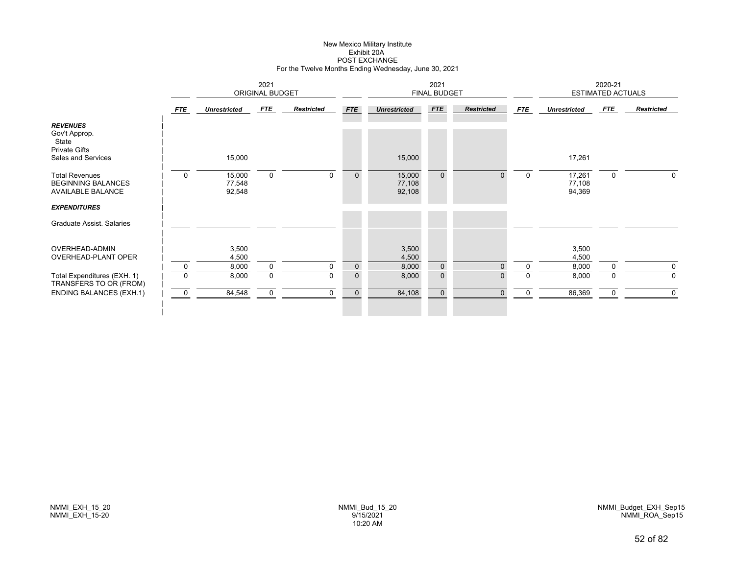New Mexico Military Institute
Exhibit 20A
POST EXCHANGE
For the Twelve Months Ending Wednesday, June 30, 2021

| | 2021 ORIGINAL BUDGET | | | | 2021 FINAL BUDGET | | | | 2020-21 ESTIMATED ACTUALS | | | |
|---|---|---|---|---|---|---|---|---|---|---|---|---|
| | *FTE* | *Unrestricted* | *FTE* | *Restricted* | *FTE* | *Unrestricted* | *FTE* | *Restricted* | *FTE* | *Unrestricted* | *FTE* | *Restricted* |
| ***REVENUES*** | | | | | | | | | | | | |
| Gov't Approp. | | | | | | | | | | | | |
| State | | | | | | | | | | | | |
| Private Gifts | | | | | | | | | | | | |
| Sales and Services | | 15,000 | | | | 15,000 | | | | 17,261 | | |
| Total Revenues | 0 | 15,000 | 0 | 0 | 0 | 15,000 | 0 | 0 | 0 | 17,261 | 0 | 0 |
| BEGINNING BALANCES | | 77,548 | | | | 77,108 | | | | 77,108 | | |
| AVAILABLE BALANCE | | 92,548 | | | | 92,108 | | | | 94,369 | | |
| ***EXPENDITURES*** | | | | | | | | | | | | |
| Graduate Assist. Salaries | | | | | | | | | | | | |
| OVERHEAD-ADMIN | | 3,500 | | | | 3,500 | | | | 3,500 | | |
| OVERHEAD-PLANT OPER | | 4,500 | | | | 4,500 | | | | 4,500 | | |
| | 0 | 8,000 | 0 | 0 | 0 | 8,000 | 0 | 0 | 0 | 8,000 | 0 | 0 |
| Total Expenditures (EXH. 1) | 0 | 8,000 | 0 | 0 | 0 | 8,000 | 0 | 0 | 0 | 8,000 | 0 | 0 |
| TRANSFERS TO OR (FROM) | | | | | | | | | | | | |
| ENDING BALANCES (EXH.1) | 0 | 84,548 | 0 | 0 | 0 | 84,108 | 0 | 0 | 0 | 86,369 | 0 | 0 |

NMMI_EXH_15_20
NMMI_EXH_15-20

NMMI_Bud_15_20
9/15/2021
10:20 AM

NMMI_Budget_EXH_Sep15
NMMI_ROA_Sep15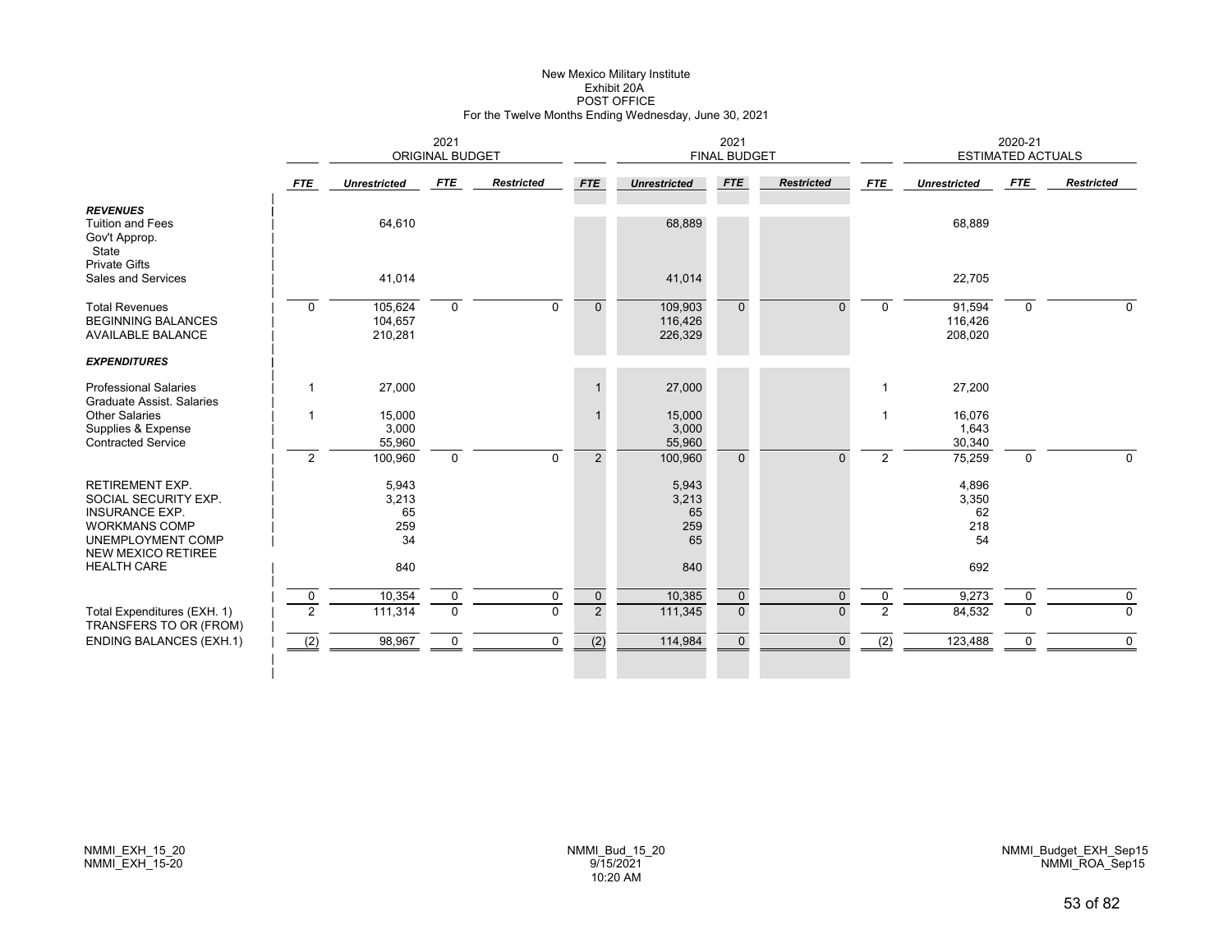# New Mexico Military Institute
## Exhibit 20A
## POST OFFICE
### For the Twelve Months Ending Wednesday, June 30, 2021

| | 2021 ORIGINAL BUDGET | | | | 2021 FINAL BUDGET | | | | 2020-21 ESTIMATED ACTUALS | | | |
|---|---|---|---|---|---|---|---|---|---|---|---|---|
| | *FTE* | *Unrestricted* | *FTE* | *Restricted* | *FTE* | *Unrestricted* | *FTE* | *Restricted* | *FTE* | *Unrestricted* | *FTE* | *Restricted* |
| ***REVENUES*** | | | | | | | | | | | | |
| Tuition and Fees | | 64,610 | | | | 68,889 | | | | 68,889 | | |
| Gov't Approp. | | | | | | | | | | | | |
| State | | | | | | | | | | | | |
| Private Gifts | | | | | | | | | | | | |
| Sales and Services | | 41,014 | | | | 41,014 | | | | 22,705 | | |
| Total Revenues | 0 | 105,624 | 0 | 0 | 0 | 109,903 | 0 | 0 | 0 | 91,594 | 0 | 0 |
| BEGINNING BALANCES | | 104,657 | | | | 116,426 | | | | 116,426 | | |
| AVAILABLE BALANCE | | 210,281 | | | | 226,329 | | | | 208,020 | | |
| ***EXPENDITURES*** | | | | | | | | | | | | |
| Professional Salaries | 1 | 27,000 | | | 1 | 27,000 | | | 1 | 27,200 | | |
| Graduate Assist. Salaries | | | | | | | | | | | | |
| Other Salaries | 1 | 15,000 | | | 1 | 15,000 | | | 1 | 16,076 | | |
| Supplies & Expense | | 3,000 | | | | 3,000 | | | | 1,643 | | |
| Contracted Service | | 55,960 | | | | 55,960 | | | | 30,340 | | |
| | 2 | 100,960 | 0 | 0 | 2 | 100,960 | 0 | 0 | 2 | 75,259 | 0 | 0 |
| RETIREMENT EXP. | | 5,943 | | | | 5,943 | | | | 4,896 | | |
| SOCIAL SECURITY EXP. | | 3,213 | | | | 3,213 | | | | 3,350 | | |
| INSURANCE EXP. | | 65 | | | | 65 | | | | 62 | | |
| WORKMANS COMP | | 259 | | | | 259 | | | | 218 | | |
| UNEMPLOYMENT COMP | | 34 | | | | 65 | | | | 54 | | |
| NEW MEXICO RETIREE HEALTH CARE | | 840 | | | | 840 | | | | 692 | | |
| | 0 | 10,354 | 0 | 0 | 0 | 10,385 | 0 | 0 | 0 | 9,273 | 0 | 0 |
| Total Expenditures (EXH. 1) | 2 | 111,314 | 0 | 0 | 2 | 111,345 | 0 | 0 | 2 | 84,532 | 0 | 0 |
| TRANSFERS TO OR (FROM) | | | | | | | | | | | | |
| ENDING BALANCES (EXH.1) | (2) | 98,967 | 0 | 0 | (2) | 114,984 | 0 | 0 | (2) | 123,488 | 0 | 0 |

NMMI_EXH_15_20
NMMI_EXH_15-20

NMMI_Bud_15_20
9/15/2021
10:20 AM

NMMI_Budget_EXH_Sep15
NMMI_ROA_Sep15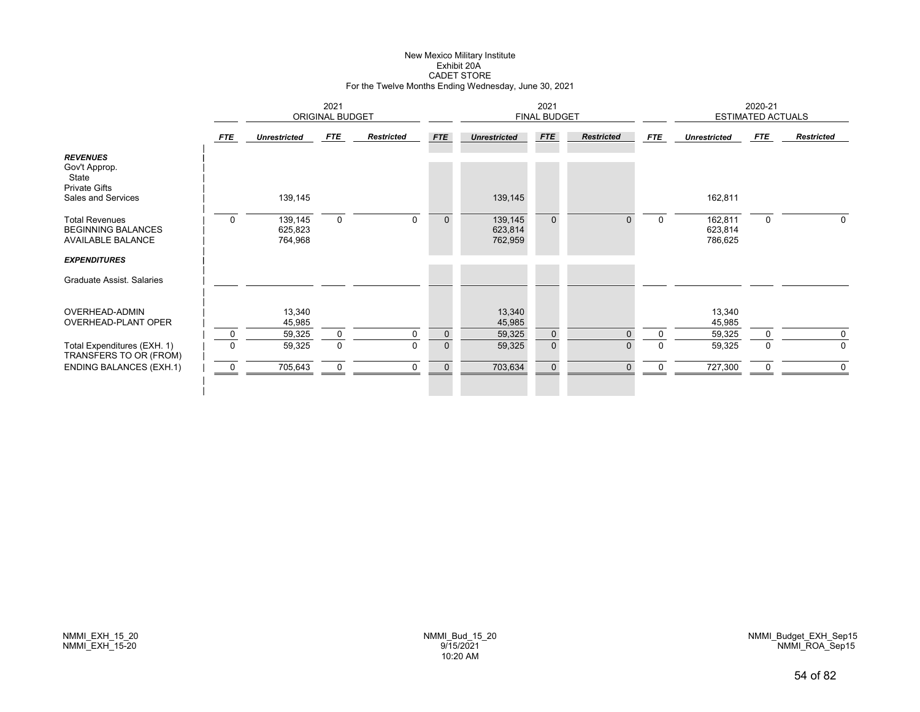New Mexico Military Institute
Exhibit 20A
CADET STORE
For the Twelve Months Ending Wednesday, June 30, 2021

| | 2021 ORIGINAL BUDGET | | | | 2021 FINAL BUDGET | | | | 2020-21 ESTIMATED ACTUALS | | | |
|---|---|---|---|---|---|---|---|---|---|---|---|---|
| | *FTE* | *Unrestricted* | *FTE* | *Restricted* | *FTE* | *Unrestricted* | *FTE* | *Restricted* | *FTE* | *Unrestricted* | *FTE* | *Restricted* |
| ***REVENUES*** | | | | | | | | | | | | |
| Gov't Approp. | | | | | | | | | | | | |
| State | | | | | | | | | | | | |
| Private Gifts | | | | | | | | | | | | |
| Sales and Services | | 139,145 | | | | 139,145 | | | | 162,811 | | |
| Total Revenues | 0 | 139,145 | 0 | 0 | 0 | 139,145 | 0 | 0 | 0 | 162,811 | 0 | 0 |
| BEGINNING BALANCES | | 625,823 | | | | 623,814 | | | | 623,814 | | |
| AVAILABLE BALANCE | | 764,968 | | | | 762,959 | | | | 786,625 | | |
| ***EXPENDITURES*** | | | | | | | | | | | | |
| Graduate Assist. Salaries | | | | | | | | | | | | |
| OVERHEAD-ADMIN | | 13,340 | | | | 13,340 | | | | 13,340 | | |
| OVERHEAD-PLANT OPER | | 45,985 | | | | 45,985 | | | | 45,985 | | |
| | 0 | 59,325 | 0 | 0 | 0 | 59,325 | 0 | 0 | 0 | 59,325 | 0 | 0 |
| Total Expenditures (EXH. 1) | 0 | 59,325 | 0 | 0 | 0 | 59,325 | 0 | 0 | 0 | 59,325 | 0 | 0 |
| TRANSFERS TO OR (FROM) | | | | | | | | | | | | |
| ENDING BALANCES (EXH.1) | 0 | 705,643 | 0 | 0 | 0 | 703,634 | 0 | 0 | 0 | 727,300 | 0 | 0 |

NMMI_EXH_15_20
NMMI_EXH_15-20

NMMI_Bud_15_20
9/15/2021
10:20 AM

NMMI_Budget_EXH_Sep15
NMMI_ROA_Sep15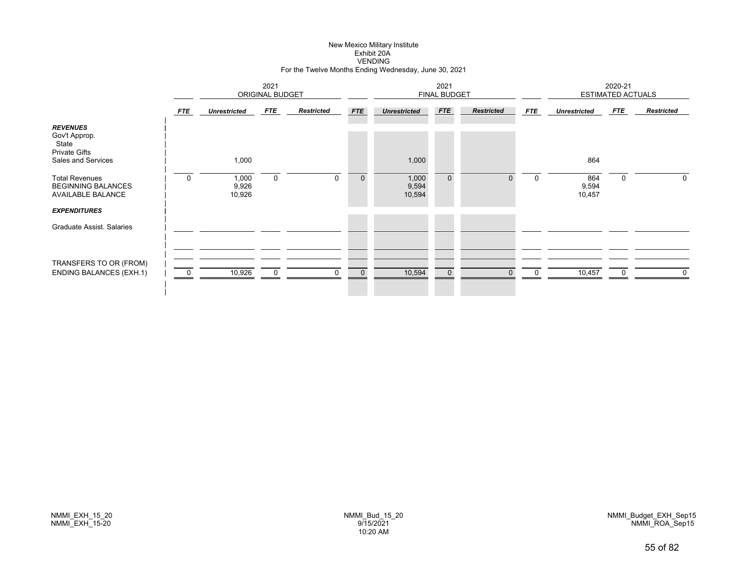# New Mexico Military Institute
## Exhibit 20A
## VENDING
### For the Twelve Months Ending Wednesday, June 30, 2021

| | 2021 ORIGINAL BUDGET | | | | 2021 FINAL BUDGET | | | | 2020-21 ESTIMATED ACTUALS | | | |
|---|---|---|---|---|---|---|---|---|---|---|---|---|
| | *FTE* | *Unrestricted* | *FTE* | *Restricted* | *FTE* | *Unrestricted* | *FTE* | *Restricted* | *FTE* | *Unrestricted* | *FTE* | *Restricted* |
| ***REVENUES*** | | | | | | | | | | | | |
| Gov't Approp. | | | | | | | | | | | | |
| State | | | | | | | | | | | | |
| Private Gifts | | | | | | | | | | | | |
| Sales and Services | | 1,000 | | | | 1,000 | | | | 864 | | |
| Total Revenues | 0 | 1,000 | 0 | 0 | 0 | 1,000 | 0 | 0 | 0 | 864 | 0 | 0 |
| BEGINNING BALANCES | | 9,926 | | | | 9,594 | | | | 9,594 | | |
| AVAILABLE BALANCE | | 10,926 | | | | 10,594 | | | | 10,457 | | |
| ***EXPENDITURES*** | | | | | | | | | | | | |
| Graduate Assist. Salaries | | | | | | | | | | | | |
| TRANSFERS TO OR (FROM) | | | | | | | | | | | | |
| ENDING BALANCES (EXH.1) | 0 | 10,926 | 0 | 0 | 0 | 10,594 | 0 | 0 | 0 | 10,457 | 0 | 0 |

NMMI_EXH_15_20
NMMI_EXH_15-20

NMMI_Bud_15_20
9/15/2021
10:20 AM

NMMI_Budget_EXH_Sep15
NMMI_ROA_Sep15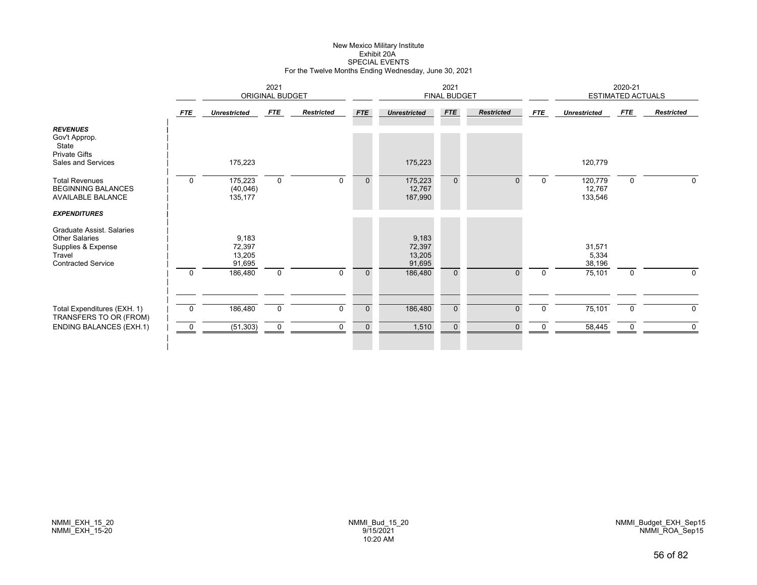New Mexico Military Institute
Exhibit 20A
SPECIAL EVENTS
For the Twelve Months Ending Wednesday, June 30, 2021

| | 2021 ORIGINAL BUDGET | | | | 2021 FINAL BUDGET | | | | 2020-21 ESTIMATED ACTUALS | | | |
|---|---|---|---|---|---|---|---|---|---|---|---|---|
| | *FTE* | *Unrestricted* | *FTE* | *Restricted* | *FTE* | *Unrestricted* | *FTE* | *Restricted* | *FTE* | *Unrestricted* | *FTE* | *Restricted* |
| ***REVENUES*** | | | | | | | | | | | | |
| Gov't Approp. | | | | | | | | | | | | |
| State | | | | | | | | | | | | |
| Private Gifts | | | | | | | | | | | | |
| Sales and Services | | 175,223 | | | | 175,223 | | | | 120,779 | | |
| Total Revenues | 0 | 175,223 | 0 | 0 | 0 | 175,223 | 0 | 0 | 0 | 120,779 | 0 | 0 |
| BEGINNING BALANCES | | (40,046) | | | | 12,767 | | | | 12,767 | | |
| AVAILABLE BALANCE | | 135,177 | | | | 187,990 | | | | 133,546 | | |
| ***EXPENDITURES*** | | | | | | | | | | | | |
| Graduate Assist. Salaries | | | | | | | | | | | | |
| Other Salaries | | 9,183 | | | | 9,183 | | | | | | |
| Supplies & Expense | | 72,397 | | | | 72,397 | | | | 31,571 | | |
| Travel | | 13,205 | | | | 13,205 | | | | 5,334 | | |
| Contracted Service | | 91,695 | | | | 91,695 | | | | 38,196 | | |
| | 0 | 186,480 | 0 | 0 | 0 | 186,480 | 0 | 0 | 0 | 75,101 | 0 | 0 |
| Total Expenditures (EXH. 1) | 0 | 186,480 | 0 | 0 | 0 | 186,480 | 0 | 0 | 0 | 75,101 | 0 | 0 |
| TRANSFERS TO OR (FROM) | | | | | | | | | | | | |
| ENDING BALANCES (EXH.1) | 0 | (51,303) | 0 | 0 | 0 | 1,510 | 0 | 0 | 0 | 58,445 | 0 | 0 |

NMMI_EXH_15_20
NMMI_EXH_15-20

NMMI_Bud_15_20
9/15/2021
10:20 AM

NMMI_Budget_EXH_Sep15
NMMI_ROA_Sep15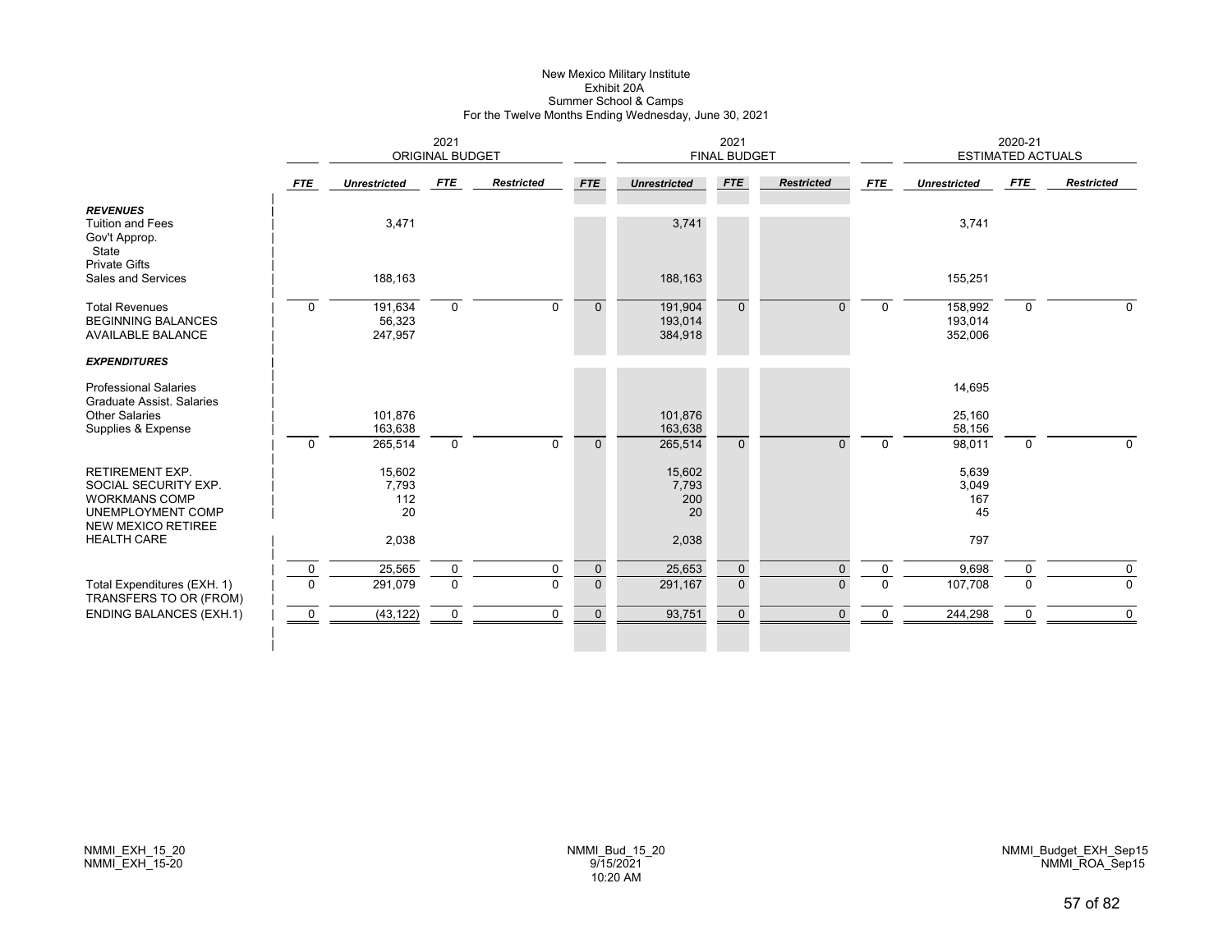New Mexico Military Institute
Exhibit 20A
Summer School & Camps
For the Twelve Months Ending Wednesday, June 30, 2021

| | 2021 ORIGINAL BUDGET | | | | 2021 FINAL BUDGET | | | | 2020-21 ESTIMATED ACTUALS | | | |
|---|---|---|---|---|---|---|---|---|---|---|---|---|
| | *FTE* | *Unrestricted* | *FTE* | *Restricted* | *FTE* | *Unrestricted* | *FTE* | *Restricted* | *FTE* | *Unrestricted* | *FTE* | *Restricted* |
| ***REVENUES*** | | | | | | | | | | | | |
| Tuition and Fees | | 3,471 | | | | 3,741 | | | | 3,741 | | |
| Gov't Approp. | | | | | | | | | | | | |
| State | | | | | | | | | | | | |
| Private Gifts | | | | | | | | | | | | |
| Sales and Services | | 188,163 | | | | 188,163 | | | | 155,251 | | |
| Total Revenues | 0 | 191,634 | 0 | 0 | 0 | 191,904 | 0 | 0 | 0 | 158,992 | 0 | 0 |
| BEGINNING BALANCES | | 56,323 | | | | 193,014 | | | | 193,014 | | |
| AVAILABLE BALANCE | | 247,957 | | | | 384,918 | | | | 352,006 | | |
| ***EXPENDITURES*** | | | | | | | | | | | | |
| Professional Salaries | | | | | | | | | | 14,695 | | |
| Graduate Assist. Salaries | | | | | | | | | | | | |
| Other Salaries | | 101,876 | | | | 101,876 | | | | 25,160 | | |
| Supplies & Expense | | 163,638 | | | | 163,638 | | | | 58,156 | | |
| | 0 | 265,514 | 0 | 0 | 0 | 265,514 | 0 | 0 | 0 | 98,011 | 0 | 0 |
| RETIREMENT EXP. | | 15,602 | | | | 15,602 | | | | 5,639 | | |
| SOCIAL SECURITY EXP. | | 7,793 | | | | 7,793 | | | | 3,049 | | |
| WORKMANS COMP | | 112 | | | | 200 | | | | 167 | | |
| UNEMPLOYMENT COMP | | 20 | | | | 20 | | | | 45 | | |
| NEW MEXICO RETIREE HEALTH CARE | | 2,038 | | | | 2,038 | | | | 797 | | |
| | 0 | 25,565 | 0 | 0 | 0 | 25,653 | 0 | 0 | 0 | 9,698 | 0 | 0 |
| Total Expenditures (EXH. 1) | 0 | 291,079 | 0 | 0 | 0 | 291,167 | 0 | 0 | 0 | 107,708 | 0 | 0 |
| TRANSFERS TO OR (FROM) | | | | | | | | | | | | |
| ENDING BALANCES (EXH.1) | 0 | (43,122) | 0 | 0 | 0 | 93,751 | 0 | 0 | 0 | 244,298 | 0 | 0 |

NMMI_EXH_15_20
NMMI_EXH_15-20

NMMI_Bud_15_20
9/15/2021
10:20 AM

NMMI_Budget_EXH_Sep15
NMMI_ROA_Sep15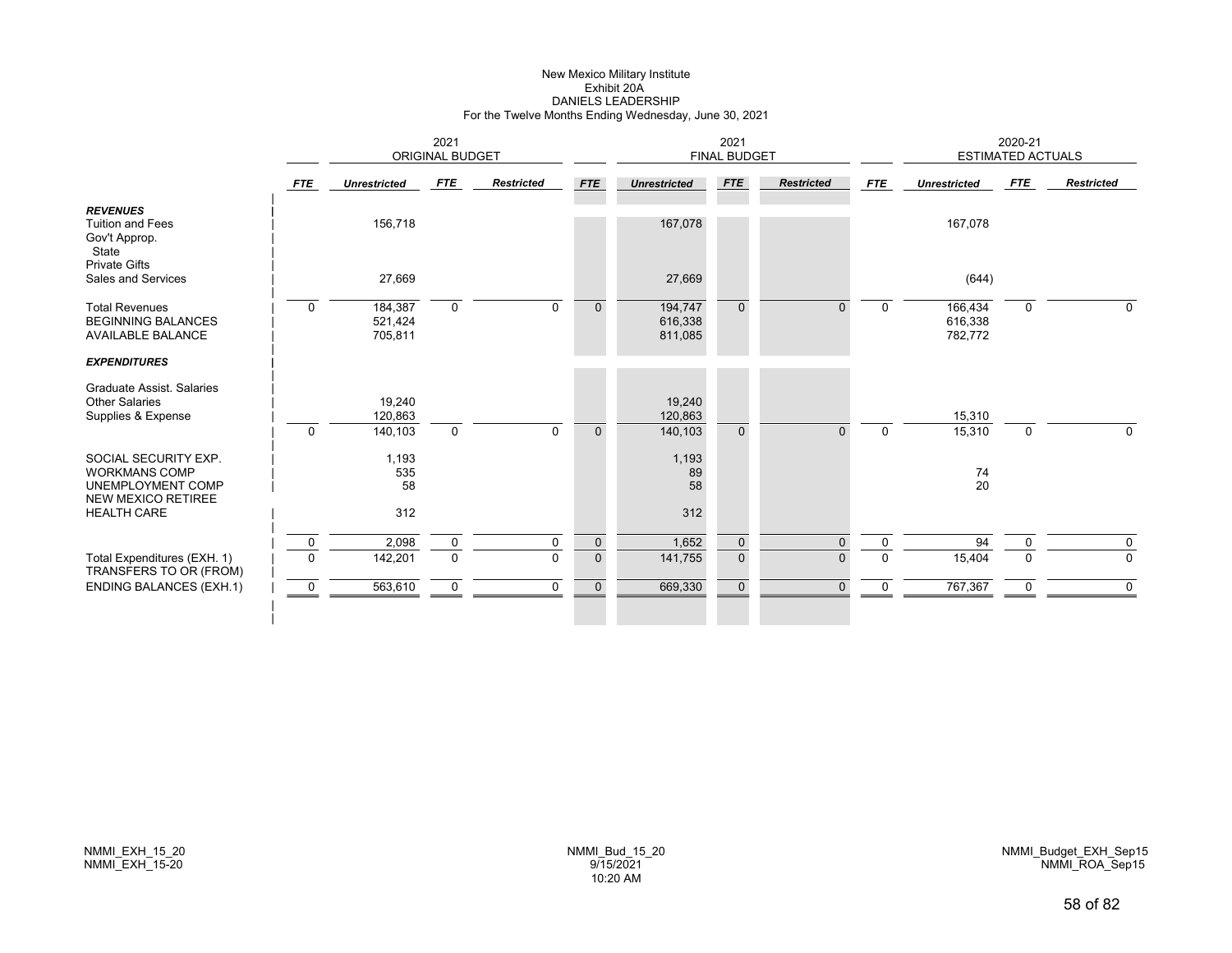New Mexico Military Institute
Exhibit 20A
DANIELS LEADERSHIP
For the Twelve Months Ending Wednesday, June 30, 2021

| | 2021 ORIGINAL BUDGET | | | | 2021 FINAL BUDGET | | | | 2020-21 ESTIMATED ACTUALS | | | |
|---|---|---|---|---|---|---|---|---|---|---|---|---|
| | *FTE* | *Unrestricted* | *FTE* | *Restricted* | *FTE* | *Unrestricted* | *FTE* | *Restricted* | *FTE* | *Unrestricted* | *FTE* | *Restricted* |
| ***REVENUES*** | | | | | | | | | | | | |
| Tuition and Fees | | 156,718 | | | | 167,078 | | | | 167,078 | | |
| Gov't Approp. | | | | | | | | | | | | |
| State | | | | | | | | | | | | |
| Private Gifts | | | | | | | | | | | | |
| Sales and Services | | 27,669 | | | | 27,669 | | | | (644) | | |
| Total Revenues | 0 | 184,387 | 0 | 0 | 0 | 194,747 | 0 | 0 | 0 | 166,434 | 0 | 0 |
| BEGINNING BALANCES | | 521,424 | | | | 616,338 | | | | 616,338 | | |
| AVAILABLE BALANCE | | 705,811 | | | | 811,085 | | | | 782,772 | | |
| ***EXPENDITURES*** | | | | | | | | | | | | |
| Graduate Assist. Salaries | | | | | | | | | | | | |
| Other Salaries | | 19,240 | | | | 19,240 | | | | | | |
| Supplies & Expense | | 120,863 | | | | 120,863 | | | | 15,310 | | |
| | 0 | 140,103 | 0 | 0 | 0 | 140,103 | 0 | 0 | 0 | 15,310 | 0 | 0 |
| SOCIAL SECURITY EXP. | | 1,193 | | | | 1,193 | | | | | | |
| WORKMANS COMP | | 535 | | | | 89 | | | | 74 | | |
| UNEMPLOYMENT COMP | | 58 | | | | 58 | | | | 20 | | |
| NEW MEXICO RETIREE HEALTH CARE | | 312 | | | | 312 | | | | | | |
| | 0 | 2,098 | 0 | 0 | 0 | 1,652 | 0 | 0 | 0 | 94 | 0 | 0 |
| Total Expenditures (EXH. 1) | 0 | 142,201 | 0 | 0 | 0 | 141,755 | 0 | 0 | 0 | 15,404 | 0 | 0 |
| TRANSFERS TO OR (FROM) | | | | | | | | | | | | |
| ENDING BALANCES (EXH.1) | 0 | 563,610 | 0 | 0 | 0 | 669,330 | 0 | 0 | 0 | 767,367 | 0 | 0 |

NMMI_EXH_15_20
NMMI_EXH_15-20

NMMI_Bud_15_20
9/15/2021
10:20 AM

NMMI_Budget_EXH_Sep15
NMMI_ROA_Sep15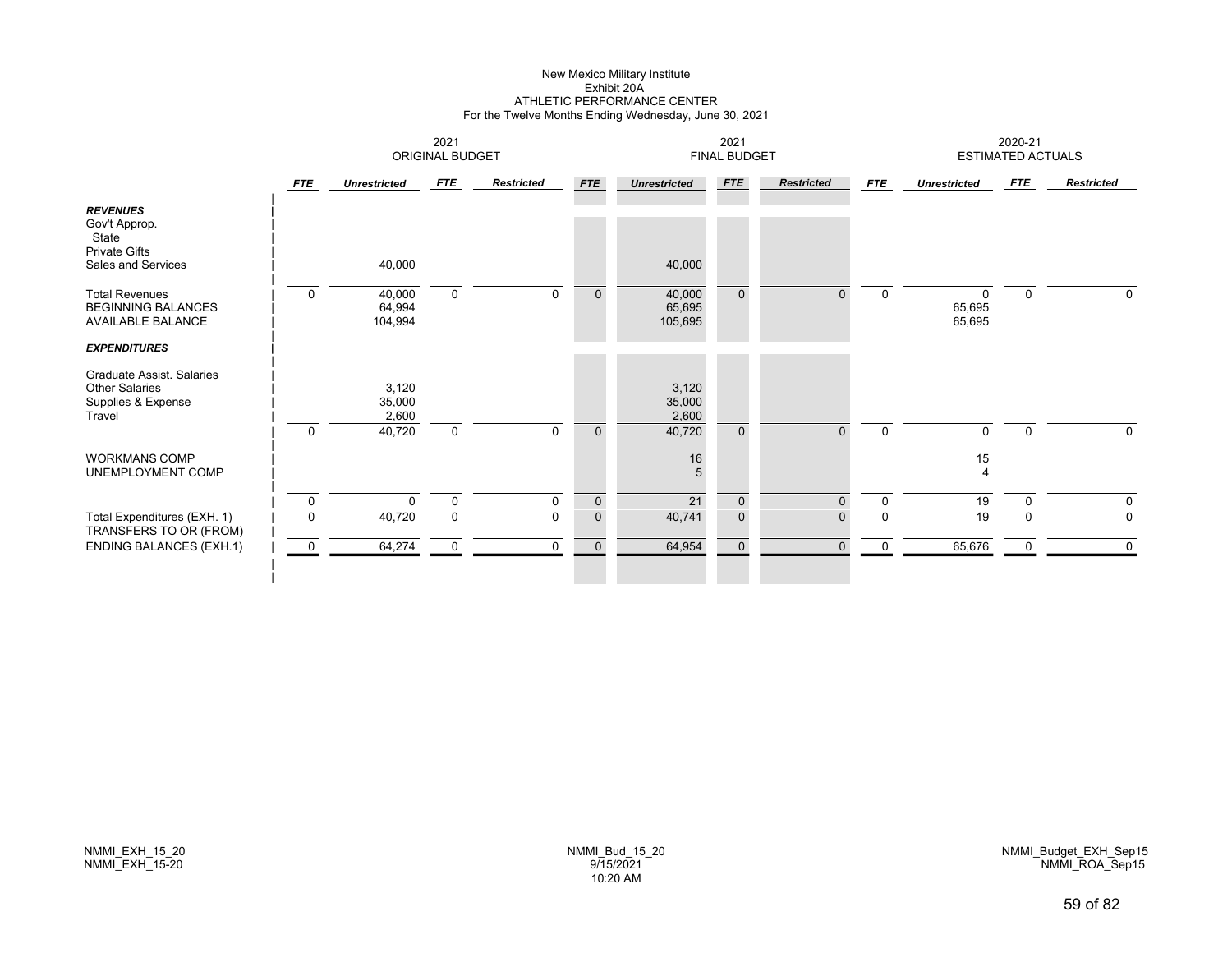New Mexico Military Institute
Exhibit 20A
ATHLETIC PERFORMANCE CENTER
For the Twelve Months Ending Wednesday, June 30, 2021

| | 2021 ORIGINAL BUDGET | | | | 2021 FINAL BUDGET | | | | 2020-21 ESTIMATED ACTUALS | | | |
|---|---|---|---|---|---|---|---|---|---|---|---|---|
| | *FTE* | *Unrestricted* | *FTE* | *Restricted* | *FTE* | *Unrestricted* | *FTE* | *Restricted* | *FTE* | *Unrestricted* | *FTE* | *Restricted* |
| ***REVENUES*** | | | | | | | | | | | | |
| Gov't Approp. | | | | | | | | | | | | |
| State | | | | | | | | | | | | |
| Private Gifts | | | | | | | | | | | | |
| Sales and Services | | 40,000 | | | | 40,000 | | | | | | |
| Total Revenues | 0 | 40,000 | 0 | 0 | 0 | 40,000 | 0 | 0 | 0 | 0 | 0 | 0 |
| BEGINNING BALANCES | | 64,994 | | | | 65,695 | | | | 65,695 | | |
| AVAILABLE BALANCE | | 104,994 | | | | 105,695 | | | | 65,695 | | |
| ***EXPENDITURES*** | | | | | | | | | | | | |
| Graduate Assist. Salaries | | | | | | | | | | | | |
| Other Salaries | | 3,120 | | | | 3,120 | | | | | | |
| Supplies & Expense | | 35,000 | | | | 35,000 | | | | | | |
| Travel | | 2,600 | | | | 2,600 | | | | | | |
| | 0 | 40,720 | 0 | 0 | 0 | 40,720 | 0 | 0 | 0 | 0 | 0 | 0 |
| WORKMANS COMP | | | | | | 16 | | | | 15 | | |
| UNEMPLOYMENT COMP | | | | | | 5 | | | | 4 | | |
| | 0 | 0 | 0 | 0 | 0 | 21 | 0 | 0 | 0 | 19 | 0 | 0 |
| Total Expenditures (EXH. 1) | 0 | 40,720 | 0 | 0 | 0 | 40,741 | 0 | 0 | 0 | 19 | 0 | 0 |
| TRANSFERS TO OR (FROM) | | | | | | | | | | | | |
| ENDING BALANCES (EXH.1) | 0 | 64,274 | 0 | 0 | 0 | 64,954 | 0 | 0 | 0 | 65,676 | 0 | 0 |

NMMI_EXH_15_20
NMMI_EXH_15-20

NMMI_Bud_15_20
9/15/2021
10:20 AM

NMMI_Budget_EXH_Sep15
NMMI_ROA_Sep15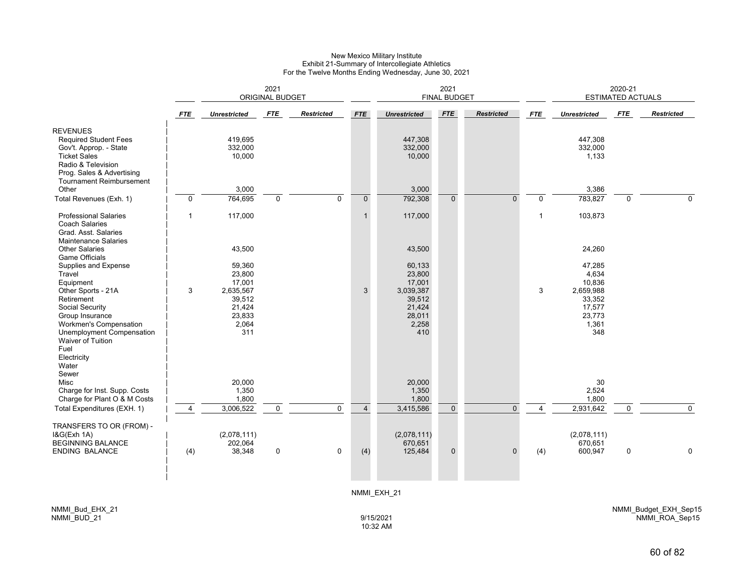# New Mexico Military Institute
## Exhibit 21-Summary of Intercollegiate Athletics
### For the Twelve Months Ending Wednesday, June 30, 2021

| | 2021 ORIGINAL BUDGET | | | | 2021 FINAL BUDGET | | | | 2020-21 ESTIMATED ACTUALS | | | |
|---|---|---|---|---|---|---|---|---|---|---|---|---|
| | *FTE* | *Unrestricted* | *FTE* | *Restricted* | *FTE* | *Unrestricted* | *FTE* | *Restricted* | *FTE* | *Unrestricted* | *FTE* | *Restricted* |
| REVENUES | | | | | | | | | | | | |
| Required Student Fees | | 419,695 | | | | 447,308 | | | | 447,308 | | |
| Gov't. Approp. - State | | 332,000 | | | | 332,000 | | | | 332,000 | | |
| Ticket Sales | | 10,000 | | | | 10,000 | | | | 1,133 | | |
| Radio & Television | | | | | | | | | | | | |
| Prog. Sales & Advertising | | | | | | | | | | | | |
| Tournament Reimbursement | | | | | | | | | | | | |
| Other | | 3,000 | | | | 3,000 | | | | 3,386 | | |
| Total Revenues (Exh. 1) | 0 | 764,695 | 0 | 0 | 0 | 792,308 | 0 | 0 | 0 | 783,827 | 0 | 0 |
| Professional Salaries | 1 | 117,000 | | | 1 | 117,000 | | | 1 | 103,873 | | |
| Coach Salaries | | | | | | | | | | | | |
| Grad. Asst. Salaries | | | | | | | | | | | | |
| Maintenance Salaries | | | | | | | | | | | | |
| Other Salaries | | 43,500 | | | | 43,500 | | | | 24,260 | | |
| Game Officials | | | | | | | | | | | | |
| Supplies and Expense | | 59,360 | | | | 60,133 | | | | 47,285 | | |
| Travel | | 23,800 | | | | 23,800 | | | | 4,634 | | |
| Equipment | | 17,001 | | | | 17,001 | | | | 10,836 | | |
| Other Sports - 21A | 3 | 2,635,567 | | | 3 | 3,039,387 | | | 3 | 2,659,988 | | |
| Retirement | | 39,512 | | | | 39,512 | | | | 33,352 | | |
| Social Security | | 21,424 | | | | 21,424 | | | | 17,577 | | |
| Group Insurance | | 23,833 | | | | 28,011 | | | | 23,773 | | |
| Workmen's Compensation | | 2,064 | | | | 2,258 | | | | 1,361 | | |
| Unemployment Compensation | | 311 | | | | 410 | | | | 348 | | |
| Waiver of Tuition | | | | | | | | | | | | |
| Fuel | | | | | | | | | | | | |
| Electricity | | | | | | | | | | | | |
| Water | | | | | | | | | | | | |
| Sewer | | | | | | | | | | | | |
| Misc | | 20,000 | | | | 20,000 | | | | 30 | | |
| Charge for Inst. Supp. Costs | | 1,350 | | | | 1,350 | | | | 2,524 | | |
| Charge for Plant O & M Costs | | 1,800 | | | | 1,800 | | | | 1,800 | | |
| Total Expenditures (EXH. 1) | 4 | 3,006,522 | 0 | 0 | 4 | 3,415,586 | 0 | 0 | 4 | 2,931,642 | 0 | 0 |
| TRANSFERS TO OR (FROM) - | | | | | | | | | | | | |
| I&G(Exh 1A) | | (2,078,111) | | | | (2,078,111) | | | | (2,078,111) | | |
| BEGINNING BALANCE | | 202,064 | | | | 670,651 | | | | 670,651 | | |
| ENDING BALANCE | (4) | 38,348 | 0 | 0 | (4) | 125,484 | 0 | 0 | (4) | 600,947 | 0 | 0 |

NMMI_EXH_21

NMMI_Bud_EHX_21
NMMI_BUD_21

9/15/2021
10:32 AM

NMMI_Budget_EXH_Sep15
NMMI_ROA_Sep15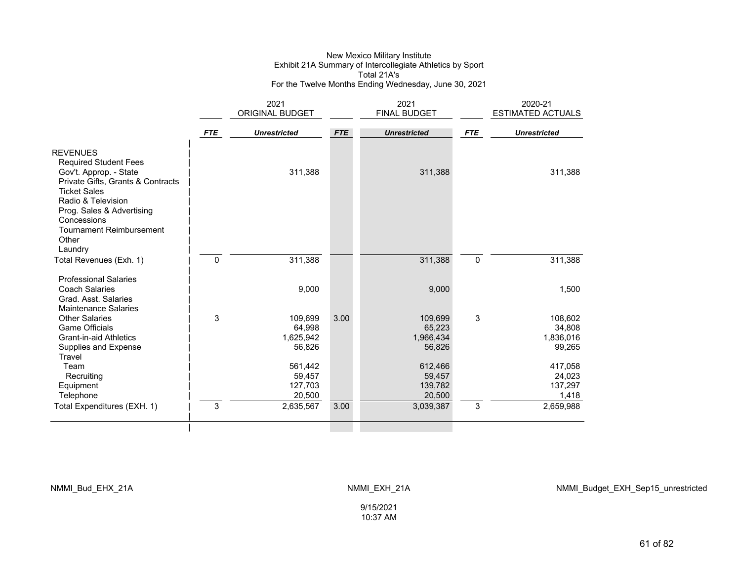# New Mexico Military Institute

## Exhibit 21A Summary of Intercollegiate Athletics by Sport

### Total 21A's

For the Twelve Months Ending Wednesday, June 30, 2021

| | 2021 ORIGINAL BUDGET | | 2021 FINAL BUDGET | | 2020-21 ESTIMATED ACTUALS | |
|---|---|---|---|---|---|---|
| | *FTE* | *Unrestricted* | *FTE* | *Unrestricted* | *FTE* | *Unrestricted* |
| REVENUES | | | | | | |
| Required Student Fees | | | | | | |
| Gov't. Approp. - State | | 311,388 | | 311,388 | | 311,388 |
| Private Gifts, Grants & Contracts | | | | | | |
| Ticket Sales | | | | | | |
| Radio & Television | | | | | | |
| Prog. Sales & Advertising | | | | | | |
| Concessions | | | | | | |
| Tournament Reimbursement | | | | | | |
| Other | | | | | | |
| Laundry | | | | | | |
| Total Revenues (Exh. 1) | 0 | 311,388 | | 311,388 | 0 | 311,388 |
| Professional Salaries | | | | | | |
| Coach Salaries | | 9,000 | | 9,000 | | 1,500 |
| Grad. Asst. Salaries | | | | | | |
| Maintenance Salaries | | | | | | |
| Other Salaries | 3 | 109,699 | 3.00 | 109,699 | 3 | 108,602 |
| Game Officials | | 64,998 | | 65,223 | | 34,808 |
| Grant-in-aid Athletics | | 1,625,942 | | 1,966,434 | | 1,836,016 |
| Supplies and Expense | | 56,826 | | 56,826 | | 99,265 |
| Travel | | | | | | |
| Team | | 561,442 | | 612,466 | | 417,058 |
| Recruiting | | 59,457 | | 59,457 | | 24,023 |
| Equipment | | 127,703 | | 139,782 | | 137,297 |
| Telephone | | 20,500 | | 20,500 | | 1,418 |
| Total Expenditures (EXH. 1) | 3 | 2,635,567 | 3.00 | 3,039,387 | 3 | 2,659,988 |

NMMI_Bud_EHX_21A NMMI_EXH_21A NMMI_Budget_EXH_Sep15_unrestricted

9/15/2021
10:37 AM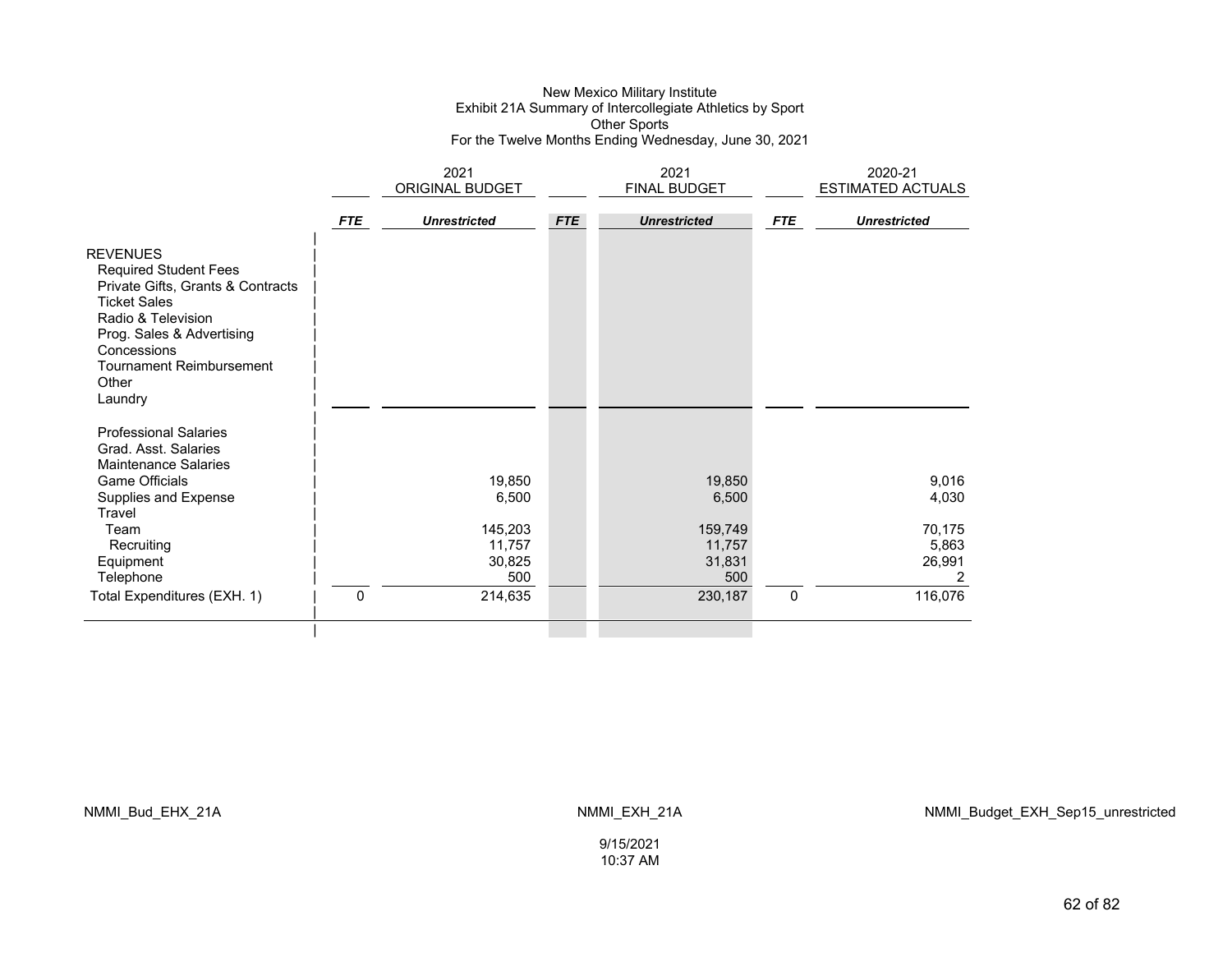New Mexico Military Institute
Exhibit 21A Summary of Intercollegiate Athletics by Sport
Other Sports
For the Twelve Months Ending Wednesday, June 30, 2021

| | 2021 ORIGINAL BUDGET | | 2021 FINAL BUDGET | | 2020-21 ESTIMATED ACTUALS | |
|---|---|---|---|---|---|---|
| | ***FTE*** | ***Unrestricted*** | ***FTE*** | ***Unrestricted*** | ***FTE*** | ***Unrestricted*** |
| REVENUES | | | | | | |
| Required Student Fees | | | | | | |
| Private Gifts, Grants & Contracts | | | | | | |
| Ticket Sales | | | | | | |
| Radio & Television | | | | | | |
| Prog. Sales & Advertising | | | | | | |
| Concessions | | | | | | |
| Tournament Reimbursement | | | | | | |
| Other | | | | | | |
| Laundry | | | | | | |
| Professional Salaries | | | | | | |
| Grad. Asst. Salaries | | | | | | |
| Maintenance Salaries | | | | | | |
| Game Officials | | 19,850 | | 19,850 | | 9,016 |
| Supplies and Expense | | 6,500 | | 6,500 | | 4,030 |
| Travel | | | | | | |
| Team | | 145,203 | | 159,749 | | 70,175 |
| Recruiting | | 11,757 | | 11,757 | | 5,863 |
| Equipment | | 30,825 | | 31,831 | | 26,991 |
| Telephone | | 500 | | 500 | | 2 |
| Total Expenditures (EXH. 1) | 0 | 214,635 | | 230,187 | 0 | 116,076 |

NMMI_Bud_EHX_21A NMMI_EXH_21A NMMI_Budget_EXH_Sep15_unrestricted

9/15/2021
10:37 AM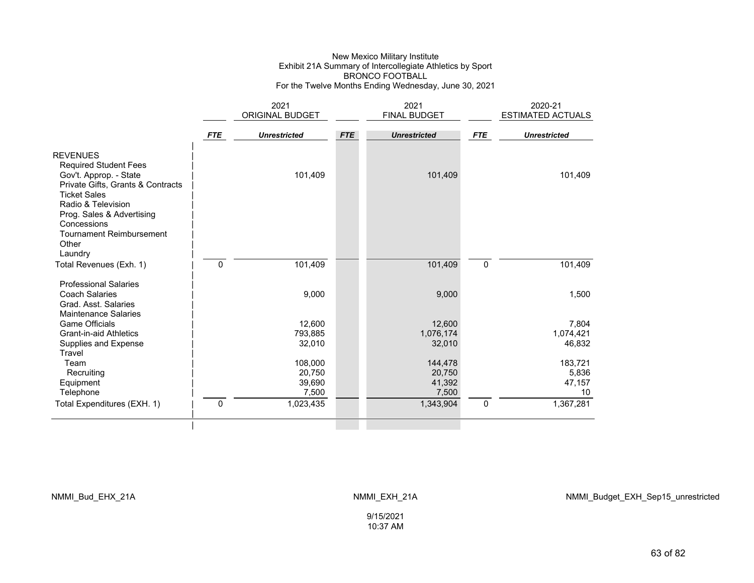New Mexico Military Institute
Exhibit 21A Summary of Intercollegiate Athletics by Sport
BRONCO FOOTBALL
For the Twelve Months Ending Wednesday, June 30, 2021

| | 2021 ORIGINAL BUDGET | | 2021 FINAL BUDGET | | 2020-21 ESTIMATED ACTUALS | |
|---|---|---|---|---|---|---|
| | *FTE* | *Unrestricted* | *FTE* | *Unrestricted* | *FTE* | *Unrestricted* |
| REVENUES | | | | | | |
| Required Student Fees | | | | | | |
| Gov't. Approp. - State | | 101,409 | | 101,409 | | 101,409 |
| Private Gifts, Grants & Contracts | | | | | | |
| Ticket Sales | | | | | | |
| Radio & Television | | | | | | |
| Prog. Sales & Advertising | | | | | | |
| Concessions | | | | | | |
| Tournament Reimbursement | | | | | | |
| Other | | | | | | |
| Laundry | | | | | | |
| Total Revenues (Exh. 1) | 0 | 101,409 | | 101,409 | 0 | 101,409 |
| Professional Salaries | | | | | | |
| Coach Salaries | | 9,000 | | 9,000 | | 1,500 |
| Grad. Asst. Salaries | | | | | | |
| Maintenance Salaries | | | | | | |
| Game Officials | | 12,600 | | 12,600 | | 7,804 |
| Grant-in-aid Athletics | | 793,885 | | 1,076,174 | | 1,074,421 |
| Supplies and Expense | | 32,010 | | 32,010 | | 46,832 |
| Travel | | | | | | |
| Team | | 108,000 | | 144,478 | | 183,721 |
| Recruiting | | 20,750 | | 20,750 | | 5,836 |
| Equipment | | 39,690 | | 41,392 | | 47,157 |
| Telephone | | 7,500 | | 7,500 | | 10 |
| Total Expenditures (EXH. 1) | 0 | 1,023,435 | | 1,343,904 | 0 | 1,367,281 |

NMMI_Bud_EHX_21A NMMI_EXH_21A NMMI_Budget_EXH_Sep15_unrestricted

9/15/2021
10:37 AM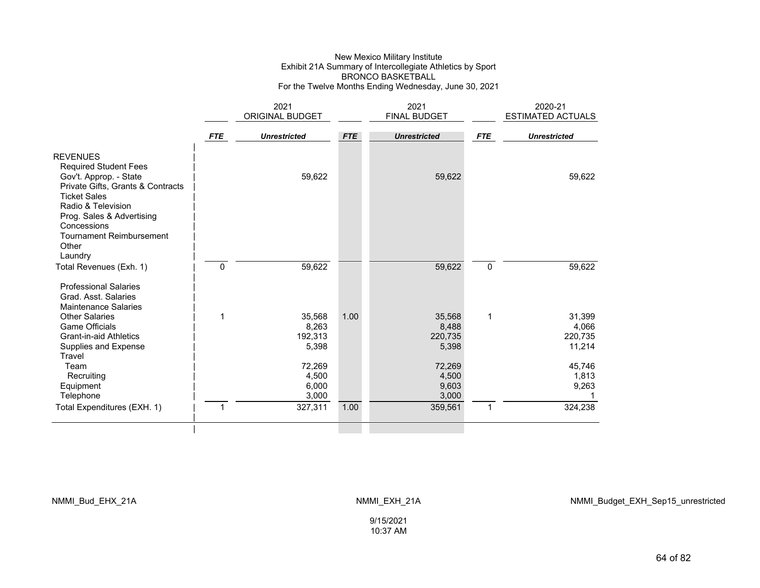New Mexico Military Institute
Exhibit 21A Summary of Intercollegiate Athletics by Sport
BRONCO BASKETBALL
For the Twelve Months Ending Wednesday, June 30, 2021

| | 2021 ORIGINAL BUDGET | | 2021 FINAL BUDGET | | 2020-21 ESTIMATED ACTUALS | |
|---|---|---|---|---|---|---|
| | *FTE* | *Unrestricted* | *FTE* | *Unrestricted* | *FTE* | *Unrestricted* |
| REVENUES | | | | | | |
| Required Student Fees | | | | | | |
| Gov't. Approp. - State | | 59,622 | | 59,622 | | 59,622 |
| Private Gifts, Grants & Contracts | | | | | | |
| Ticket Sales | | | | | | |
| Radio & Television | | | | | | |
| Prog. Sales & Advertising | | | | | | |
| Concessions | | | | | | |
| Tournament Reimbursement | | | | | | |
| Other | | | | | | |
| Laundry | | | | | | |
| Total Revenues (Exh. 1) | 0 | 59,622 | | 59,622 | 0 | 59,622 |
| Professional Salaries | | | | | | |
| Grad. Asst. Salaries | | | | | | |
| Maintenance Salaries | | | | | | |
| Other Salaries | 1 | 35,568 | 1.00 | 35,568 | 1 | 31,399 |
| Game Officials | | 8,263 | | 8,488 | | 4,066 |
| Grant-in-aid Athletics | | 192,313 | | 220,735 | | 220,735 |
| Supplies and Expense | | 5,398 | | 5,398 | | 11,214 |
| Travel | | | | | | |
| Team | | 72,269 | | 72,269 | | 45,746 |
| Recruiting | | 4,500 | | 4,500 | | 1,813 |
| Equipment | | 6,000 | | 9,603 | | 9,263 |
| Telephone | | 3,000 | | 3,000 | | 1 |
| Total Expenditures (EXH. 1) | 1 | 327,311 | 1.00 | 359,561 | 1 | 324,238 |

NMMI_Bud_EHX_21A NMMI_EXH_21A NMMI_Budget_EXH_Sep15_unrestricted

9/15/2021
10:37 AM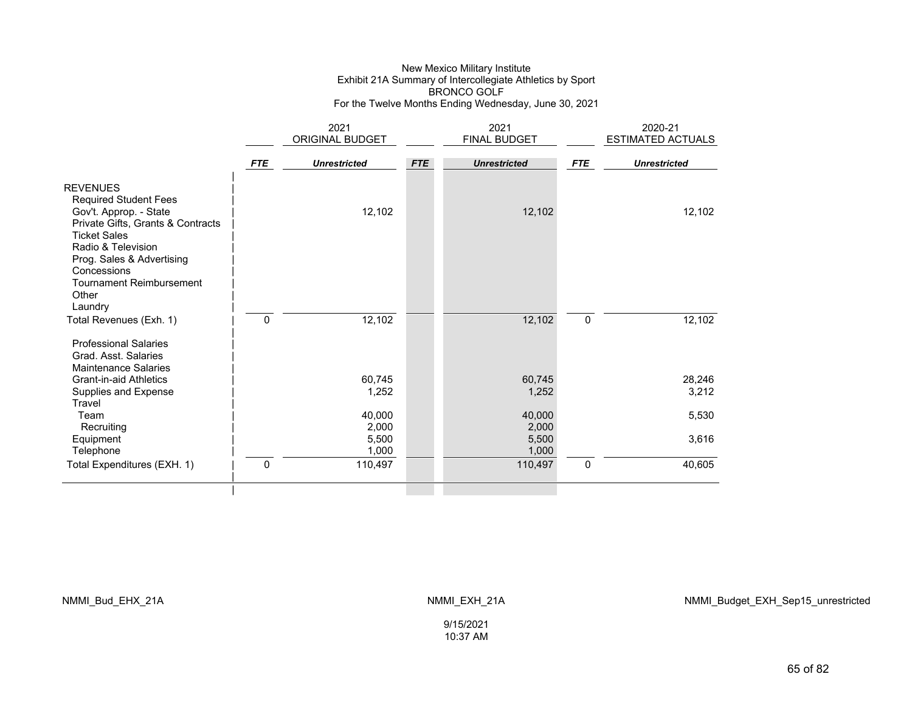New Mexico Military Institute
Exhibit 21A Summary of Intercollegiate Athletics by Sport
BRONCO GOLF
For the Twelve Months Ending Wednesday, June 30, 2021

| | 2021 ORIGINAL BUDGET | | 2021 FINAL BUDGET | | 2020-21 ESTIMATED ACTUALS | |
|---|---|---|---|---|---|---|
| | *FTE* | *Unrestricted* | *FTE* | *Unrestricted* | *FTE* | *Unrestricted* |
| REVENUES | | | | | | |
| Required Student Fees | | | | | | |
| Gov't. Approp. - State | | 12,102 | | 12,102 | | 12,102 |
| Private Gifts, Grants & Contracts | | | | | | |
| Ticket Sales | | | | | | |
| Radio & Television | | | | | | |
| Prog. Sales & Advertising | | | | | | |
| Concessions | | | | | | |
| Tournament Reimbursement | | | | | | |
| Other | | | | | | |
| Laundry | | | | | | |
| Total Revenues (Exh. 1) | 0 | 12,102 | | 12,102 | 0 | 12,102 |
| Professional Salaries | | | | | | |
| Grad. Asst. Salaries | | | | | | |
| Maintenance Salaries | | | | | | |
| Grant-in-aid Athletics | | 60,745 | | 60,745 | | 28,246 |
| Supplies and Expense | | 1,252 | | 1,252 | | 3,212 |
| Travel | | | | | | |
| Team | | 40,000 | | 40,000 | | 5,530 |
| Recruiting | | 2,000 | | 2,000 | | |
| Equipment | | 5,500 | | 5,500 | | 3,616 |
| Telephone | | 1,000 | | 1,000 | | |
| Total Expenditures (EXH. 1) | 0 | 110,497 | | 110,497 | 0 | 40,605 |

NMMI_Bud_EHX_21A NMMI_EXH_21A NMMI_Budget_EXH_Sep15_unrestricted

9/15/2021
10:37 AM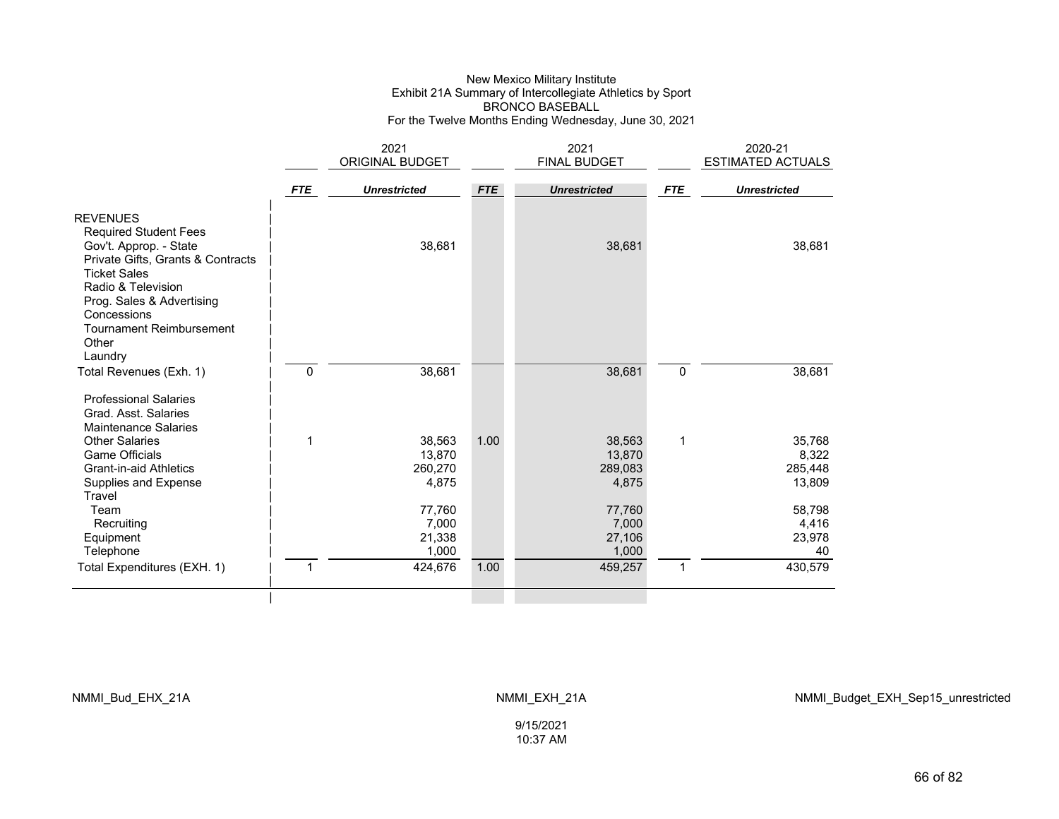# New Mexico Military Institute
## Exhibit 21A Summary of Intercollegiate Athletics by Sport
## BRONCO BASEBALL
### For the Twelve Months Ending Wednesday, June 30, 2021

| | 2021 ORIGINAL BUDGET | | 2021 FINAL BUDGET | | 2020-21 ESTIMATED ACTUALS | |
|---|---|---|---|---|---|---|
| | *FTE* | *Unrestricted* | *FTE* | *Unrestricted* | *FTE* | *Unrestricted* |
| REVENUES | | | | | | |
| Required Student Fees | | | | | | |
| Gov't. Approp. - State | | 38,681 | | 38,681 | | 38,681 |
| Private Gifts, Grants & Contracts | | | | | | |
| Ticket Sales | | | | | | |
| Radio & Television | | | | | | |
| Prog. Sales & Advertising | | | | | | |
| Concessions | | | | | | |
| Tournament Reimbursement | | | | | | |
| Other | | | | | | |
| Laundry | | | | | | |
| Total Revenues (Exh. 1) | 0 | 38,681 | | 38,681 | 0 | 38,681 |
| Professional Salaries | | | | | | |
| Grad. Asst. Salaries | | | | | | |
| Maintenance Salaries | | | | | | |
| Other Salaries | 1 | 38,563 | 1.00 | 38,563 | 1 | 35,768 |
| Game Officials | | 13,870 | | 13,870 | | 8,322 |
| Grant-in-aid Athletics | | 260,270 | | 289,083 | | 285,448 |
| Supplies and Expense | | 4,875 | | 4,875 | | 13,809 |
| Travel | | | | | | |
| Team | | 77,760 | | 77,760 | | 58,798 |
| Recruiting | | 7,000 | | 7,000 | | 4,416 |
| Equipment | | 21,338 | | 27,106 | | 23,978 |
| Telephone | | 1,000 | | 1,000 | | 40 |
| Total Expenditures (EXH. 1) | 1 | 424,676 | 1.00 | 459,257 | 1 | 430,579 |

NMMI_Bud_EHX_21A NMMI_EXH_21A NMMI_Budget_EXH_Sep15_unrestricted

9/15/2021
10:37 AM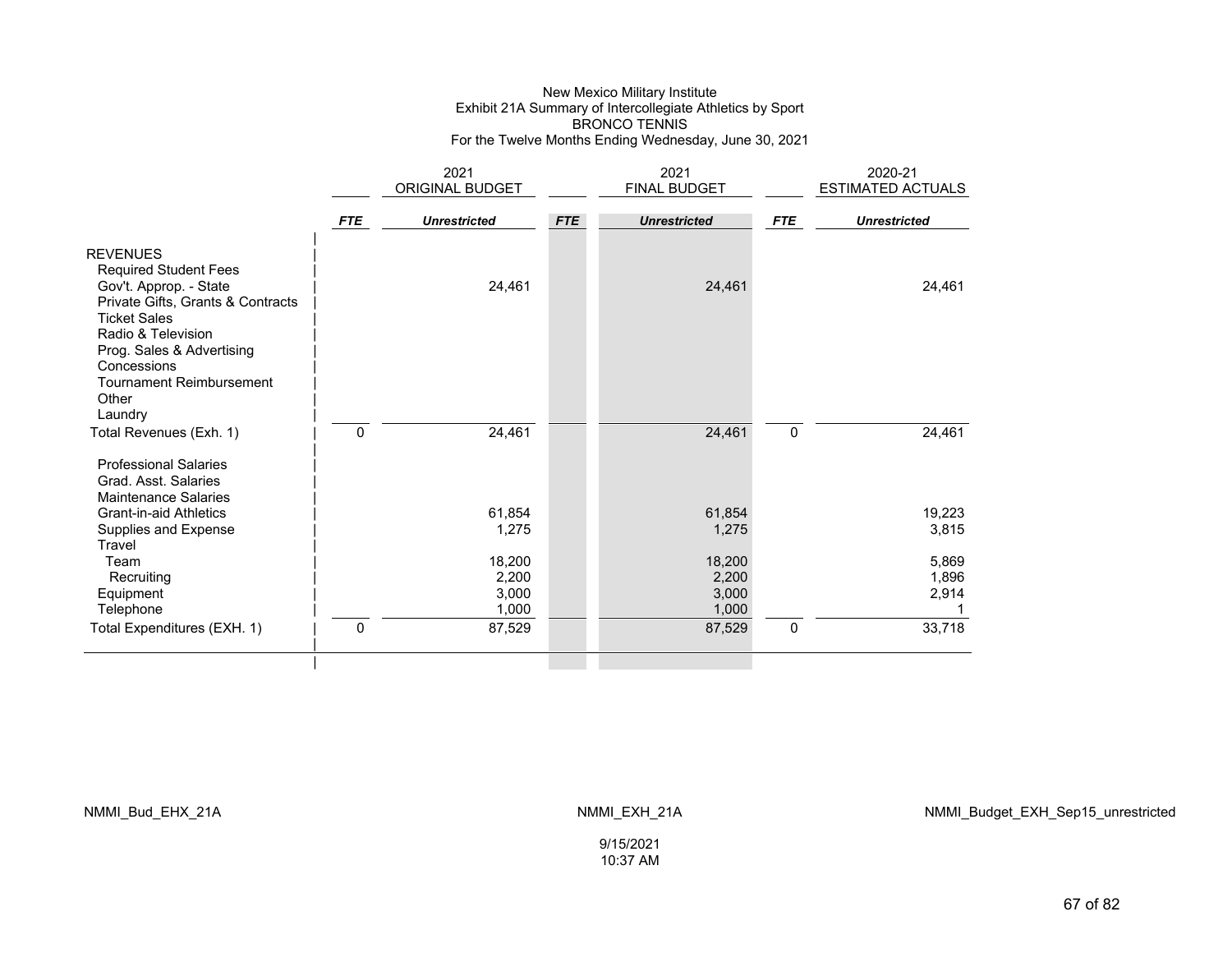New Mexico Military Institute
Exhibit 21A Summary of Intercollegiate Athletics by Sport
BRONCO TENNIS
For the Twelve Months Ending Wednesday, June 30, 2021

| | 2021 ORIGINAL BUDGET | | 2021 FINAL BUDGET | | 2020-21 ESTIMATED ACTUALS | |
|---|---|---|---|---|---|---|
| | *FTE* | *Unrestricted* | *FTE* | *Unrestricted* | *FTE* | *Unrestricted* |
| REVENUES | | | | | | |
| Required Student Fees | | | | | | |
| Gov't. Approp. - State | | 24,461 | | 24,461 | | 24,461 |
| Private Gifts, Grants & Contracts | | | | | | |
| Ticket Sales | | | | | | |
| Radio & Television | | | | | | |
| Prog. Sales & Advertising | | | | | | |
| Concessions | | | | | | |
| Tournament Reimbursement | | | | | | |
| Other | | | | | | |
| Laundry | | | | | | |
| Total Revenues (Exh. 1) | 0 | 24,461 | | 24,461 | 0 | 24,461 |
| Professional Salaries | | | | | | |
| Grad. Asst. Salaries | | | | | | |
| Maintenance Salaries | | | | | | |
| Grant-in-aid Athletics | | 61,854 | | 61,854 | | 19,223 |
| Supplies and Expense | | 1,275 | | 1,275 | | 3,815 |
| Travel | | | | | | |
| Team | | 18,200 | | 18,200 | | 5,869 |
| Recruiting | | 2,200 | | 2,200 | | 1,896 |
| Equipment | | 3,000 | | 3,000 | | 2,914 |
| Telephone | | 1,000 | | 1,000 | | 1 |
| Total Expenditures (EXH. 1) | 0 | 87,529 | | 87,529 | 0 | 33,718 |

NMMI_Bud_EHX_21A NMMI_EXH_21A NMMI_Budget_EXH_Sep15_unrestricted

9/15/2021
10:37 AM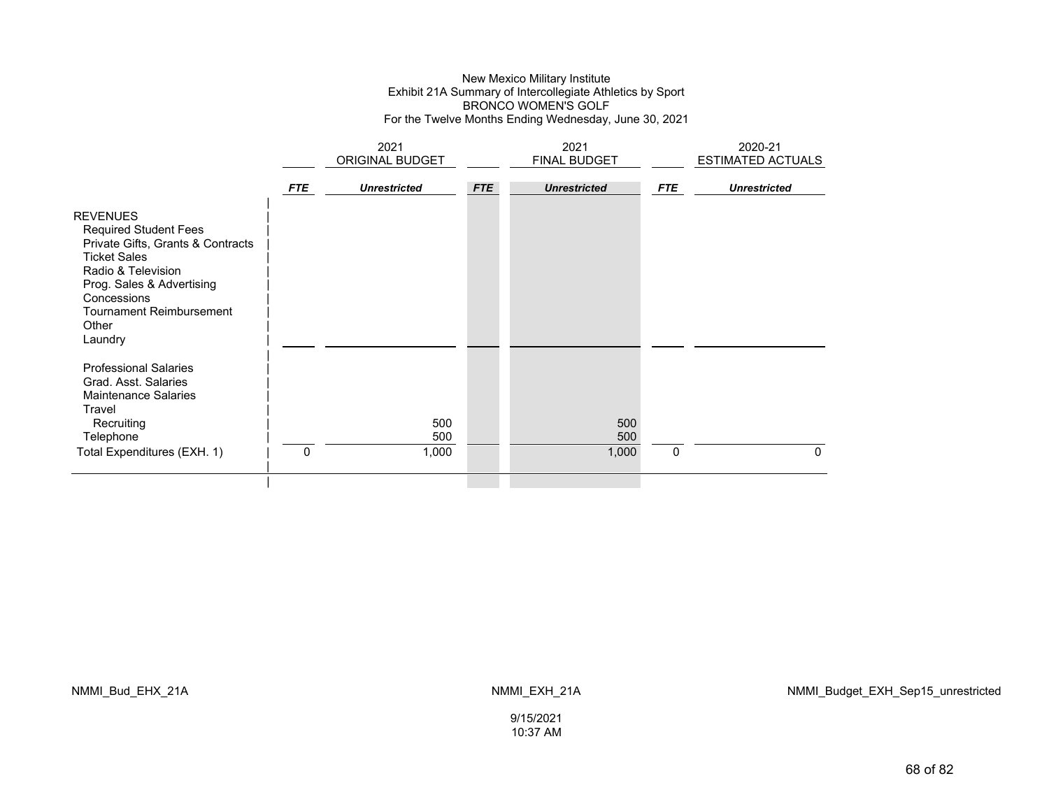New Mexico Military Institute
Exhibit 21A Summary of Intercollegiate Athletics by Sport
BRONCO WOMEN'S GOLF
For the Twelve Months Ending Wednesday, June 30, 2021

| | 2021 ORIGINAL BUDGET | | 2021 FINAL BUDGET | | 2020-21 ESTIMATED ACTUALS | |
|---|---|---|---|---|---|---|
| | ***FTE*** | ***Unrestricted*** | ***FTE*** | ***Unrestricted*** | ***FTE*** | ***Unrestricted*** |
| REVENUES | | | | | | |
| Required Student Fees | | | | | | |
| Private Gifts, Grants & Contracts | | | | | | |
| Ticket Sales | | | | | | |
| Radio & Television | | | | | | |
| Prog. Sales & Advertising | | | | | | |
| Concessions | | | | | | |
| Tournament Reimbursement | | | | | | |
| Other | | | | | | |
| Laundry | | | | | | |
| Professional Salaries | | | | | | |
| Grad. Asst. Salaries | | | | | | |
| Maintenance Salaries | | | | | | |
| Travel | | | | | | |
| Recruiting | | 500 | | 500 | | |
| Telephone | | 500 | | 500 | | |
| Total Expenditures (EXH. 1) | 0 | 1,000 | | 1,000 | 0 | 0 |

NMMI_Bud_EHX_21A

NMMI_EXH_21A

NMMI_Budget_EXH_Sep15_unrestricted

9/15/2021
10:37 AM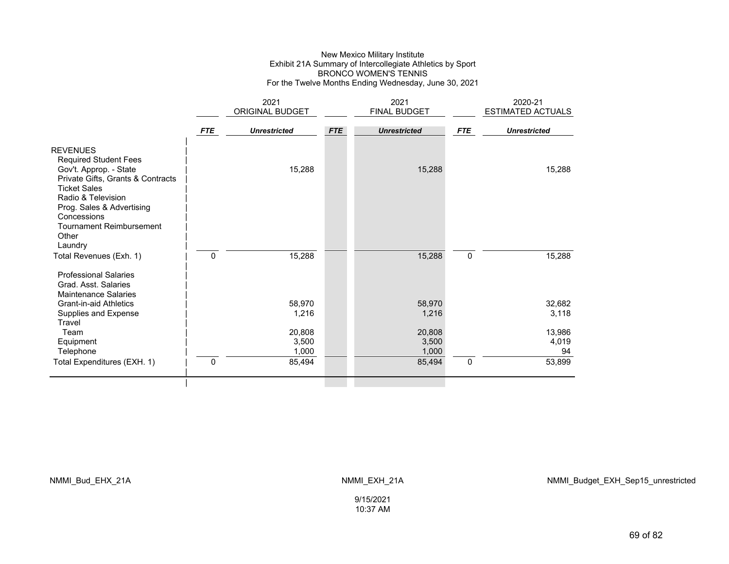New Mexico Military Institute
Exhibit 21A Summary of Intercollegiate Athletics by Sport
BRONCO WOMEN'S TENNIS
For the Twelve Months Ending Wednesday, June 30, 2021

| | 2021 ORIGINAL BUDGET | | 2021 FINAL BUDGET | | 2020-21 ESTIMATED ACTUALS | |
|---|---|---|---|---|---|---|
| | ***FTE*** | ***Unrestricted*** | ***FTE*** | ***Unrestricted*** | ***FTE*** | ***Unrestricted*** |
| REVENUES | | | | | | |
| Required Student Fees | | | | | | |
| Gov't. Approp. - State | | 15,288 | | 15,288 | | 15,288 |
| Private Gifts, Grants & Contracts | | | | | | |
| Ticket Sales | | | | | | |
| Radio & Television | | | | | | |
| Prog. Sales & Advertising | | | | | | |
| Concessions | | | | | | |
| Tournament Reimbursement | | | | | | |
| Other | | | | | | |
| Laundry | | | | | | |
| Total Revenues (Exh. 1) | 0 | 15,288 | | 15,288 | 0 | 15,288 |
| Professional Salaries | | | | | | |
| Grad. Asst. Salaries | | | | | | |
| Maintenance Salaries | | | | | | |
| Grant-in-aid Athletics | | 58,970 | | 58,970 | | 32,682 |
| Supplies and Expense | | 1,216 | | 1,216 | | 3,118 |
| Travel | | | | | | |
| Team | | 20,808 | | 20,808 | | 13,986 |
| Equipment | | 3,500 | | 3,500 | | 4,019 |
| Telephone | | 1,000 | | 1,000 | | 94 |
| Total Expenditures (EXH. 1) | 0 | 85,494 | | 85,494 | 0 | 53,899 |

NMMI_Bud_EHX_21A NMMI_EXH_21A NMMI_Budget_EXH_Sep15_unrestricted

9/15/2021
10:37 AM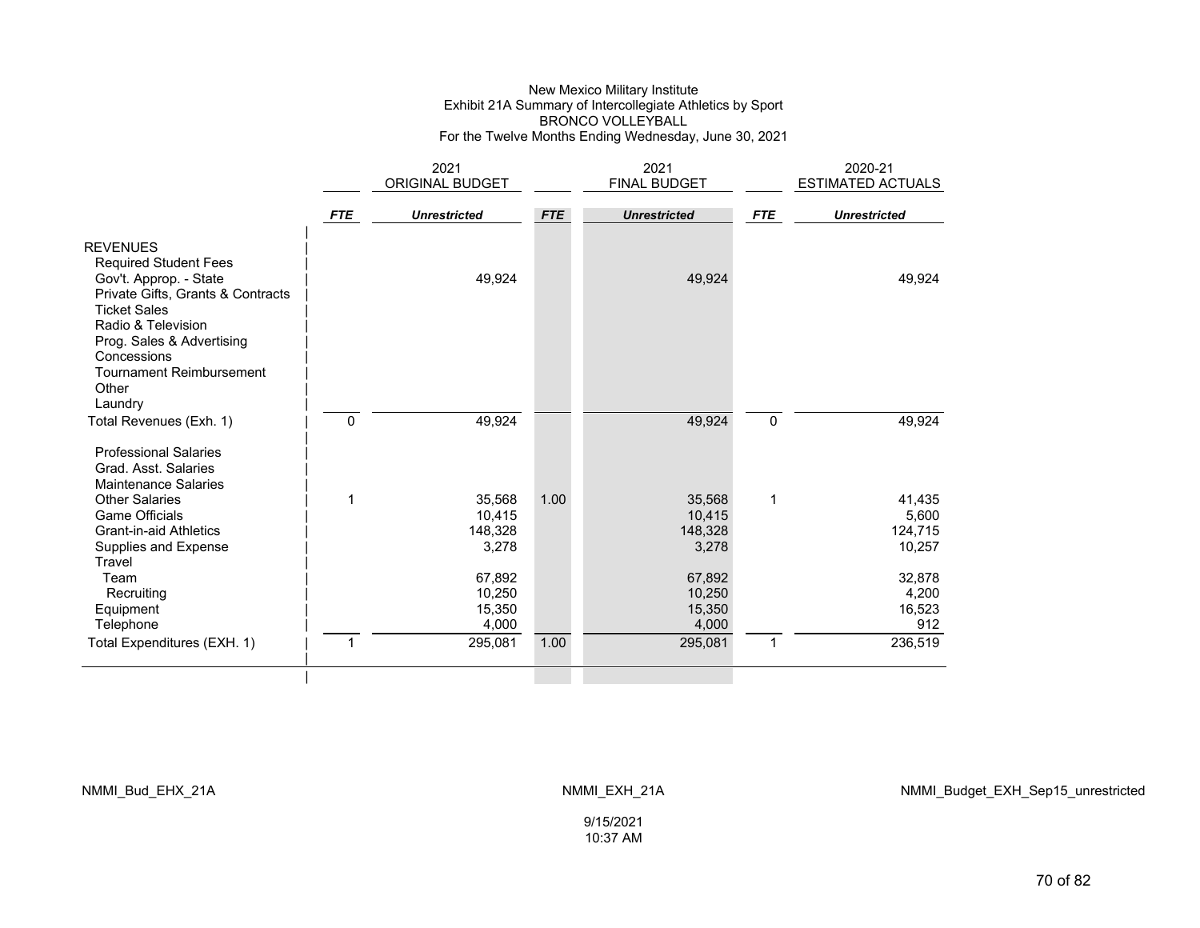New Mexico Military Institute
Exhibit 21A Summary of Intercollegiate Athletics by Sport
BRONCO VOLLEYBALL
For the Twelve Months Ending Wednesday, June 30, 2021

| | 2021 ORIGINAL BUDGET | | 2021 FINAL BUDGET | | 2020-21 ESTIMATED ACTUALS | |
|---|---|---|---|---|---|---|
| | ***FTE*** | ***Unrestricted*** | ***FTE*** | ***Unrestricted*** | ***FTE*** | ***Unrestricted*** |
| REVENUES | | | | | | |
| Required Student Fees | | | | | | |
| Gov't. Approp. - State | | 49,924 | | 49,924 | | 49,924 |
| Private Gifts, Grants & Contracts | | | | | | |
| Ticket Sales | | | | | | |
| Radio & Television | | | | | | |
| Prog. Sales & Advertising | | | | | | |
| Concessions | | | | | | |
| Tournament Reimbursement | | | | | | |
| Other | | | | | | |
| Laundry | | | | | | |
| Total Revenues (Exh. 1) | 0 | 49,924 | | 49,924 | 0 | 49,924 |
| Professional Salaries | | | | | | |
| Grad. Asst. Salaries | | | | | | |
| Maintenance Salaries | | | | | | |
| Other Salaries | 1 | 35,568 | 1.00 | 35,568 | 1 | 41,435 |
| Game Officials | | 10,415 | | 10,415 | | 5,600 |
| Grant-in-aid Athletics | | 148,328 | | 148,328 | | 124,715 |
| Supplies and Expense | | 3,278 | | 3,278 | | 10,257 |
| Travel | | | | | | |
| Team | | 67,892 | | 67,892 | | 32,878 |
| Recruiting | | 10,250 | | 10,250 | | 4,200 |
| Equipment | | 15,350 | | 15,350 | | 16,523 |
| Telephone | | 4,000 | | 4,000 | | 912 |
| Total Expenditures (EXH. 1) | 1 | 295,081 | 1.00 | 295,081 | 1 | 236,519 |

NMMI_Bud_EHX_21A NMMI_EXH_21A NMMI_Budget_EXH_Sep15_unrestricted

9/15/2021
10:37 AM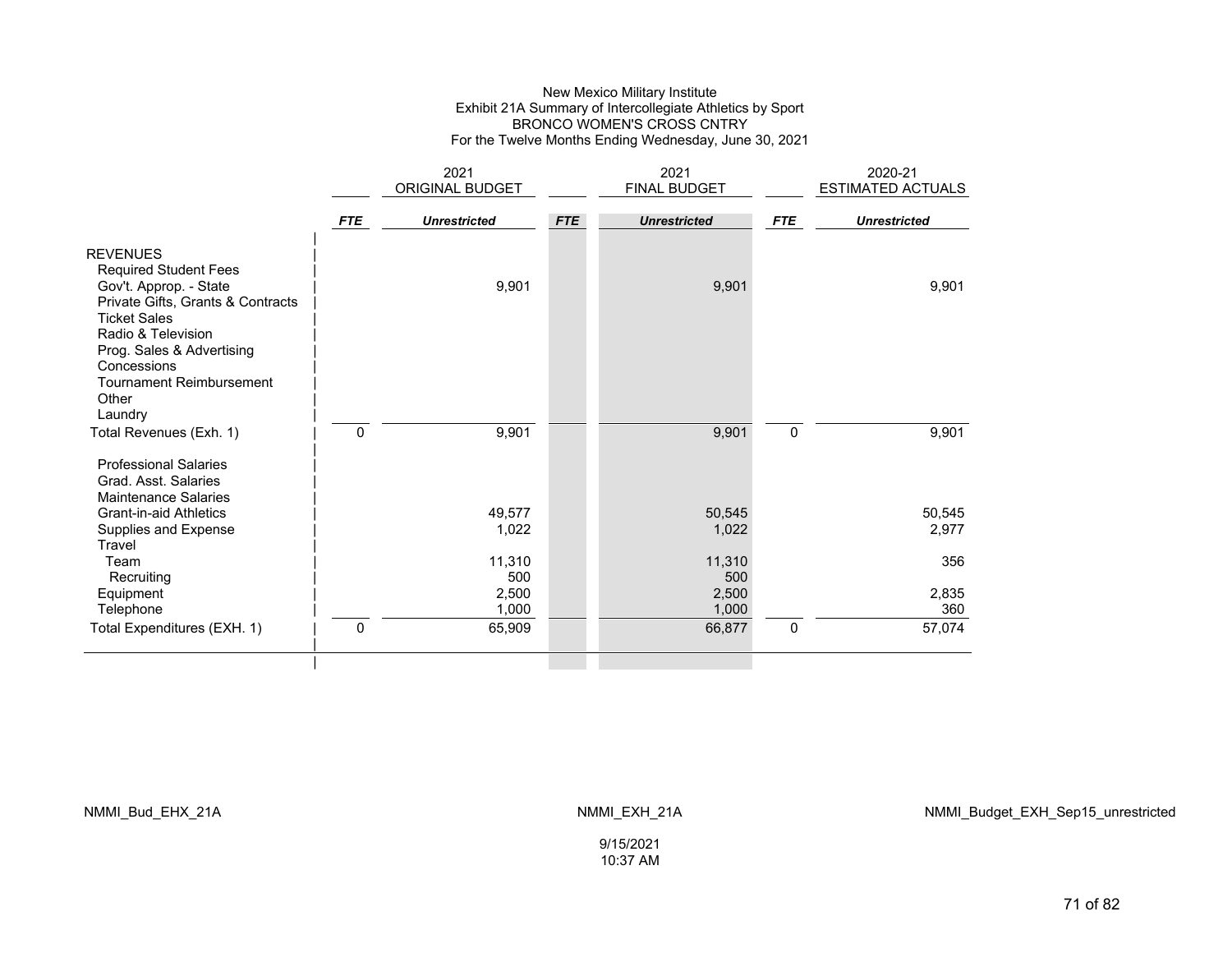New Mexico Military Institute
Exhibit 21A Summary of Intercollegiate Athletics by Sport
BRONCO WOMEN'S CROSS CNTRY
For the Twelve Months Ending Wednesday, June 30, 2021

| | 2021 ORIGINAL BUDGET | | 2021 FINAL BUDGET | | 2020-21 ESTIMATED ACTUALS | |
|---|---|---|---|---|---|---|
| | *FTE* | *Unrestricted* | *FTE* | *Unrestricted* | *FTE* | *Unrestricted* |
| REVENUES | | | | | | |
| Required Student Fees | | | | | | |
| Gov't. Approp. - State | | 9,901 | | 9,901 | | 9,901 |
| Private Gifts, Grants & Contracts | | | | | | |
| Ticket Sales | | | | | | |
| Radio & Television | | | | | | |
| Prog. Sales & Advertising | | | | | | |
| Concessions | | | | | | |
| Tournament Reimbursement | | | | | | |
| Other | | | | | | |
| Laundry | | | | | | |
| Total Revenues (Exh. 1) | 0 | 9,901 | | 9,901 | 0 | 9,901 |
| Professional Salaries | | | | | | |
| Grad. Asst. Salaries | | | | | | |
| Maintenance Salaries | | | | | | |
| Grant-in-aid Athletics | | 49,577 | | 50,545 | | 50,545 |
| Supplies and Expense | | 1,022 | | 1,022 | | 2,977 |
| Travel | | | | | | |
| Team | | 11,310 | | 11,310 | | 356 |
| Recruiting | | 500 | | 500 | | |
| Equipment | | 2,500 | | 2,500 | | 2,835 |
| Telephone | | 1,000 | | 1,000 | | 360 |
| Total Expenditures (EXH. 1) | 0 | 65,909 | | 66,877 | 0 | 57,074 |

NMMI_Bud_EHX_21A NMMI_EXH_21A NMMI_Budget_EXH_Sep15_unrestricted

9/15/2021
10:37 AM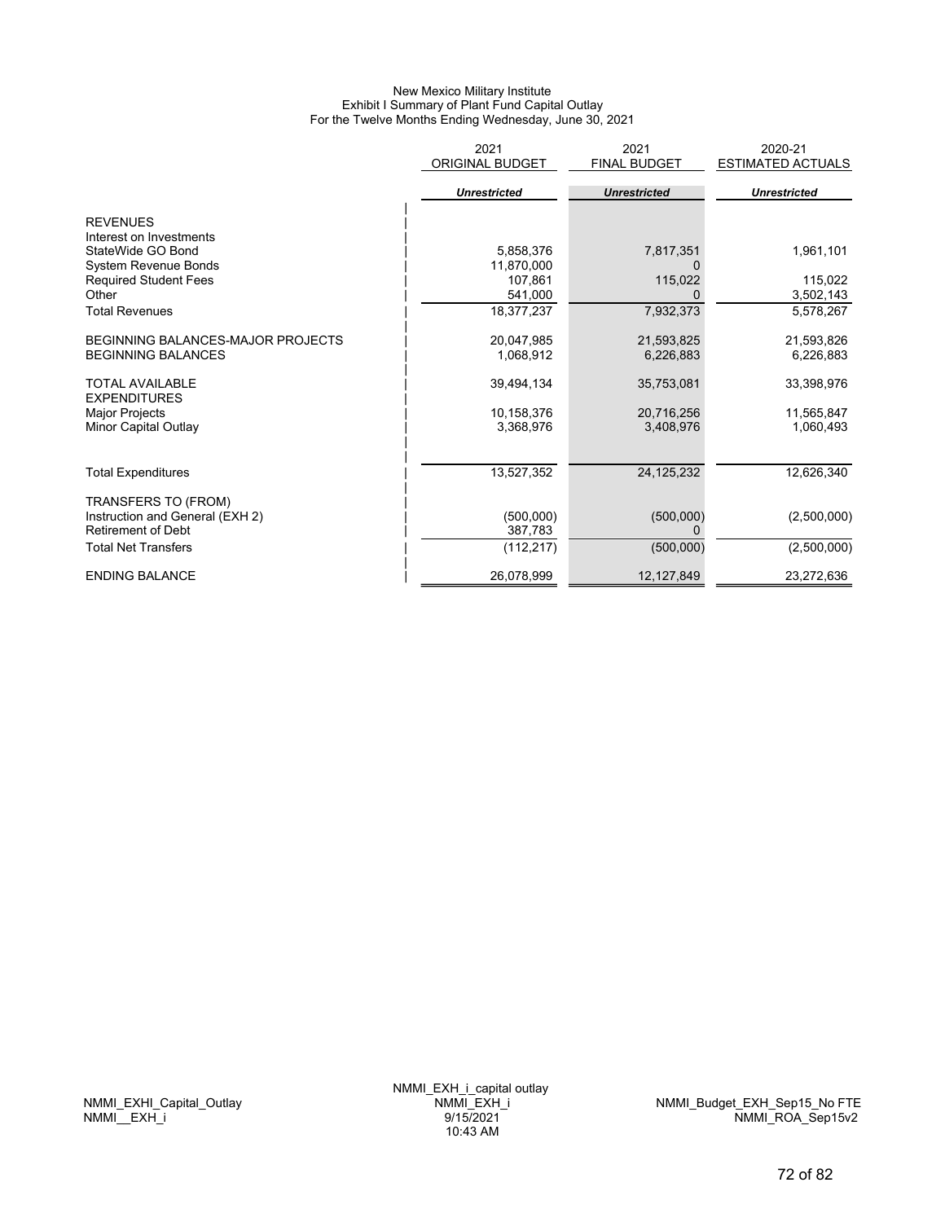# New Mexico Military Institute
## Exhibit I Summary of Plant Fund Capital Outlay
### For the Twelve Months Ending Wednesday, June 30, 2021

| | 2021 ORIGINAL BUDGET | 2021 FINAL BUDGET | 2020-21 ESTIMATED ACTUALS |
|---|---|---|---|
| | ***Unrestricted*** | ***Unrestricted*** | ***Unrestricted*** |
| REVENUES | | | |
| Interest on Investments | | | |
| StateWide GO Bond | 5,858,376 | 7,817,351 | 1,961,101 |
| System Revenue Bonds | 11,870,000 | 0 | |
| Required Student Fees | 107,861 | 115,022 | 115,022 |
| Other | 541,000 | 0 | 3,502,143 |
| Total Revenues | 18,377,237 | 7,932,373 | 5,578,267 |
| BEGINNING BALANCES-MAJOR PROJECTS | 20,047,985 | 21,593,825 | 21,593,826 |
| BEGINNING BALANCES | 1,068,912 | 6,226,883 | 6,226,883 |
| TOTAL AVAILABLE | 39,494,134 | 35,753,081 | 33,398,976 |
| EXPENDITURES | | | |
| Major Projects | 10,158,376 | 20,716,256 | 11,565,847 |
| Minor Capital Outlay | 3,368,976 | 3,408,976 | 1,060,493 |
| Total Expenditures | 13,527,352 | 24,125,232 | 12,626,340 |
| TRANSFERS TO (FROM) | | | |
| Instruction and General (EXH 2) | (500,000) | (500,000) | (2,500,000) |
| Retirement of Debt | 387,783 | 0 | |
| Total Net Transfers | (112,217) | (500,000) | (2,500,000) |
| ENDING BALANCE | 26,078,999 | 12,127,849 | 23,272,636 |

NMMI_EXHI_Capital_Outlay
NMMI__EXH_i

NMMI_EXH_i_capital outlay
NMMI_EXH_i
9/15/2021
10:43 AM

NMMI_Budget_EXH_Sep15_No FTE
NMMI_ROA_Sep15v2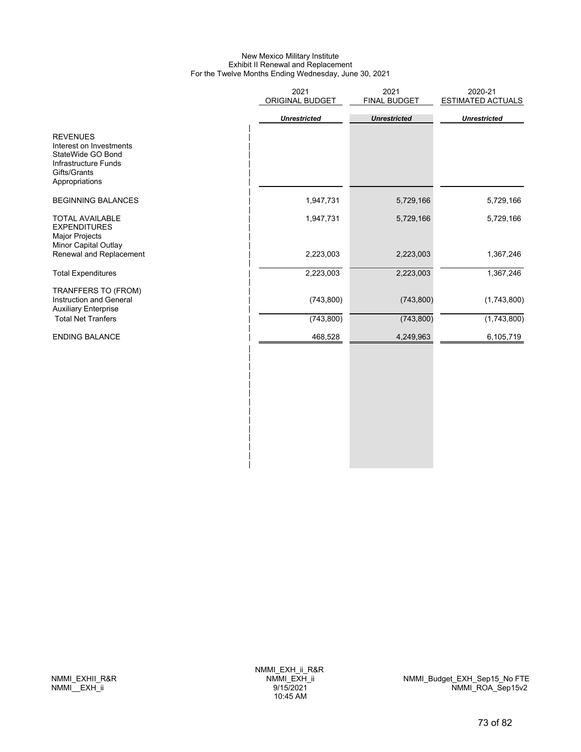New Mexico Military Institute
Exhibit II Renewal and Replacement
For the Twelve Months Ending Wednesday, June 30, 2021

| | 2021 ORIGINAL BUDGET | 2021 FINAL BUDGET | 2020-21 ESTIMATED ACTUALS |
|---|---|---|---|
| | *Unrestricted* | *Unrestricted* | *Unrestricted* |
| REVENUES | | | |
| Interest on Investments | | | |
| StateWide GO Bond | | | |
| Infrastructure Funds | | | |
| Gifts/Grants | | | |
| Appropriations | | | |
| BEGINNING BALANCES | 1,947,731 | 5,729,166 | 5,729,166 |
| TOTAL AVAILABLE | 1,947,731 | 5,729,166 | 5,729,166 |
| EXPENDITURES | | | |
| Major Projects | | | |
| Minor Capital Outlay | | | |
| Renewal and Replacement | 2,223,003 | 2,223,003 | 1,367,246 |
| Total Expenditures | 2,223,003 | 2,223,003 | 1,367,246 |
| TRANFFERS TO (FROM) | | | |
| Instruction and General | (743,800) | (743,800) | (1,743,800) |
| Auxiliary Enterprise | | | |
| Total Net Tranfers | (743,800) | (743,800) | (1,743,800) |
| ENDING BALANCE | 468,528 | 4,249,963 | 6,105,719 |

NMMI_EXHII_R&R
NMMI__EXH_ii

NMMI_EXH_ii_R&R
NMMI_EXH_ii
9/15/2021
10:45 AM

NMMI_Budget_EXH_Sep15_No FTE
NMMI_ROA_Sep15v2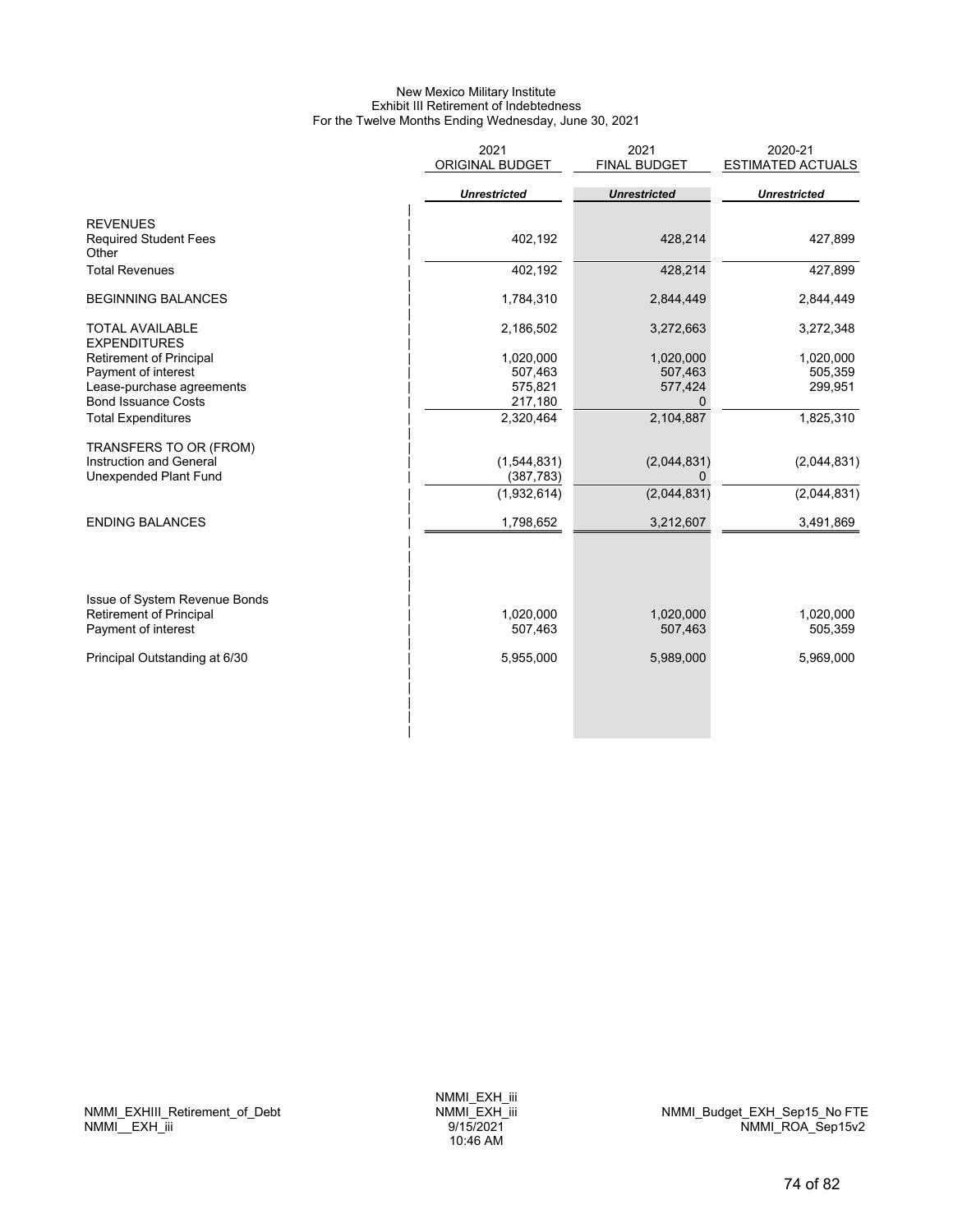New Mexico Military Institute
Exhibit III Retirement of Indebtedness
For the Twelve Months Ending Wednesday, June 30, 2021

| | 2021 ORIGINAL BUDGET | 2021 FINAL BUDGET | 2020-21 ESTIMATED ACTUALS |
|---|---|---|---|
| | *Unrestricted* | *Unrestricted* | *Unrestricted* |
| REVENUES | | | |
| Required Student Fees | 402,192 | 428,214 | 427,899 |
| Other | | | |
| Total Revenues | 402,192 | 428,214 | 427,899 |
| BEGINNING BALANCES | 1,784,310 | 2,844,449 | 2,844,449 |
| TOTAL AVAILABLE | 2,186,502 | 3,272,663 | 3,272,348 |
| EXPENDITURES | | | |
| Retirement of Principal | 1,020,000 | 1,020,000 | 1,020,000 |
| Payment of interest | 507,463 | 507,463 | 505,359 |
| Lease-purchase agreements | 575,821 | 577,424 | 299,951 |
| Bond Issuance Costs | 217,180 | 0 | |
| Total Expenditures | 2,320,464 | 2,104,887 | 1,825,310 |
| TRANSFERS TO OR (FROM) | | | |
| Instruction and General | (1,544,831) | (2,044,831) | (2,044,831) |
| Unexpended Plant Fund | (387,783) | 0 | |
| | (1,932,614) | (2,044,831) | (2,044,831) |
| ENDING BALANCES | 1,798,652 | 3,212,607 | 3,491,869 |
| Issue of System Revenue Bonds | | | |
| Retirement of Principal | 1,020,000 | 1,020,000 | 1,020,000 |
| Payment of interest | 507,463 | 507,463 | 505,359 |
| Principal Outstanding at 6/30 | 5,955,000 | 5,989,000 | 5,969,000 |

NMMI_EXHIII_Retirement_of_Debt
NMMI__EXH_iii

NMMI_EXH_iii
NMMI_EXH_iii
9/15/2021
10:46 AM

NMMI_Budget_EXH_Sep15_No FTE
NMMI_ROA_Sep15v2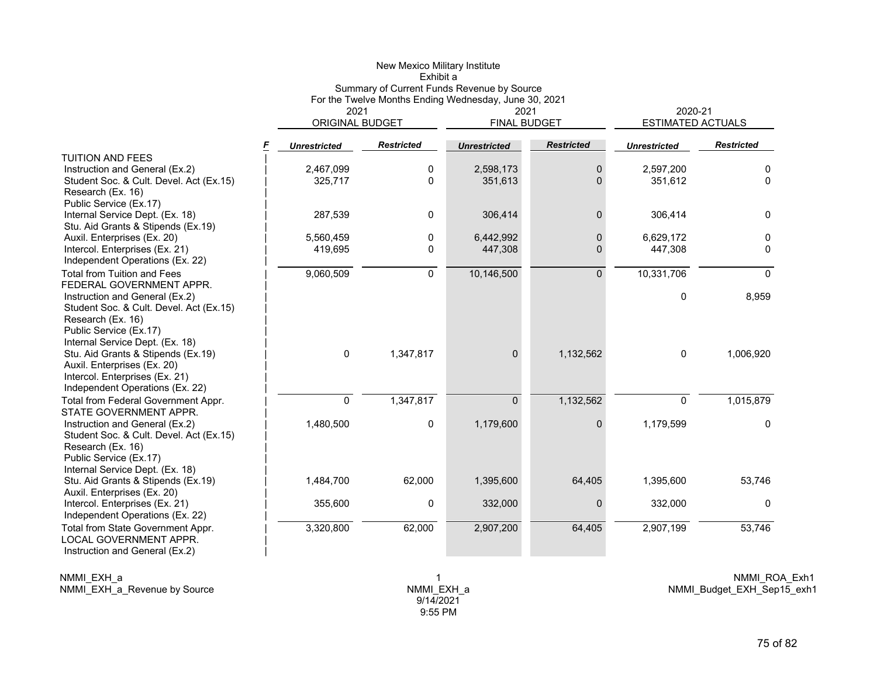New Mexico Military Institute
Exhibit a
Summary of Current Funds Revenue by Source
For the Twelve Months Ending Wednesday, June 30, 2021

| | F | 2021 ORIGINAL BUDGET | | 2021 FINAL BUDGET | | 2020-21 ESTIMATED ACTUALS | |
|---|---|---|---|---|---|---|---|
| | | ***Unrestricted*** | ***Restricted*** | ***Unrestricted*** | ***Restricted*** | ***Unrestricted*** | ***Restricted*** |
| TUITION AND FEES | | | | | | | |
| Instruction and General (Ex.2) | | 2,467,099 | 0 | 2,598,173 | 0 | 2,597,200 | 0 |
| Student Soc. & Cult. Devel. Act (Ex.15) | | 325,717 | 0 | 351,613 | 0 | 351,612 | 0 |
| Research (Ex. 16) | | | | | | | |
| Public Service (Ex.17) | | | | | | | |
| Internal Service Dept. (Ex. 18) | | 287,539 | 0 | 306,414 | 0 | 306,414 | 0 |
| Stu. Aid Grants & Stipends (Ex.19) | | | | | | | |
| Auxil. Enterprises (Ex. 20) | | 5,560,459 | 0 | 6,442,992 | 0 | 6,629,172 | 0 |
| Intercol. Enterprises (Ex. 21) | | 419,695 | 0 | 447,308 | 0 | 447,308 | 0 |
| Independent Operations (Ex. 22) | | | | | | | |
| Total from Tuition and Fees | | 9,060,509 | 0 | 10,146,500 | 0 | 10,331,706 | 0 |
| FEDERAL GOVERNMENT APPR. | | | | | | | |
| Instruction and General (Ex.2) | | | | | | 0 | 8,959 |
| Student Soc. & Cult. Devel. Act (Ex.15) | | | | | | | |
| Research (Ex. 16) | | | | | | | |
| Public Service (Ex.17) | | | | | | | |
| Internal Service Dept. (Ex. 18) | | | | | | | |
| Stu. Aid Grants & Stipends (Ex.19) | | 0 | 1,347,817 | 0 | 1,132,562 | 0 | 1,006,920 |
| Auxil. Enterprises (Ex. 20) | | | | | | | |
| Intercol. Enterprises (Ex. 21) | | | | | | | |
| Independent Operations (Ex. 22) | | | | | | | |
| Total from Federal Government Appr. | | 0 | 1,347,817 | 0 | 1,132,562 | 0 | 1,015,879 |
| STATE GOVERNMENT APPR. | | | | | | | |
| Instruction and General (Ex.2) | | 1,480,500 | 0 | 1,179,600 | 0 | 1,179,599 | 0 |
| Student Soc. & Cult. Devel. Act (Ex.15) | | | | | | | |
| Research (Ex. 16) | | | | | | | |
| Public Service (Ex.17) | | | | | | | |
| Internal Service Dept. (Ex. 18) | | | | | | | |
| Stu. Aid Grants & Stipends (Ex.19) | | 1,484,700 | 62,000 | 1,395,600 | 64,405 | 1,395,600 | 53,746 |
| Auxil. Enterprises (Ex. 20) | | | | | | | |
| Intercol. Enterprises (Ex. 21) | | 355,600 | 0 | 332,000 | 0 | 332,000 | 0 |
| Independent Operations (Ex. 22) | | | | | | | |
| Total from State Government Appr. | | 3,320,800 | 62,000 | 2,907,200 | 64,405 | 2,907,199 | 53,746 |
| LOCAL GOVERNMENT APPR. | | | | | | | |
| Instruction and General (Ex.2) | | | | | | | |

NMMI_EXH_a
NMMI_EXH_a_Revenue by Source

1
NMMI_EXH_a
9/14/2021
9:55 PM

NMMI_ROA_Exh1
NMMI_Budget_EXH_Sep15_exh1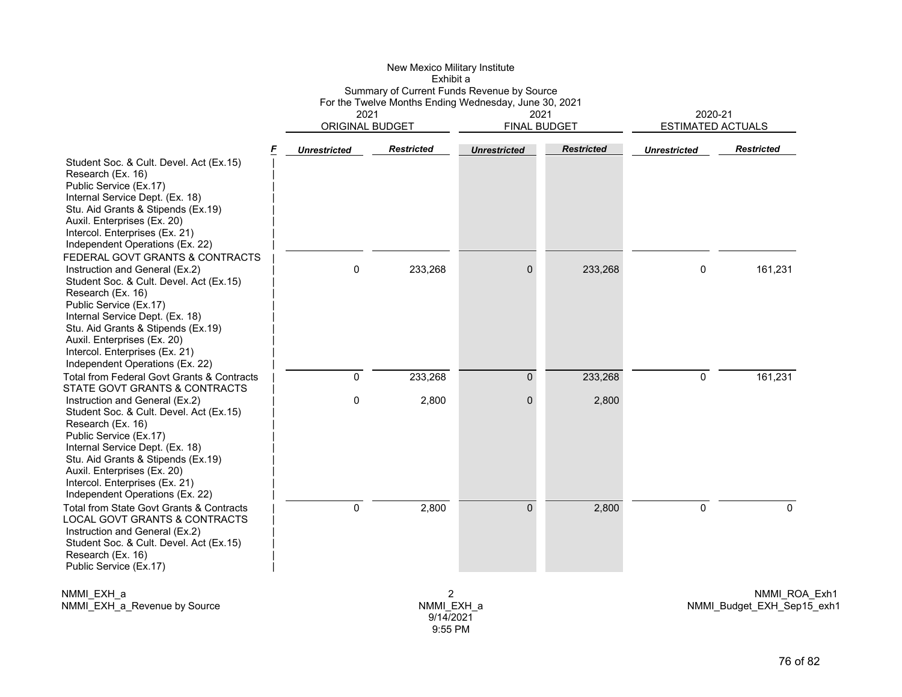New Mexico Military Institute
Exhibit a
Summary of Current Funds Revenue by Source
For the Twelve Months Ending Wednesday, June 30, 2021

| | F | 2021 ORIGINAL BUDGET | | 2021 FINAL BUDGET | | 2020-21 ESTIMATED ACTUALS | |
|---|---|---|---|---|---|---|---|
| | | *Unrestricted* | *Restricted* | *Unrestricted* | *Restricted* | *Unrestricted* | *Restricted* |
| Student Soc. & Cult. Devel. Act (Ex.15) | | | | | | | |
| Research (Ex. 16) | | | | | | | |
| Public Service (Ex.17) | | | | | | | |
| Internal Service Dept. (Ex. 18) | | | | | | | |
| Stu. Aid Grants & Stipends (Ex.19) | | | | | | | |
| Auxil. Enterprises (Ex. 20) | | | | | | | |
| Intercol. Enterprises (Ex. 21) | | | | | | | |
| Independent Operations (Ex. 22) | | | | | | | |
| FEDERAL GOVT GRANTS & CONTRACTS | | | | | | | |
| Instruction and General (Ex.2) | | 0 | 233,268 | 0 | 233,268 | 0 | 161,231 |
| Student Soc. & Cult. Devel. Act (Ex.15) | | | | | | | |
| Research (Ex. 16) | | | | | | | |
| Public Service (Ex.17) | | | | | | | |
| Internal Service Dept. (Ex. 18) | | | | | | | |
| Stu. Aid Grants & Stipends (Ex.19) | | | | | | | |
| Auxil. Enterprises (Ex. 20) | | | | | | | |
| Intercol. Enterprises (Ex. 21) | | | | | | | |
| Independent Operations (Ex. 22) | | | | | | | |
| Total from Federal Govt Grants & Contracts | | 0 | 233,268 | 0 | 233,268 | 0 | 161,231 |
| STATE GOVT GRANTS & CONTRACTS | | | | | | | |
| Instruction and General (Ex.2) | | 0 | 2,800 | 0 | 2,800 | | |
| Student Soc. & Cult. Devel. Act (Ex.15) | | | | | | | |
| Research (Ex. 16) | | | | | | | |
| Public Service (Ex.17) | | | | | | | |
| Internal Service Dept. (Ex. 18) | | | | | | | |
| Stu. Aid Grants & Stipends (Ex.19) | | | | | | | |
| Auxil. Enterprises (Ex. 20) | | | | | | | |
| Intercol. Enterprises (Ex. 21) | | | | | | | |
| Independent Operations (Ex. 22) | | | | | | | |
| Total from State Govt Grants & Contracts | | 0 | 2,800 | 0 | 2,800 | 0 | 0 |
| LOCAL GOVT GRANTS & CONTRACTS | | | | | | | |
| Instruction and General (Ex.2) | | | | | | | |
| Student Soc. & Cult. Devel. Act (Ex.15) | | | | | | | |
| Research (Ex. 16) | | | | | | | |
| Public Service (Ex.17) | | | | | | | |

NMMI_EXH_a
NMMI_EXH_a_Revenue by Source
NMMI_EXH_a
9/14/2021
9:55 PM
NMMI_ROA_Exh1
NMMI_Budget_EXH_Sep15_exh1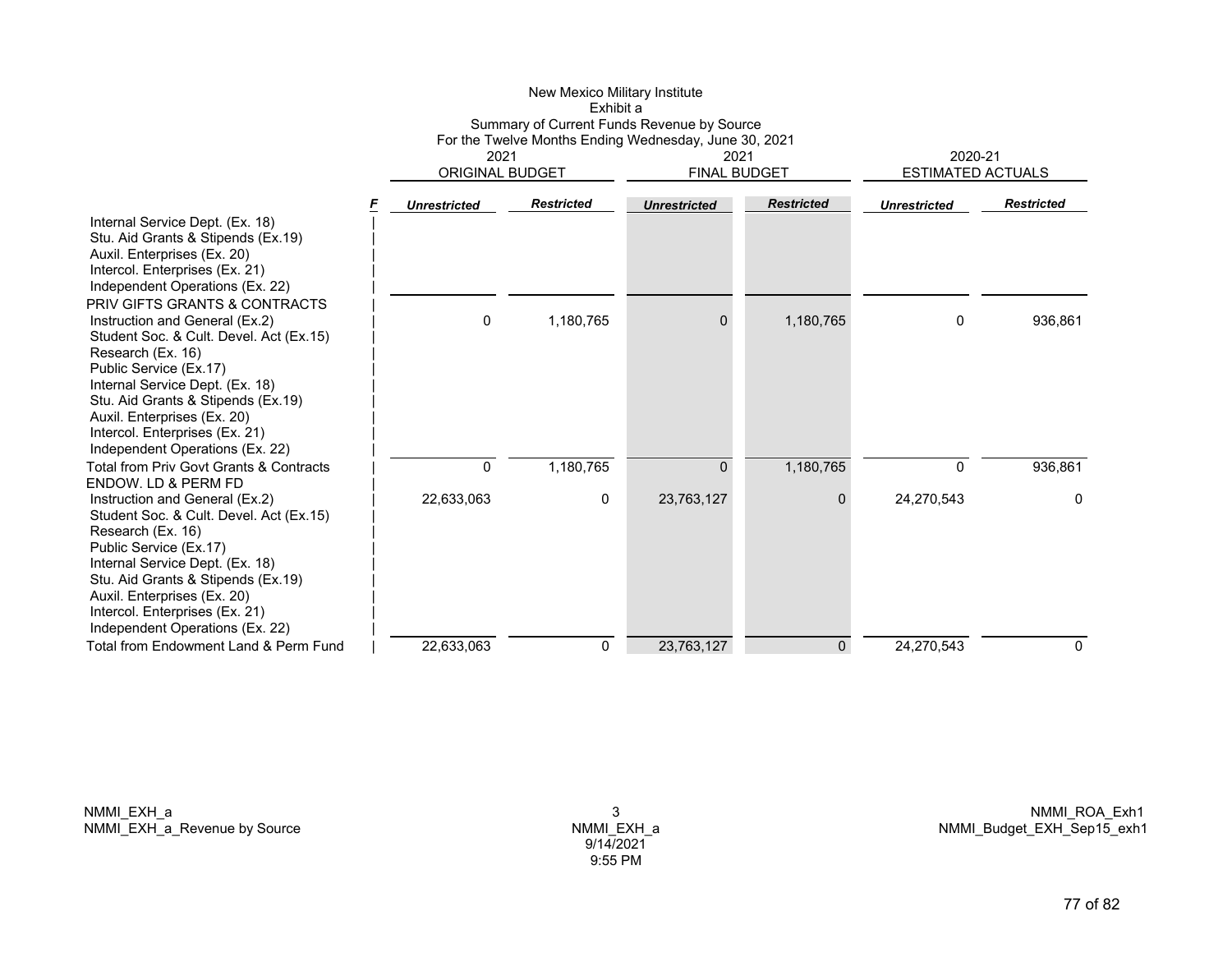New Mexico Military Institute
Exhibit a
Summary of Current Funds Revenue by Source
For the Twelve Months Ending Wednesday, June 30, 2021

| | F | 2021 ORIGINAL BUDGET | | 2021 FINAL BUDGET | | 2020-21 ESTIMATED ACTUALS | |
|---|---|---|---|---|---|---|---|
| | | *Unrestricted* | *Restricted* | *Unrestricted* | *Restricted* | *Unrestricted* | *Restricted* |
| Internal Service Dept. (Ex. 18) | | | | | | | |
| Stu. Aid Grants & Stipends (Ex.19) | | | | | | | |
| Auxil. Enterprises (Ex. 20) | | | | | | | |
| Intercol. Enterprises (Ex. 21) | | | | | | | |
| Independent Operations (Ex. 22) | | | | | | | |
| PRIV GIFTS GRANTS & CONTRACTS | | | | | | | |
| Instruction and General (Ex.2) | | 0 | 1,180,765 | 0 | 1,180,765 | 0 | 936,861 |
| Student Soc. & Cult. Devel. Act (Ex.15) | | | | | | | |
| Research (Ex. 16) | | | | | | | |
| Public Service (Ex.17) | | | | | | | |
| Internal Service Dept. (Ex. 18) | | | | | | | |
| Stu. Aid Grants & Stipends (Ex.19) | | | | | | | |
| Auxil. Enterprises (Ex. 20) | | | | | | | |
| Intercol. Enterprises (Ex. 21) | | | | | | | |
| Independent Operations (Ex. 22) | | | | | | | |
| Total from Priv Govt Grants & Contracts | | 0 | 1,180,765 | 0 | 1,180,765 | 0 | 936,861 |
| ENDOW. LD & PERM FD | | | | | | | |
| Instruction and General (Ex.2) | | 22,633,063 | 0 | 23,763,127 | 0 | 24,270,543 | 0 |
| Student Soc. & Cult. Devel. Act (Ex.15) | | | | | | | |
| Research (Ex. 16) | | | | | | | |
| Public Service (Ex.17) | | | | | | | |
| Internal Service Dept. (Ex. 18) | | | | | | | |
| Stu. Aid Grants & Stipends (Ex.19) | | | | | | | |
| Auxil. Enterprises (Ex. 20) | | | | | | | |
| Intercol. Enterprises (Ex. 21) | | | | | | | |
| Independent Operations (Ex. 22) | | | | | | | |
| Total from Endowment Land & Perm Fund | | 22,633,063 | 0 | 23,763,127 | 0 | 24,270,543 | 0 |

NMMI_EXH_a
NMMI_EXH_a_Revenue by Source

NMMI_EXH_a
9/14/2021
9:55 PM

NMMI_ROA_Exh1
NMMI_Budget_EXH_Sep15_exh1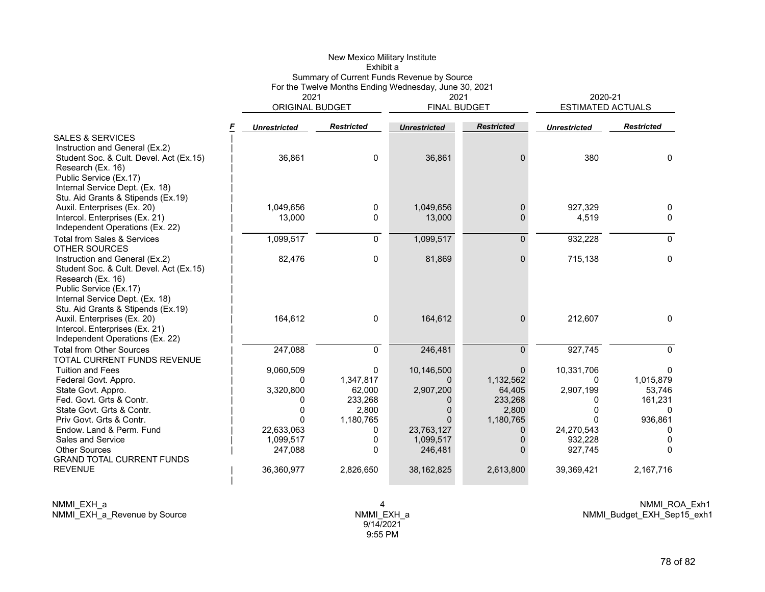# New Mexico Military Institute

## Exhibit a

### Summary of Current Funds Revenue by Source

For the Twelve Months Ending Wednesday, June 30, 2021

| | F | 2021 ORIGINAL BUDGET | | 2021 FINAL BUDGET | | 2020-21 ESTIMATED ACTUALS | |
|---|---|---|---|---|---|---|---|
| | | *Unrestricted* | *Restricted* | *Unrestricted* | *Restricted* | *Unrestricted* | *Restricted* |
| SALES & SERVICES | | | | | | | |
| Instruction and General (Ex.2) | | | | | | | |
| Student Soc. & Cult. Devel. Act (Ex.15) | | 36,861 | 0 | 36,861 | 0 | 380 | 0 |
| Research (Ex. 16) | | | | | | | |
| Public Service (Ex.17) | | | | | | | |
| Internal Service Dept. (Ex. 18) | | | | | | | |
| Stu. Aid Grants & Stipends (Ex.19) | | | | | | | |
| Auxil. Enterprises (Ex. 20) | | 1,049,656 | 0 | 1,049,656 | 0 | 927,329 | 0 |
| Intercol. Enterprises (Ex. 21) | | 13,000 | 0 | 13,000 | 0 | 4,519 | 0 |
| Independent Operations (Ex. 22) | | | | | | | |
| Total from Sales & Services | | 1,099,517 | 0 | 1,099,517 | 0 | 932,228 | 0 |
| OTHER SOURCES | | | | | | | |
| Instruction and General (Ex.2) | | 82,476 | 0 | 81,869 | 0 | 715,138 | 0 |
| Student Soc. & Cult. Devel. Act (Ex.15) | | | | | | | |
| Research (Ex. 16) | | | | | | | |
| Public Service (Ex.17) | | | | | | | |
| Internal Service Dept. (Ex. 18) | | | | | | | |
| Stu. Aid Grants & Stipends (Ex.19) | | | | | | | |
| Auxil. Enterprises (Ex. 20) | | 164,612 | 0 | 164,612 | 0 | 212,607 | 0 |
| Intercol. Enterprises (Ex. 21) | | | | | | | |
| Independent Operations (Ex. 22) | | | | | | | |
| Total from Other Sources | | 247,088 | 0 | 246,481 | 0 | 927,745 | 0 |
| TOTAL CURRENT FUNDS REVENUE | | | | | | | |
| Tuition and Fees | | 9,060,509 | 0 | 10,146,500 | 0 | 10,331,706 | 0 |
| Federal Govt. Appro. | | 0 | 1,347,817 | 0 | 1,132,562 | 0 | 1,015,879 |
| State Govt. Appro. | | 3,320,800 | 62,000 | 2,907,200 | 64,405 | 2,907,199 | 53,746 |
| Fed. Govt. Grts & Contr. | | 0 | 233,268 | 0 | 233,268 | 0 | 161,231 |
| State Govt. Grts & Contr. | | 0 | 2,800 | 0 | 2,800 | 0 | 0 |
| Priv Govt. Grts & Contr. | | 0 | 1,180,765 | 0 | 1,180,765 | 0 | 936,861 |
| Endow. Land & Perm. Fund | | 22,633,063 | 0 | 23,763,127 | 0 | 24,270,543 | 0 |
| Sales and Service | | 1,099,517 | 0 | 1,099,517 | 0 | 932,228 | 0 |
| Other Sources | | 247,088 | 0 | 246,481 | 0 | 927,745 | 0 |
| GRAND TOTAL CURRENT FUNDS REVENUE | | 36,360,977 | 2,826,650 | 38,162,825 | 2,613,800 | 39,369,421 | 2,167,716 |

NMMI_EXH_a
NMMI_EXH_a_Revenue by Source

4
NMMI_EXH_a
9/14/2021
9:55 PM

NMMI_ROA_Exh1
NMMI_Budget_EXH_Sep15_exh1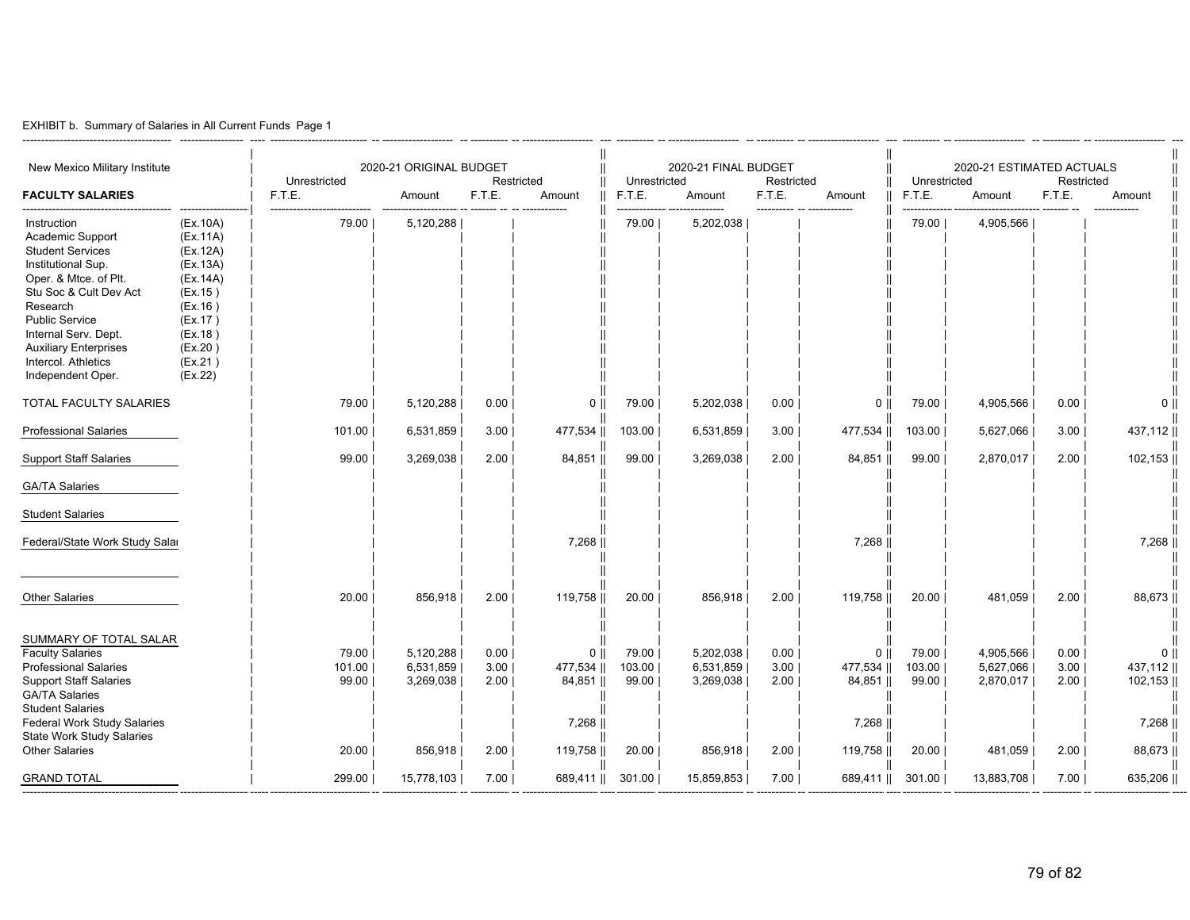EXHIBIT b. Summary of Salaries in All Current Funds Page 1

| New Mexico Military Institute | | 2020-21 ORIGINAL BUDGET | | | | 2020-21 FINAL BUDGET | | | | 2020-21 ESTIMATED ACTUALS | | | |
|---|---|---|---|---|---|---|---|---|---|---|---|---|---|
| | | Unrestricted | | Restricted | | Unrestricted | | Restricted | | Unrestricted | | Restricted | |
| **FACULTY SALARIES** | | F.T.E. | Amount | F.T.E. | Amount | F.T.E. | Amount | F.T.E. | Amount | F.T.E. | Amount | F.T.E. | Amount |
| Instruction | (Ex.10A) | 79.00 | 5,120,288 | | | 79.00 | 5,202,038 | | | 79.00 | 4,905,566 | | |
| Academic Support | (Ex.11A) | | | | | | | | | | | | |
| Student Services | (Ex.12A) | | | | | | | | | | | | |
| Institutional Sup. | (Ex.13A) | | | | | | | | | | | | |
| Oper. & Mtce. of Plt. | (Ex.14A) | | | | | | | | | | | | |
| Stu Soc & Cult Dev Act | (Ex.15 ) | | | | | | | | | | | | |
| Research | (Ex.16 ) | | | | | | | | | | | | |
| Public Service | (Ex.17 ) | | | | | | | | | | | | |
| Internal Serv. Dept. | (Ex.18 ) | | | | | | | | | | | | |
| Auxiliary Enterprises | (Ex.20 ) | | | | | | | | | | | | |
| Intercol. Athletics | (Ex.21 ) | | | | | | | | | | | | |
| Independent Oper. | (Ex.22) | | | | | | | | | | | | |
| TOTAL FACULTY SALARIES | | 79.00 | 5,120,288 | 0.00 | 0 | 79.00 | 5,202,038 | 0.00 | 0 | 79.00 | 4,905,566 | 0.00 | 0 |
| Professional Salaries | | 101.00 | 6,531,859 | 3.00 | 477,534 | 103.00 | 6,531,859 | 3.00 | 477,534 | 103.00 | 5,627,066 | 3.00 | 437,112 |
| Support Staff Salaries | | 99.00 | 3,269,038 | 2.00 | 84,851 | 99.00 | 3,269,038 | 2.00 | 84,851 | 99.00 | 2,870,017 | 2.00 | 102,153 |
| GA/TA Salaries | | | | | | | | | | | | | |
| Student Salaries | | | | | | | | | | | | | |
| Federal/State Work Study Salar | | | | | 7,268 | | | | 7,268 | | | | 7,268 |
| Other Salaries | | 20.00 | 856,918 | 2.00 | 119,758 | 20.00 | 856,918 | 2.00 | 119,758 | 20.00 | 481,059 | 2.00 | 88,673 |
| SUMMARY OF TOTAL SALAR | | | | | | | | | | | | | |
| Faculty Salaries | | 79.00 | 5,120,288 | 0.00 | 0 | 79.00 | 5,202,038 | 0.00 | 0 | 79.00 | 4,905,566 | 0.00 | 0 |
| Professional Salaries | | 101.00 | 6,531,859 | 3.00 | 477,534 | 103.00 | 6,531,859 | 3.00 | 477,534 | 103.00 | 5,627,066 | 3.00 | 437,112 |
| Support Staff Salaries | | 99.00 | 3,269,038 | 2.00 | 84,851 | 99.00 | 3,269,038 | 2.00 | 84,851 | 99.00 | 2,870,017 | 2.00 | 102,153 |
| GA/TA Salaries | | | | | | | | | | | | | |
| Student Salaries | | | | | | | | | | | | | |
| Federal Work Study Salaries | | | | | 7,268 | | | | 7,268 | | | | 7,268 |
| State Work Study Salaries | | | | | | | | | | | | | |
| Other Salaries | | 20.00 | 856,918 | 2.00 | 119,758 | 20.00 | 856,918 | 2.00 | 119,758 | 20.00 | 481,059 | 2.00 | 88,673 |
| GRAND TOTAL | | 299.00 | 15,778,103 | 7.00 | 689,411 | 301.00 | 15,859,853 | 7.00 | 689,411 | 301.00 | 13,883,708 | 7.00 | 635,206 |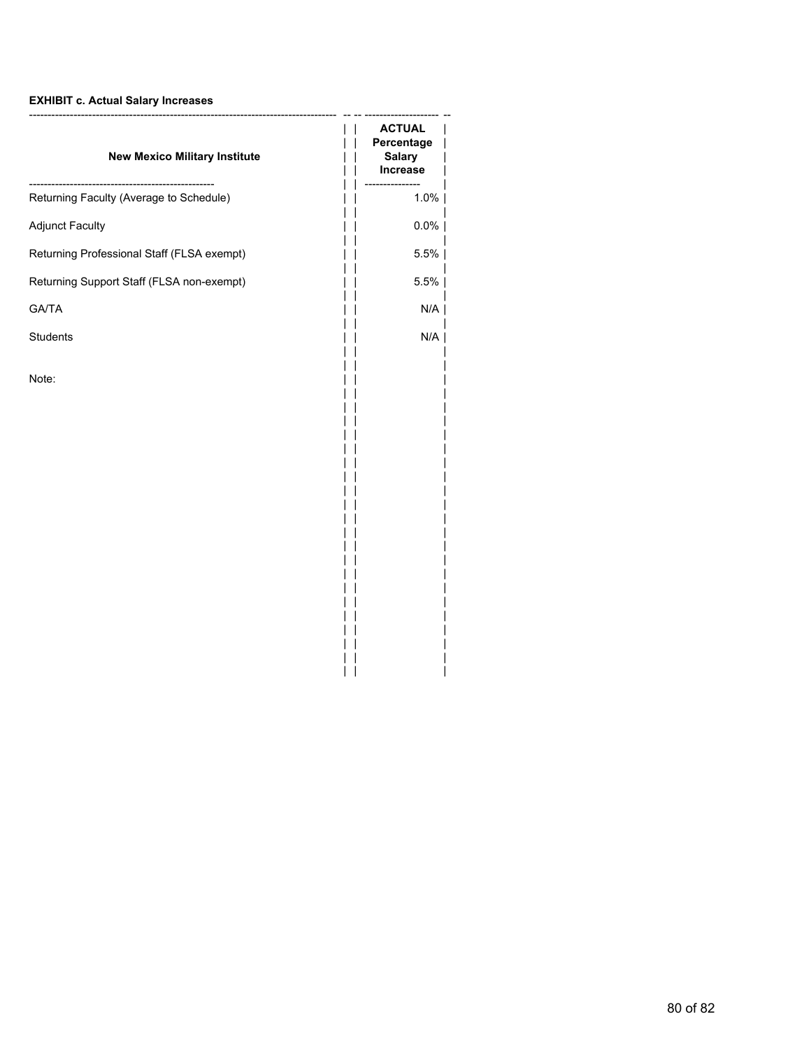**EXHIBIT c. Actual Salary Increases**

| New Mexico Military Institute | ACTUAL Percentage Salary Increase |
|---|---|
| Returning Faculty (Average to Schedule) | 1.0% |
| Adjunct Faculty | 0.0% |
| Returning Professional Staff (FLSA exempt) | 5.5% |
| Returning Support Staff (FLSA non-exempt) | 5.5% |
| GA/TA | N/A |
| Students | N/A |

Note: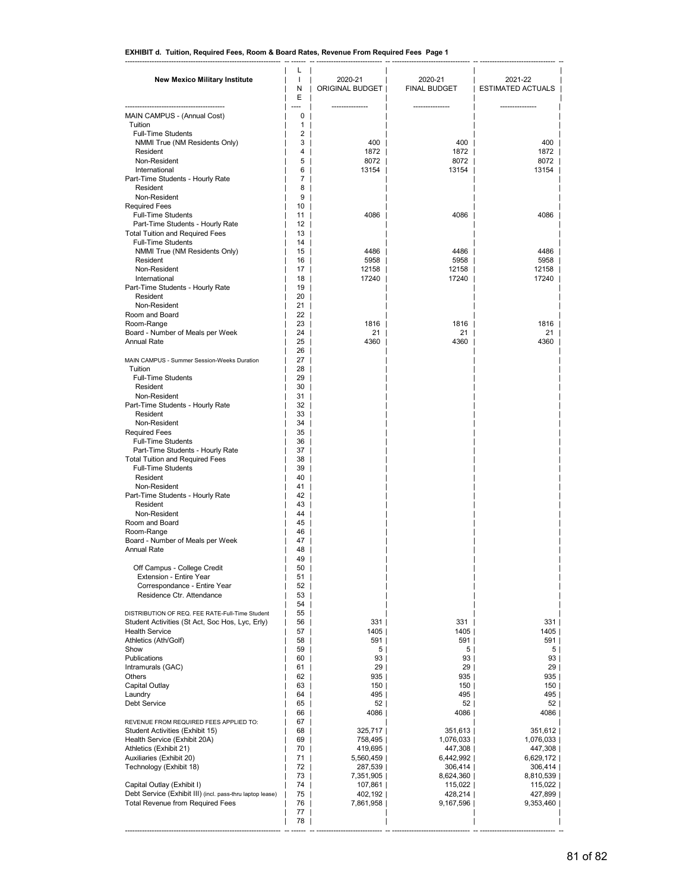**EXHIBIT d. Tuition, Required Fees, Room & Board Rates, Revenue From Required Fees Page 1**

| New Mexico Military Institute | LINE | 2020-21 ORIGINAL BUDGET | 2020-21 FINAL BUDGET | 2021-22 ESTIMATED ACTUALS |
|---|---|---|---|---|
| MAIN CAMPUS - (Annual Cost) | 0 | | | |
| Tuition | 1 | | | |
| Full-Time Students | 2 | | | |
| NMMI True (NM Residents Only) | 3 | 400 | 400 | 400 |
| Resident | 4 | 1872 | 1872 | 1872 |
| Non-Resident | 5 | 8072 | 8072 | 8072 |
| International | 6 | 13154 | 13154 | 13154 |
| Part-Time Students - Hourly Rate | 7 | | | |
| Resident | 8 | | | |
| Non-Resident | 9 | | | |
| Required Fees | 10 | | | |
| Full-Time Students | 11 | 4086 | 4086 | 4086 |
| Part-Time Students - Hourly Rate | 12 | | | |
| Total Tuition and Required Fees | 13 | | | |
| Full-Time Students | 14 | | | |
| NMMI True (NM Residents Only) | 15 | 4486 | 4486 | 4486 |
| Resident | 16 | 5958 | 5958 | 5958 |
| Non-Resident | 17 | 12158 | 12158 | 12158 |
| International | 18 | 17240 | 17240 | 17240 |
| Part-Time Students - Hourly Rate | 19 | | | |
| Resident | 20 | | | |
| Non-Resident | 21 | | | |
| Room and Board | 22 | | | |
| Room-Range | 23 | 1816 | 1816 | 1816 |
| Board - Number of Meals per Week | 24 | 21 | 21 | 21 |
| Annual Rate | 25 | 4360 | 4360 | 4360 |
| | 26 | | | |
| MAIN CAMPUS - Summer Session-Weeks Duration | 27 | | | |
| Tuition | 28 | | | |
| Full-Time Students | 29 | | | |
| Resident | 30 | | | |
| Non-Resident | 31 | | | |
| Part-Time Students - Hourly Rate | 32 | | | |
| Resident | 33 | | | |
| Non-Resident | 34 | | | |
| Required Fees | 35 | | | |
| Full-Time Students | 36 | | | |
| Part-Time Students - Hourly Rate | 37 | | | |
| Total Tuition and Required Fees | 38 | | | |
| Full-Time Students | 39 | | | |
| Resident | 40 | | | |
| Non-Resident | 41 | | | |
| Part-Time Students - Hourly Rate | 42 | | | |
| Resident | 43 | | | |
| Non-Resident | 44 | | | |
| Room and Board | 45 | | | |
| Room-Range | 46 | | | |
| Board - Number of Meals per Week | 47 | | | |
| Annual Rate | 48 | | | |
| | 49 | | | |
| Off Campus - College Credit | 50 | | | |
| Extension - Entire Year | 51 | | | |
| Correspondance - Entire Year | 52 | | | |
| Residence Ctr. Attendance | 53 | | | |
| | 54 | | | |
| DISTRIBUTION OF REQ. FEE RATE-Full-Time Student | 55 | | | |
| Student Activities (St Act, Soc Hos, Lyc, Erly) | 56 | 331 | 331 | 331 |
| Health Service | 57 | 1405 | 1405 | 1405 |
| Athletics (Ath/Golf) | 58 | 591 | 591 | 591 |
| Show | 59 | 5 | 5 | 5 |
| Publications | 60 | 93 | 93 | 93 |
| Intramurals (GAC) | 61 | 29 | 29 | 29 |
| Others | 62 | 935 | 935 | 935 |
| Capital Outlay | 63 | 150 | 150 | 150 |
| Laundry | 64 | 495 | 495 | 495 |
| Debt Service | 65 | 52 | 52 | 52 |
| | 66 | 4086 | 4086 | 4086 |
| REVENUE FROM REQUIRED FEES APPLIED TO: | 67 | | | |
| Student Activities (Exhibit 15) | 68 | 325,717 | 351,613 | 351,612 |
| Health Service (Exhibit 20A) | 69 | 758,495 | 1,076,033 | 1,076,033 |
| Athletics (Exhibit 21) | 70 | 419,695 | 447,308 | 447,308 |
| Auxiliaries (Exhibit 20) | 71 | 5,560,459 | 6,442,992 | 6,629,172 |
| Technology (Exhibit 18) | 72 | 287,539 | 306,414 | 306,414 |
| | 73 | 7,351,905 | 8,624,360 | 8,810,539 |
| Capital Outlay (Exhibit I) | 74 | 107,861 | 115,022 | 115,022 |
| Debt Service (Exhibit III) (incl. pass-thru laptop lease) | 75 | 402,192 | 428,214 | 427,899 |
| Total Revenue from Required Fees | 76 | 7,861,958 | 9,167,596 | 9,353,460 |
| | 77 | | | |
| | 78 | | | |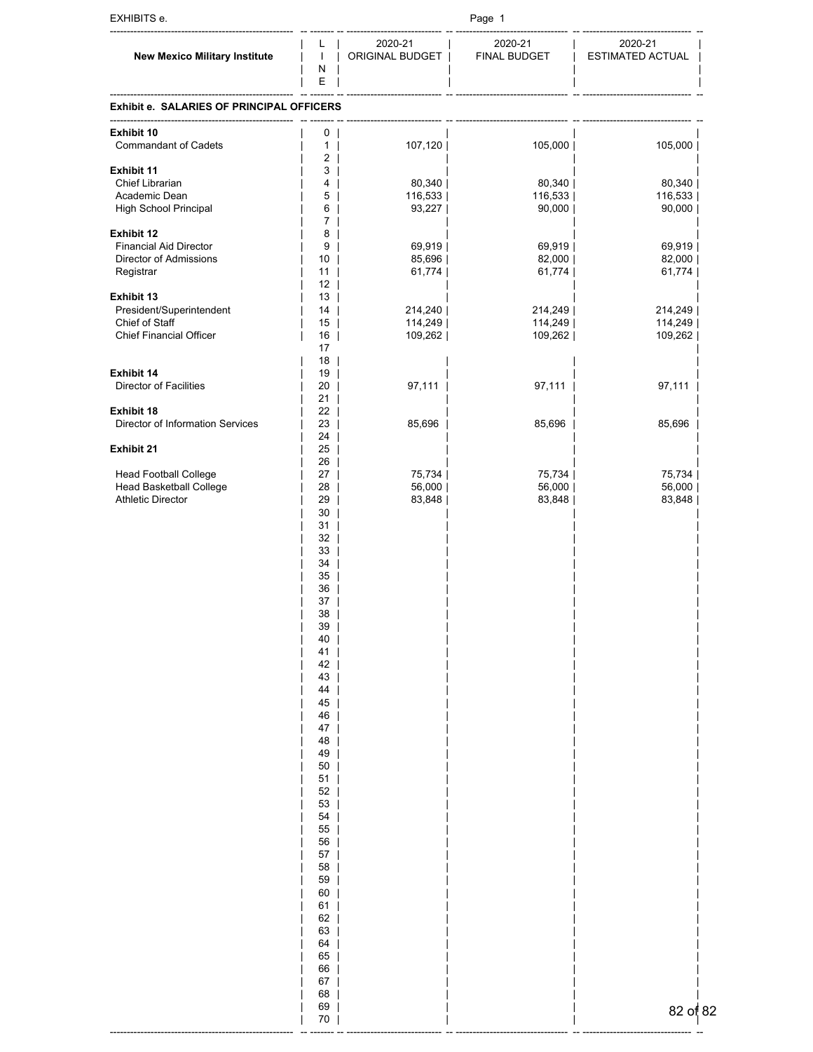EXHIBITS e.

| New Mexico Military Institute | LINE | 2020-21 ORIGINAL BUDGET | 2020-21 FINAL BUDGET | 2020-21 ESTIMATED ACTUAL |
|---|---|---|---|---|
| **Exhibit e. SALARIES OF PRINCIPAL OFFICERS** | | | | |
| **Exhibit 10** | 0 | | | |
| Commandant of Cadets | 1 | 107,120 | 105,000 | 105,000 |
| | 2 | | | |
| **Exhibit 11** | 3 | | | |
| Chief Librarian | 4 | 80,340 | 80,340 | 80,340 |
| Academic Dean | 5 | 116,533 | 116,533 | 116,533 |
| High School Principal | 6 | 93,227 | 90,000 | 90,000 |
| | 7 | | | |
| **Exhibit 12** | 8 | | | |
| Financial Aid Director | 9 | 69,919 | 69,919 | 69,919 |
| Director of Admissions | 10 | 85,696 | 82,000 | 82,000 |
| Registrar | 11 | 61,774 | 61,774 | 61,774 |
| | 12 | | | |
| **Exhibit 13** | 13 | | | |
| President/Superintendent | 14 | 214,240 | 214,249 | 214,249 |
| Chief of Staff | 15 | 114,249 | 114,249 | 114,249 |
| Chief Financial Officer | 16 | 109,262 | 109,262 | 109,262 |
| | 17 | | | |
| | 18 | | | |
| **Exhibit 14** | 19 | | | |
| Director of Facilities | 20 | 97,111 | 97,111 | 97,111 |
| | 21 | | | |
| **Exhibit 18** | 22 | | | |
| Director of Information Services | 23 | 85,696 | 85,696 | 85,696 |
| | 24 | | | |
| **Exhibit 21** | 25 | | | |
| | 26 | | | |
| Head Football College | 27 | 75,734 | 75,734 | 75,734 |
| Head Basketball College | 28 | 56,000 | 56,000 | 56,000 |
| Athletic Director | 29 | 83,848 | 83,848 | 83,848 |
| | 30 | | | |
| | 31 | | | |
| | 32 | | | |
| | 33 | | | |
| | 34 | | | |
| | 35 | | | |
| | 36 | | | |
| | 37 | | | |
| | 38 | | | |
| | 39 | | | |
| | 40 | | | |
| | 41 | | | |
| | 42 | | | |
| | 43 | | | |
| | 44 | | | |
| | 45 | | | |
| | 46 | | | |
| | 47 | | | |
| | 48 | | | |
| | 49 | | | |
| | 50 | | | |
| | 51 | | | |
| | 52 | | | |
| | 53 | | | |
| | 54 | | | |
| | 55 | | | |
| | 56 | | | |
| | 57 | | | |
| | 58 | | | |
| | 59 | | | |
| | 60 | | | |
| | 61 | | | |
| | 62 | | | |
| | 63 | | | |
| | 64 | | | |
| | 65 | | | |
| | 66 | | | |
| | 67 | | | |
| | 68 | | | |
| | 69 | | | |
| | 70 | | | |